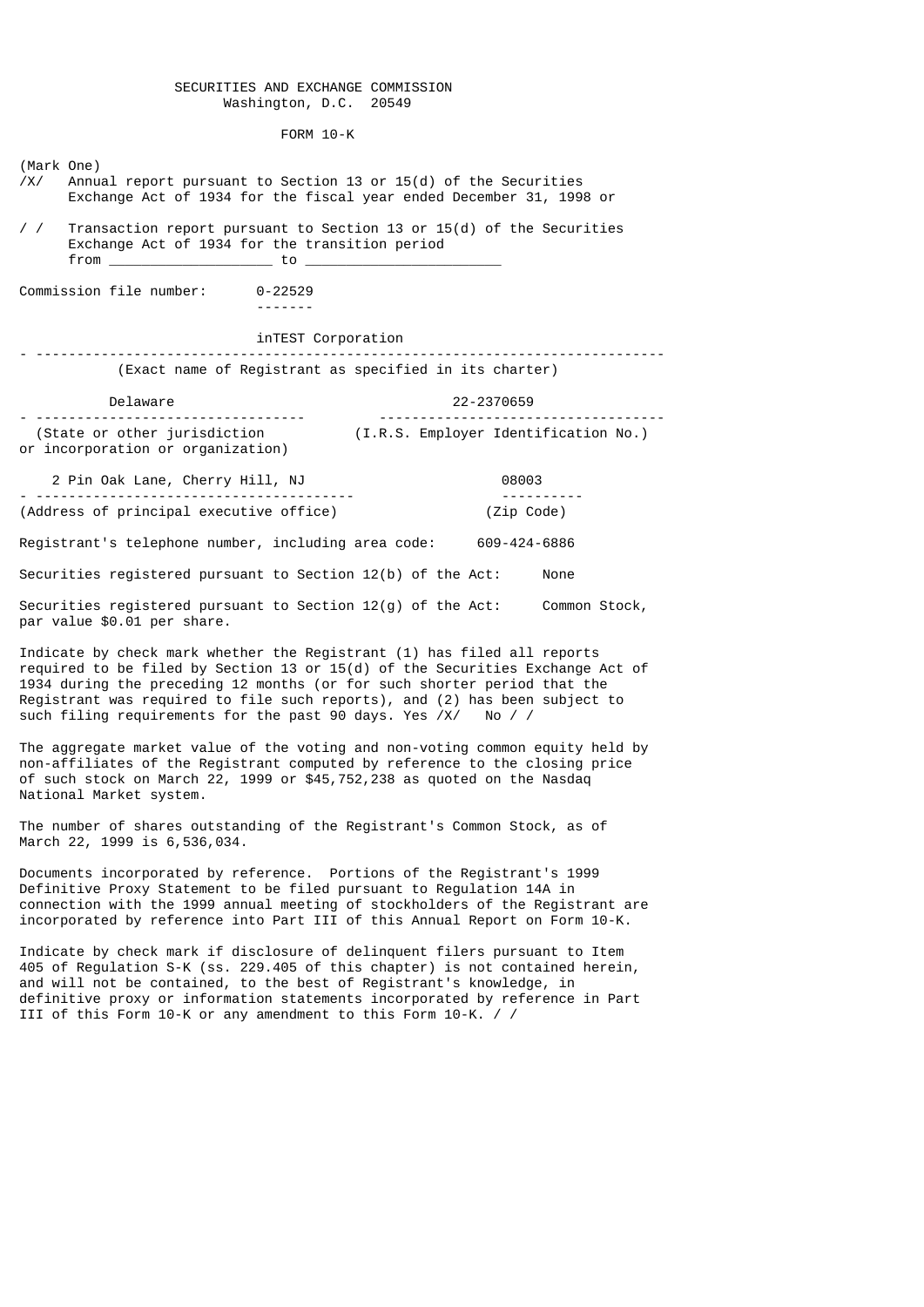SECURITIES AND EXCHANGE COMMISSION
Washington, D.C. 20549

FORM 10-K

(Mark One)

/X/ Annual report pursuant to Section 13 or 15(d) of the Securities Exchange Act of 1934 for the fiscal year ended December 31, 1998 or

/ / Transaction report pursuant to Section 13 or 15(d) of the Securities Exchange Act of 1934 for the transition period from ___________________ to _______________________

Commission file number: 0-22529

inTEST Corporation

(Exact name of Registrant as specified in its charter)

| Delaware | 22-2370659 |
|---|---|
| (State or other jurisdiction or incorporation or organization) | (I.R.S. Employer Identification No.) |

| 2 Pin Oak Lane, Cherry Hill, NJ | 08003 |
|---|---|
| (Address of principal executive office) | (Zip Code) |

Registrant's telephone number, including area code: 609-424-6886

Securities registered pursuant to Section 12(b) of the Act: None

Securities registered pursuant to Section 12(g) of the Act: Common Stock, par value $0.01 per share.

Indicate by check mark whether the Registrant (1) has filed all reports required to be filed by Section 13 or 15(d) of the Securities Exchange Act of 1934 during the preceding 12 months (or for such shorter period that the Registrant was required to file such reports), and (2) has been subject to such filing requirements for the past 90 days. Yes /X/ No / /

The aggregate market value of the voting and non-voting common equity held by non-affiliates of the Registrant computed by reference to the closing price of such stock on March 22, 1999 or $45,752,238 as quoted on the Nasdaq National Market system.

The number of shares outstanding of the Registrant's Common Stock, as of March 22, 1999 is 6,536,034.

Documents incorporated by reference. Portions of the Registrant's 1999 Definitive Proxy Statement to be filed pursuant to Regulation 14A in connection with the 1999 annual meeting of stockholders of the Registrant are incorporated by reference into Part III of this Annual Report on Form 10-K.

Indicate by check mark if disclosure of delinquent filers pursuant to Item 405 of Regulation S-K (ss. 229.405 of this chapter) is not contained herein, and will not be contained, to the best of Registrant's knowledge, in definitive proxy or information statements incorporated by reference in Part III of this Form 10-K or any amendment to this Form 10-K. / /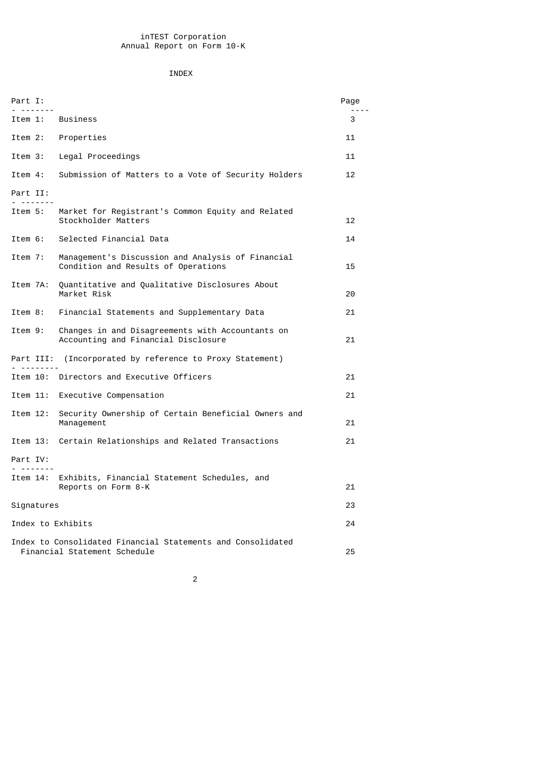inTEST Corporation
Annual Report on Form 10-K

INDEX

| Part I: | | Page |
|---|---|---|
| Item 1: | Business | 3 |
| Item 2: | Properties | 11 |
| Item 3: | Legal Proceedings | 11 |
| Item 4: | Submission of Matters to a Vote of Security Holders | 12 |
| **Part II:** | | |
| Item 5: | Market for Registrant's Common Equity and Related Stockholder Matters | 12 |
| Item 6: | Selected Financial Data | 14 |
| Item 7: | Management's Discussion and Analysis of Financial Condition and Results of Operations | 15 |
| Item 7A: | Quantitative and Qualitative Disclosures About Market Risk | 20 |
| Item 8: | Financial Statements and Supplementary Data | 21 |
| Item 9: | Changes in and Disagreements with Accountants on Accounting and Financial Disclosure | 21 |
| **Part III:** | (Incorporated by reference to Proxy Statement) | |
| Item 10: | Directors and Executive Officers | 21 |
| Item 11: | Executive Compensation | 21 |
| Item 12: | Security Ownership of Certain Beneficial Owners and Management | 21 |
| Item 13: | Certain Relationships and Related Transactions | 21 |
| **Part IV:** | | |
| Item 14: | Exhibits, Financial Statement Schedules, and Reports on Form 8-K | 21 |
| Signatures | | 23 |
| Index to Exhibits | | 24 |
| Index to Consolidated Financial Statements and Consolidated Financial Statement Schedule | | 25 |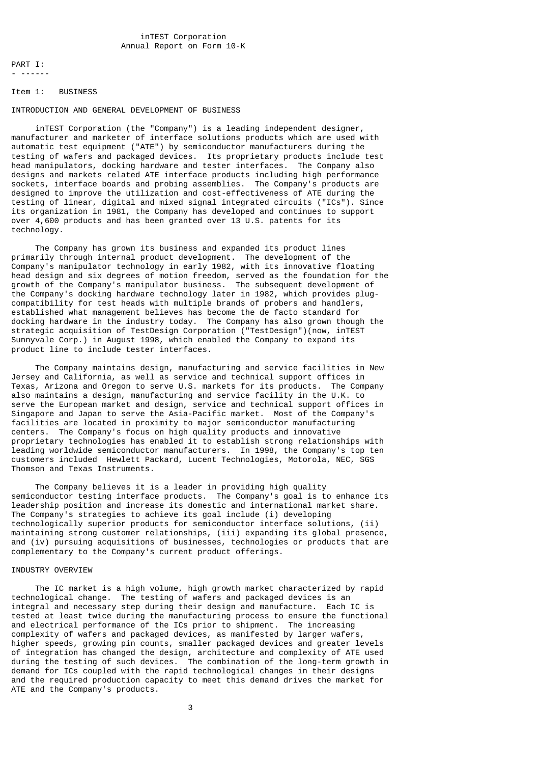inTEST Corporation
Annual Report on Form 10-K

PART I:

## Item 1: BUSINESS

### INTRODUCTION AND GENERAL DEVELOPMENT OF BUSINESS

inTEST Corporation (the "Company") is a leading independent designer, manufacturer and marketer of interface solutions products which are used with automatic test equipment ("ATE") by semiconductor manufacturers during the testing of wafers and packaged devices. Its proprietary products include test head manipulators, docking hardware and tester interfaces. The Company also designs and markets related ATE interface products including high performance sockets, interface boards and probing assemblies. The Company's products are designed to improve the utilization and cost-effectiveness of ATE during the testing of linear, digital and mixed signal integrated circuits ("ICs"). Since its organization in 1981, the Company has developed and continues to support over 4,600 products and has been granted over 13 U.S. patents for its technology.

The Company has grown its business and expanded its product lines primarily through internal product development. The development of the Company's manipulator technology in early 1982, with its innovative floating head design and six degrees of motion freedom, served as the foundation for the growth of the Company's manipulator business. The subsequent development of the Company's docking hardware technology later in 1982, which provides plug-compatibility for test heads with multiple brands of probers and handlers, established what management believes has become the de facto standard for docking hardware in the industry today. The Company has also grown though the strategic acquisition of TestDesign Corporation ("TestDesign")(now, inTEST Sunnyvale Corp.) in August 1998, which enabled the Company to expand its product line to include tester interfaces.

The Company maintains design, manufacturing and service facilities in New Jersey and California, as well as service and technical support offices in Texas, Arizona and Oregon to serve U.S. markets for its products. The Company also maintains a design, manufacturing and service facility in the U.K. to serve the European market and design, service and technical support offices in Singapore and Japan to serve the Asia-Pacific market. Most of the Company's facilities are located in proximity to major semiconductor manufacturing centers. The Company's focus on high quality products and innovative proprietary technologies has enabled it to establish strong relationships with leading worldwide semiconductor manufacturers. In 1998, the Company's top ten customers included Hewlett Packard, Lucent Technologies, Motorola, NEC, SGS Thomson and Texas Instruments.

The Company believes it is a leader in providing high quality semiconductor testing interface products. The Company's goal is to enhance its leadership position and increase its domestic and international market share. The Company's strategies to achieve its goal include (i) developing technologically superior products for semiconductor interface solutions, (ii) maintaining strong customer relationships, (iii) expanding its global presence, and (iv) pursuing acquisitions of businesses, technologies or products that are complementary to the Company's current product offerings.

### INDUSTRY OVERVIEW

The IC market is a high volume, high growth market characterized by rapid technological change. The testing of wafers and packaged devices is an integral and necessary step during their design and manufacture. Each IC is tested at least twice during the manufacturing process to ensure the functional and electrical performance of the ICs prior to shipment. The increasing complexity of wafers and packaged devices, as manifested by larger wafers, higher speeds, growing pin counts, smaller packaged devices and greater levels of integration has changed the design, architecture and complexity of ATE used during the testing of such devices. The combination of the long-term growth in demand for ICs coupled with the rapid technological changes in their designs and the required production capacity to meet this demand drives the market for ATE and the Company's products.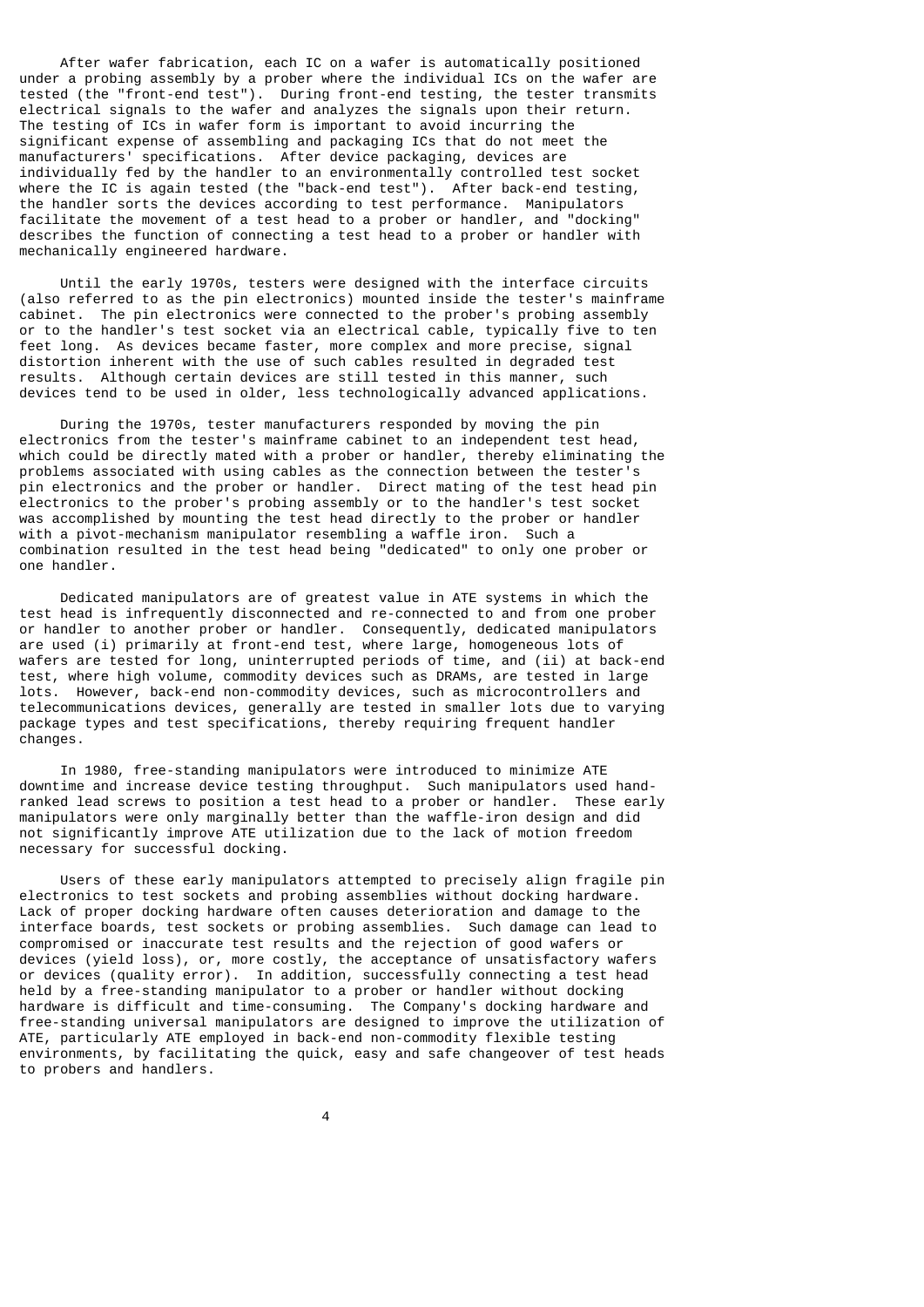After wafer fabrication, each IC on a wafer is automatically positioned under a probing assembly by a prober where the individual ICs on the wafer are tested (the "front-end test"). During front-end testing, the tester transmits electrical signals to the wafer and analyzes the signals upon their return. The testing of ICs in wafer form is important to avoid incurring the significant expense of assembling and packaging ICs that do not meet the manufacturers' specifications. After device packaging, devices are individually fed by the handler to an environmentally controlled test socket where the IC is again tested (the "back-end test"). After back-end testing, the handler sorts the devices according to test performance. Manipulators facilitate the movement of a test head to a prober or handler, and "docking" describes the function of connecting a test head to a prober or handler with mechanically engineered hardware.

Until the early 1970s, testers were designed with the interface circuits (also referred to as the pin electronics) mounted inside the tester's mainframe cabinet. The pin electronics were connected to the prober's probing assembly or to the handler's test socket via an electrical cable, typically five to ten feet long. As devices became faster, more complex and more precise, signal distortion inherent with the use of such cables resulted in degraded test results. Although certain devices are still tested in this manner, such devices tend to be used in older, less technologically advanced applications.

During the 1970s, tester manufacturers responded by moving the pin electronics from the tester's mainframe cabinet to an independent test head, which could be directly mated with a prober or handler, thereby eliminating the problems associated with using cables as the connection between the tester's pin electronics and the prober or handler. Direct mating of the test head pin electronics to the prober's probing assembly or to the handler's test socket was accomplished by mounting the test head directly to the prober or handler with a pivot-mechanism manipulator resembling a waffle iron. Such a combination resulted in the test head being "dedicated" to only one prober or one handler.

Dedicated manipulators are of greatest value in ATE systems in which the test head is infrequently disconnected and re-connected to and from one prober or handler to another prober or handler. Consequently, dedicated manipulators are used (i) primarily at front-end test, where large, homogeneous lots of wafers are tested for long, uninterrupted periods of time, and (ii) at back-end test, where high volume, commodity devices such as DRAMs, are tested in large lots. However, back-end non-commodity devices, such as microcontrollers and telecommunications devices, generally are tested in smaller lots due to varying package types and test specifications, thereby requiring frequent handler changes.

In 1980, free-standing manipulators were introduced to minimize ATE downtime and increase device testing throughput. Such manipulators used hand-ranked lead screws to position a test head to a prober or handler. These early manipulators were only marginally better than the waffle-iron design and did not significantly improve ATE utilization due to the lack of motion freedom necessary for successful docking.

Users of these early manipulators attempted to precisely align fragile pin electronics to test sockets and probing assemblies without docking hardware. Lack of proper docking hardware often causes deterioration and damage to the interface boards, test sockets or probing assemblies. Such damage can lead to compromised or inaccurate test results and the rejection of good wafers or devices (yield loss), or, more costly, the acceptance of unsatisfactory wafers or devices (quality error). In addition, successfully connecting a test head held by a free-standing manipulator to a prober or handler without docking hardware is difficult and time-consuming. The Company's docking hardware and free-standing universal manipulators are designed to improve the utilization of ATE, particularly ATE employed in back-end non-commodity flexible testing environments, by facilitating the quick, easy and safe changeover of test heads to probers and handlers.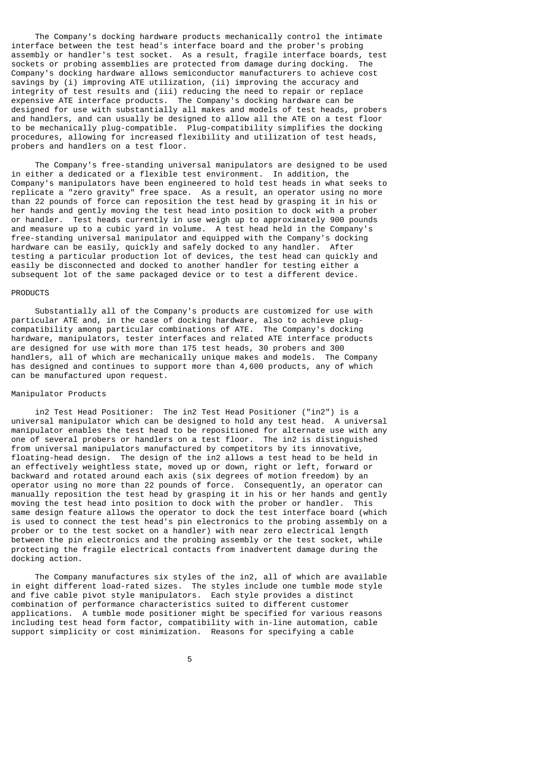The Company's docking hardware products mechanically control the intimate interface between the test head's interface board and the prober's probing assembly or handler's test socket. As a result, fragile interface boards, test sockets or probing assemblies are protected from damage during docking. The Company's docking hardware allows semiconductor manufacturers to achieve cost savings by (i) improving ATE utilization, (ii) improving the accuracy and integrity of test results and (iii) reducing the need to repair or replace expensive ATE interface products. The Company's docking hardware can be designed for use with substantially all makes and models of test heads, probers and handlers, and can usually be designed to allow all the ATE on a test floor to be mechanically plug-compatible. Plug-compatibility simplifies the docking procedures, allowing for increased flexibility and utilization of test heads, probers and handlers on a test floor.

The Company's free-standing universal manipulators are designed to be used in either a dedicated or a flexible test environment. In addition, the Company's manipulators have been engineered to hold test heads in what seeks to replicate a "zero gravity" free space. As a result, an operator using no more than 22 pounds of force can reposition the test head by grasping it in his or her hands and gently moving the test head into position to dock with a prober or handler. Test heads currently in use weigh up to approximately 900 pounds and measure up to a cubic yard in volume. A test head held in the Company's free-standing universal manipulator and equipped with the Company's docking hardware can be easily, quickly and safely docked to any handler. After testing a particular production lot of devices, the test head can quickly and easily be disconnected and docked to another handler for testing either a subsequent lot of the same packaged device or to test a different device.

## PRODUCTS

Substantially all of the Company's products are customized for use with particular ATE and, in the case of docking hardware, also to achieve plug-compatibility among particular combinations of ATE. The Company's docking hardware, manipulators, tester interfaces and related ATE interface products are designed for use with more than 175 test heads, 30 probers and 300 handlers, all of which are mechanically unique makes and models. The Company has designed and continues to support more than 4,600 products, any of which can be manufactured upon request.

### Manipulator Products

in2 Test Head Positioner: The in2 Test Head Positioner ("in2") is a universal manipulator which can be designed to hold any test head. A universal manipulator enables the test head to be repositioned for alternate use with any one of several probers or handlers on a test floor. The in2 is distinguished from universal manipulators manufactured by competitors by its innovative, floating-head design. The design of the in2 allows a test head to be held in an effectively weightless state, moved up or down, right or left, forward or backward and rotated around each axis (six degrees of motion freedom) by an operator using no more than 22 pounds of force. Consequently, an operator can manually reposition the test head by grasping it in his or her hands and gently moving the test head into position to dock with the prober or handler. This same design feature allows the operator to dock the test interface board (which is used to connect the test head's pin electronics to the probing assembly on a prober or to the test socket on a handler) with near zero electrical length between the pin electronics and the probing assembly or the test socket, while protecting the fragile electrical contacts from inadvertent damage during the docking action.

The Company manufactures six styles of the in2, all of which are available in eight different load-rated sizes. The styles include one tumble mode style and five cable pivot style manipulators. Each style provides a distinct combination of performance characteristics suited to different customer applications. A tumble mode positioner might be specified for various reasons including test head form factor, compatibility with in-line automation, cable support simplicity or cost minimization. Reasons for specifying a cable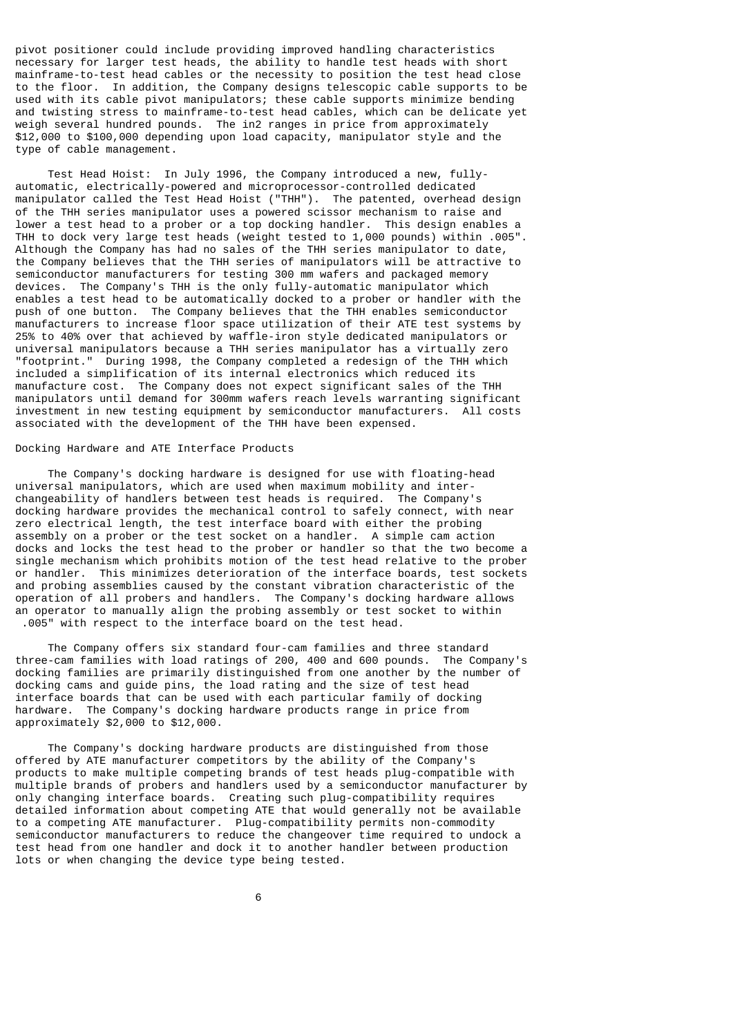pivot positioner could include providing improved handling characteristics necessary for larger test heads, the ability to handle test heads with short mainframe-to-test head cables or the necessity to position the test head close to the floor. In addition, the Company designs telescopic cable supports to be used with its cable pivot manipulators; these cable supports minimize bending and twisting stress to mainframe-to-test head cables, which can be delicate yet weigh several hundred pounds. The in2 ranges in price from approximately $12,000 to $100,000 depending upon load capacity, manipulator style and the type of cable management.

Test Head Hoist: In July 1996, the Company introduced a new, fully-automatic, electrically-powered and microprocessor-controlled dedicated manipulator called the Test Head Hoist ("THH"). The patented, overhead design of the THH series manipulator uses a powered scissor mechanism to raise and lower a test head to a prober or a top docking handler. This design enables a THH to dock very large test heads (weight tested to 1,000 pounds) within .005". Although the Company has had no sales of the THH series manipulator to date, the Company believes that the THH series of manipulators will be attractive to semiconductor manufacturers for testing 300 mm wafers and packaged memory devices. The Company's THH is the only fully-automatic manipulator which enables a test head to be automatically docked to a prober or handler with the push of one button. The Company believes that the THH enables semiconductor manufacturers to increase floor space utilization of their ATE test systems by 25% to 40% over that achieved by waffle-iron style dedicated manipulators or universal manipulators because a THH series manipulator has a virtually zero "footprint." During 1998, the Company completed a redesign of the THH which included a simplification of its internal electronics which reduced its manufacture cost. The Company does not expect significant sales of the THH manipulators until demand for 300mm wafers reach levels warranting significant investment in new testing equipment by semiconductor manufacturers. All costs associated with the development of the THH have been expensed.

Docking Hardware and ATE Interface Products

The Company's docking hardware is designed for use with floating-head universal manipulators, which are used when maximum mobility and interchangeability of handlers between test heads is required. The Company's docking hardware provides the mechanical control to safely connect, with near zero electrical length, the test interface board with either the probing assembly on a prober or the test socket on a handler. A simple cam action docks and locks the test head to the prober or handler so that the two become a single mechanism which prohibits motion of the test head relative to the prober or handler. This minimizes deterioration of the interface boards, test sockets and probing assemblies caused by the constant vibration characteristic of the operation of all probers and handlers. The Company's docking hardware allows an operator to manually align the probing assembly or test socket to within .005" with respect to the interface board on the test head.

The Company offers six standard four-cam families and three standard three-cam families with load ratings of 200, 400 and 600 pounds. The Company's docking families are primarily distinguished from one another by the number of docking cams and guide pins, the load rating and the size of test head interface boards that can be used with each particular family of docking hardware. The Company's docking hardware products range in price from approximately $2,000 to $12,000.

The Company's docking hardware products are distinguished from those offered by ATE manufacturer competitors by the ability of the Company's products to make multiple competing brands of test heads plug-compatible with multiple brands of probers and handlers used by a semiconductor manufacturer by only changing interface boards. Creating such plug-compatibility requires detailed information about competing ATE that would generally not be available to a competing ATE manufacturer. Plug-compatibility permits non-commodity semiconductor manufacturers to reduce the changeover time required to undock a test head from one handler and dock it to another handler between production lots or when changing the device type being tested.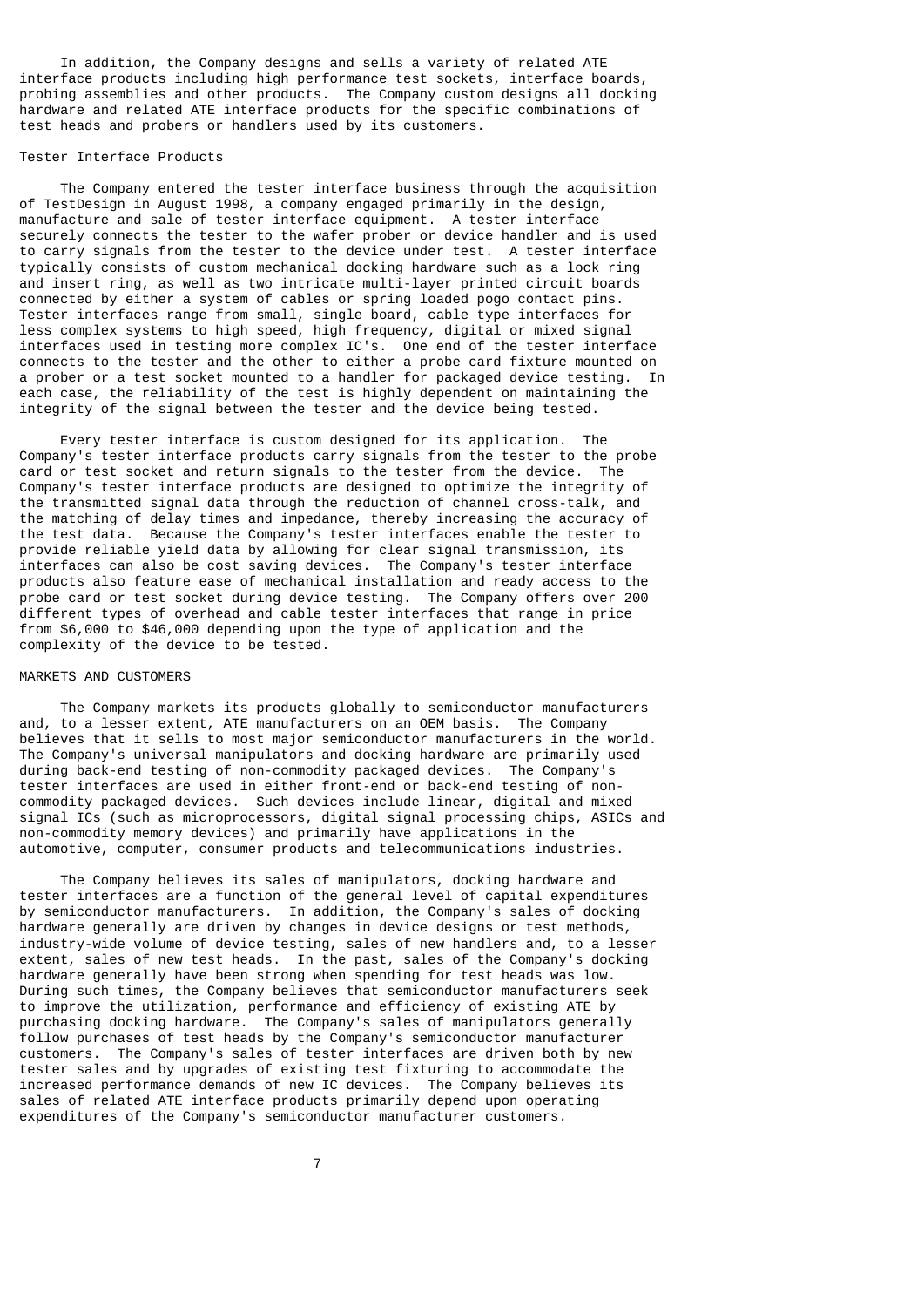In addition, the Company designs and sells a variety of related ATE interface products including high performance test sockets, interface boards, probing assemblies and other products. The Company custom designs all docking hardware and related ATE interface products for the specific combinations of test heads and probers or handlers used by its customers.

### Tester Interface Products

The Company entered the tester interface business through the acquisition of TestDesign in August 1998, a company engaged primarily in the design, manufacture and sale of tester interface equipment. A tester interface securely connects the tester to the wafer prober or device handler and is used to carry signals from the tester to the device under test. A tester interface typically consists of custom mechanical docking hardware such as a lock ring and insert ring, as well as two intricate multi-layer printed circuit boards connected by either a system of cables or spring loaded pogo contact pins. Tester interfaces range from small, single board, cable type interfaces for less complex systems to high speed, high frequency, digital or mixed signal interfaces used in testing more complex IC's. One end of the tester interface connects to the tester and the other to either a probe card fixture mounted on a prober or a test socket mounted to a handler for packaged device testing. In each case, the reliability of the test is highly dependent on maintaining the integrity of the signal between the tester and the device being tested.

Every tester interface is custom designed for its application. The Company's tester interface products carry signals from the tester to the probe card or test socket and return signals to the tester from the device. The Company's tester interface products are designed to optimize the integrity of the transmitted signal data through the reduction of channel cross-talk, and the matching of delay times and impedance, thereby increasing the accuracy of the test data. Because the Company's tester interfaces enable the tester to provide reliable yield data by allowing for clear signal transmission, its interfaces can also be cost saving devices. The Company's tester interface products also feature ease of mechanical installation and ready access to the probe card or test socket during device testing. The Company offers over 200 different types of overhead and cable tester interfaces that range in price from $6,000 to $46,000 depending upon the type of application and the complexity of the device to be tested.

## MARKETS AND CUSTOMERS

The Company markets its products globally to semiconductor manufacturers and, to a lesser extent, ATE manufacturers on an OEM basis. The Company believes that it sells to most major semiconductor manufacturers in the world. The Company's universal manipulators and docking hardware are primarily used during back-end testing of non-commodity packaged devices. The Company's tester interfaces are used in either front-end or back-end testing of non-commodity packaged devices. Such devices include linear, digital and mixed signal ICs (such as microprocessors, digital signal processing chips, ASICs and non-commodity memory devices) and primarily have applications in the automotive, computer, consumer products and telecommunications industries.

The Company believes its sales of manipulators, docking hardware and tester interfaces are a function of the general level of capital expenditures by semiconductor manufacturers. In addition, the Company's sales of docking hardware generally are driven by changes in device designs or test methods, industry-wide volume of device testing, sales of new handlers and, to a lesser extent, sales of new test heads. In the past, sales of the Company's docking hardware generally have been strong when spending for test heads was low. During such times, the Company believes that semiconductor manufacturers seek to improve the utilization, performance and efficiency of existing ATE by purchasing docking hardware. The Company's sales of manipulators generally follow purchases of test heads by the Company's semiconductor manufacturer customers. The Company's sales of tester interfaces are driven both by new tester sales and by upgrades of existing test fixturing to accommodate the increased performance demands of new IC devices. The Company believes its sales of related ATE interface products primarily depend upon operating expenditures of the Company's semiconductor manufacturer customers.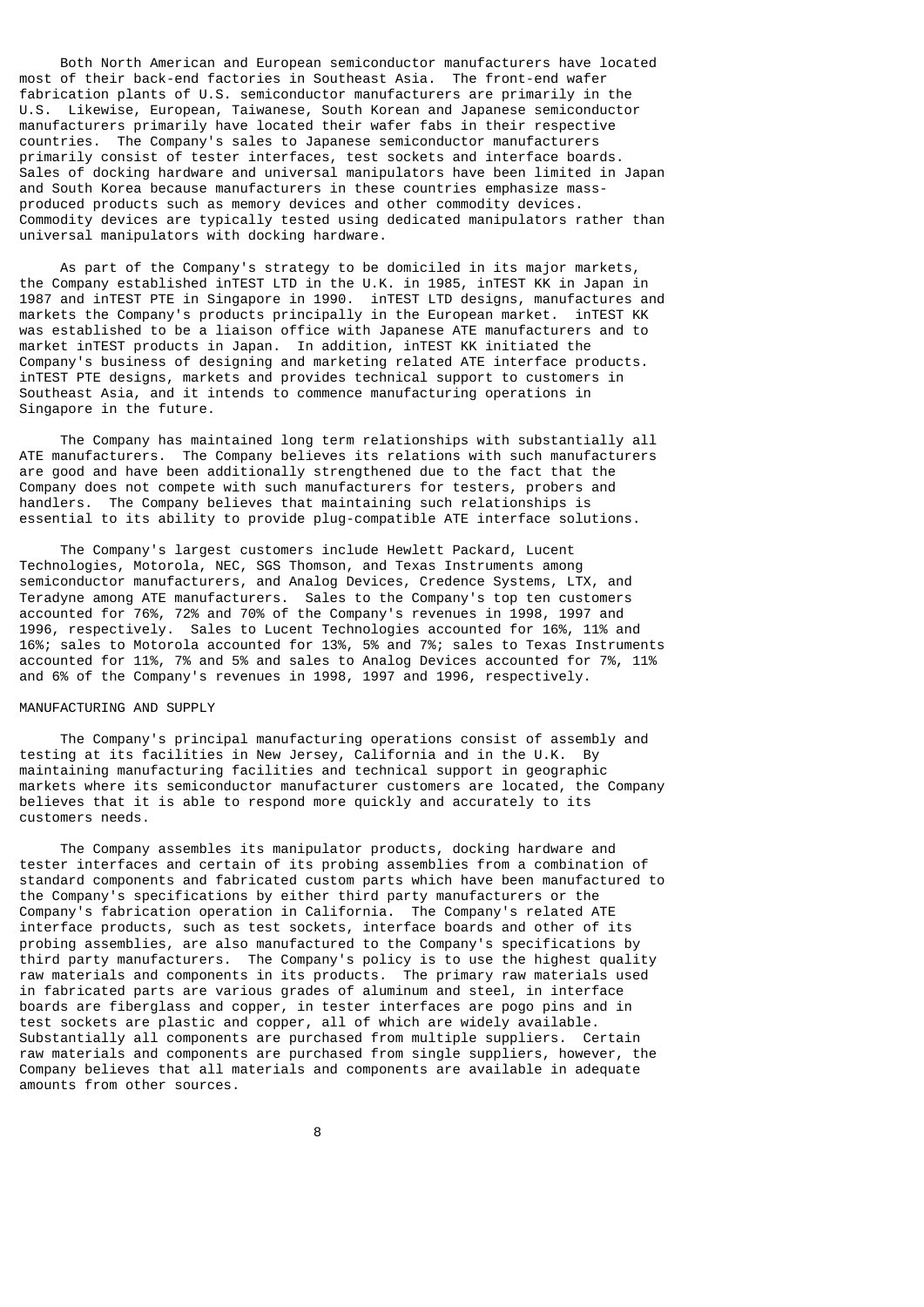Both North American and European semiconductor manufacturers have located most of their back-end factories in Southeast Asia. The front-end wafer fabrication plants of U.S. semiconductor manufacturers are primarily in the U.S. Likewise, European, Taiwanese, South Korean and Japanese semiconductor manufacturers primarily have located their wafer fabs in their respective countries. The Company's sales to Japanese semiconductor manufacturers primarily consist of tester interfaces, test sockets and interface boards. Sales of docking hardware and universal manipulators have been limited in Japan and South Korea because manufacturers in these countries emphasize mass-produced products such as memory devices and other commodity devices. Commodity devices are typically tested using dedicated manipulators rather than universal manipulators with docking hardware.

As part of the Company's strategy to be domiciled in its major markets, the Company established inTEST LTD in the U.K. in 1985, inTEST KK in Japan in 1987 and inTEST PTE in Singapore in 1990. inTEST LTD designs, manufactures and markets the Company's products principally in the European market. inTEST KK was established to be a liaison office with Japanese ATE manufacturers and to market inTEST products in Japan. In addition, inTEST KK initiated the Company's business of designing and marketing related ATE interface products. inTEST PTE designs, markets and provides technical support to customers in Southeast Asia, and it intends to commence manufacturing operations in Singapore in the future.

The Company has maintained long term relationships with substantially all ATE manufacturers. The Company believes its relations with such manufacturers are good and have been additionally strengthened due to the fact that the Company does not compete with such manufacturers for testers, probers and handlers. The Company believes that maintaining such relationships is essential to its ability to provide plug-compatible ATE interface solutions.

The Company's largest customers include Hewlett Packard, Lucent Technologies, Motorola, NEC, SGS Thomson, and Texas Instruments among semiconductor manufacturers, and Analog Devices, Credence Systems, LTX, and Teradyne among ATE manufacturers. Sales to the Company's top ten customers accounted for 76%, 72% and 70% of the Company's revenues in 1998, 1997 and 1996, respectively. Sales to Lucent Technologies accounted for 16%, 11% and 16%; sales to Motorola accounted for 13%, 5% and 7%; sales to Texas Instruments accounted for 11%, 7% and 5% and sales to Analog Devices accounted for 7%, 11% and 6% of the Company's revenues in 1998, 1997 and 1996, respectively.

## MANUFACTURING AND SUPPLY

The Company's principal manufacturing operations consist of assembly and testing at its facilities in New Jersey, California and in the U.K. By maintaining manufacturing facilities and technical support in geographic markets where its semiconductor manufacturer customers are located, the Company believes that it is able to respond more quickly and accurately to its customers needs.

The Company assembles its manipulator products, docking hardware and tester interfaces and certain of its probing assemblies from a combination of standard components and fabricated custom parts which have been manufactured to the Company's specifications by either third party manufacturers or the Company's fabrication operation in California. The Company's related ATE interface products, such as test sockets, interface boards and other of its probing assemblies, are also manufactured to the Company's specifications by third party manufacturers. The Company's policy is to use the highest quality raw materials and components in its products. The primary raw materials used in fabricated parts are various grades of aluminum and steel, in interface boards are fiberglass and copper, in tester interfaces are pogo pins and in test sockets are plastic and copper, all of which are widely available. Substantially all components are purchased from multiple suppliers. Certain raw materials and components are purchased from single suppliers, however, the Company believes that all materials and components are available in adequate amounts from other sources.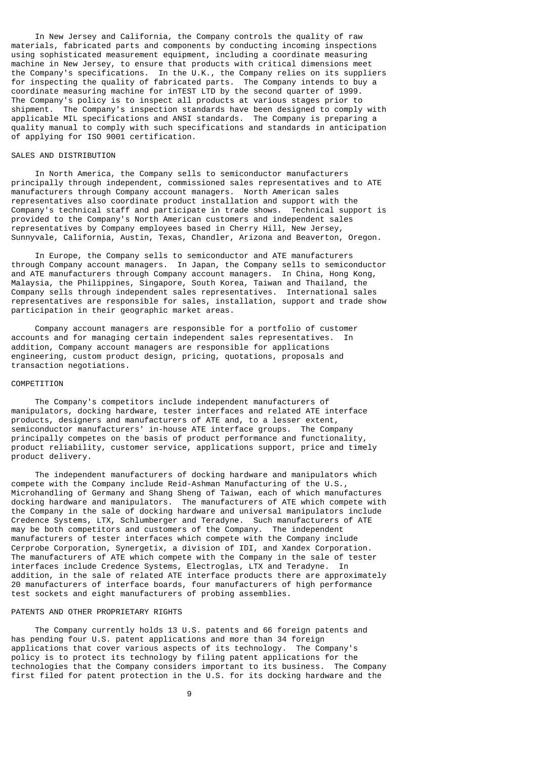In New Jersey and California, the Company controls the quality of raw materials, fabricated parts and components by conducting incoming inspections using sophisticated measurement equipment, including a coordinate measuring machine in New Jersey, to ensure that products with critical dimensions meet the Company's specifications. In the U.K., the Company relies on its suppliers for inspecting the quality of fabricated parts. The Company intends to buy a coordinate measuring machine for inTEST LTD by the second quarter of 1999. The Company's policy is to inspect all products at various stages prior to shipment. The Company's inspection standards have been designed to comply with applicable MIL specifications and ANSI standards. The Company is preparing a quality manual to comply with such specifications and standards in anticipation of applying for ISO 9001 certification.

## SALES AND DISTRIBUTION

In North America, the Company sells to semiconductor manufacturers principally through independent, commissioned sales representatives and to ATE manufacturers through Company account managers. North American sales representatives also coordinate product installation and support with the Company's technical staff and participate in trade shows. Technical support is provided to the Company's North American customers and independent sales representatives by Company employees based in Cherry Hill, New Jersey, Sunnyvale, California, Austin, Texas, Chandler, Arizona and Beaverton, Oregon.

In Europe, the Company sells to semiconductor and ATE manufacturers through Company account managers. In Japan, the Company sells to semiconductor and ATE manufacturers through Company account managers. In China, Hong Kong, Malaysia, the Philippines, Singapore, South Korea, Taiwan and Thailand, the Company sells through independent sales representatives. International sales representatives are responsible for sales, installation, support and trade show participation in their geographic market areas.

Company account managers are responsible for a portfolio of customer accounts and for managing certain independent sales representatives. In addition, Company account managers are responsible for applications engineering, custom product design, pricing, quotations, proposals and transaction negotiations.

## COMPETITION

The Company's competitors include independent manufacturers of manipulators, docking hardware, tester interfaces and related ATE interface products, designers and manufacturers of ATE and, to a lesser extent, semiconductor manufacturers' in-house ATE interface groups. The Company principally competes on the basis of product performance and functionality, product reliability, customer service, applications support, price and timely product delivery.

The independent manufacturers of docking hardware and manipulators which compete with the Company include Reid-Ashman Manufacturing of the U.S., Microhandling of Germany and Shang Sheng of Taiwan, each of which manufactures docking hardware and manipulators. The manufacturers of ATE which compete with the Company in the sale of docking hardware and universal manipulators include Credence Systems, LTX, Schlumberger and Teradyne. Such manufacturers of ATE may be both competitors and customers of the Company. The independent manufacturers of tester interfaces which compete with the Company include Cerprobe Corporation, Synergetix, a division of IDI, and Xandex Corporation. The manufacturers of ATE which compete with the Company in the sale of tester interfaces include Credence Systems, Electroglas, LTX and Teradyne. In addition, in the sale of related ATE interface products there are approximately 20 manufacturers of interface boards, four manufacturers of high performance test sockets and eight manufacturers of probing assemblies.

## PATENTS AND OTHER PROPRIETARY RIGHTS

The Company currently holds 13 U.S. patents and 66 foreign patents and has pending four U.S. patent applications and more than 34 foreign applications that cover various aspects of its technology. The Company's policy is to protect its technology by filing patent applications for the technologies that the Company considers important to its business. The Company first filed for patent protection in the U.S. for its docking hardware and the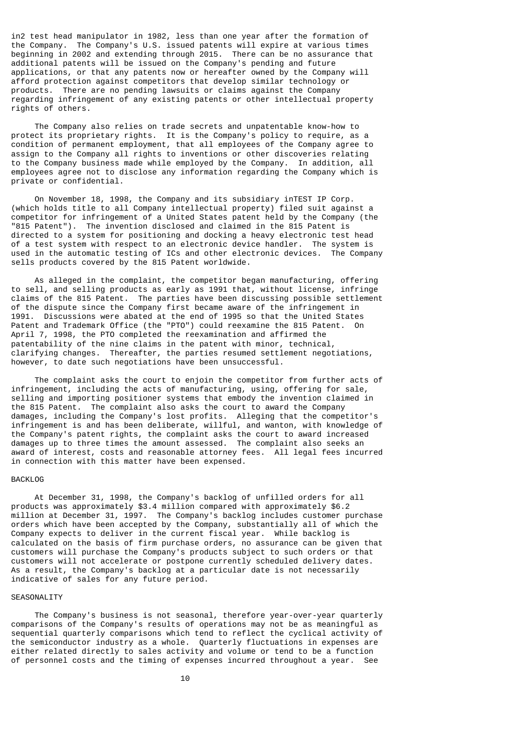in2 test head manipulator in 1982, less than one year after the formation of the Company. The Company's U.S. issued patents will expire at various times beginning in 2002 and extending through 2015. There can be no assurance that additional patents will be issued on the Company's pending and future applications, or that any patents now or hereafter owned by the Company will afford protection against competitors that develop similar technology or products. There are no pending lawsuits or claims against the Company regarding infringement of any existing patents or other intellectual property rights of others.

The Company also relies on trade secrets and unpatentable know-how to protect its proprietary rights. It is the Company's policy to require, as a condition of permanent employment, that all employees of the Company agree to assign to the Company all rights to inventions or other discoveries relating to the Company business made while employed by the Company. In addition, all employees agree not to disclose any information regarding the Company which is private or confidential.

On November 18, 1998, the Company and its subsidiary inTEST IP Corp. (which holds title to all Company intellectual property) filed suit against a competitor for infringement of a United States patent held by the Company (the "815 Patent"). The invention disclosed and claimed in the 815 Patent is directed to a system for positioning and docking a heavy electronic test head of a test system with respect to an electronic device handler. The system is used in the automatic testing of ICs and other electronic devices. The Company sells products covered by the 815 Patent worldwide.

As alleged in the complaint, the competitor began manufacturing, offering to sell, and selling products as early as 1991 that, without license, infringe claims of the 815 Patent. The parties have been discussing possible settlement of the dispute since the Company first became aware of the infringement in 1991. Discussions were abated at the end of 1995 so that the United States Patent and Trademark Office (the "PTO") could reexamine the 815 Patent. On April 7, 1998, the PTO completed the reexamination and affirmed the patentability of the nine claims in the patent with minor, technical, clarifying changes. Thereafter, the parties resumed settlement negotiations, however, to date such negotiations have been unsuccessful.

The complaint asks the court to enjoin the competitor from further acts of infringement, including the acts of manufacturing, using, offering for sale, selling and importing positioner systems that embody the invention claimed in the 815 Patent. The complaint also asks the court to award the Company damages, including the Company's lost profits. Alleging that the competitor's infringement is and has been deliberate, willful, and wanton, with knowledge of the Company's patent rights, the complaint asks the court to award increased damages up to three times the amount assessed. The complaint also seeks an award of interest, costs and reasonable attorney fees. All legal fees incurred in connection with this matter have been expensed.

## BACKLOG

At December 31, 1998, the Company's backlog of unfilled orders for all products was approximately $3.4 million compared with approximately $6.2 million at December 31, 1997. The Company's backlog includes customer purchase orders which have been accepted by the Company, substantially all of which the Company expects to deliver in the current fiscal year. While backlog is calculated on the basis of firm purchase orders, no assurance can be given that customers will purchase the Company's products subject to such orders or that customers will not accelerate or postpone currently scheduled delivery dates. As a result, the Company's backlog at a particular date is not necessarily indicative of sales for any future period.

## SEASONALITY

The Company's business is not seasonal, therefore year-over-year quarterly comparisons of the Company's results of operations may not be as meaningful as sequential quarterly comparisons which tend to reflect the cyclical activity of the semiconductor industry as a whole. Quarterly fluctuations in expenses are either related directly to sales activity and volume or tend to be a function of personnel costs and the timing of expenses incurred throughout a year. See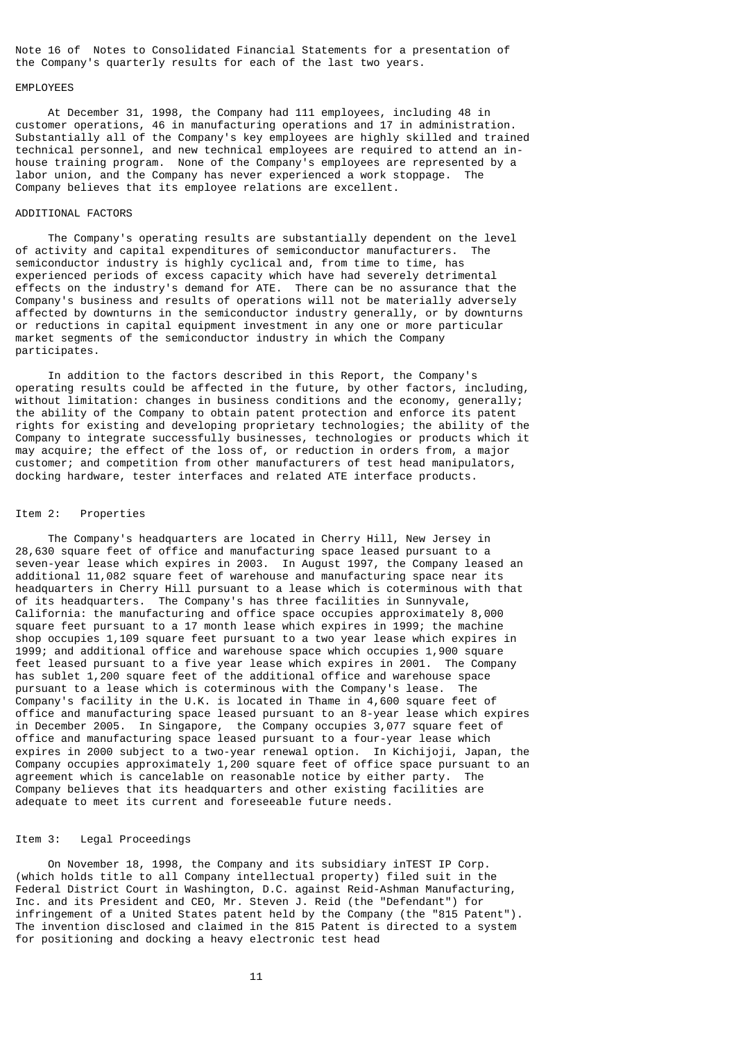Note 16 of Notes to Consolidated Financial Statements for a presentation of the Company's quarterly results for each of the last two years.

## EMPLOYEES

At December 31, 1998, the Company had 111 employees, including 48 in customer operations, 46 in manufacturing operations and 17 in administration. Substantially all of the Company's key employees are highly skilled and trained technical personnel, and new technical employees are required to attend an in-house training program. None of the Company's employees are represented by a labor union, and the Company has never experienced a work stoppage. The Company believes that its employee relations are excellent.

## ADDITIONAL FACTORS

The Company's operating results are substantially dependent on the level of activity and capital expenditures of semiconductor manufacturers. The semiconductor industry is highly cyclical and, from time to time, has experienced periods of excess capacity which have had severely detrimental effects on the industry's demand for ATE. There can be no assurance that the Company's business and results of operations will not be materially adversely affected by downturns in the semiconductor industry generally, or by downturns or reductions in capital equipment investment in any one or more particular market segments of the semiconductor industry in which the Company participates.

In addition to the factors described in this Report, the Company's operating results could be affected in the future, by other factors, including, without limitation: changes in business conditions and the economy, generally; the ability of the Company to obtain patent protection and enforce its patent rights for existing and developing proprietary technologies; the ability of the Company to integrate successfully businesses, technologies or products which it may acquire; the effect of the loss of, or reduction in orders from, a major customer; and competition from other manufacturers of test head manipulators, docking hardware, tester interfaces and related ATE interface products.

## Item 2: Properties

The Company's headquarters are located in Cherry Hill, New Jersey in 28,630 square feet of office and manufacturing space leased pursuant to a seven-year lease which expires in 2003. In August 1997, the Company leased an additional 11,082 square feet of warehouse and manufacturing space near its headquarters in Cherry Hill pursuant to a lease which is coterminous with that of its headquarters. The Company's has three facilities in Sunnyvale, California: the manufacturing and office space occupies approximately 8,000 square feet pursuant to a 17 month lease which expires in 1999; the machine shop occupies 1,109 square feet pursuant to a two year lease which expires in 1999; and additional office and warehouse space which occupies 1,900 square feet leased pursuant to a five year lease which expires in 2001. The Company has sublet 1,200 square feet of the additional office and warehouse space pursuant to a lease which is coterminous with the Company's lease. The Company's facility in the U.K. is located in Thame in 4,600 square feet of office and manufacturing space leased pursuant to an 8-year lease which expires in December 2005. In Singapore, the Company occupies 3,077 square feet of office and manufacturing space leased pursuant to a four-year lease which expires in 2000 subject to a two-year renewal option. In Kichijoji, Japan, the Company occupies approximately 1,200 square feet of office space pursuant to an agreement which is cancelable on reasonable notice by either party. The Company believes that its headquarters and other existing facilities are adequate to meet its current and foreseeable future needs.

## Item 3: Legal Proceedings

On November 18, 1998, the Company and its subsidiary inTEST IP Corp. (which holds title to all Company intellectual property) filed suit in the Federal District Court in Washington, D.C. against Reid-Ashman Manufacturing, Inc. and its President and CEO, Mr. Steven J. Reid (the "Defendant") for infringement of a United States patent held by the Company (the "815 Patent"). The invention disclosed and claimed in the 815 Patent is directed to a system for positioning and docking a heavy electronic test head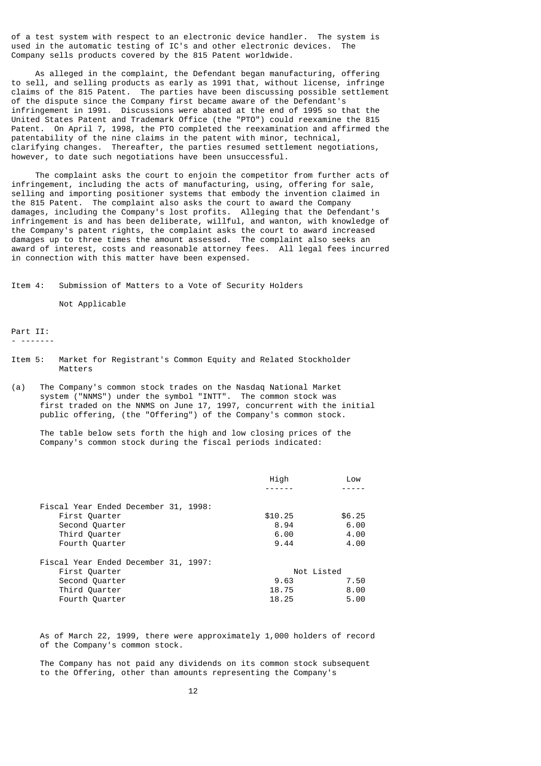of a test system with respect to an electronic device handler. The system is used in the automatic testing of IC's and other electronic devices. The Company sells products covered by the 815 Patent worldwide.

As alleged in the complaint, the Defendant began manufacturing, offering to sell, and selling products as early as 1991 that, without license, infringe claims of the 815 Patent. The parties have been discussing possible settlement of the dispute since the Company first became aware of the Defendant's infringement in 1991. Discussions were abated at the end of 1995 so that the United States Patent and Trademark Office (the "PTO") could reexamine the 815 Patent. On April 7, 1998, the PTO completed the reexamination and affirmed the patentability of the nine claims in the patent with minor, technical, clarifying changes. Thereafter, the parties resumed settlement negotiations, however, to date such negotiations have been unsuccessful.

The complaint asks the court to enjoin the competitor from further acts of infringement, including the acts of manufacturing, using, offering for sale, selling and importing positioner systems that embody the invention claimed in the 815 Patent. The complaint also asks the court to award the Company damages, including the Company's lost profits. Alleging that the Defendant's infringement is and has been deliberate, willful, and wanton, with knowledge of the Company's patent rights, the complaint asks the court to award increased damages up to three times the amount assessed. The complaint also seeks an award of interest, costs and reasonable attorney fees. All legal fees incurred in connection with this matter have been expensed.

## Item 4: Submission of Matters to a Vote of Security Holders

Not Applicable

# Part II:

## Item 5: Market for Registrant's Common Equity and Related Stockholder Matters

(a) The Company's common stock trades on the Nasdaq National Market system ("NNMS") under the symbol "INTT". The common stock was first traded on the NNMS on June 17, 1997, concurrent with the initial public offering, (the "Offering") of the Company's common stock.

The table below sets forth the high and low closing prices of the Company's common stock during the fiscal periods indicated:

| | High | Low |
|---|---|---|
| Fiscal Year Ended December 31, 1998: | | |
| First Quarter | $10.25 | $6.25 |
| Second Quarter | 8.94 | 6.00 |
| Third Quarter | 6.00 | 4.00 |
| Fourth Quarter | 9.44 | 4.00 |
| Fiscal Year Ended December 31, 1997: | | |
| First Quarter | Not Listed | |
| Second Quarter | 9.63 | 7.50 |
| Third Quarter | 18.75 | 8.00 |
| Fourth Quarter | 18.25 | 5.00 |

As of March 22, 1999, there were approximately 1,000 holders of record of the Company's common stock.

The Company has not paid any dividends on its common stock subsequent to the Offering, other than amounts representing the Company's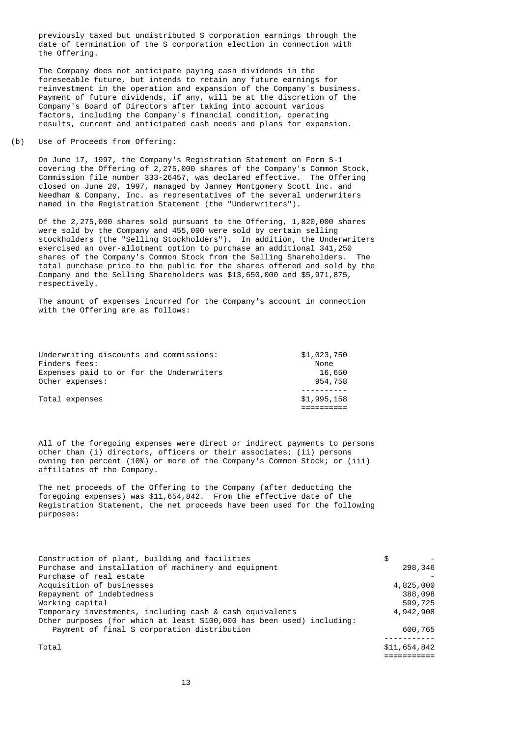previously taxed but undistributed S corporation earnings through the date of termination of the S corporation election in connection with the Offering.

The Company does not anticipate paying cash dividends in the foreseeable future, but intends to retain any future earnings for reinvestment in the operation and expansion of the Company's business. Payment of future dividends, if any, will be at the discretion of the Company's Board of Directors after taking into account various factors, including the Company's financial condition, operating results, current and anticipated cash needs and plans for expansion.

(b) Use of Proceeds from Offering:

On June 17, 1997, the Company's Registration Statement on Form S-1 covering the Offering of 2,275,000 shares of the Company's Common Stock, Commission file number 333-26457, was declared effective. The Offering closed on June 20, 1997, managed by Janney Montgomery Scott Inc. and Needham & Company, Inc. as representatives of the several underwriters named in the Registration Statement (the "Underwriters").

Of the 2,275,000 shares sold pursuant to the Offering, 1,820,000 shares were sold by the Company and 455,000 were sold by certain selling stockholders (the "Selling Stockholders"). In addition, the Underwriters exercised an over-allotment option to purchase an additional 341,250 shares of the Company's Common Stock from the Selling Shareholders. The total purchase price to the public for the shares offered and sold by the Company and the Selling Shareholders was $13,650,000 and $5,971,875, respectively.

The amount of expenses incurred for the Company's account in connection with the Offering are as follows:

| | |
|---|---|
| Underwriting discounts and commissions: | $1,023,750 |
| Finders fees: | None |
| Expenses paid to or for the Underwriters | 16,650 |
| Other expenses: | 954,758 |
| Total expenses | $1,995,158 |

All of the foregoing expenses were direct or indirect payments to persons other than (i) directors, officers or their associates; (ii) persons owning ten percent (10%) or more of the Company's Common Stock; or (iii) affiliates of the Company.

The net proceeds of the Offering to the Company (after deducting the foregoing expenses) was $11,654,842. From the effective date of the Registration Statement, the net proceeds have been used for the following purposes:

| | |
|---|---|
| Construction of plant, building and facilities | $ - |
| Purchase and installation of machinery and equipment | 298,346 |
| Purchase of real estate | - |
| Acquisition of businesses | 4,825,000 |
| Repayment of indebtedness | 388,098 |
| Working capital | 599,725 |
| Temporary investments, including cash & cash equivalents | 4,942,908 |
| Other purposes (for which at least $100,000 has been used) including: | |
| Payment of final S corporation distribution | 600,765 |
| Total | $11,654,842 |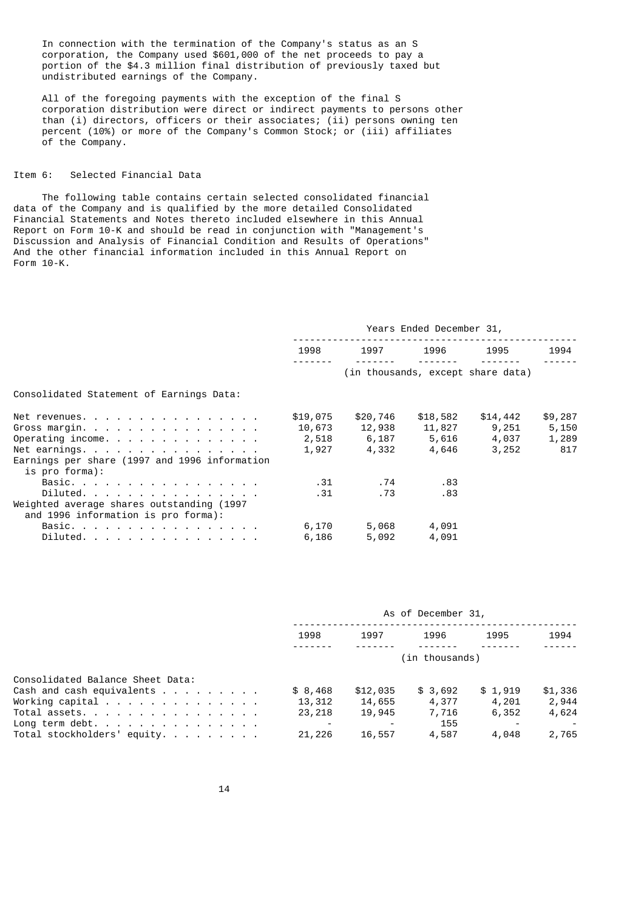In connection with the termination of the Company's status as an S corporation, the Company used $601,000 of the net proceeds to pay a portion of the $4.3 million final distribution of previously taxed but undistributed earnings of the Company.

All of the foregoing payments with the exception of the final S corporation distribution were direct or indirect payments to persons other than (i) directors, officers or their associates; (ii) persons owning ten percent (10%) or more of the Company's Common Stock; or (iii) affiliates of the Company.

## Item 6: Selected Financial Data

The following table contains certain selected consolidated financial data of the Company and is qualified by the more detailed Consolidated Financial Statements and Notes thereto included elsewhere in this Annual Report on Form 10-K and should be read in conjunction with "Management's Discussion and Analysis of Financial Condition and Results of Operations" And the other financial information included in this Annual Report on Form 10-K.

| | Years Ended December 31, | | | | |
|---|---|---|---|---|---|
| | 1998 | 1997 | 1996 | 1995 | 1994 |
| | (in thousands, except share data) | | | | |
| **Consolidated Statement of Earnings Data:** | | | | | |
| Net revenues | $19,075 | $20,746 | $18,582 | $14,442 | $9,287 |
| Gross margin | 10,673 | 12,938 | 11,827 | 9,251 | 5,150 |
| Operating income | 2,518 | 6,187 | 5,616 | 4,037 | 1,289 |
| Net earnings | 1,927 | 4,332 | 4,646 | 3,252 | 817 |
| Earnings per share (1997 and 1996 information is pro forma): | | | | | |
| Basic | .31 | .74 | .83 | | |
| Diluted | .31 | .73 | .83 | | |
| Weighted average shares outstanding (1997 and 1996 information is pro forma): | | | | | |
| Basic | 6,170 | 5,068 | 4,091 | | |
| Diluted | 6,186 | 5,092 | 4,091 | | |

| | As of December 31, | | | | |
|---|---|---|---|---|---|
| | 1998 | 1997 | 1996 | 1995 | 1994 |
| | (in thousands) | | | | |
| **Consolidated Balance Sheet Data:** | | | | | |
| Cash and cash equivalents | $ 8,468 | $12,035 | $ 3,692 | $ 1,919 | $1,336 |
| Working capital | 13,312 | 14,655 | 4,377 | 4,201 | 2,944 |
| Total assets | 23,218 | 19,945 | 7,716 | 6,352 | 4,624 |
| Long term debt | - | - | 155 | - | - |
| Total stockholders' equity | 21,226 | 16,557 | 4,587 | 4,048 | 2,765 |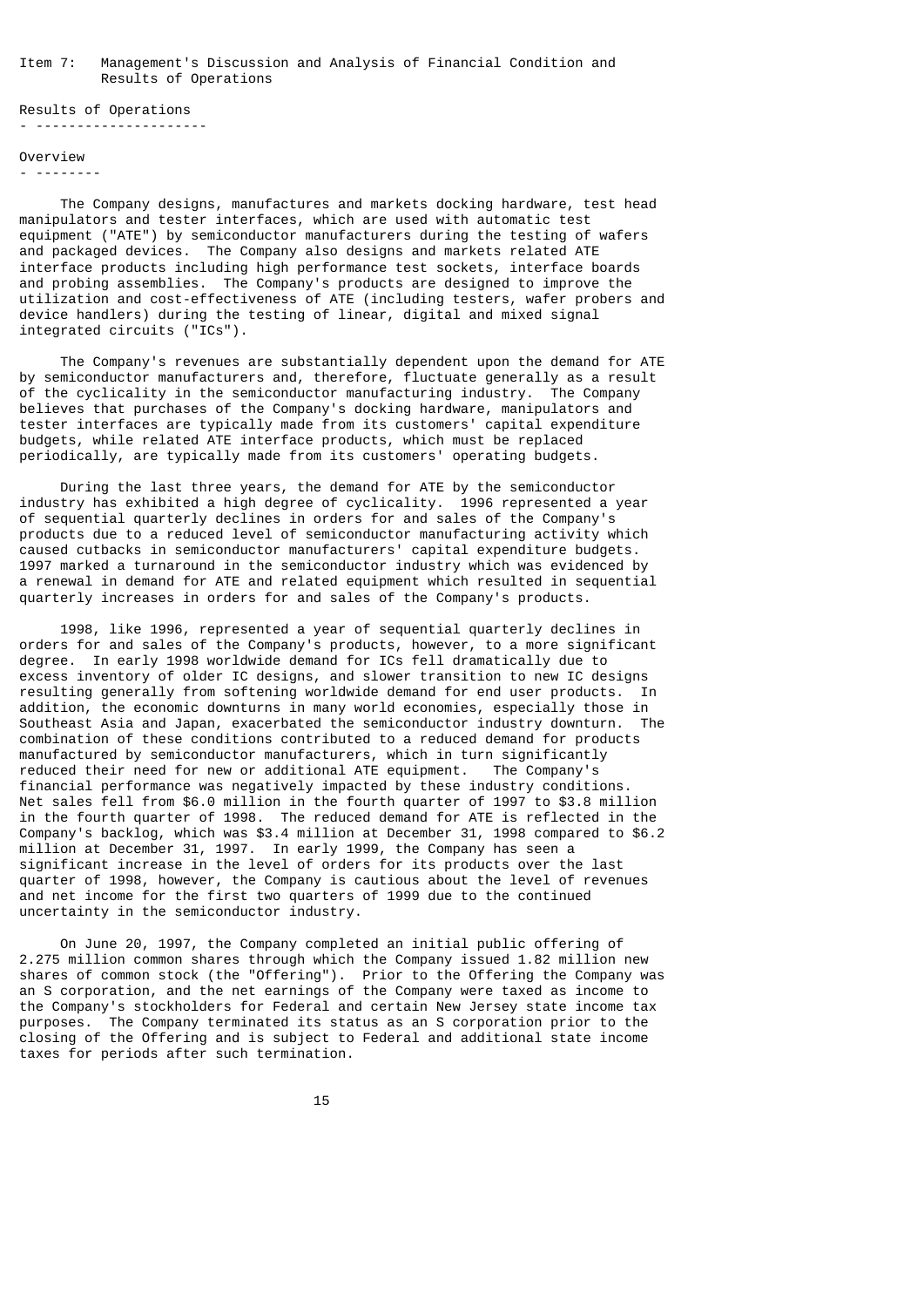## Item 7: Management's Discussion and Analysis of Financial Condition and Results of Operations

### Results of Operations

#### Overview

The Company designs, manufactures and markets docking hardware, test head manipulators and tester interfaces, which are used with automatic test equipment ("ATE") by semiconductor manufacturers during the testing of wafers and packaged devices. The Company also designs and markets related ATE interface products including high performance test sockets, interface boards and probing assemblies. The Company's products are designed to improve the utilization and cost-effectiveness of ATE (including testers, wafer probers and device handlers) during the testing of linear, digital and mixed signal integrated circuits ("ICs").

The Company's revenues are substantially dependent upon the demand for ATE by semiconductor manufacturers and, therefore, fluctuate generally as a result of the cyclicality in the semiconductor manufacturing industry. The Company believes that purchases of the Company's docking hardware, manipulators and tester interfaces are typically made from its customers' capital expenditure budgets, while related ATE interface products, which must be replaced periodically, are typically made from its customers' operating budgets.

During the last three years, the demand for ATE by the semiconductor industry has exhibited a high degree of cyclicality. 1996 represented a year of sequential quarterly declines in orders for and sales of the Company's products due to a reduced level of semiconductor manufacturing activity which caused cutbacks in semiconductor manufacturers' capital expenditure budgets. 1997 marked a turnaround in the semiconductor industry which was evidenced by a renewal in demand for ATE and related equipment which resulted in sequential quarterly increases in orders for and sales of the Company's products.

1998, like 1996, represented a year of sequential quarterly declines in orders for and sales of the Company's products, however, to a more significant degree. In early 1998 worldwide demand for ICs fell dramatically due to excess inventory of older IC designs, and slower transition to new IC designs resulting generally from softening worldwide demand for end user products. In addition, the economic downturns in many world economies, especially those in Southeast Asia and Japan, exacerbated the semiconductor industry downturn. The combination of these conditions contributed to a reduced demand for products manufactured by semiconductor manufacturers, which in turn significantly reduced their need for new or additional ATE equipment. The Company's financial performance was negatively impacted by these industry conditions. Net sales fell from $6.0 million in the fourth quarter of 1997 to $3.8 million in the fourth quarter of 1998. The reduced demand for ATE is reflected in the Company's backlog, which was $3.4 million at December 31, 1998 compared to $6.2 million at December 31, 1997. In early 1999, the Company has seen a significant increase in the level of orders for its products over the last quarter of 1998, however, the Company is cautious about the level of revenues and net income for the first two quarters of 1999 due to the continued uncertainty in the semiconductor industry.

On June 20, 1997, the Company completed an initial public offering of 2.275 million common shares through which the Company issued 1.82 million new shares of common stock (the "Offering"). Prior to the Offering the Company was an S corporation, and the net earnings of the Company were taxed as income to the Company's stockholders for Federal and certain New Jersey state income tax purposes. The Company terminated its status as an S corporation prior to the closing of the Offering and is subject to Federal and additional state income taxes for periods after such termination.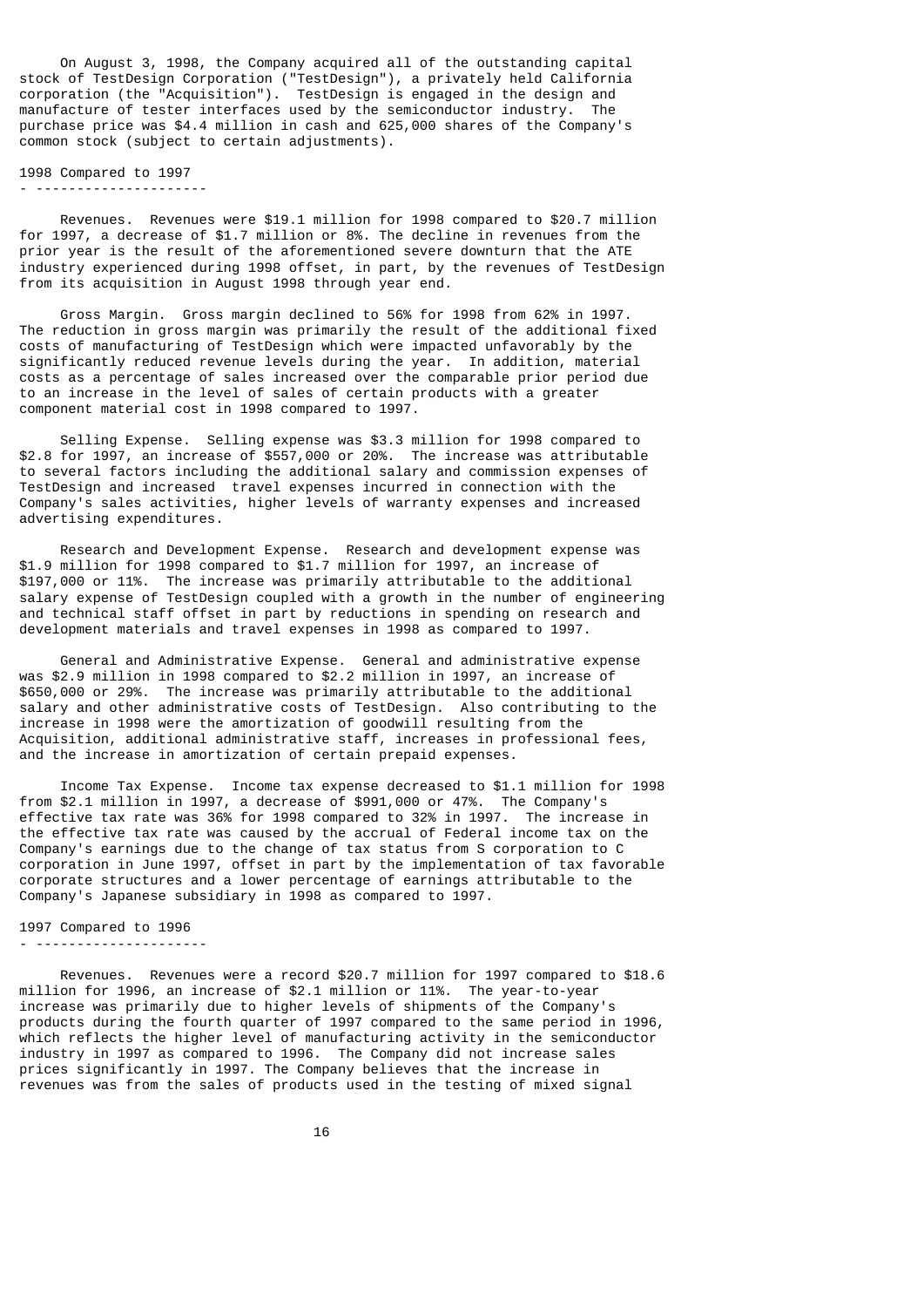On August 3, 1998, the Company acquired all of the outstanding capital stock of TestDesign Corporation ("TestDesign"), a privately held California corporation (the "Acquisition"). TestDesign is engaged in the design and manufacture of tester interfaces used by the semiconductor industry. The purchase price was $4.4 million in cash and 625,000 shares of the Company's common stock (subject to certain adjustments).

## 1998 Compared to 1997

Revenues. Revenues were $19.1 million for 1998 compared to $20.7 million for 1997, a decrease of $1.7 million or 8%. The decline in revenues from the prior year is the result of the aforementioned severe downturn that the ATE industry experienced during 1998 offset, in part, by the revenues of TestDesign from its acquisition in August 1998 through year end.

Gross Margin. Gross margin declined to 56% for 1998 from 62% in 1997. The reduction in gross margin was primarily the result of the additional fixed costs of manufacturing of TestDesign which were impacted unfavorably by the significantly reduced revenue levels during the year. In addition, material costs as a percentage of sales increased over the comparable prior period due to an increase in the level of sales of certain products with a greater component material cost in 1998 compared to 1997.

Selling Expense. Selling expense was $3.3 million for 1998 compared to $2.8 for 1997, an increase of $557,000 or 20%. The increase was attributable to several factors including the additional salary and commission expenses of TestDesign and increased travel expenses incurred in connection with the Company's sales activities, higher levels of warranty expenses and increased advertising expenditures.

Research and Development Expense. Research and development expense was $1.9 million for 1998 compared to $1.7 million for 1997, an increase of $197,000 or 11%. The increase was primarily attributable to the additional salary expense of TestDesign coupled with a growth in the number of engineering and technical staff offset in part by reductions in spending on research and development materials and travel expenses in 1998 as compared to 1997.

General and Administrative Expense. General and administrative expense was $2.9 million in 1998 compared to $2.2 million in 1997, an increase of $650,000 or 29%. The increase was primarily attributable to the additional salary and other administrative costs of TestDesign. Also contributing to the increase in 1998 were the amortization of goodwill resulting from the Acquisition, additional administrative staff, increases in professional fees, and the increase in amortization of certain prepaid expenses.

Income Tax Expense. Income tax expense decreased to $1.1 million for 1998 from $2.1 million in 1997, a decrease of $991,000 or 47%. The Company's effective tax rate was 36% for 1998 compared to 32% in 1997. The increase in the effective tax rate was caused by the accrual of Federal income tax on the Company's earnings due to the change of tax status from S corporation to C corporation in June 1997, offset in part by the implementation of tax favorable corporate structures and a lower percentage of earnings attributable to the Company's Japanese subsidiary in 1998 as compared to 1997.

## 1997 Compared to 1996

Revenues. Revenues were a record $20.7 million for 1997 compared to $18.6 million for 1996, an increase of $2.1 million or 11%. The year-to-year increase was primarily due to higher levels of shipments of the Company's products during the fourth quarter of 1997 compared to the same period in 1996, which reflects the higher level of manufacturing activity in the semiconductor industry in 1997 as compared to 1996. The Company did not increase sales prices significantly in 1997. The Company believes that the increase in revenues was from the sales of products used in the testing of mixed signal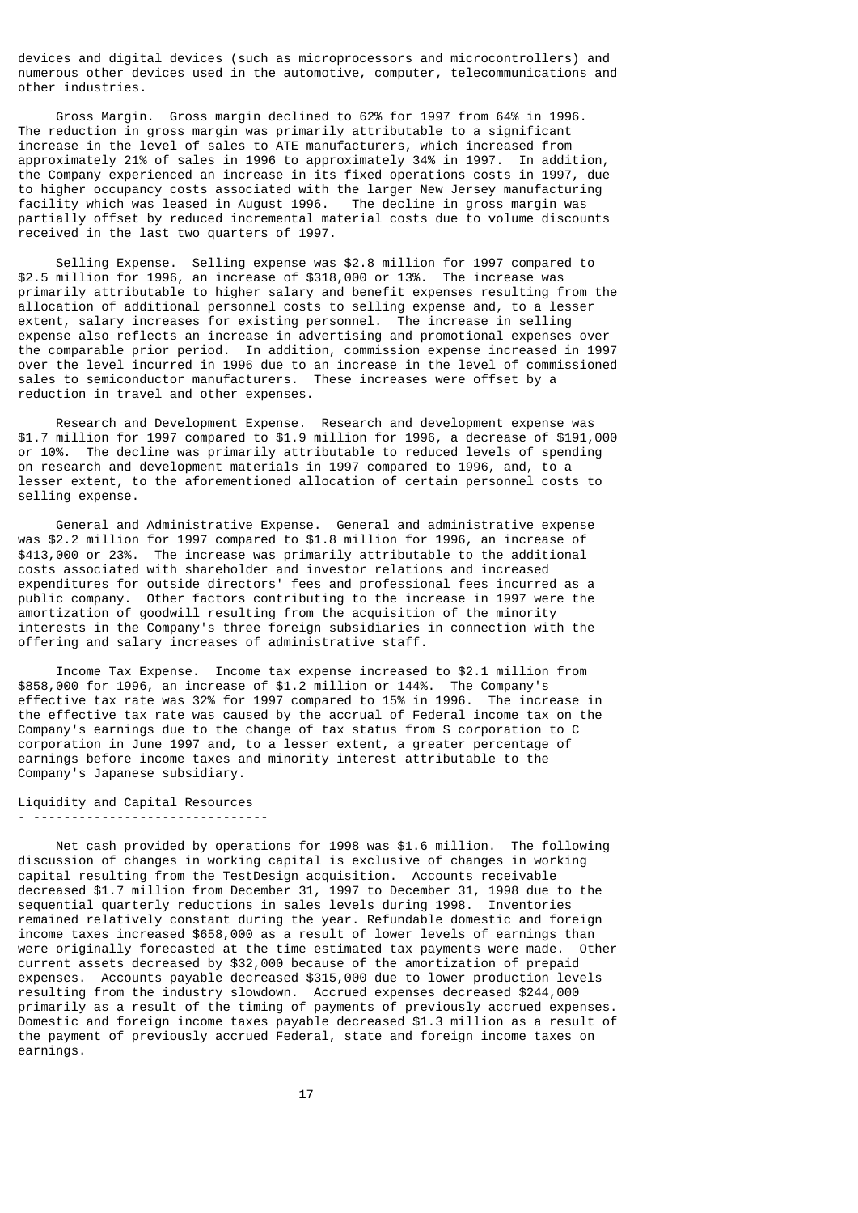devices and digital devices (such as microprocessors and microcontrollers) and numerous other devices used in the automotive, computer, telecommunications and other industries.

Gross Margin. Gross margin declined to 62% for 1997 from 64% in 1996. The reduction in gross margin was primarily attributable to a significant increase in the level of sales to ATE manufacturers, which increased from approximately 21% of sales in 1996 to approximately 34% in 1997. In addition, the Company experienced an increase in its fixed operations costs in 1997, due to higher occupancy costs associated with the larger New Jersey manufacturing facility which was leased in August 1996. The decline in gross margin was partially offset by reduced incremental material costs due to volume discounts received in the last two quarters of 1997.

Selling Expense. Selling expense was $2.8 million for 1997 compared to $2.5 million for 1996, an increase of $318,000 or 13%. The increase was primarily attributable to higher salary and benefit expenses resulting from the allocation of additional personnel costs to selling expense and, to a lesser extent, salary increases for existing personnel. The increase in selling expense also reflects an increase in advertising and promotional expenses over the comparable prior period. In addition, commission expense increased in 1997 over the level incurred in 1996 due to an increase in the level of commissioned sales to semiconductor manufacturers. These increases were offset by a reduction in travel and other expenses.

Research and Development Expense. Research and development expense was $1.7 million for 1997 compared to $1.9 million for 1996, a decrease of $191,000 or 10%. The decline was primarily attributable to reduced levels of spending on research and development materials in 1997 compared to 1996, and, to a lesser extent, to the aforementioned allocation of certain personnel costs to selling expense.

General and Administrative Expense. General and administrative expense was $2.2 million for 1997 compared to $1.8 million for 1996, an increase of $413,000 or 23%. The increase was primarily attributable to the additional costs associated with shareholder and investor relations and increased expenditures for outside directors' fees and professional fees incurred as a public company. Other factors contributing to the increase in 1997 were the amortization of goodwill resulting from the acquisition of the minority interests in the Company's three foreign subsidiaries in connection with the offering and salary increases of administrative staff.

Income Tax Expense. Income tax expense increased to $2.1 million from $858,000 for 1996, an increase of $1.2 million or 144%. The Company's effective tax rate was 32% for 1997 compared to 15% in 1996. The increase in the effective tax rate was caused by the accrual of Federal income tax on the Company's earnings due to the change of tax status from S corporation to C corporation in June 1997 and, to a lesser extent, a greater percentage of earnings before income taxes and minority interest attributable to the Company's Japanese subsidiary.

## Liquidity and Capital Resources

Net cash provided by operations for 1998 was $1.6 million. The following discussion of changes in working capital is exclusive of changes in working capital resulting from the TestDesign acquisition. Accounts receivable decreased $1.7 million from December 31, 1997 to December 31, 1998 due to the sequential quarterly reductions in sales levels during 1998. Inventories remained relatively constant during the year. Refundable domestic and foreign income taxes increased $658,000 as a result of lower levels of earnings than were originally forecasted at the time estimated tax payments were made. Other current assets decreased by $32,000 because of the amortization of prepaid expenses. Accounts payable decreased $315,000 due to lower production levels resulting from the industry slowdown. Accrued expenses decreased $244,000 primarily as a result of the timing of payments of previously accrued expenses. Domestic and foreign income taxes payable decreased $1.3 million as a result of the payment of previously accrued Federal, state and foreign income taxes on earnings.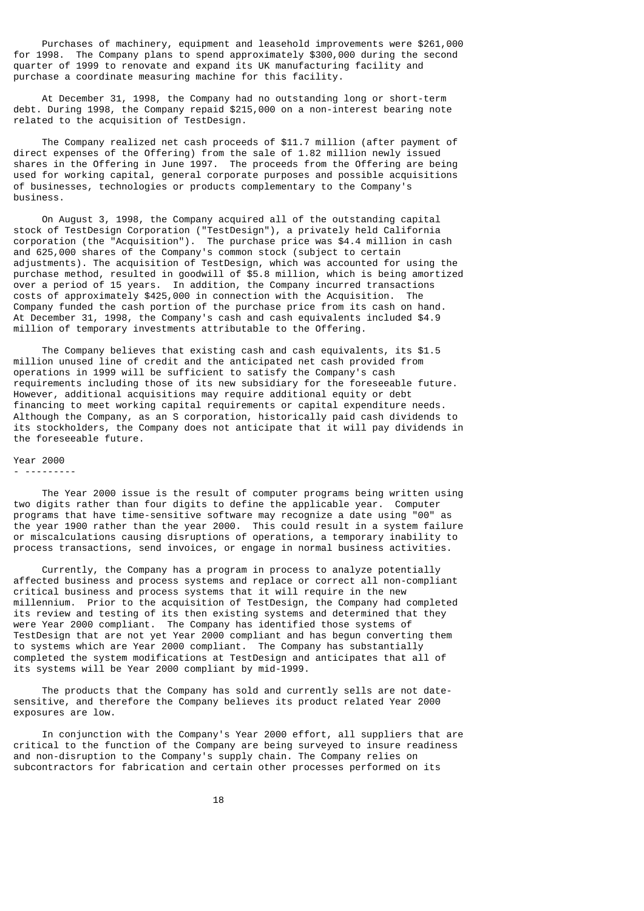Purchases of machinery, equipment and leasehold improvements were $261,000 for 1998. The Company plans to spend approximately $300,000 during the second quarter of 1999 to renovate and expand its UK manufacturing facility and purchase a coordinate measuring machine for this facility.

At December 31, 1998, the Company had no outstanding long or short-term debt. During 1998, the Company repaid $215,000 on a non-interest bearing note related to the acquisition of TestDesign.

The Company realized net cash proceeds of $11.7 million (after payment of direct expenses of the Offering) from the sale of 1.82 million newly issued shares in the Offering in June 1997. The proceeds from the Offering are being used for working capital, general corporate purposes and possible acquisitions of businesses, technologies or products complementary to the Company's business.

On August 3, 1998, the Company acquired all of the outstanding capital stock of TestDesign Corporation ("TestDesign"), a privately held California corporation (the "Acquisition"). The purchase price was $4.4 million in cash and 625,000 shares of the Company's common stock (subject to certain adjustments). The acquisition of TestDesign, which was accounted for using the purchase method, resulted in goodwill of $5.8 million, which is being amortized over a period of 15 years. In addition, the Company incurred transactions costs of approximately $425,000 in connection with the Acquisition. The Company funded the cash portion of the purchase price from its cash on hand. At December 31, 1998, the Company's cash and cash equivalents included $4.9 million of temporary investments attributable to the Offering.

The Company believes that existing cash and cash equivalents, its $1.5 million unused line of credit and the anticipated net cash provided from operations in 1999 will be sufficient to satisfy the Company's cash requirements including those of its new subsidiary for the foreseeable future. However, additional acquisitions may require additional equity or debt financing to meet working capital requirements or capital expenditure needs. Although the Company, as an S corporation, historically paid cash dividends to its stockholders, the Company does not anticipate that it will pay dividends in the foreseeable future.

## Year 2000

The Year 2000 issue is the result of computer programs being written using two digits rather than four digits to define the applicable year. Computer programs that have time-sensitive software may recognize a date using "00" as the year 1900 rather than the year 2000. This could result in a system failure or miscalculations causing disruptions of operations, a temporary inability to process transactions, send invoices, or engage in normal business activities.

Currently, the Company has a program in process to analyze potentially affected business and process systems and replace or correct all non-compliant critical business and process systems that it will require in the new millennium. Prior to the acquisition of TestDesign, the Company had completed its review and testing of its then existing systems and determined that they were Year 2000 compliant. The Company has identified those systems of TestDesign that are not yet Year 2000 compliant and has begun converting them to systems which are Year 2000 compliant. The Company has substantially completed the system modifications at TestDesign and anticipates that all of its systems will be Year 2000 compliant by mid-1999.

The products that the Company has sold and currently sells are not date-sensitive, and therefore the Company believes its product related Year 2000 exposures are low.

In conjunction with the Company's Year 2000 effort, all suppliers that are critical to the function of the Company are being surveyed to insure readiness and non-disruption to the Company's supply chain. The Company relies on subcontractors for fabrication and certain other processes performed on its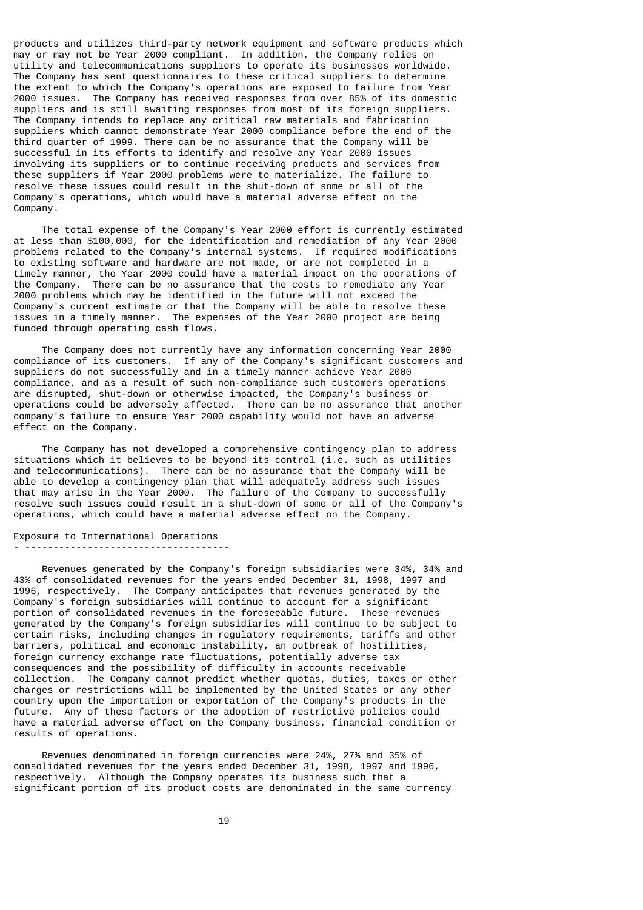products and utilizes third-party network equipment and software products which may or may not be Year 2000 compliant. In addition, the Company relies on utility and telecommunications suppliers to operate its businesses worldwide. The Company has sent questionnaires to these critical suppliers to determine the extent to which the Company's operations are exposed to failure from Year 2000 issues. The Company has received responses from over 85% of its domestic suppliers and is still awaiting responses from most of its foreign suppliers. The Company intends to replace any critical raw materials and fabrication suppliers which cannot demonstrate Year 2000 compliance before the end of the third quarter of 1999. There can be no assurance that the Company will be successful in its efforts to identify and resolve any Year 2000 issues involving its suppliers or to continue receiving products and services from these suppliers if Year 2000 problems were to materialize. The failure to resolve these issues could result in the shut-down of some or all of the Company's operations, which would have a material adverse effect on the Company.

The total expense of the Company's Year 2000 effort is currently estimated at less than $100,000, for the identification and remediation of any Year 2000 problems related to the Company's internal systems. If required modifications to existing software and hardware are not made, or are not completed in a timely manner, the Year 2000 could have a material impact on the operations of the Company. There can be no assurance that the costs to remediate any Year 2000 problems which may be identified in the future will not exceed the Company's current estimate or that the Company will be able to resolve these issues in a timely manner. The expenses of the Year 2000 project are being funded through operating cash flows.

The Company does not currently have any information concerning Year 2000 compliance of its customers. If any of the Company's significant customers and suppliers do not successfully and in a timely manner achieve Year 2000 compliance, and as a result of such non-compliance such customers operations are disrupted, shut-down or otherwise impacted, the Company's business or operations could be adversely affected. There can be no assurance that another company's failure to ensure Year 2000 capability would not have an adverse effect on the Company.

The Company has not developed a comprehensive contingency plan to address situations which it believes to be beyond its control (i.e. such as utilities and telecommunications). There can be no assurance that the Company will be able to develop a contingency plan that will adequately address such issues that may arise in the Year 2000. The failure of the Company to successfully resolve such issues could result in a shut-down of some or all of the Company's operations, which could have a material adverse effect on the Company.

## Exposure to International Operations

Revenues generated by the Company's foreign subsidiaries were 34%, 34% and 43% of consolidated revenues for the years ended December 31, 1998, 1997 and 1996, respectively. The Company anticipates that revenues generated by the Company's foreign subsidiaries will continue to account for a significant portion of consolidated revenues in the foreseeable future. These revenues generated by the Company's foreign subsidiaries will continue to be subject to certain risks, including changes in regulatory requirements, tariffs and other barriers, political and economic instability, an outbreak of hostilities, foreign currency exchange rate fluctuations, potentially adverse tax consequences and the possibility of difficulty in accounts receivable collection. The Company cannot predict whether quotas, duties, taxes or other charges or restrictions will be implemented by the United States or any other country upon the importation or exportation of the Company's products in the future. Any of these factors or the adoption of restrictive policies could have a material adverse effect on the Company business, financial condition or results of operations.

Revenues denominated in foreign currencies were 24%, 27% and 35% of consolidated revenues for the years ended December 31, 1998, 1997 and 1996, respectively. Although the Company operates its business such that a significant portion of its product costs are denominated in the same currency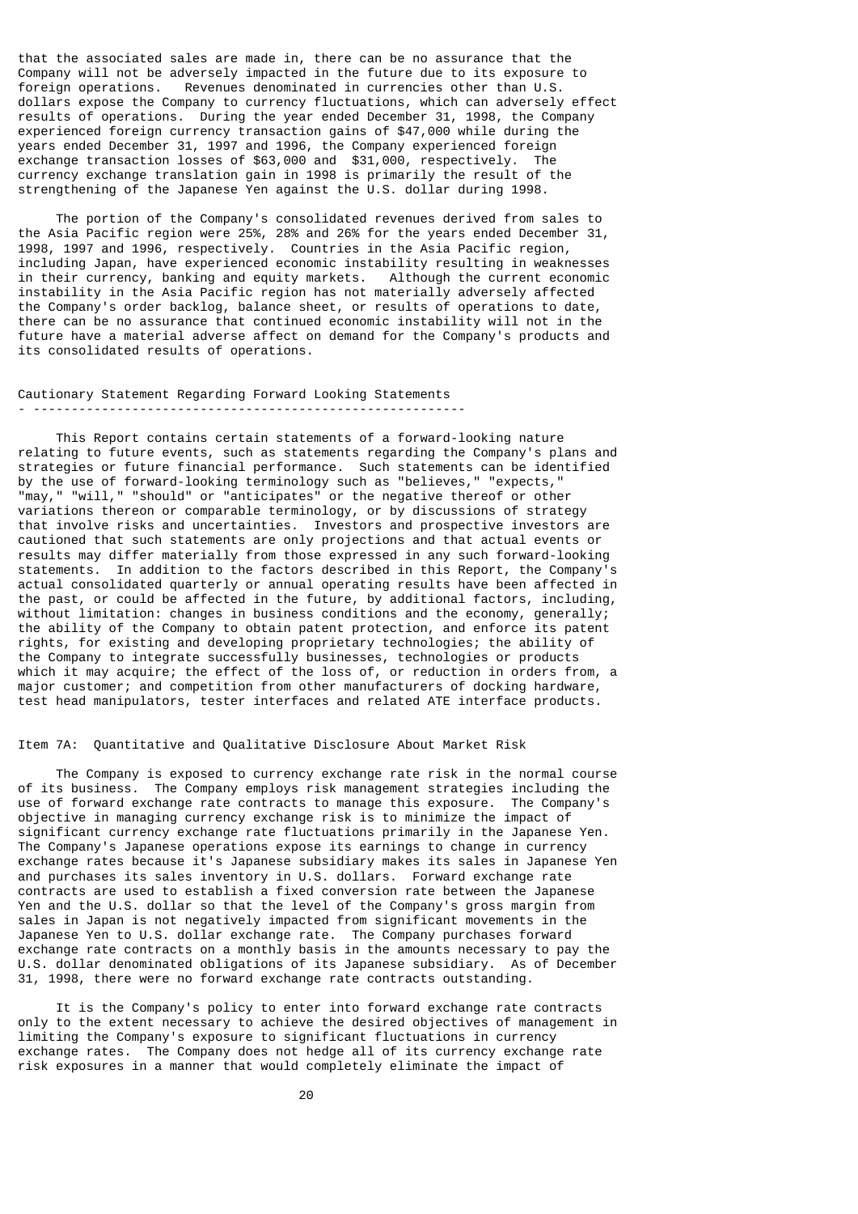that the associated sales are made in, there can be no assurance that the Company will not be adversely impacted in the future due to its exposure to foreign operations. Revenues denominated in currencies other than U.S. dollars expose the Company to currency fluctuations, which can adversely effect results of operations. During the year ended December 31, 1998, the Company experienced foreign currency transaction gains of $47,000 while during the years ended December 31, 1997 and 1996, the Company experienced foreign exchange transaction losses of $63,000 and $31,000, respectively. The currency exchange translation gain in 1998 is primarily the result of the strengthening of the Japanese Yen against the U.S. dollar during 1998.

The portion of the Company's consolidated revenues derived from sales to the Asia Pacific region were 25%, 28% and 26% for the years ended December 31, 1998, 1997 and 1996, respectively. Countries in the Asia Pacific region, including Japan, have experienced economic instability resulting in weaknesses in their currency, banking and equity markets. Although the current economic instability in the Asia Pacific region has not materially adversely affected the Company's order backlog, balance sheet, or results of operations to date, there can be no assurance that continued economic instability will not in the future have a material adverse affect on demand for the Company's products and its consolidated results of operations.

## Cautionary Statement Regarding Forward Looking Statements

This Report contains certain statements of a forward-looking nature relating to future events, such as statements regarding the Company's plans and strategies or future financial performance. Such statements can be identified by the use of forward-looking terminology such as "believes," "expects," "may," "will," "should" or "anticipates" or the negative thereof or other variations thereon or comparable terminology, or by discussions of strategy that involve risks and uncertainties. Investors and prospective investors are cautioned that such statements are only projections and that actual events or results may differ materially from those expressed in any such forward-looking statements. In addition to the factors described in this Report, the Company's actual consolidated quarterly or annual operating results have been affected in the past, or could be affected in the future, by additional factors, including, without limitation: changes in business conditions and the economy, generally; the ability of the Company to obtain patent protection, and enforce its patent rights, for existing and developing proprietary technologies; the ability of the Company to integrate successfully businesses, technologies or products which it may acquire; the effect of the loss of, or reduction in orders from, a major customer; and competition from other manufacturers of docking hardware, test head manipulators, tester interfaces and related ATE interface products.

## Item 7A: Quantitative and Qualitative Disclosure About Market Risk

The Company is exposed to currency exchange rate risk in the normal course of its business. The Company employs risk management strategies including the use of forward exchange rate contracts to manage this exposure. The Company's objective in managing currency exchange risk is to minimize the impact of significant currency exchange rate fluctuations primarily in the Japanese Yen. The Company's Japanese operations expose its earnings to change in currency exchange rates because it's Japanese subsidiary makes its sales in Japanese Yen and purchases its sales inventory in U.S. dollars. Forward exchange rate contracts are used to establish a fixed conversion rate between the Japanese Yen and the U.S. dollar so that the level of the Company's gross margin from sales in Japan is not negatively impacted from significant movements in the Japanese Yen to U.S. dollar exchange rate. The Company purchases forward exchange rate contracts on a monthly basis in the amounts necessary to pay the U.S. dollar denominated obligations of its Japanese subsidiary. As of December 31, 1998, there were no forward exchange rate contracts outstanding.

It is the Company's policy to enter into forward exchange rate contracts only to the extent necessary to achieve the desired objectives of management in limiting the Company's exposure to significant fluctuations in currency exchange rates. The Company does not hedge all of its currency exchange rate risk exposures in a manner that would completely eliminate the impact of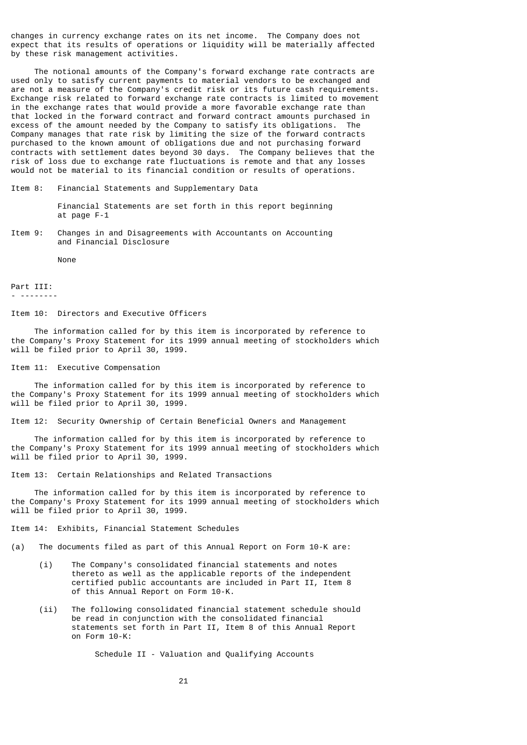changes in currency exchange rates on its net income. The Company does not expect that its results of operations or liquidity will be materially affected by these risk management activities.

The notional amounts of the Company's forward exchange rate contracts are used only to satisfy current payments to material vendors to be exchanged and are not a measure of the Company's credit risk or its future cash requirements. Exchange risk related to forward exchange rate contracts is limited to movement in the exchange rates that would provide a more favorable exchange rate than that locked in the forward contract and forward contract amounts purchased in excess of the amount needed by the Company to satisfy its obligations. The Company manages that rate risk by limiting the size of the forward contracts purchased to the known amount of obligations due and not purchasing forward contracts with settlement dates beyond 30 days. The Company believes that the risk of loss due to exchange rate fluctuations is remote and that any losses would not be material to its financial condition or results of operations.

Item 8: Financial Statements and Supplementary Data

Financial Statements are set forth in this report beginning at page F-1

Item 9: Changes in and Disagreements with Accountants on Accounting and Financial Disclosure

None

## Part III:

Item 10: Directors and Executive Officers

The information called for by this item is incorporated by reference to the Company's Proxy Statement for its 1999 annual meeting of stockholders which will be filed prior to April 30, 1999.

Item 11: Executive Compensation

The information called for by this item is incorporated by reference to the Company's Proxy Statement for its 1999 annual meeting of stockholders which will be filed prior to April 30, 1999.

Item 12: Security Ownership of Certain Beneficial Owners and Management

The information called for by this item is incorporated by reference to the Company's Proxy Statement for its 1999 annual meeting of stockholders which will be filed prior to April 30, 1999.

Item 13: Certain Relationships and Related Transactions

The information called for by this item is incorporated by reference to the Company's Proxy Statement for its 1999 annual meeting of stockholders which will be filed prior to April 30, 1999.

Item 14: Exhibits, Financial Statement Schedules

(a) The documents filed as part of this Annual Report on Form 10-K are:

(i) The Company's consolidated financial statements and notes thereto as well as the applicable reports of the independent certified public accountants are included in Part II, Item 8 of this Annual Report on Form 10-K.

(ii) The following consolidated financial statement schedule should be read in conjunction with the consolidated financial statements set forth in Part II, Item 8 of this Annual Report on Form 10-K:

Schedule II - Valuation and Qualifying Accounts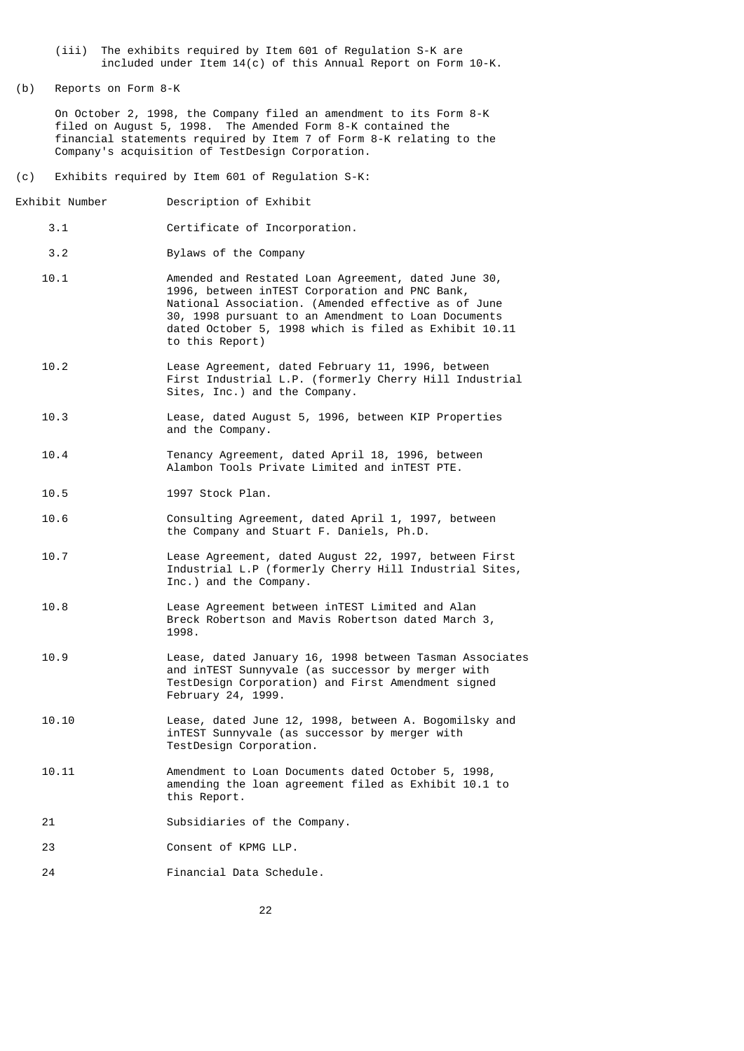(iii) The exhibits required by Item 601 of Regulation S-K are included under Item 14(c) of this Annual Report on Form 10-K.

(b) Reports on Form 8-K

On October 2, 1998, the Company filed an amendment to its Form 8-K filed on August 5, 1998. The Amended Form 8-K contained the financial statements required by Item 7 of Form 8-K relating to the Company's acquisition of TestDesign Corporation.

(c) Exhibits required by Item 601 of Regulation S-K:

| Exhibit Number | Description of Exhibit |
|---|---|
| 3.1 | Certificate of Incorporation. |
| 3.2 | Bylaws of the Company |
| 10.1 | Amended and Restated Loan Agreement, dated June 30, 1996, between inTEST Corporation and PNC Bank, National Association. (Amended effective as of June 30, 1998 pursuant to an Amendment to Loan Documents dated October 5, 1998 which is filed as Exhibit 10.11 to this Report) |
| 10.2 | Lease Agreement, dated February 11, 1996, between First Industrial L.P. (formerly Cherry Hill Industrial Sites, Inc.) and the Company. |
| 10.3 | Lease, dated August 5, 1996, between KIP Properties and the Company. |
| 10.4 | Tenancy Agreement, dated April 18, 1996, between Alambon Tools Private Limited and inTEST PTE. |
| 10.5 | 1997 Stock Plan. |
| 10.6 | Consulting Agreement, dated April 1, 1997, between the Company and Stuart F. Daniels, Ph.D. |
| 10.7 | Lease Agreement, dated August 22, 1997, between First Industrial L.P (formerly Cherry Hill Industrial Sites, Inc.) and the Company. |
| 10.8 | Lease Agreement between inTEST Limited and Alan Breck Robertson and Mavis Robertson dated March 3, 1998. |
| 10.9 | Lease, dated January 16, 1998 between Tasman Associates and inTEST Sunnyvale (as successor by merger with TestDesign Corporation) and First Amendment signed February 24, 1999. |
| 10.10 | Lease, dated June 12, 1998, between A. Bogomilsky and inTEST Sunnyvale (as successor by merger with TestDesign Corporation. |
| 10.11 | Amendment to Loan Documents dated October 5, 1998, amending the loan agreement filed as Exhibit 10.1 to this Report. |
| 21 | Subsidiaries of the Company. |
| 23 | Consent of KPMG LLP. |
| 24 | Financial Data Schedule. |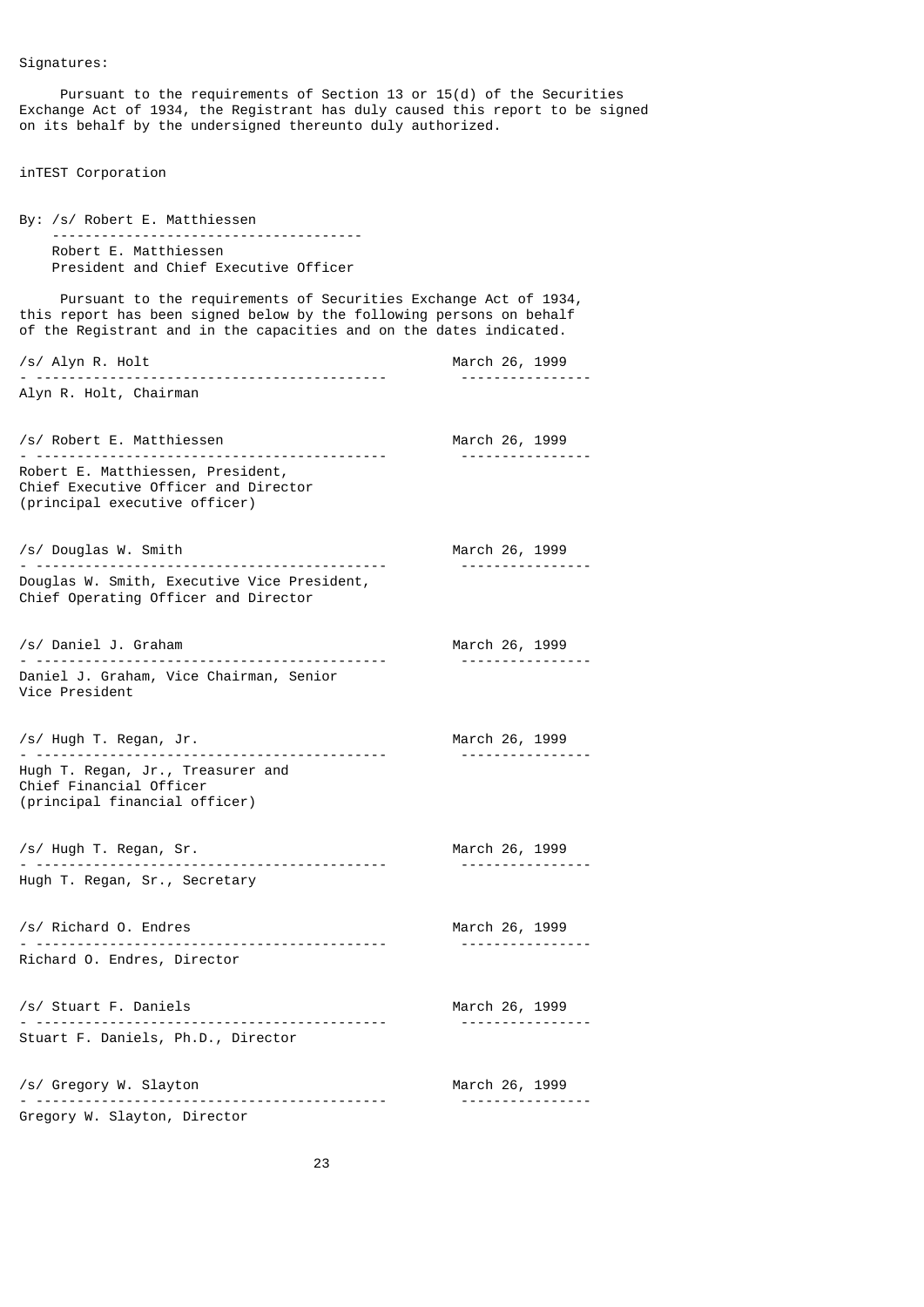Signatures:

Pursuant to the requirements of Section 13 or 15(d) of the Securities Exchange Act of 1934, the Registrant has duly caused this report to be signed on its behalf by the undersigned thereunto duly authorized.

inTEST Corporation

By: /s/ Robert E. Matthiessen
Robert E. Matthiessen
President and Chief Executive Officer

Pursuant to the requirements of Securities Exchange Act of 1934, this report has been signed below by the following persons on behalf of the Registrant and in the capacities and on the dates indicated.

| Signature | Date |
|---|---|
| /s/ Alyn R. Holt<br>Alyn R. Holt, Chairman | March 26, 1999 |
| /s/ Robert E. Matthiessen<br>Robert E. Matthiessen, President, Chief Executive Officer and Director (principal executive officer) | March 26, 1999 |
| /s/ Douglas W. Smith<br>Douglas W. Smith, Executive Vice President, Chief Operating Officer and Director | March 26, 1999 |
| /s/ Daniel J. Graham<br>Daniel J. Graham, Vice Chairman, Senior Vice President | March 26, 1999 |
| /s/ Hugh T. Regan, Jr.<br>Hugh T. Regan, Jr., Treasurer and Chief Financial Officer (principal financial officer) | March 26, 1999 |
| /s/ Hugh T. Regan, Sr.<br>Hugh T. Regan, Sr., Secretary | March 26, 1999 |
| /s/ Richard O. Endres<br>Richard O. Endres, Director | March 26, 1999 |
| /s/ Stuart F. Daniels<br>Stuart F. Daniels, Ph.D., Director | March 26, 1999 |
| /s/ Gregory W. Slayton<br>Gregory W. Slayton, Director | March 26, 1999 |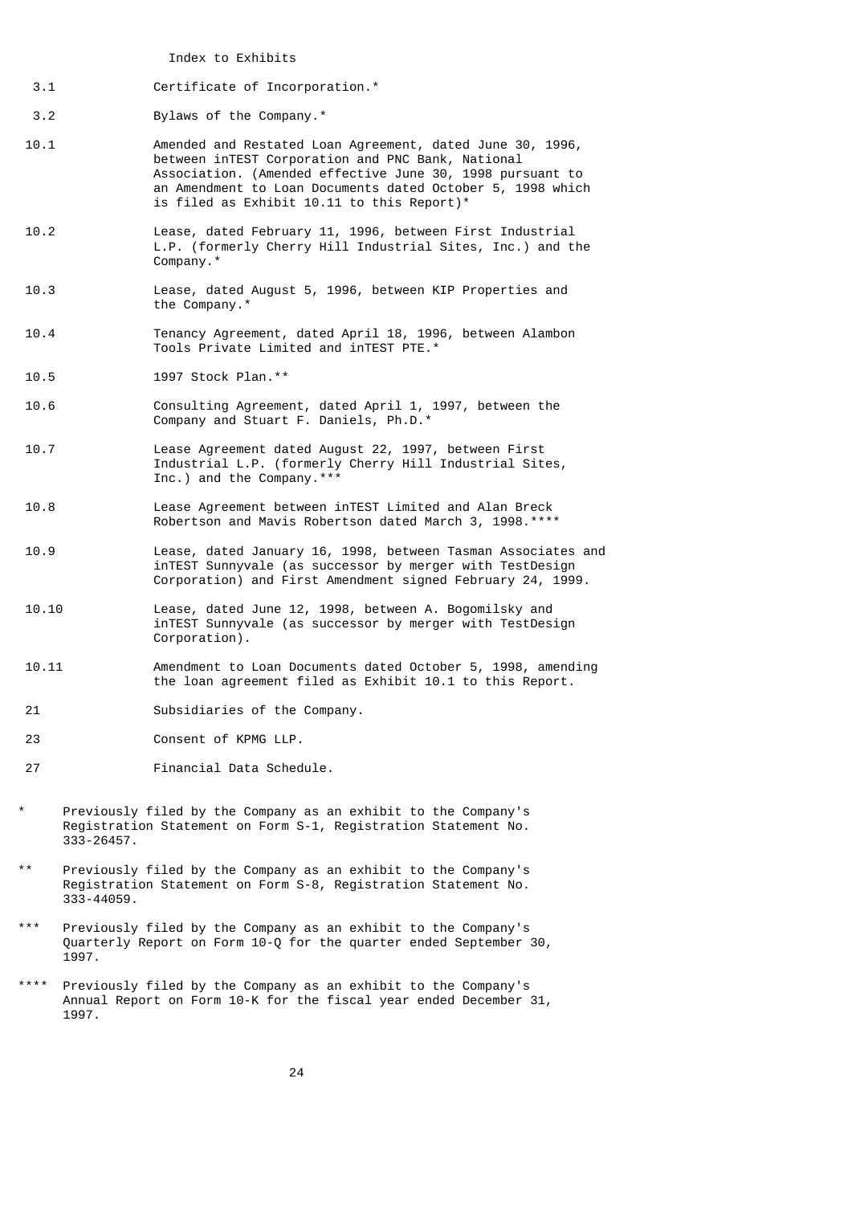Index to Exhibits

| | |
|---|---|
| 3.1 | Certificate of Incorporation.* |
| 3.2 | Bylaws of the Company.* |
| 10.1 | Amended and Restated Loan Agreement, dated June 30, 1996, between inTEST Corporation and PNC Bank, National Association. (Amended effective June 30, 1998 pursuant to an Amendment to Loan Documents dated October 5, 1998 which is filed as Exhibit 10.11 to this Report)* |
| 10.2 | Lease, dated February 11, 1996, between First Industrial L.P. (formerly Cherry Hill Industrial Sites, Inc.) and the Company.* |
| 10.3 | Lease, dated August 5, 1996, between KIP Properties and the Company.* |
| 10.4 | Tenancy Agreement, dated April 18, 1996, between Alambon Tools Private Limited and inTEST PTE.* |
| 10.5 | 1997 Stock Plan.** |
| 10.6 | Consulting Agreement, dated April 1, 1997, between the Company and Stuart F. Daniels, Ph.D.* |
| 10.7 | Lease Agreement dated August 22, 1997, between First Industrial L.P. (formerly Cherry Hill Industrial Sites, Inc.) and the Company.*** |
| 10.8 | Lease Agreement between inTEST Limited and Alan Breck Robertson and Mavis Robertson dated March 3, 1998.**** |
| 10.9 | Lease, dated January 16, 1998, between Tasman Associates and inTEST Sunnyvale (as successor by merger with TestDesign Corporation) and First Amendment signed February 24, 1999. |
| 10.10 | Lease, dated June 12, 1998, between A. Bogomilsky and inTEST Sunnyvale (as successor by merger with TestDesign Corporation). |
| 10.11 | Amendment to Loan Documents dated October 5, 1998, amending the loan agreement filed as Exhibit 10.1 to this Report. |
| 21 | Subsidiaries of the Company. |
| 23 | Consent of KPMG LLP. |
| 27 | Financial Data Schedule. |

\* Previously filed by the Company as an exhibit to the Company's Registration Statement on Form S-1, Registration Statement No. 333-26457.

** Previously filed by the Company as an exhibit to the Company's Registration Statement on Form S-8, Registration Statement No. 333-44059.

*** Previously filed by the Company as an exhibit to the Company's Quarterly Report on Form 10-Q for the quarter ended September 30, 1997.

**** Previously filed by the Company as an exhibit to the Company's Annual Report on Form 10-K for the fiscal year ended December 31, 1997.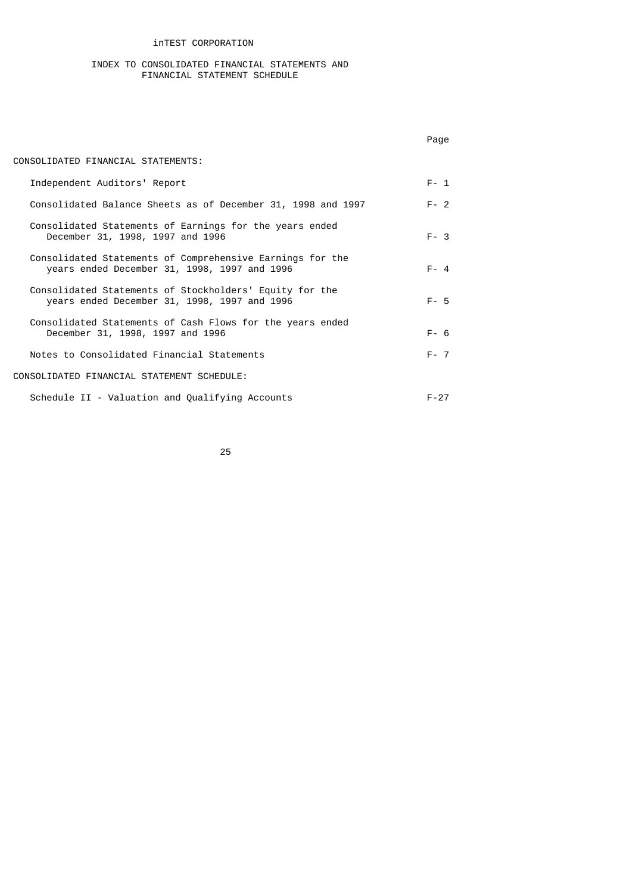# inTEST CORPORATION

## INDEX TO CONSOLIDATED FINANCIAL STATEMENTS AND FINANCIAL STATEMENT SCHEDULE

| | Page |
|---|---|
| CONSOLIDATED FINANCIAL STATEMENTS: | |
| Independent Auditors' Report | F- 1 |
| Consolidated Balance Sheets as of December 31, 1998 and 1997 | F- 2 |
| Consolidated Statements of Earnings for the years ended December 31, 1998, 1997 and 1996 | F- 3 |
| Consolidated Statements of Comprehensive Earnings for the years ended December 31, 1998, 1997 and 1996 | F- 4 |
| Consolidated Statements of Stockholders' Equity for the years ended December 31, 1998, 1997 and 1996 | F- 5 |
| Consolidated Statements of Cash Flows for the years ended December 31, 1998, 1997 and 1996 | F- 6 |
| Notes to Consolidated Financial Statements | F- 7 |
| CONSOLIDATED FINANCIAL STATEMENT SCHEDULE: | |
| Schedule II - Valuation and Qualifying Accounts | F-27 |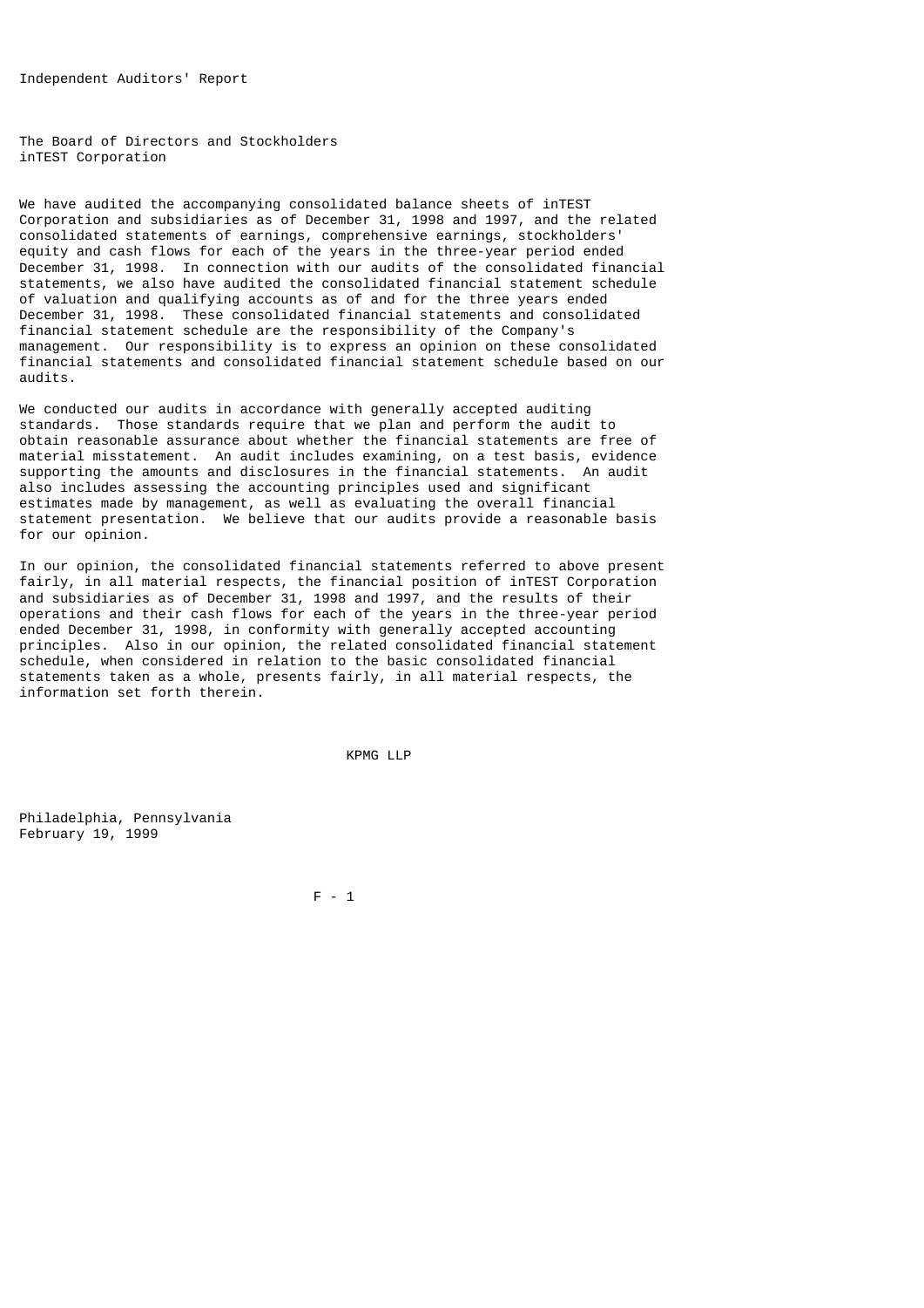# Independent Auditors' Report

The Board of Directors and Stockholders
inTEST Corporation

We have audited the accompanying consolidated balance sheets of inTEST Corporation and subsidiaries as of December 31, 1998 and 1997, and the related consolidated statements of earnings, comprehensive earnings, stockholders' equity and cash flows for each of the years in the three-year period ended December 31, 1998. In connection with our audits of the consolidated financial statements, we also have audited the consolidated financial statement schedule of valuation and qualifying accounts as of and for the three years ended December 31, 1998. These consolidated financial statements and consolidated financial statement schedule are the responsibility of the Company's management. Our responsibility is to express an opinion on these consolidated financial statements and consolidated financial statement schedule based on our audits.

We conducted our audits in accordance with generally accepted auditing standards. Those standards require that we plan and perform the audit to obtain reasonable assurance about whether the financial statements are free of material misstatement. An audit includes examining, on a test basis, evidence supporting the amounts and disclosures in the financial statements. An audit also includes assessing the accounting principles used and significant estimates made by management, as well as evaluating the overall financial statement presentation. We believe that our audits provide a reasonable basis for our opinion.

In our opinion, the consolidated financial statements referred to above present fairly, in all material respects, the financial position of inTEST Corporation and subsidiaries as of December 31, 1998 and 1997, and the results of their operations and their cash flows for each of the years in the three-year period ended December 31, 1998, in conformity with generally accepted accounting principles. Also in our opinion, the related consolidated financial statement schedule, when considered in relation to the basic consolidated financial statements taken as a whole, presents fairly, in all material respects, the information set forth therein.

KPMG LLP

Philadelphia, Pennsylvania
February 19, 1999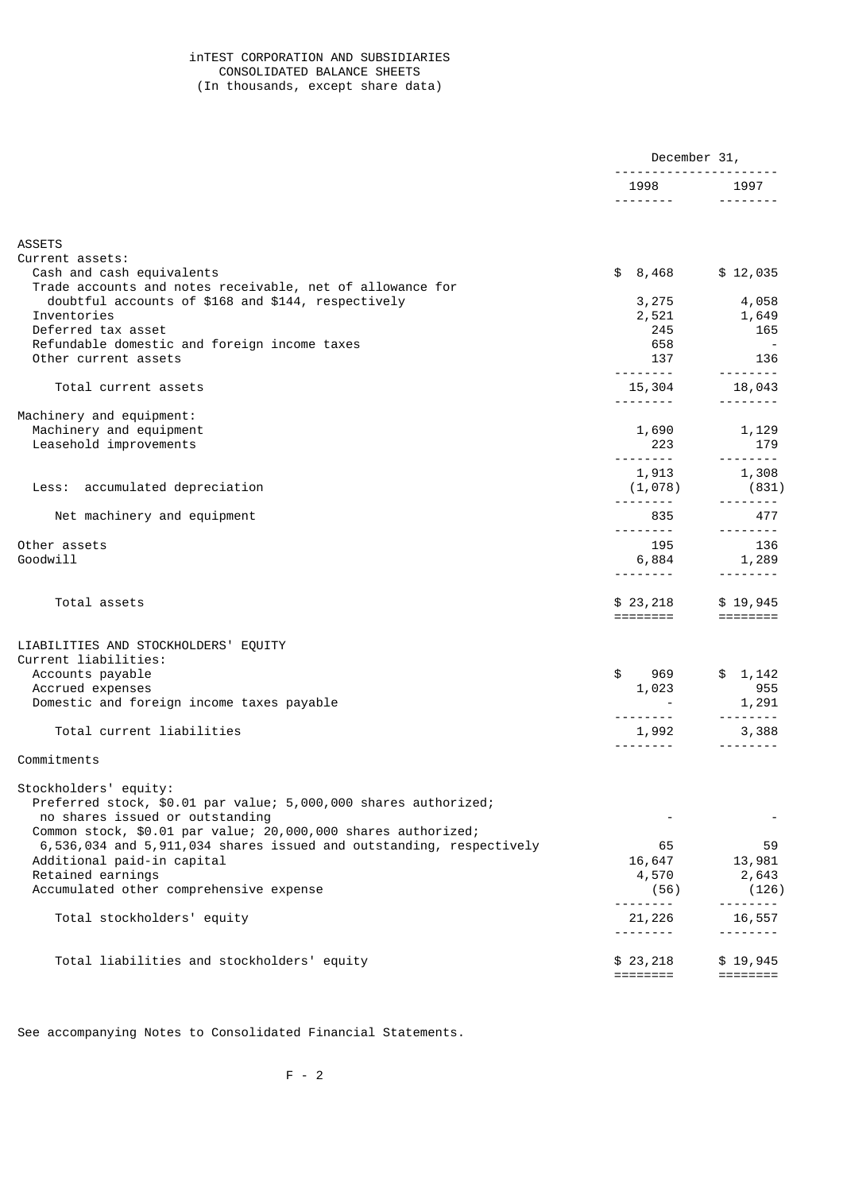# inTEST CORPORATION AND SUBSIDIARIES
## CONSOLIDATED BALANCE SHEETS
(In thousands, except share data)

| | December 31, | |
|---|---|---|
| | 1998 | 1997 |
| **ASSETS** | | |
| Current assets: | | |
| Cash and cash equivalents | $ 8,468 | $ 12,035 |
| Trade accounts and notes receivable, net of allowance for doubtful accounts of $168 and $144, respectively | 3,275 | 4,058 |
| Inventories | 2,521 | 1,649 |
| Deferred tax asset | 245 | 165 |
| Refundable domestic and foreign income taxes | 658 | - |
| Other current assets | 137 | 136 |
| Total current assets | 15,304 | 18,043 |
| Machinery and equipment: | | |
| Machinery and equipment | 1,690 | 1,129 |
| Leasehold improvements | 223 | 179 |
| | 1,913 | 1,308 |
| Less: accumulated depreciation | (1,078) | (831) |
| Net machinery and equipment | 835 | 477 |
| Other assets | 195 | 136 |
| Goodwill | 6,884 | 1,289 |
| Total assets | $ 23,218 | $ 19,945 |
| **LIABILITIES AND STOCKHOLDERS' EQUITY** | | |
| Current liabilities: | | |
| Accounts payable | $ 969 | $ 1,142 |
| Accrued expenses | 1,023 | 955 |
| Domestic and foreign income taxes payable | - | 1,291 |
| Total current liabilities | 1,992 | 3,388 |
| Commitments | | |
| Stockholders' equity: | | |
| Preferred stock, $0.01 par value; 5,000,000 shares authorized; no shares issued or outstanding | - | - |
| Common stock, $0.01 par value; 20,000,000 shares authorized; 6,536,034 and 5,911,034 shares issued and outstanding, respectively | 65 | 59 |
| Additional paid-in capital | 16,647 | 13,981 |
| Retained earnings | 4,570 | 2,643 |
| Accumulated other comprehensive expense | (56) | (126) |
| Total stockholders' equity | 21,226 | 16,557 |
| Total liabilities and stockholders' equity | $ 23,218 | $ 19,945 |

See accompanying Notes to Consolidated Financial Statements.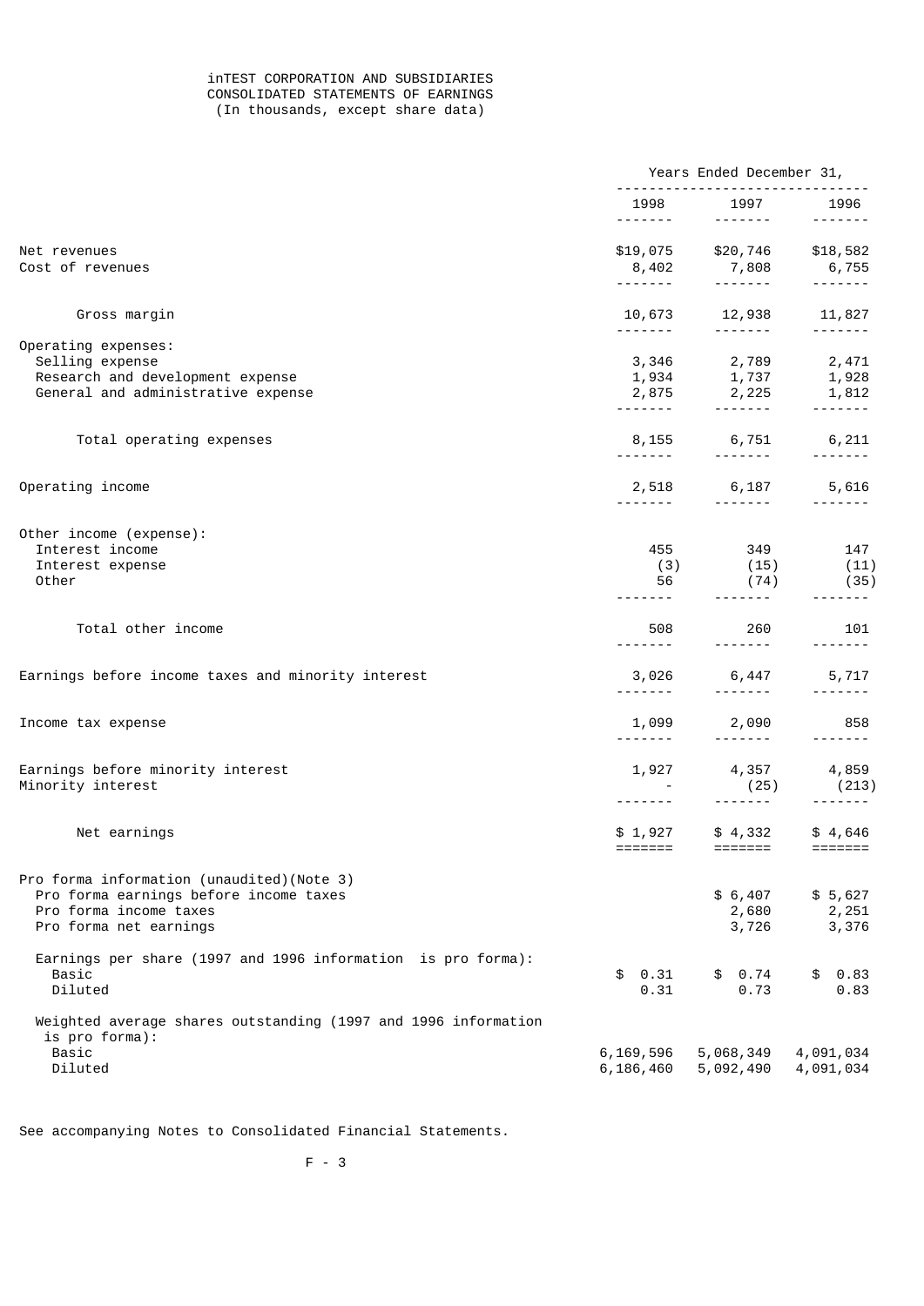# inTEST CORPORATION AND SUBSIDIARIES
## CONSOLIDATED STATEMENTS OF EARNINGS
(In thousands, except share data)

| | Years Ended December 31, | | |
|---|---|---|---|
| | 1998 | 1997 | 1996 |
| Net revenues | $19,075 | $20,746 | $18,582 |
| Cost of revenues | 8,402 | 7,808 | 6,755 |
| Gross margin | 10,673 | 12,938 | 11,827 |
| Operating expenses: | | | |
| Selling expense | 3,346 | 2,789 | 2,471 |
| Research and development expense | 1,934 | 1,737 | 1,928 |
| General and administrative expense | 2,875 | 2,225 | 1,812 |
| Total operating expenses | 8,155 | 6,751 | 6,211 |
| Operating income | 2,518 | 6,187 | 5,616 |
| Other income (expense): | | | |
| Interest income | 455 | 349 | 147 |
| Interest expense | (3) | (15) | (11) |
| Other | 56 | (74) | (35) |
| Total other income | 508 | 260 | 101 |
| Earnings before income taxes and minority interest | 3,026 | 6,447 | 5,717 |
| Income tax expense | 1,099 | 2,090 | 858 |
| Earnings before minority interest | 1,927 | 4,357 | 4,859 |
| Minority interest | - | (25) | (213) |
| Net earnings | $ 1,927 | $ 4,332 | $ 4,646 |
| Pro forma information (unaudited)(Note 3) | | | |
| Pro forma earnings before income taxes | | $ 6,407 | $ 5,627 |
| Pro forma income taxes | | 2,680 | 2,251 |
| Pro forma net earnings | | 3,726 | 3,376 |
| Earnings per share (1997 and 1996 information is pro forma): | | | |
| Basic | $ 0.31 | $ 0.74 | $ 0.83 |
| Diluted | 0.31 | 0.73 | 0.83 |
| Weighted average shares outstanding (1997 and 1996 information is pro forma): | | | |
| Basic | 6,169,596 | 5,068,349 | 4,091,034 |
| Diluted | 6,186,460 | 5,092,490 | 4,091,034 |

See accompanying Notes to Consolidated Financial Statements.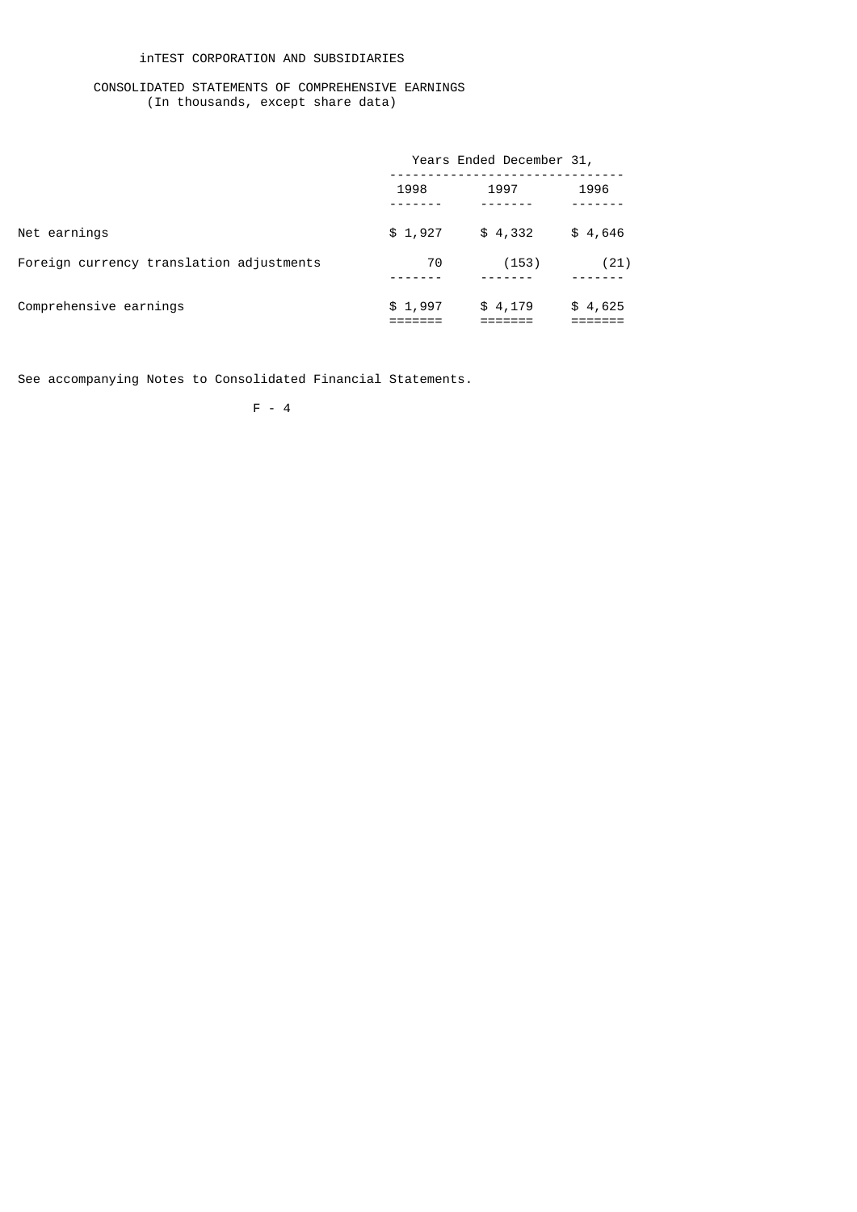# inTEST CORPORATION AND SUBSIDIARIES

## CONSOLIDATED STATEMENTS OF COMPREHENSIVE EARNINGS
(In thousands, except share data)

| | Years Ended December 31, | | |
|---|---|---|---|
| | 1998 | 1997 | 1996 |
| Net earnings | $ 1,927 | $ 4,332 | $ 4,646 |
| Foreign currency translation adjustments | 70 | (153) | (21) |
| Comprehensive earnings | $ 1,997 | $ 4,179 | $ 4,625 |

See accompanying Notes to Consolidated Financial Statements.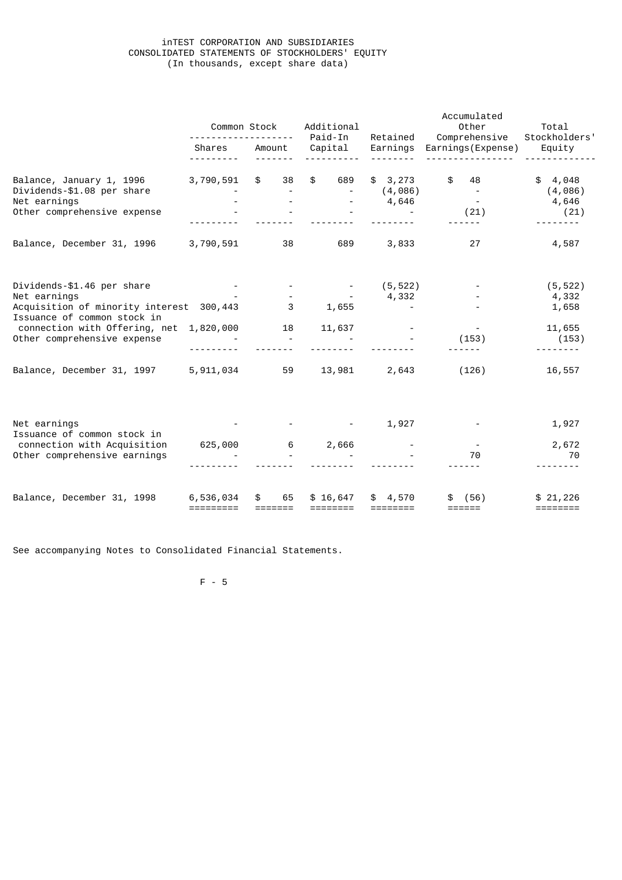# iNTEST CORPORATION AND SUBSIDIARIES
## CONSOLIDATED STATEMENTS OF STOCKHOLDERS' EQUITY
(In thousands, except share data)

| | Common Stock | | Additional Paid-In Capital | Retained Earnings | Accumulated Other Comprehensive Earnings(Expense) | Total Stockholders' Equity |
|---|---|---|---|---|---|---|
| | Shares | Amount | | | | |
| Balance, January 1, 1996 | 3,790,591 | $ 38 | $ 689 | $ 3,273 | $ 48 | $ 4,048 |
| Dividends-$1.08 per share | - | - | - | (4,086) | - | (4,086) |
| Net earnings | - | - | - | 4,646 | - | 4,646 |
| Other comprehensive expense | - | - | - | - | (21) | (21) |
| Balance, December 31, 1996 | 3,790,591 | 38 | 689 | 3,833 | 27 | 4,587 |
| Dividends-$1.46 per share | - | - | - | (5,522) | - | (5,522) |
| Net earnings | - | - | - | 4,332 | - | 4,332 |
| Acquisition of minority interest | 300,443 | 3 | 1,655 | - | - | 1,658 |
| Issuance of common stock in connection with Offering, net | 1,820,000 | 18 | 11,637 | - | - | 11,655 |
| Other comprehensive expense | - | - | - | - | (153) | (153) |
| Balance, December 31, 1997 | 5,911,034 | 59 | 13,981 | 2,643 | (126) | 16,557 |
| Net earnings | - | - | - | 1,927 | - | 1,927 |
| Issuance of common stock in connection with Acquisition | 625,000 | 6 | 2,666 | - | - | 2,672 |
| Other comprehensive earnings | - | - | - | - | 70 | 70 |
| Balance, December 31, 1998 | 6,536,034 | $ 65 | $ 16,647 | $ 4,570 | $ (56) | $ 21,226 |

See accompanying Notes to Consolidated Financial Statements.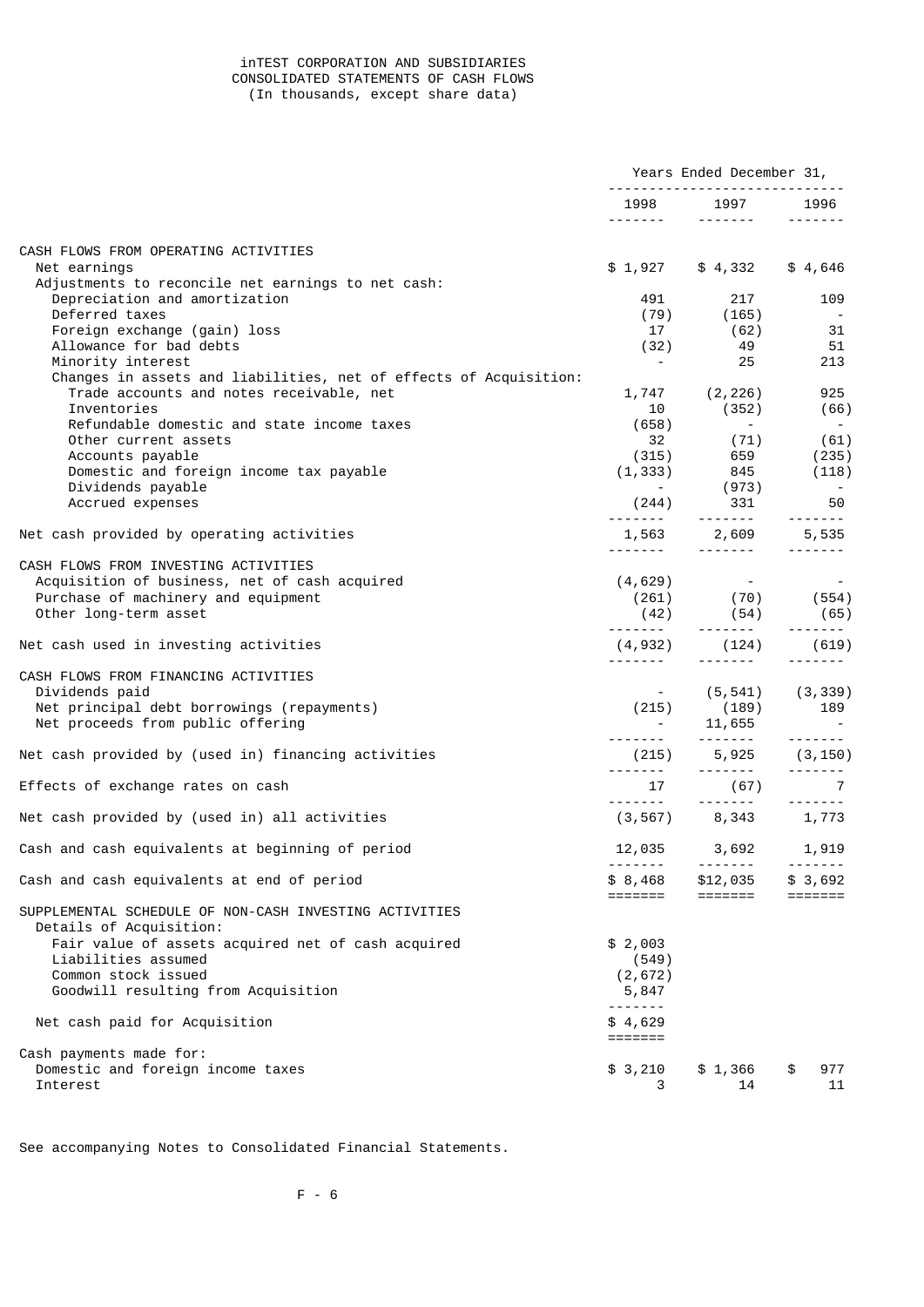# iNTEST CORPORATION AND SUBSIDIARIES
## CONSOLIDATED STATEMENTS OF CASH FLOWS
(In thousands, except share data)

| | Years Ended December 31, | | |
|---|---|---|---|
| | 1998 | 1997 | 1996 |
| **CASH FLOWS FROM OPERATING ACTIVITIES** | | | |
| Net earnings | $ 1,927 | $ 4,332 | $ 4,646 |
| Adjustments to reconcile net earnings to net cash: | | | |
| Depreciation and amortization | 491 | 217 | 109 |
| Deferred taxes | (79) | (165) | - |
| Foreign exchange (gain) loss | 17 | (62) | 31 |
| Allowance for bad debts | (32) | 49 | 51 |
| Minority interest | - | 25 | 213 |
| Changes in assets and liabilities, net of effects of Acquisition: | | | |
| Trade accounts and notes receivable, net | 1,747 | (2,226) | 925 |
| Inventories | 10 | (352) | (66) |
| Refundable domestic and state income taxes | (658) | - | - |
| Other current assets | 32 | (71) | (61) |
| Accounts payable | (315) | 659 | (235) |
| Domestic and foreign income tax payable | (1,333) | 845 | (118) |
| Dividends payable | - | (973) | - |
| Accrued expenses | (244) | 331 | 50 |
| Net cash provided by operating activities | 1,563 | 2,609 | 5,535 |
| **CASH FLOWS FROM INVESTING ACTIVITIES** | | | |
| Acquisition of business, net of cash acquired | (4,629) | - | - |
| Purchase of machinery and equipment | (261) | (70) | (554) |
| Other long-term asset | (42) | (54) | (65) |
| Net cash used in investing activities | (4,932) | (124) | (619) |
| **CASH FLOWS FROM FINANCING ACTIVITIES** | | | |
| Dividends paid | - | (5,541) | (3,339) |
| Net principal debt borrowings (repayments) | (215) | (189) | 189 |
| Net proceeds from public offering | - | 11,655 | - |
| Net cash provided by (used in) financing activities | (215) | 5,925 | (3,150) |
| Effects of exchange rates on cash | 17 | (67) | 7 |
| Net cash provided by (used in) all activities | (3,567) | 8,343 | 1,773 |
| Cash and cash equivalents at beginning of period | 12,035 | 3,692 | 1,919 |
| Cash and cash equivalents at end of period | $ 8,468 | $12,035 | $ 3,692 |
| **SUPPLEMENTAL SCHEDULE OF NON-CASH INVESTING ACTIVITIES** | | | |
| Details of Acquisition: | | | |
| Fair value of assets acquired net of cash acquired | $ 2,003 | | |
| Liabilities assumed | (549) | | |
| Common stock issued | (2,672) | | |
| Goodwill resulting from Acquisition | 5,847 | | |
| Net cash paid for Acquisition | $ 4,629 | | |
| Cash payments made for: | | | |
| Domestic and foreign income taxes | $ 3,210 | $ 1,366 | $ 977 |
| Interest | 3 | 14 | 11 |

See accompanying Notes to Consolidated Financial Statements.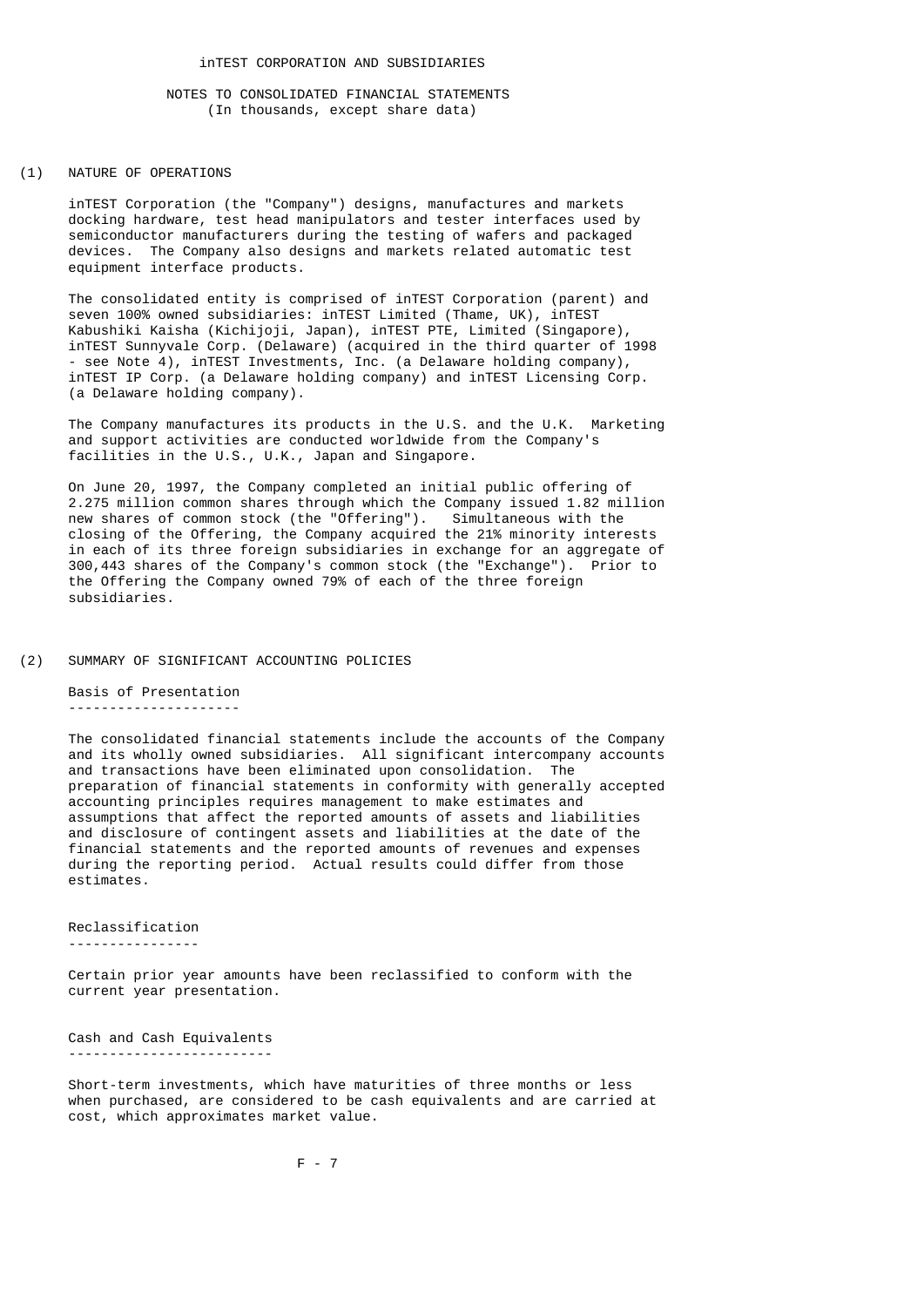# inTEST CORPORATION AND SUBSIDIARIES

## NOTES TO CONSOLIDATED FINANCIAL STATEMENTS
(In thousands, except share data)

### (1) NATURE OF OPERATIONS

inTEST Corporation (the "Company") designs, manufactures and markets docking hardware, test head manipulators and tester interfaces used by semiconductor manufacturers during the testing of wafers and packaged devices. The Company also designs and markets related automatic test equipment interface products.

The consolidated entity is comprised of inTEST Corporation (parent) and seven 100% owned subsidiaries: inTEST Limited (Thame, UK), inTEST Kabushiki Kaisha (Kichijoji, Japan), inTEST PTE, Limited (Singapore), inTEST Sunnyvale Corp. (Delaware) (acquired in the third quarter of 1998 - see Note 4), inTEST Investments, Inc. (a Delaware holding company), inTEST IP Corp. (a Delaware holding company) and inTEST Licensing Corp. (a Delaware holding company).

The Company manufactures its products in the U.S. and the U.K. Marketing and support activities are conducted worldwide from the Company's facilities in the U.S., U.K., Japan and Singapore.

On June 20, 1997, the Company completed an initial public offering of 2.275 million common shares through which the Company issued 1.82 million new shares of common stock (the "Offering"). Simultaneous with the closing of the Offering, the Company acquired the 21% minority interests in each of its three foreign subsidiaries in exchange for an aggregate of 300,443 shares of the Company's common stock (the "Exchange"). Prior to the Offering the Company owned 79% of each of the three foreign subsidiaries.

### (2) SUMMARY OF SIGNIFICANT ACCOUNTING POLICIES

#### Basis of Presentation

The consolidated financial statements include the accounts of the Company and its wholly owned subsidiaries. All significant intercompany accounts and transactions have been eliminated upon consolidation. The preparation of financial statements in conformity with generally accepted accounting principles requires management to make estimates and assumptions that affect the reported amounts of assets and liabilities and disclosure of contingent assets and liabilities at the date of the financial statements and the reported amounts of revenues and expenses during the reporting period. Actual results could differ from those estimates.

#### Reclassification

Certain prior year amounts have been reclassified to conform with the current year presentation.

#### Cash and Cash Equivalents

Short-term investments, which have maturities of three months or less when purchased, are considered to be cash equivalents and are carried at cost, which approximates market value.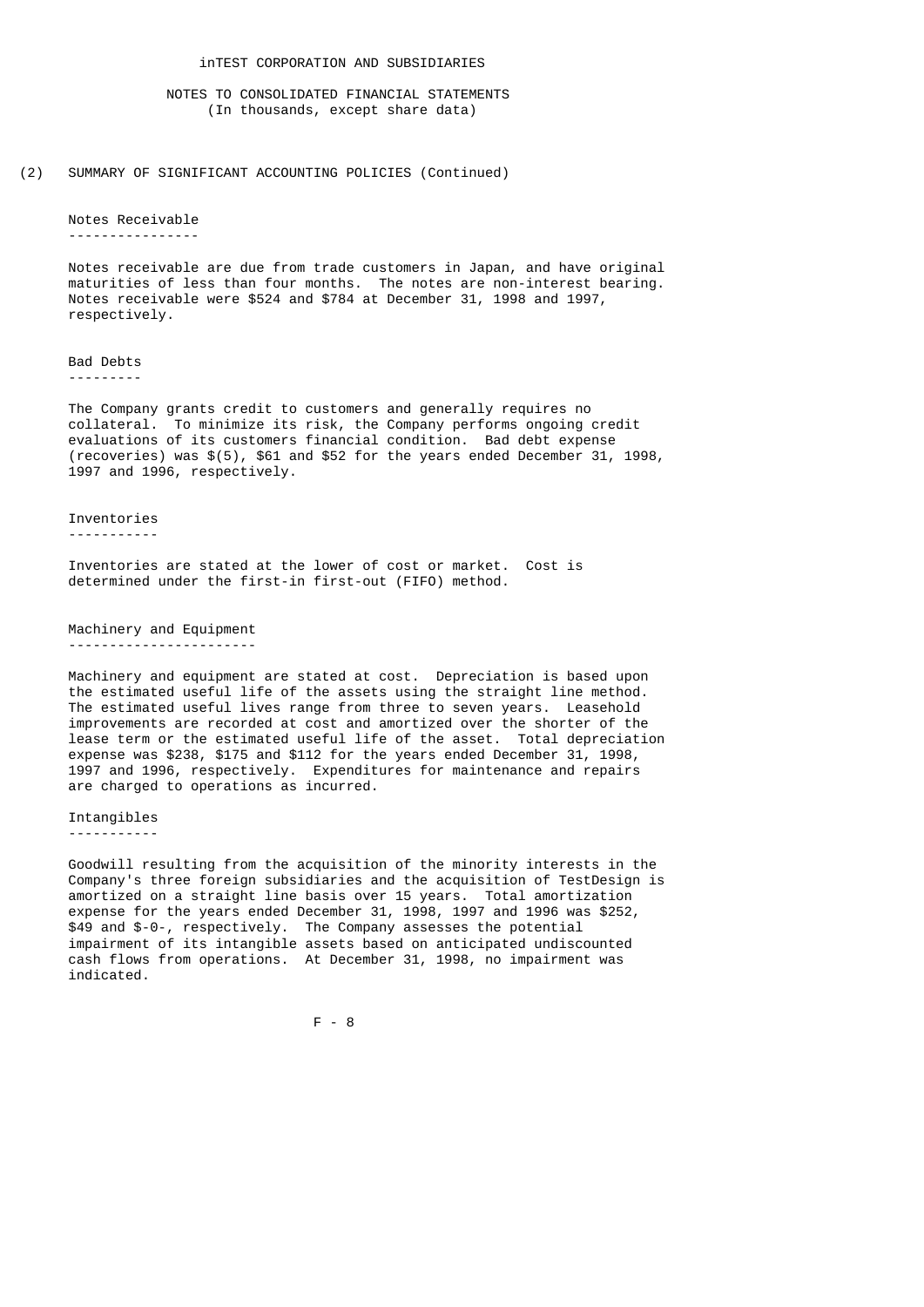inTEST CORPORATION AND SUBSIDIARIES

NOTES TO CONSOLIDATED FINANCIAL STATEMENTS
(In thousands, except share data)

(2) SUMMARY OF SIGNIFICANT ACCOUNTING POLICIES (Continued)

### Notes Receivable

Notes receivable are due from trade customers in Japan, and have original maturities of less than four months. The notes are non-interest bearing. Notes receivable were $524 and $784 at December 31, 1998 and 1997, respectively.

### Bad Debts

The Company grants credit to customers and generally requires no collateral. To minimize its risk, the Company performs ongoing credit evaluations of its customers financial condition. Bad debt expense (recoveries) was $(5), $61 and $52 for the years ended December 31, 1998, 1997 and 1996, respectively.

### Inventories

Inventories are stated at the lower of cost or market. Cost is determined under the first-in first-out (FIFO) method.

### Machinery and Equipment

Machinery and equipment are stated at cost. Depreciation is based upon the estimated useful life of the assets using the straight line method. The estimated useful lives range from three to seven years. Leasehold improvements are recorded at cost and amortized over the shorter of the lease term or the estimated useful life of the asset. Total depreciation expense was $238, $175 and $112 for the years ended December 31, 1998, 1997 and 1996, respectively. Expenditures for maintenance and repairs are charged to operations as incurred.

### Intangibles

Goodwill resulting from the acquisition of the minority interests in the Company's three foreign subsidiaries and the acquisition of TestDesign is amortized on a straight line basis over 15 years. Total amortization expense for the years ended December 31, 1998, 1997 and 1996 was $252, $49 and $-0-, respectively. The Company assesses the potential impairment of its intangible assets based on anticipated undiscounted cash flows from operations. At December 31, 1998, no impairment was indicated.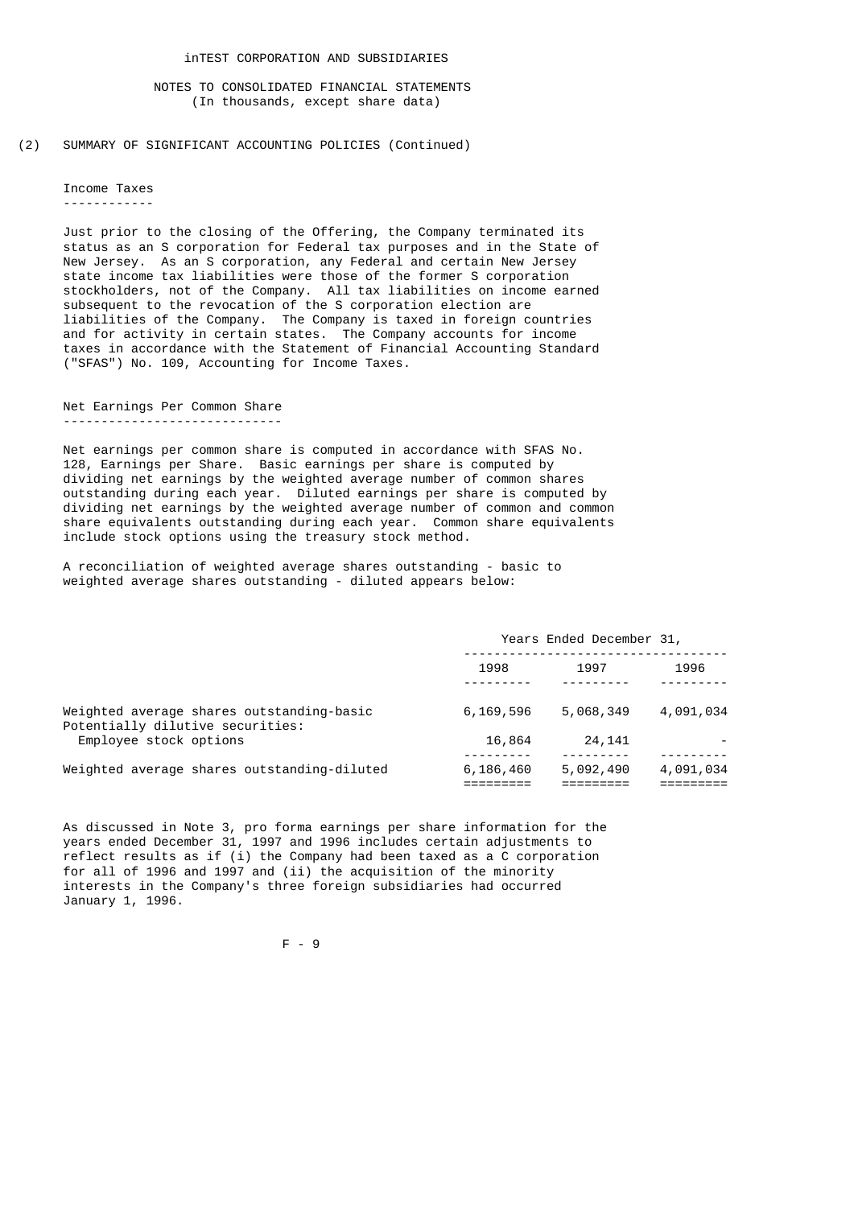inTEST CORPORATION AND SUBSIDIARIES

NOTES TO CONSOLIDATED FINANCIAL STATEMENTS
(In thousands, except share data)

(2) SUMMARY OF SIGNIFICANT ACCOUNTING POLICIES (Continued)

### Income Taxes

Just prior to the closing of the Offering, the Company terminated its status as an S corporation for Federal tax purposes and in the State of New Jersey. As an S corporation, any Federal and certain New Jersey state income tax liabilities were those of the former S corporation stockholders, not of the Company. All tax liabilities on income earned subsequent to the revocation of the S corporation election are liabilities of the Company. The Company is taxed in foreign countries and for activity in certain states. The Company accounts for income taxes in accordance with the Statement of Financial Accounting Standard ("SFAS") No. 109, Accounting for Income Taxes.

### Net Earnings Per Common Share

Net earnings per common share is computed in accordance with SFAS No. 128, Earnings per Share. Basic earnings per share is computed by dividing net earnings by the weighted average number of common shares outstanding during each year. Diluted earnings per share is computed by dividing net earnings by the weighted average number of common and common share equivalents outstanding during each year. Common share equivalents include stock options using the treasury stock method.

A reconciliation of weighted average shares outstanding - basic to weighted average shares outstanding - diluted appears below:

| | Years Ended December 31, | | |
|---|---|---|---|
| | 1998 | 1997 | 1996 |
| Weighted average shares outstanding-basic | 6,169,596 | 5,068,349 | 4,091,034 |
| Potentially dilutive securities: | | | |
| Employee stock options | 16,864 | 24,141 | - |
| Weighted average shares outstanding-diluted | 6,186,460 | 5,092,490 | 4,091,034 |

As discussed in Note 3, pro forma earnings per share information for the years ended December 31, 1997 and 1996 includes certain adjustments to reflect results as if (i) the Company had been taxed as a C corporation for all of 1996 and 1997 and (ii) the acquisition of the minority interests in the Company's three foreign subsidiaries had occurred January 1, 1996.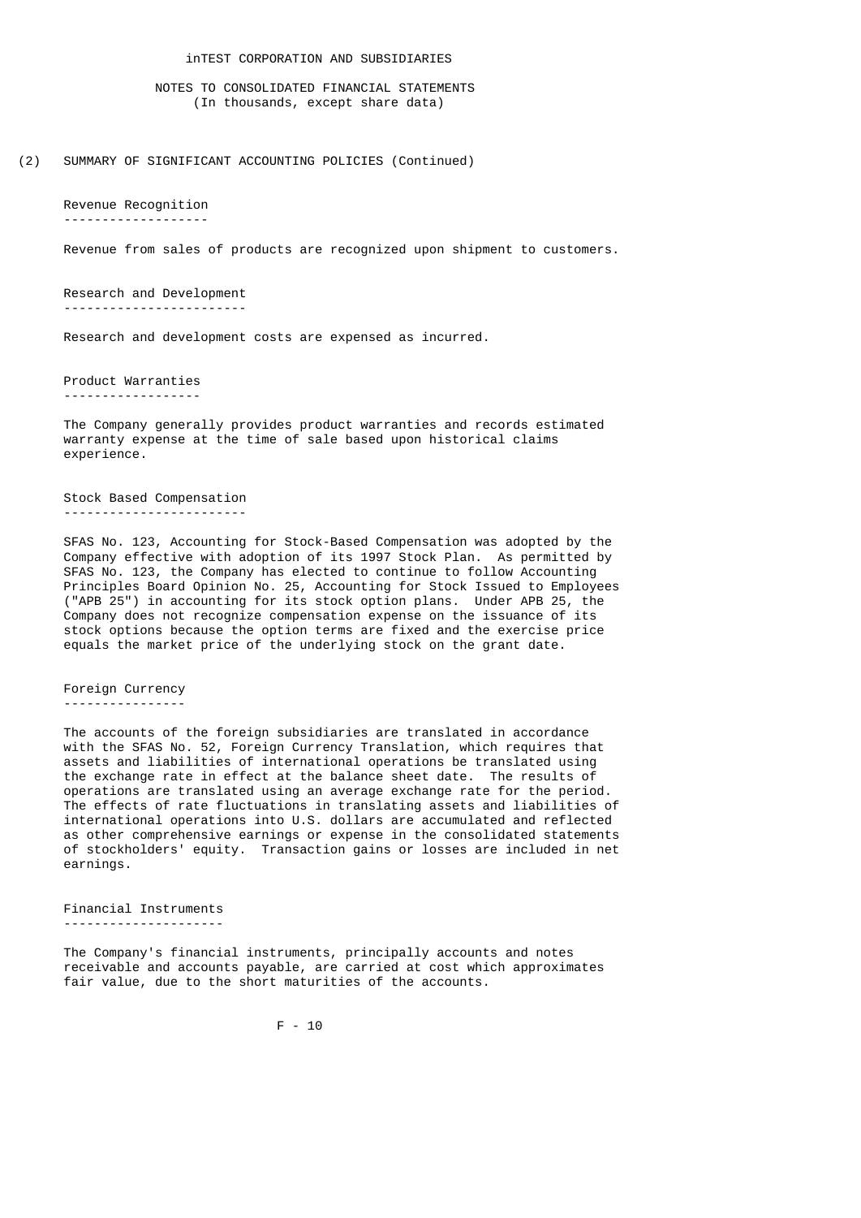inTEST CORPORATION AND SUBSIDIARIES

NOTES TO CONSOLIDATED FINANCIAL STATEMENTS
(In thousands, except share data)

(2) SUMMARY OF SIGNIFICANT ACCOUNTING POLICIES (Continued)

### Revenue Recognition

Revenue from sales of products are recognized upon shipment to customers.

### Research and Development

Research and development costs are expensed as incurred.

### Product Warranties

The Company generally provides product warranties and records estimated warranty expense at the time of sale based upon historical claims experience.

### Stock Based Compensation

SFAS No. 123, Accounting for Stock-Based Compensation was adopted by the Company effective with adoption of its 1997 Stock Plan. As permitted by SFAS No. 123, the Company has elected to continue to follow Accounting Principles Board Opinion No. 25, Accounting for Stock Issued to Employees ("APB 25") in accounting for its stock option plans. Under APB 25, the Company does not recognize compensation expense on the issuance of its stock options because the option terms are fixed and the exercise price equals the market price of the underlying stock on the grant date.

### Foreign Currency

The accounts of the foreign subsidiaries are translated in accordance with the SFAS No. 52, Foreign Currency Translation, which requires that assets and liabilities of international operations be translated using the exchange rate in effect at the balance sheet date. The results of operations are translated using an average exchange rate for the period. The effects of rate fluctuations in translating assets and liabilities of international operations into U.S. dollars are accumulated and reflected as other comprehensive earnings or expense in the consolidated statements of stockholders' equity. Transaction gains or losses are included in net earnings.

### Financial Instruments

The Company's financial instruments, principally accounts and notes receivable and accounts payable, are carried at cost which approximates fair value, due to the short maturities of the accounts.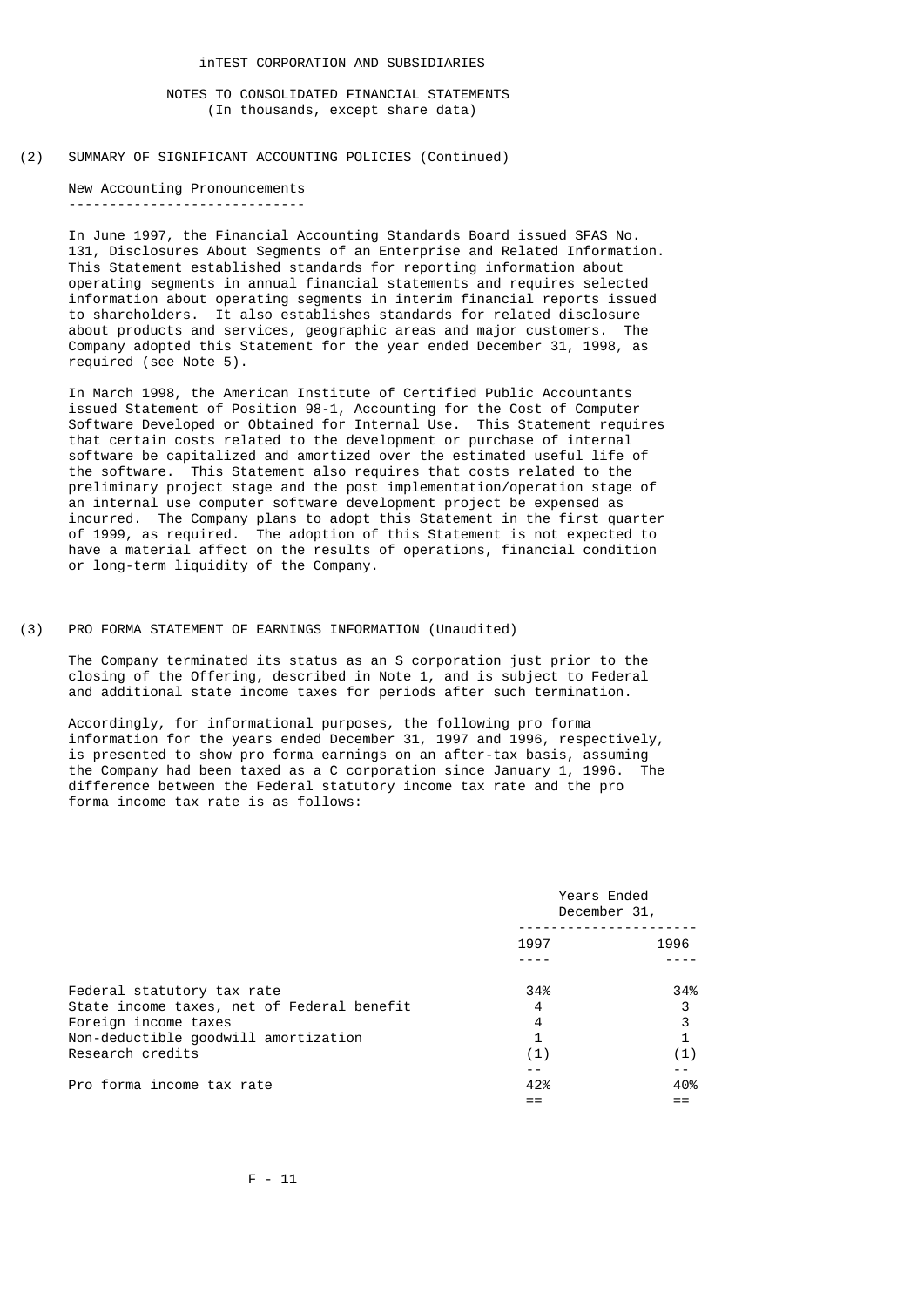inTEST CORPORATION AND SUBSIDIARIES

NOTES TO CONSOLIDATED FINANCIAL STATEMENTS
(In thousands, except share data)

(2) SUMMARY OF SIGNIFICANT ACCOUNTING POLICIES (Continued)

## New Accounting Pronouncements

In June 1997, the Financial Accounting Standards Board issued SFAS No. 131, Disclosures About Segments of an Enterprise and Related Information. This Statement established standards for reporting information about operating segments in annual financial statements and requires selected information about operating segments in interim financial reports issued to shareholders. It also establishes standards for related disclosure about products and services, geographic areas and major customers. The Company adopted this Statement for the year ended December 31, 1998, as required (see Note 5).

In March 1998, the American Institute of Certified Public Accountants issued Statement of Position 98-1, Accounting for the Cost of Computer Software Developed or Obtained for Internal Use. This Statement requires that certain costs related to the development or purchase of internal software be capitalized and amortized over the estimated useful life of the software. This Statement also requires that costs related to the preliminary project stage and the post implementation/operation stage of an internal use computer software development project be expensed as incurred. The Company plans to adopt this Statement in the first quarter of 1999, as required. The adoption of this Statement is not expected to have a material affect on the results of operations, financial condition or long-term liquidity of the Company.

(3) PRO FORMA STATEMENT OF EARNINGS INFORMATION (Unaudited)

The Company terminated its status as an S corporation just prior to the closing of the Offering, described in Note 1, and is subject to Federal and additional state income taxes for periods after such termination.

Accordingly, for informational purposes, the following pro forma information for the years ended December 31, 1997 and 1996, respectively, is presented to show pro forma earnings on an after-tax basis, assuming the Company had been taxed as a C corporation since January 1, 1996. The difference between the Federal statutory income tax rate and the pro forma income tax rate is as follows:

| | Years Ended December 31, | |
|---|---|---|
| | 1997 | 1996 |
| Federal statutory tax rate | 34% | 34% |
| State income taxes, net of Federal benefit | 4 | 3 |
| Foreign income taxes | 4 | 3 |
| Non-deductible goodwill amortization | 1 | 1 |
| Research credits | (1) | (1) |
| Pro forma income tax rate | 42% | 40% |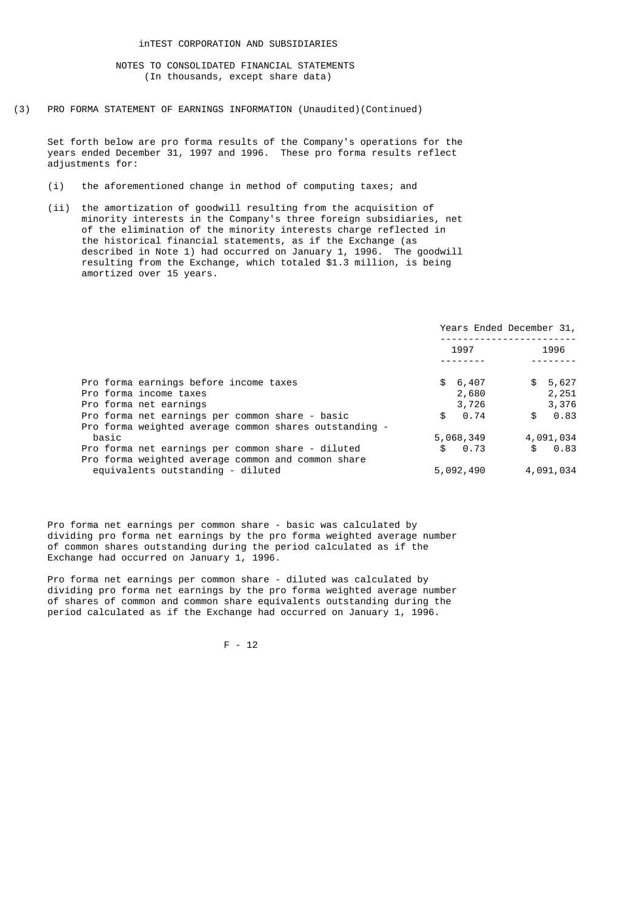inTEST CORPORATION AND SUBSIDIARIES

NOTES TO CONSOLIDATED FINANCIAL STATEMENTS
(In thousands, except share data)

(3) PRO FORMA STATEMENT OF EARNINGS INFORMATION (Unaudited)(Continued)

Set forth below are pro forma results of the Company's operations for the years ended December 31, 1997 and 1996. These pro forma results reflect adjustments for:

- (i) the aforementioned change in method of computing taxes; and
- (ii) the amortization of goodwill resulting from the acquisition of minority interests in the Company's three foreign subsidiaries, net of the elimination of the minority interests charge reflected in the historical financial statements, as if the Exchange (as described in Note 1) had occurred on January 1, 1996. The goodwill resulting from the Exchange, which totaled $1.3 million, is being amortized over 15 years.

| | Years Ended December 31, | |
|---|---|---|
| | 1997 | 1996 |
| Pro forma earnings before income taxes | $ 6,407 | $ 5,627 |
| Pro forma income taxes | 2,680 | 2,251 |
| Pro forma net earnings | 3,726 | 3,376 |
| Pro forma net earnings per common share - basic | $ 0.74 | $ 0.83 |
| Pro forma weighted average common shares outstanding - basic | 5,068,349 | 4,091,034 |
| Pro forma net earnings per common share - diluted | $ 0.73 | $ 0.83 |
| Pro forma weighted average common and common share equivalents outstanding - diluted | 5,092,490 | 4,091,034 |

Pro forma net earnings per common share - basic was calculated by dividing pro forma net earnings by the pro forma weighted average number of common shares outstanding during the period calculated as if the Exchange had occurred on January 1, 1996.

Pro forma net earnings per common share - diluted was calculated by dividing pro forma net earnings by the pro forma weighted average number of shares of common and common share equivalents outstanding during the period calculated as if the Exchange had occurred on January 1, 1996.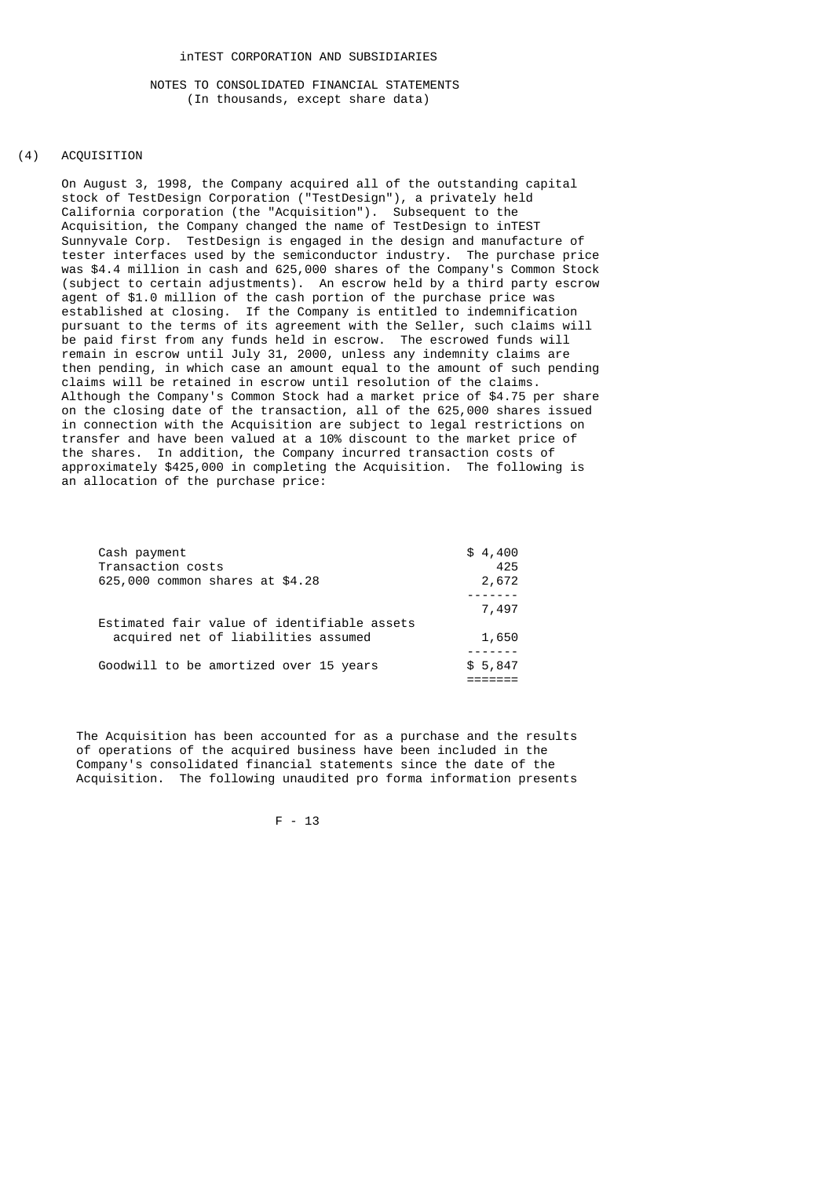inTEST CORPORATION AND SUBSIDIARIES

NOTES TO CONSOLIDATED FINANCIAL STATEMENTS
(In thousands, except share data)

## (4) ACQUISITION

On August 3, 1998, the Company acquired all of the outstanding capital stock of TestDesign Corporation ("TestDesign"), a privately held California corporation (the "Acquisition"). Subsequent to the Acquisition, the Company changed the name of TestDesign to inTEST Sunnyvale Corp. TestDesign is engaged in the design and manufacture of tester interfaces used by the semiconductor industry. The purchase price was $4.4 million in cash and 625,000 shares of the Company's Common Stock (subject to certain adjustments). An escrow held by a third party escrow agent of $1.0 million of the cash portion of the purchase price was established at closing. If the Company is entitled to indemnification pursuant to the terms of its agreement with the Seller, such claims will be paid first from any funds held in escrow. The escrowed funds will remain in escrow until July 31, 2000, unless any indemnity claims are then pending, in which case an amount equal to the amount of such pending claims will be retained in escrow until resolution of the claims. Although the Company's Common Stock had a market price of $4.75 per share on the closing date of the transaction, all of the 625,000 shares issued in connection with the Acquisition are subject to legal restrictions on transfer and have been valued at a 10% discount to the market price of the shares. In addition, the Company incurred transaction costs of approximately $425,000 in completing the Acquisition. The following is an allocation of the purchase price:

| | |
|---|---|
| Cash payment | $ 4,400 |
| Transaction costs | 425 |
| 625,000 common shares at $4.28 | 2,672 |
| | 7,497 |
| Estimated fair value of identifiable assets acquired net of liabilities assumed | 1,650 |
| Goodwill to be amortized over 15 years | $ 5,847 |

The Acquisition has been accounted for as a purchase and the results of operations of the acquired business have been included in the Company's consolidated financial statements since the date of the Acquisition. The following unaudited pro forma information presents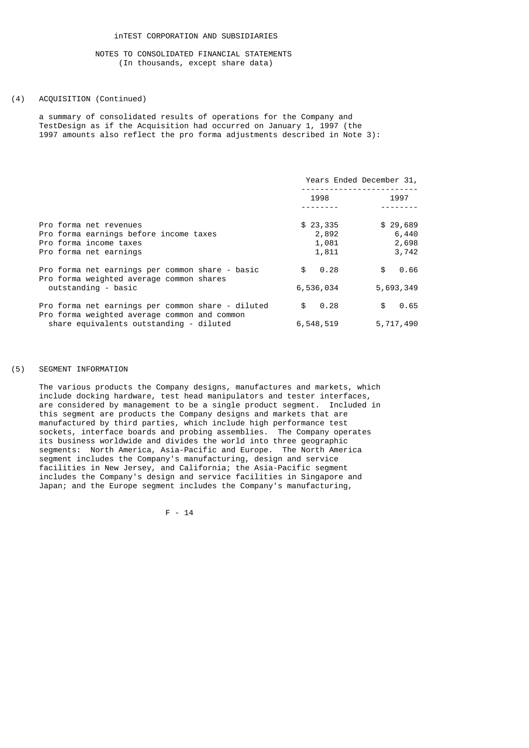inTEST CORPORATION AND SUBSIDIARIES

NOTES TO CONSOLIDATED FINANCIAL STATEMENTS
(In thousands, except share data)

(4) ACQUISITION (Continued)

a summary of consolidated results of operations for the Company and TestDesign as if the Acquisition had occurred on January 1, 1997 (the 1997 amounts also reflect the pro forma adjustments described in Note 3):

| | Years Ended December 31, | |
|---|---|---|
| | 1998 | 1997 |
| Pro forma net revenues | $ 23,335 | $ 29,689 |
| Pro forma earnings before income taxes | 2,892 | 6,440 |
| Pro forma income taxes | 1,081 | 2,698 |
| Pro forma net earnings | 1,811 | 3,742 |
| Pro forma net earnings per common share - basic | $ 0.28 | $ 0.66 |
| Pro forma weighted average common shares outstanding - basic | 6,536,034 | 5,693,349 |
| Pro forma net earnings per common share - diluted | $ 0.28 | $ 0.65 |
| Pro forma weighted average common and common share equivalents outstanding - diluted | 6,548,519 | 5,717,490 |

(5) SEGMENT INFORMATION

The various products the Company designs, manufactures and markets, which include docking hardware, test head manipulators and tester interfaces, are considered by management to be a single product segment. Included in this segment are products the Company designs and markets that are manufactured by third parties, which include high performance test sockets, interface boards and probing assemblies. The Company operates its business worldwide and divides the world into three geographic segments: North America, Asia-Pacific and Europe. The North America segment includes the Company's manufacturing, design and service facilities in New Jersey, and California; the Asia-Pacific segment includes the Company's design and service facilities in Singapore and Japan; and the Europe segment includes the Company's manufacturing,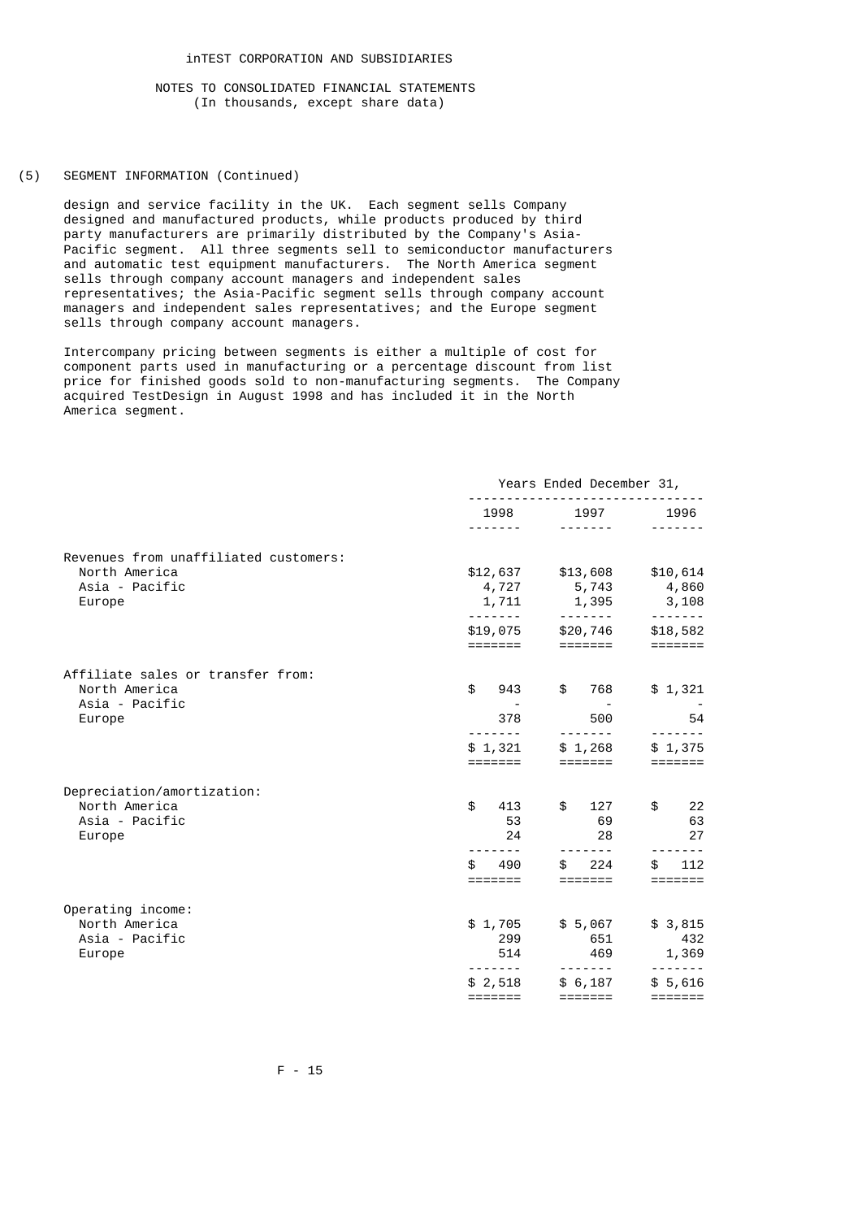inTEST CORPORATION AND SUBSIDIARIES

NOTES TO CONSOLIDATED FINANCIAL STATEMENTS
(In thousands, except share data)

(5) SEGMENT INFORMATION (Continued)

design and service facility in the UK. Each segment sells Company designed and manufactured products, while products produced by third party manufacturers are primarily distributed by the Company's Asia-Pacific segment. All three segments sell to semiconductor manufacturers and automatic test equipment manufacturers. The North America segment sells through company account managers and independent sales representatives; the Asia-Pacific segment sells through company account managers and independent sales representatives; and the Europe segment sells through company account managers.

Intercompany pricing between segments is either a multiple of cost for component parts used in manufacturing or a percentage discount from list price for finished goods sold to non-manufacturing segments. The Company acquired TestDesign in August 1998 and has included it in the North America segment.

| | Years Ended December 31, | | |
|---|---|---|---|
| | 1998 | 1997 | 1996 |
| Revenues from unaffiliated customers: | | | |
| North America | $12,637 | $13,608 | $10,614 |
| Asia - Pacific | 4,727 | 5,743 | 4,860 |
| Europe | 1,711 | 1,395 | 3,108 |
| | $19,075 | $20,746 | $18,582 |
| Affiliate sales or transfer from: | | | |
| North America | $ 943 | $ 768 | $ 1,321 |
| Asia - Pacific | - | - | - |
| Europe | 378 | 500 | 54 |
| | $ 1,321 | $ 1,268 | $ 1,375 |
| Depreciation/amortization: | | | |
| North America | $ 413 | $ 127 | $ 22 |
| Asia - Pacific | 53 | 69 | 63 |
| Europe | 24 | 28 | 27 |
| | $ 490 | $ 224 | $ 112 |
| Operating income: | | | |
| North America | $ 1,705 | $ 5,067 | $ 3,815 |
| Asia - Pacific | 299 | 651 | 432 |
| Europe | 514 | 469 | 1,369 |
| | $ 2,518 | $ 6,187 | $ 5,616 |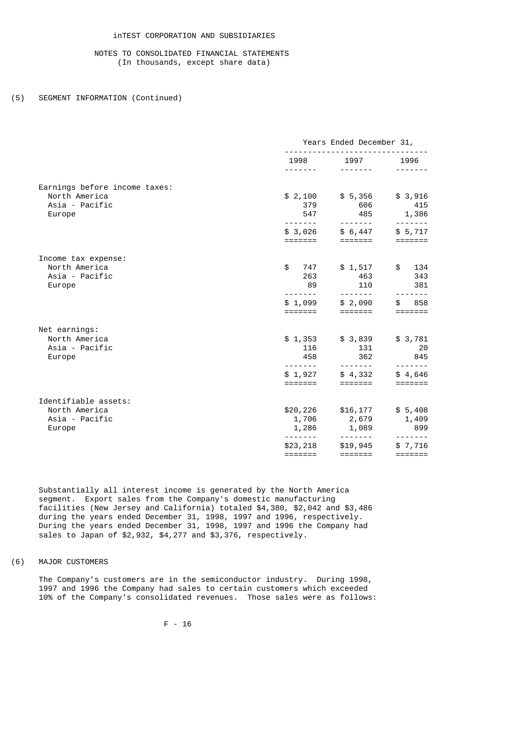inTEST CORPORATION AND SUBSIDIARIES

NOTES TO CONSOLIDATED FINANCIAL STATEMENTS
(In thousands, except share data)

(5) SEGMENT INFORMATION (Continued)

| | Years Ended December 31, | | |
|---|---|---|---|
| | 1998 | 1997 | 1996 |
| **Earnings before income taxes:** | | | |
| North America | $ 2,100 | $ 5,356 | $ 3,916 |
| Asia - Pacific | 379 | 606 | 415 |
| Europe | 547 | 485 | 1,386 |
| | $ 3,026 | $ 6,447 | $ 5,717 |
| **Income tax expense:** | | | |
| North America | $ 747 | $ 1,517 | $ 134 |
| Asia - Pacific | 263 | 463 | 343 |
| Europe | 89 | 110 | 381 |
| | $ 1,099 | $ 2,090 | $ 858 |
| **Net earnings:** | | | |
| North America | $ 1,353 | $ 3,839 | $ 3,781 |
| Asia - Pacific | 116 | 131 | 20 |
| Europe | 458 | 362 | 845 |
| | $ 1,927 | $ 4,332 | $ 4,646 |
| **Identifiable assets:** | | | |
| North America | $20,226 | $16,177 | $ 5,408 |
| Asia - Pacific | 1,706 | 2,679 | 1,409 |
| Europe | 1,286 | 1,089 | 899 |
| | $23,218 | $19,945 | $ 7,716 |

Substantially all interest income is generated by the North America segment. Export sales from the Company's domestic manufacturing facilities (New Jersey and California) totaled $4,380, $2,042 and $3,486 during the years ended December 31, 1998, 1997 and 1996, respectively. During the years ended December 31, 1998, 1997 and 1996 the Company had sales to Japan of $2,932, $4,277 and $3,376, respectively.

(6) MAJOR CUSTOMERS

The Company's customers are in the semiconductor industry. During 1998, 1997 and 1996 the Company had sales to certain customers which exceeded 10% of the Company's consolidated revenues. Those sales were as follows: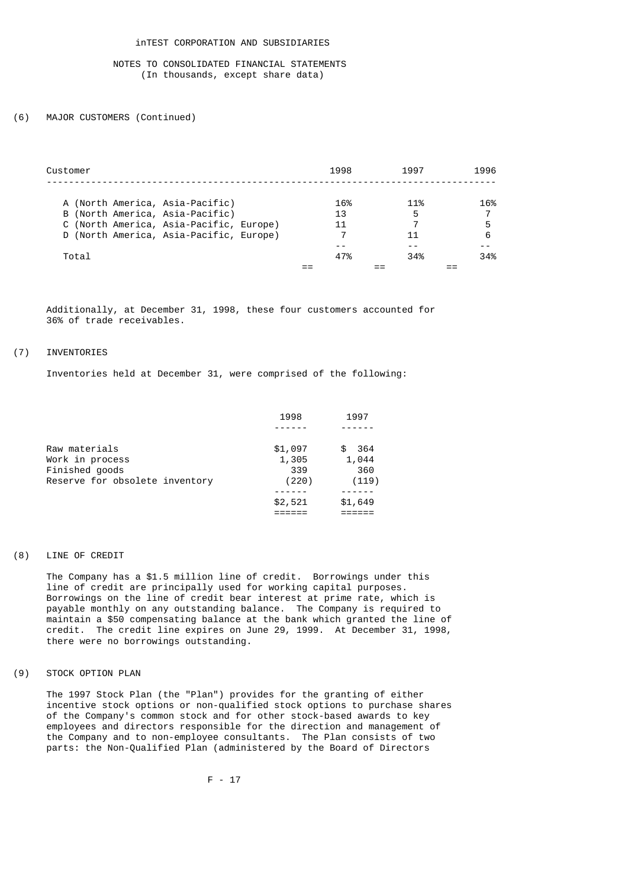inTEST CORPORATION AND SUBSIDIARIES

NOTES TO CONSOLIDATED FINANCIAL STATEMENTS
(In thousands, except share data)

## (6) MAJOR CUSTOMERS (Continued)

| Customer | 1998 | 1997 | 1996 |
|---|---|---|---|
| A (North America, Asia-Pacific) | 16% | 11% | 16% |
| B (North America, Asia-Pacific) | 13 | 5 | 7 |
| C (North America, Asia-Pacific, Europe) | 11 | 7 | 5 |
| D (North America, Asia-Pacific, Europe) | 7 | 11 | 6 |
| Total | 47% | 34% | 34% |

Additionally, at December 31, 1998, these four customers accounted for 36% of trade receivables.

## (7) INVENTORIES

Inventories held at December 31, were comprised of the following:

| | 1998 | 1997 |
|---|---|---|
| Raw materials | $1,097 | $ 364 |
| Work in process | 1,305 | 1,044 |
| Finished goods | 339 | 360 |
| Reserve for obsolete inventory | (220) | (119) |
| | $2,521 | $1,649 |

## (8) LINE OF CREDIT

The Company has a $1.5 million line of credit. Borrowings under this line of credit are principally used for working capital purposes. Borrowings on the line of credit bear interest at prime rate, which is payable monthly on any outstanding balance. The Company is required to maintain a $50 compensating balance at the bank which granted the line of credit. The credit line expires on June 29, 1999. At December 31, 1998, there were no borrowings outstanding.

## (9) STOCK OPTION PLAN

The 1997 Stock Plan (the "Plan") provides for the granting of either incentive stock options or non-qualified stock options to purchase shares of the Company's common stock and for other stock-based awards to key employees and directors responsible for the direction and management of the Company and to non-employee consultants. The Plan consists of two parts: the Non-Qualified Plan (administered by the Board of Directors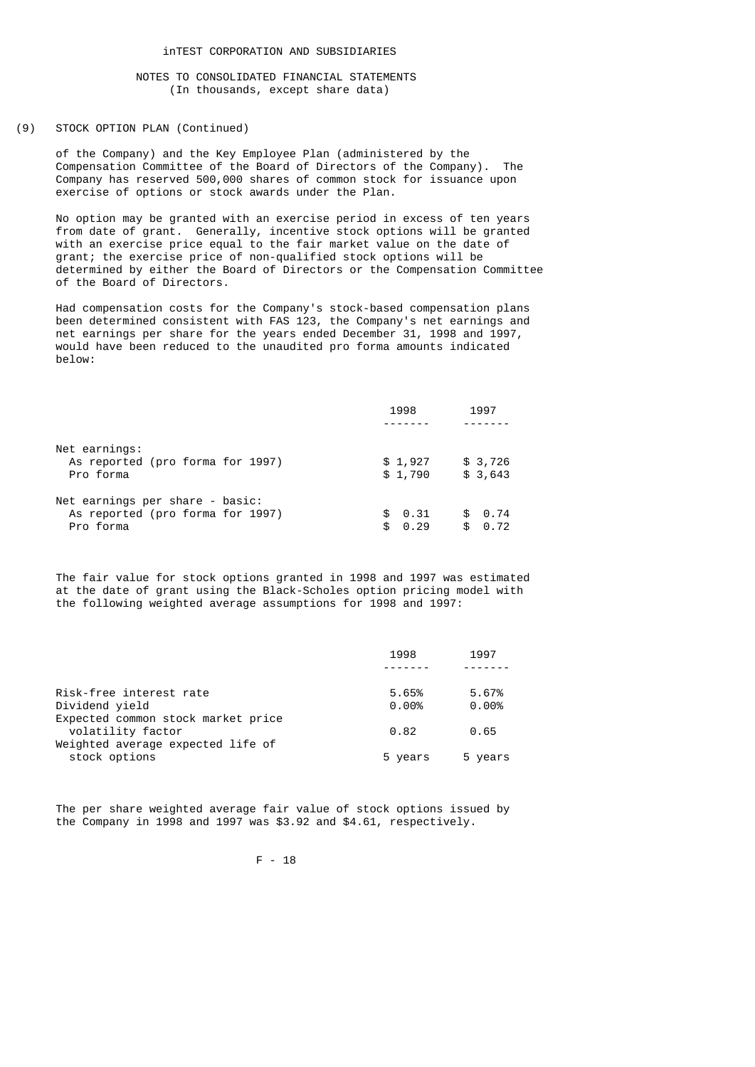inTEST CORPORATION AND SUBSIDIARIES

NOTES TO CONSOLIDATED FINANCIAL STATEMENTS
(In thousands, except share data)

(9) STOCK OPTION PLAN (Continued)

of the Company) and the Key Employee Plan (administered by the Compensation Committee of the Board of Directors of the Company). The Company has reserved 500,000 shares of common stock for issuance upon exercise of options or stock awards under the Plan.

No option may be granted with an exercise period in excess of ten years from date of grant. Generally, incentive stock options will be granted with an exercise price equal to the fair market value on the date of grant; the exercise price of non-qualified stock options will be determined by either the Board of Directors or the Compensation Committee of the Board of Directors.

Had compensation costs for the Company's stock-based compensation plans been determined consistent with FAS 123, the Company's net earnings and net earnings per share for the years ended December 31, 1998 and 1997, would have been reduced to the unaudited pro forma amounts indicated below:

| | 1998 | 1997 |
|---|---|---|
| Net earnings: | | |
| As reported (pro forma for 1997) | $ 1,927 | $ 3,726 |
| Pro forma | $ 1,790 | $ 3,643 |
| Net earnings per share - basic: | | |
| As reported (pro forma for 1997) | $ 0.31 | $ 0.74 |
| Pro forma | $ 0.29 | $ 0.72 |

The fair value for stock options granted in 1998 and 1997 was estimated at the date of grant using the Black-Scholes option pricing model with the following weighted average assumptions for 1998 and 1997:

| | 1998 | 1997 |
|---|---|---|
| Risk-free interest rate | 5.65% | 5.67% |
| Dividend yield | 0.00% | 0.00% |
| Expected common stock market price volatility factor | 0.82 | 0.65 |
| Weighted average expected life of stock options | 5 years | 5 years |

The per share weighted average fair value of stock options issued by the Company in 1998 and 1997 was $3.92 and $4.61, respectively.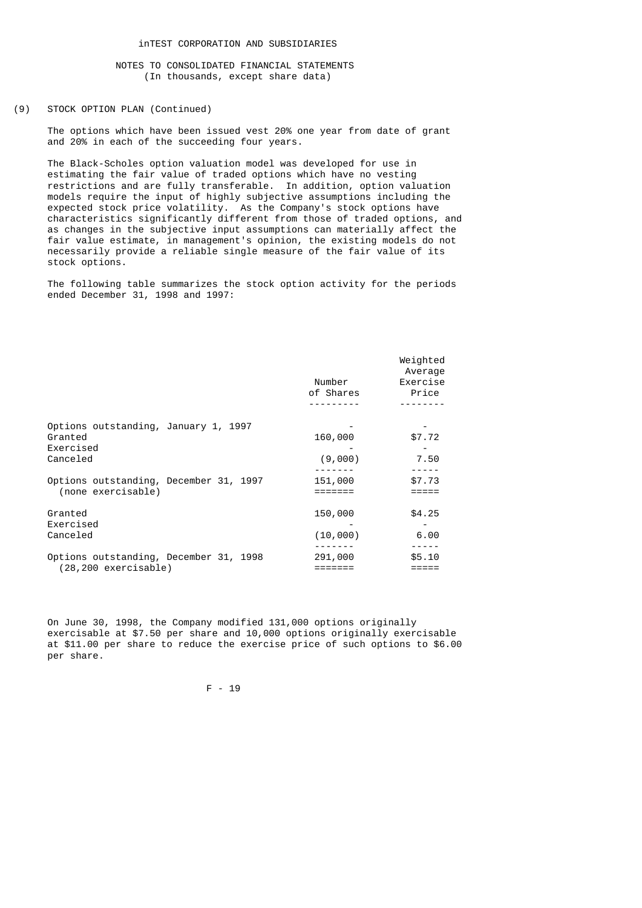inTEST CORPORATION AND SUBSIDIARIES

NOTES TO CONSOLIDATED FINANCIAL STATEMENTS
(In thousands, except share data)

(9) STOCK OPTION PLAN (Continued)

The options which have been issued vest 20% one year from date of grant and 20% in each of the succeeding four years.

The Black-Scholes option valuation model was developed for use in estimating the fair value of traded options which have no vesting restrictions and are fully transferable. In addition, option valuation models require the input of highly subjective assumptions including the expected stock price volatility. As the Company's stock options have characteristics significantly different from those of traded options, and as changes in the subjective input assumptions can materially affect the fair value estimate, in management's opinion, the existing models do not necessarily provide a reliable single measure of the fair value of its stock options.

The following table summarizes the stock option activity for the periods ended December 31, 1998 and 1997:

| | Number of Shares | Weighted Average Exercise Price |
|---|---|---|
| Options outstanding, January 1, 1997 | - | - |
| Granted | 160,000 | $7.72 |
| Exercised | - | - |
| Canceled | (9,000) | 7.50 |
| Options outstanding, December 31, 1997 (none exercisable) | 151,000 | $7.73 |
| Granted | 150,000 | $4.25 |
| Exercised | - | - |
| Canceled | (10,000) | 6.00 |
| Options outstanding, December 31, 1998 (28,200 exercisable) | 291,000 | $5.10 |

On June 30, 1998, the Company modified 131,000 options originally exercisable at $7.50 per share and 10,000 options originally exercisable at $11.00 per share to reduce the exercise price of such options to $6.00 per share.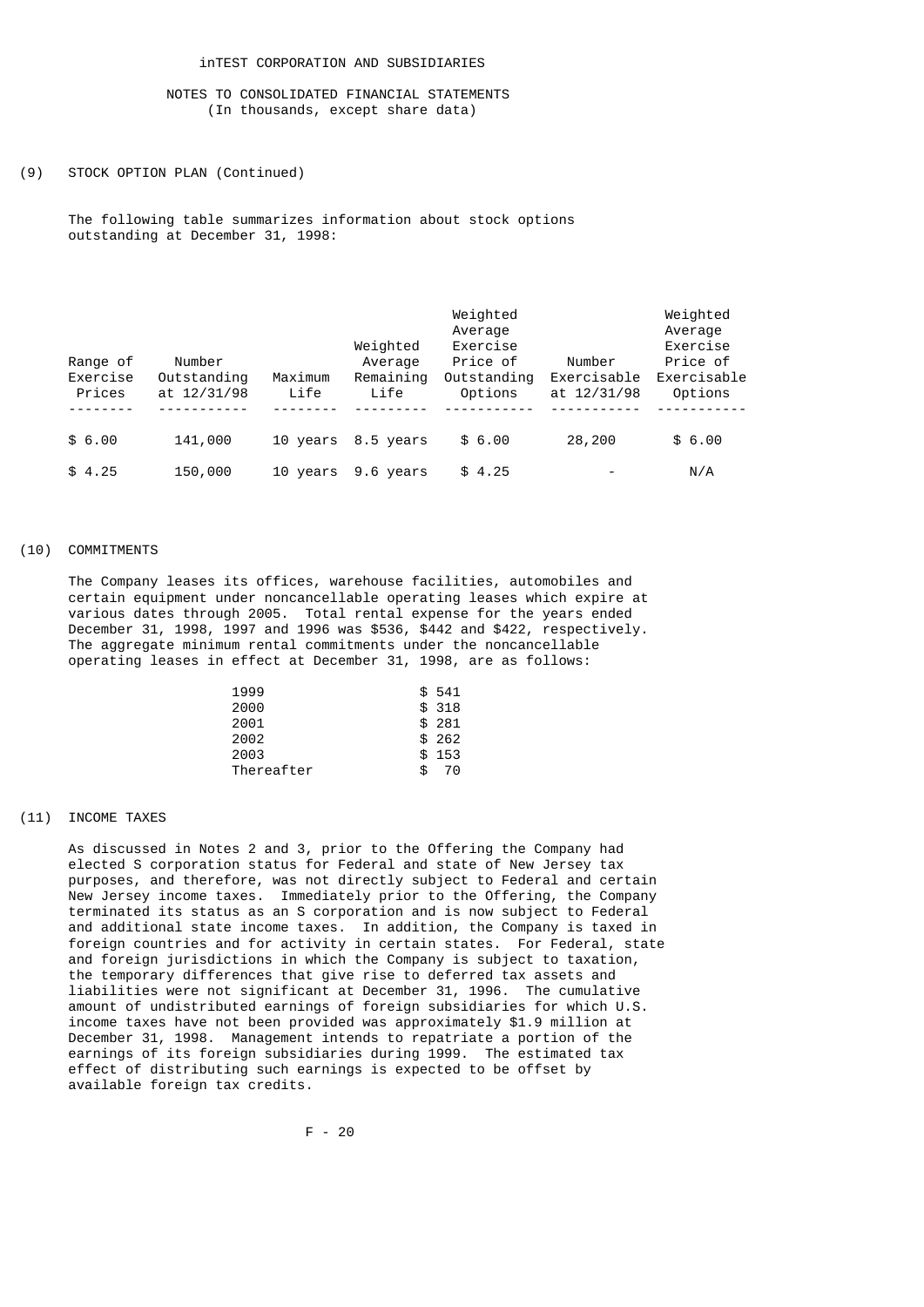# inTEST CORPORATION AND SUBSIDIARIES

## NOTES TO CONSOLIDATED FINANCIAL STATEMENTS
(In thousands, except share data)

## (9) STOCK OPTION PLAN (Continued)

The following table summarizes information about stock options outstanding at December 31, 1998:

| Range of Exercise Prices | Number Outstanding at 12/31/98 | Maximum Life | Weighted Average Remaining Life | Weighted Average Exercise Price of Outstanding Options | Number Exercisable at 12/31/98 | Weighted Average Exercise Price of Exercisable Options |
|---|---|---|---|---|---|---|
| $ 6.00 | 141,000 | 10 years | 8.5 years | $ 6.00 | 28,200 | $ 6.00 |
| $ 4.25 | 150,000 | 10 years | 9.6 years | $ 4.25 | - | N/A |

## (10) COMMITMENTS

The Company leases its offices, warehouse facilities, automobiles and certain equipment under noncancellable operating leases which expire at various dates through 2005. Total rental expense for the years ended December 31, 1998, 1997 and 1996 was $536, $442 and $422, respectively. The aggregate minimum rental commitments under the noncancellable operating leases in effect at December 31, 1998, are as follows:

| | |
|---|---|
| 1999 | $ 541 |
| 2000 | $ 318 |
| 2001 | $ 281 |
| 2002 | $ 262 |
| 2003 | $ 153 |
| Thereafter | $ 70 |

## (11) INCOME TAXES

As discussed in Notes 2 and 3, prior to the Offering the Company had elected S corporation status for Federal and state of New Jersey tax purposes, and therefore, was not directly subject to Federal and certain New Jersey income taxes. Immediately prior to the Offering, the Company terminated its status as an S corporation and is now subject to Federal and additional state income taxes. In addition, the Company is taxed in foreign countries and for activity in certain states. For Federal, state and foreign jurisdictions in which the Company is subject to taxation, the temporary differences that give rise to deferred tax assets and liabilities were not significant at December 31, 1996. The cumulative amount of undistributed earnings of foreign subsidiaries for which U.S. income taxes have not been provided was approximately $1.9 million at December 31, 1998. Management intends to repatriate a portion of the earnings of its foreign subsidiaries during 1999. The estimated tax effect of distributing such earnings is expected to be offset by available foreign tax credits.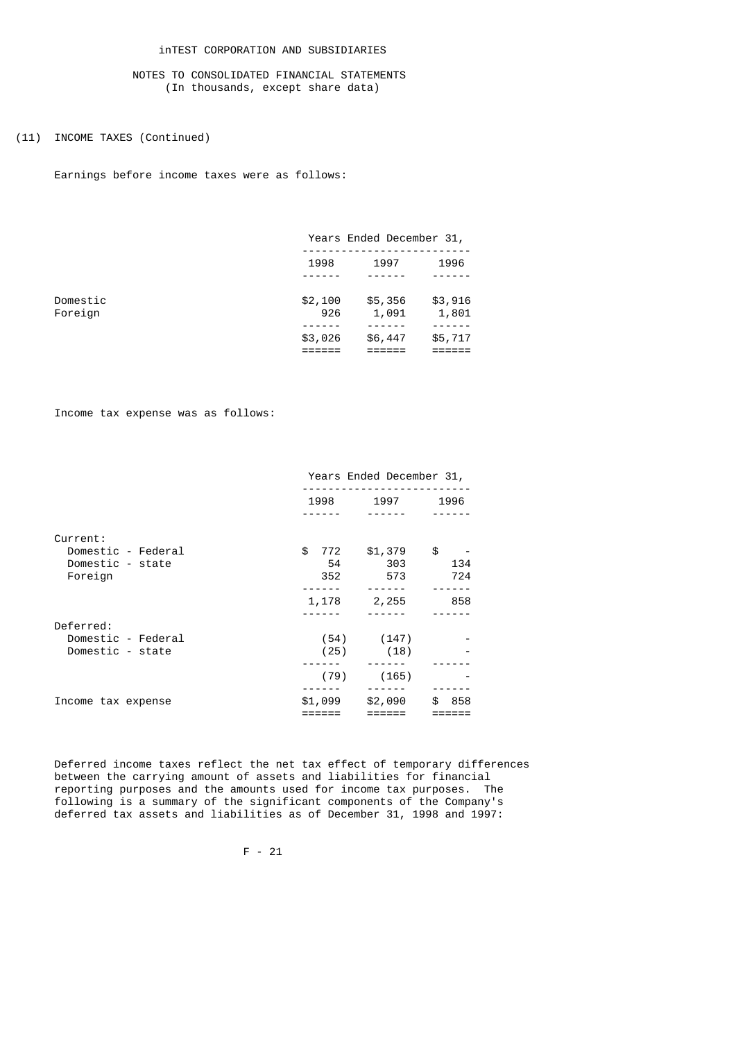inTEST CORPORATION AND SUBSIDIARIES

NOTES TO CONSOLIDATED FINANCIAL STATEMENTS
(In thousands, except share data)

(11) INCOME TAXES (Continued)

Earnings before income taxes were as follows:

| | Years Ended December 31, | | |
|---|---|---|---|
| | 1998 | 1997 | 1996 |
| Domestic | $2,100 | $5,356 | $3,916 |
| Foreign | 926 | 1,091 | 1,801 |
| | $3,026 | $6,447 | $5,717 |

Income tax expense was as follows:

| | Years Ended December 31, | | |
|---|---|---|---|
| | 1998 | 1997 | 1996 |
| Current: | | | |
| Domestic - Federal | $ 772 | $1,379 | $ - |
| Domestic - state | 54 | 303 | 134 |
| Foreign | 352 | 573 | 724 |
| | 1,178 | 2,255 | 858 |
| Deferred: | | | |
| Domestic - Federal | (54) | (147) | - |
| Domestic - state | (25) | (18) | - |
| | (79) | (165) | - |
| Income tax expense | $1,099 | $2,090 | $ 858 |

Deferred income taxes reflect the net tax effect of temporary differences between the carrying amount of assets and liabilities for financial reporting purposes and the amounts used for income tax purposes. The following is a summary of the significant components of the Company's deferred tax assets and liabilities as of December 31, 1998 and 1997: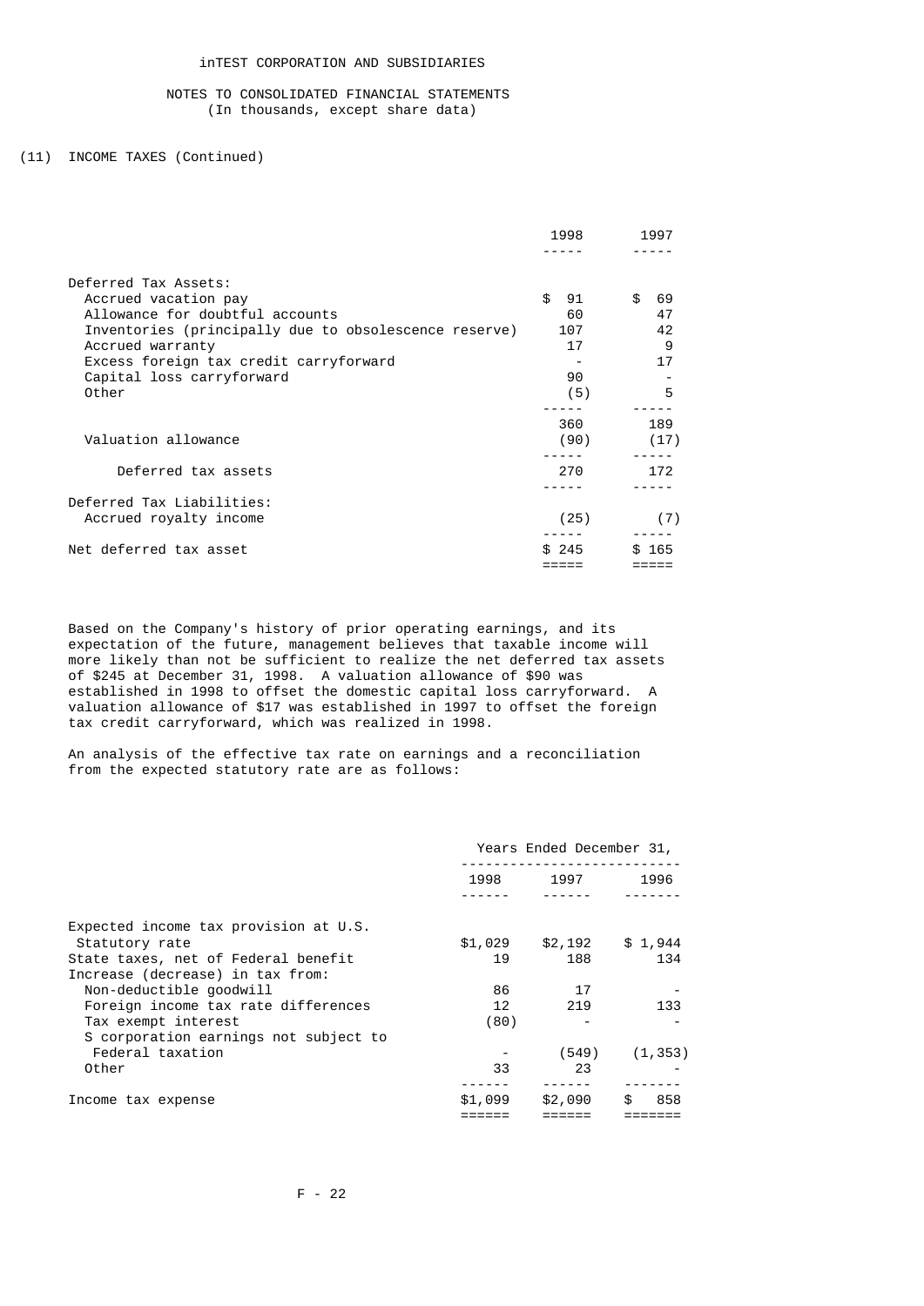inTEST CORPORATION AND SUBSIDIARIES

NOTES TO CONSOLIDATED FINANCIAL STATEMENTS
(In thousands, except share data)

(11) INCOME TAXES (Continued)

| | 1998 | 1997 |
|---|---|---|
| Deferred Tax Assets: | | |
| Accrued vacation pay | $ 91 | $ 69 |
| Allowance for doubtful accounts | 60 | 47 |
| Inventories (principally due to obsolescence reserve) | 107 | 42 |
| Accrued warranty | 17 | 9 |
| Excess foreign tax credit carryforward | - | 17 |
| Capital loss carryforward | 90 | - |
| Other | (5) | 5 |
| | 360 | 189 |
| Valuation allowance | (90) | (17) |
| Deferred tax assets | 270 | 172 |
| Deferred Tax Liabilities: | | |
| Accrued royalty income | (25) | (7) |
| Net deferred tax asset | $ 245 | $ 165 |

Based on the Company's history of prior operating earnings, and its expectation of the future, management believes that taxable income will more likely than not be sufficient to realize the net deferred tax assets of $245 at December 31, 1998. A valuation allowance of $90 was established in 1998 to offset the domestic capital loss carryforward. A valuation allowance of $17 was established in 1997 to offset the foreign tax credit carryforward, which was realized in 1998.

An analysis of the effective tax rate on earnings and a reconciliation from the expected statutory rate are as follows:

| | Years Ended December 31, | | |
|---|---|---|---|
| | 1998 | 1997 | 1996 |
| Expected income tax provision at U.S. Statutory rate | $1,029 | $2,192 | $ 1,944 |
| State taxes, net of Federal benefit | 19 | 188 | 134 |
| Increase (decrease) in tax from: | | | |
| Non-deductible goodwill | 86 | 17 | - |
| Foreign income tax rate differences | 12 | 219 | 133 |
| Tax exempt interest | (80) | - | - |
| S corporation earnings not subject to Federal taxation | - | (549) | (1,353) |
| Other | 33 | 23 | - |
| Income tax expense | $1,099 | $2,090 | $ 858 |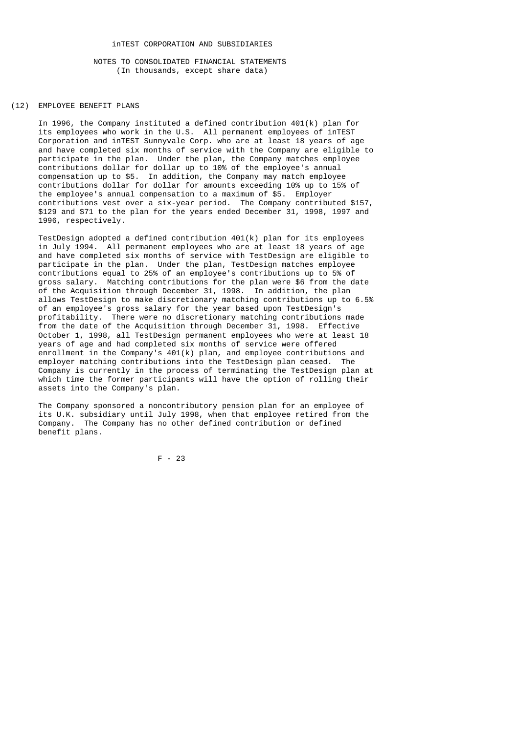inTEST CORPORATION AND SUBSIDIARIES

NOTES TO CONSOLIDATED FINANCIAL STATEMENTS
(In thousands, except share data)

## (12) EMPLOYEE BENEFIT PLANS

In 1996, the Company instituted a defined contribution 401(k) plan for its employees who work in the U.S. All permanent employees of inTEST Corporation and inTEST Sunnyvale Corp. who are at least 18 years of age and have completed six months of service with the Company are eligible to participate in the plan. Under the plan, the Company matches employee contributions dollar for dollar up to 10% of the employee's annual compensation up to $5. In addition, the Company may match employee contributions dollar for dollar for amounts exceeding 10% up to 15% of the employee's annual compensation to a maximum of $5. Employer contributions vest over a six-year period. The Company contributed $157, $129 and $71 to the plan for the years ended December 31, 1998, 1997 and 1996, respectively.

TestDesign adopted a defined contribution 401(k) plan for its employees in July 1994. All permanent employees who are at least 18 years of age and have completed six months of service with TestDesign are eligible to participate in the plan. Under the plan, TestDesign matches employee contributions equal to 25% of an employee's contributions up to 5% of gross salary. Matching contributions for the plan were $6 from the date of the Acquisition through December 31, 1998. In addition, the plan allows TestDesign to make discretionary matching contributions up to 6.5% of an employee's gross salary for the year based upon TestDesign's profitability. There were no discretionary matching contributions made from the date of the Acquisition through December 31, 1998. Effective October 1, 1998, all TestDesign permanent employees who were at least 18 years of age and had completed six months of service were offered enrollment in the Company's 401(k) plan, and employee contributions and employer matching contributions into the TestDesign plan ceased. The Company is currently in the process of terminating the TestDesign plan at which time the former participants will have the option of rolling their assets into the Company's plan.

The Company sponsored a noncontributory pension plan for an employee of its U.K. subsidiary until July 1998, when that employee retired from the Company. The Company has no other defined contribution or defined benefit plans.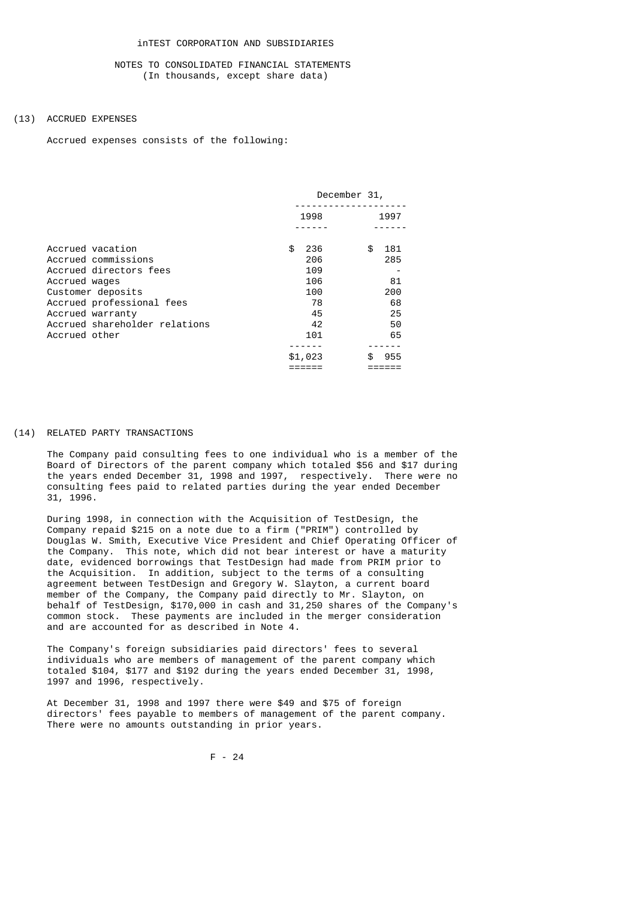inTEST CORPORATION AND SUBSIDIARIES

NOTES TO CONSOLIDATED FINANCIAL STATEMENTS
(In thousands, except share data)

## (13) ACCRUED EXPENSES

Accrued expenses consists of the following:

| | December 31, | |
|---|---|---|
| | 1998 | 1997 |
| Accrued vacation | $ 236 | $ 181 |
| Accrued commissions | 206 | 285 |
| Accrued directors fees | 109 | - |
| Accrued wages | 106 | 81 |
| Customer deposits | 100 | 200 |
| Accrued professional fees | 78 | 68 |
| Accrued warranty | 45 | 25 |
| Accrued shareholder relations | 42 | 50 |
| Accrued other | 101 | 65 |
| | $1,023 | $ 955 |

## (14) RELATED PARTY TRANSACTIONS

The Company paid consulting fees to one individual who is a member of the Board of Directors of the parent company which totaled $56 and $17 during the years ended December 31, 1998 and 1997, respectively. There were no consulting fees paid to related parties during the year ended December 31, 1996.

During 1998, in connection with the Acquisition of TestDesign, the Company repaid $215 on a note due to a firm ("PRIM") controlled by Douglas W. Smith, Executive Vice President and Chief Operating Officer of the Company. This note, which did not bear interest or have a maturity date, evidenced borrowings that TestDesign had made from PRIM prior to the Acquisition. In addition, subject to the terms of a consulting agreement between TestDesign and Gregory W. Slayton, a current board member of the Company, the Company paid directly to Mr. Slayton, on behalf of TestDesign, $170,000 in cash and 31,250 shares of the Company's common stock. These payments are included in the merger consideration and are accounted for as described in Note 4.

The Company's foreign subsidiaries paid directors' fees to several individuals who are members of management of the parent company which totaled $104, $177 and $192 during the years ended December 31, 1998, 1997 and 1996, respectively.

At December 31, 1998 and 1997 there were $49 and $75 of foreign directors' fees payable to members of management of the parent company. There were no amounts outstanding in prior years.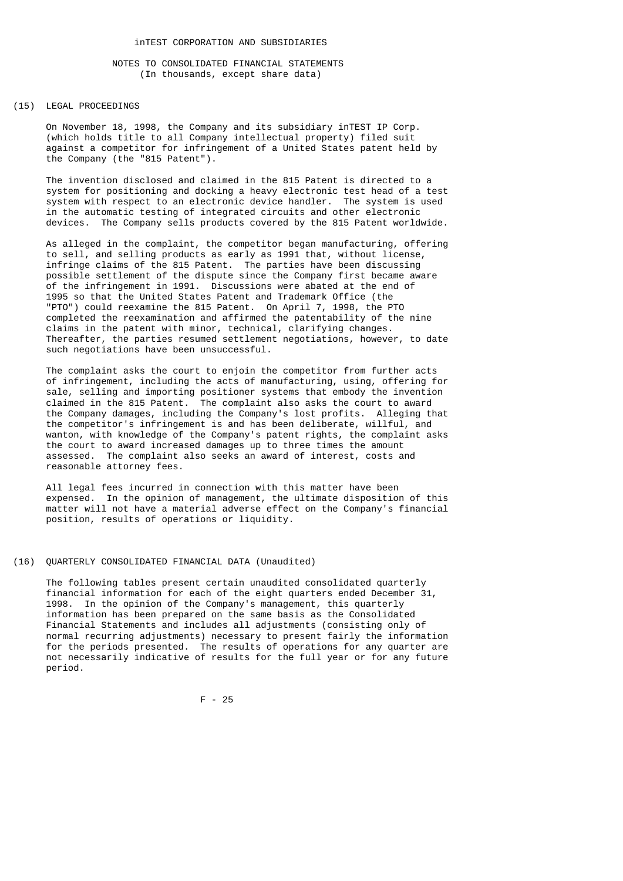# inTEST CORPORATION AND SUBSIDIARIES

## NOTES TO CONSOLIDATED FINANCIAL STATEMENTS
(In thousands, except share data)

### (15) LEGAL PROCEEDINGS

On November 18, 1998, the Company and its subsidiary inTEST IP Corp. (which holds title to all Company intellectual property) filed suit against a competitor for infringement of a United States patent held by the Company (the "815 Patent").

The invention disclosed and claimed in the 815 Patent is directed to a system for positioning and docking a heavy electronic test head of a test system with respect to an electronic device handler. The system is used in the automatic testing of integrated circuits and other electronic devices. The Company sells products covered by the 815 Patent worldwide.

As alleged in the complaint, the competitor began manufacturing, offering to sell, and selling products as early as 1991 that, without license, infringe claims of the 815 Patent. The parties have been discussing possible settlement of the dispute since the Company first became aware of the infringement in 1991. Discussions were abated at the end of 1995 so that the United States Patent and Trademark Office (the "PTO") could reexamine the 815 Patent. On April 7, 1998, the PTO completed the reexamination and affirmed the patentability of the nine claims in the patent with minor, technical, clarifying changes. Thereafter, the parties resumed settlement negotiations, however, to date such negotiations have been unsuccessful.

The complaint asks the court to enjoin the competitor from further acts of infringement, including the acts of manufacturing, using, offering for sale, selling and importing positioner systems that embody the invention claimed in the 815 Patent. The complaint also asks the court to award the Company damages, including the Company's lost profits. Alleging that the competitor's infringement is and has been deliberate, willful, and wanton, with knowledge of the Company's patent rights, the complaint asks the court to award increased damages up to three times the amount assessed. The complaint also seeks an award of interest, costs and reasonable attorney fees.

All legal fees incurred in connection with this matter have been expensed. In the opinion of management, the ultimate disposition of this matter will not have a material adverse effect on the Company's financial position, results of operations or liquidity.

### (16) QUARTERLY CONSOLIDATED FINANCIAL DATA (Unaudited)

The following tables present certain unaudited consolidated quarterly financial information for each of the eight quarters ended December 31, 1998. In the opinion of the Company's management, this quarterly information has been prepared on the same basis as the Consolidated Financial Statements and includes all adjustments (consisting only of normal recurring adjustments) necessary to present fairly the information for the periods presented. The results of operations for any quarter are not necessarily indicative of results for the full year or for any future period.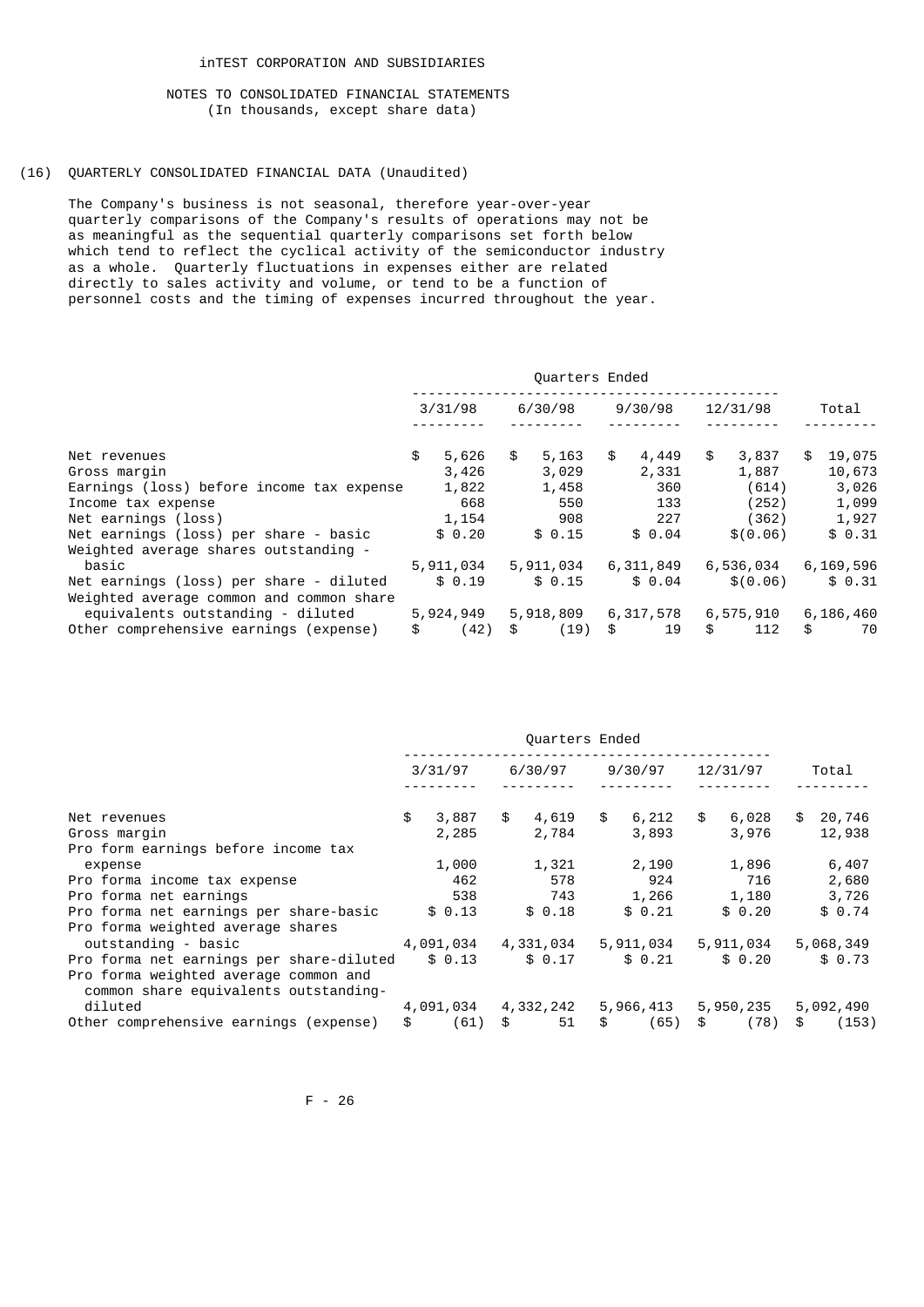inTEST CORPORATION AND SUBSIDIARIES

NOTES TO CONSOLIDATED FINANCIAL STATEMENTS
(In thousands, except share data)

(16) QUARTERLY CONSOLIDATED FINANCIAL DATA (Unaudited)

The Company's business is not seasonal, therefore year-over-year quarterly comparisons of the Company's results of operations may not be as meaningful as the sequential quarterly comparisons set forth below which tend to reflect the cyclical activity of the semiconductor industry as a whole. Quarterly fluctuations in expenses either are related directly to sales activity and volume, or tend to be a function of personnel costs and the timing of expenses incurred throughout the year.

| | Quarters Ended | | | | |
|---|---|---|---|---|---|
| | 3/31/98 | 6/30/98 | 9/30/98 | 12/31/98 | Total |
| Net revenues | $ 5,626 | $ 5,163 | $ 4,449 | $ 3,837 | $ 19,075 |
| Gross margin | 3,426 | 3,029 | 2,331 | 1,887 | 10,673 |
| Earnings (loss) before income tax expense | 1,822 | 1,458 | 360 | (614) | 3,026 |
| Income tax expense | 668 | 550 | 133 | (252) | 1,099 |
| Net earnings (loss) | 1,154 | 908 | 227 | (362) | 1,927 |
| Net earnings (loss) per share - basic | $ 0.20 | $ 0.15 | $ 0.04 | $(0.06) | $ 0.31 |
| Weighted average shares outstanding - basic | 5,911,034 | 5,911,034 | 6,311,849 | 6,536,034 | 6,169,596 |
| Net earnings (loss) per share - diluted | $ 0.19 | $ 0.15 | $ 0.04 | $(0.06) | $ 0.31 |
| Weighted average common and common share equivalents outstanding - diluted | 5,924,949 | 5,918,809 | 6,317,578 | 6,575,910 | 6,186,460 |
| Other comprehensive earnings (expense) | $ (42) | $ (19) | $ 19 | $ 112 | $ 70 |

| | Quarters Ended | | | | |
|---|---|---|---|---|---|
| | 3/31/97 | 6/30/97 | 9/30/97 | 12/31/97 | Total |
| Net revenues | $ 3,887 | $ 4,619 | $ 6,212 | $ 6,028 | $ 20,746 |
| Gross margin | 2,285 | 2,784 | 3,893 | 3,976 | 12,938 |
| Pro form earnings before income tax expense | 1,000 | 1,321 | 2,190 | 1,896 | 6,407 |
| Pro forma income tax expense | 462 | 578 | 924 | 716 | 2,680 |
| Pro forma net earnings | 538 | 743 | 1,266 | 1,180 | 3,726 |
| Pro forma net earnings per share-basic | $ 0.13 | $ 0.18 | $ 0.21 | $ 0.20 | $ 0.74 |
| Pro forma weighted average shares outstanding - basic | 4,091,034 | 4,331,034 | 5,911,034 | 5,911,034 | 5,068,349 |
| Pro forma net earnings per share-diluted | $ 0.13 | $ 0.17 | $ 0.21 | $ 0.20 | $ 0.73 |
| Pro forma weighted average common and common share equivalents outstanding-diluted | 4,091,034 | 4,332,242 | 5,966,413 | 5,950,235 | 5,092,490 |
| Other comprehensive earnings (expense) | $ (61) | $ 51 | $ (65) | $ (78) | $ (153) |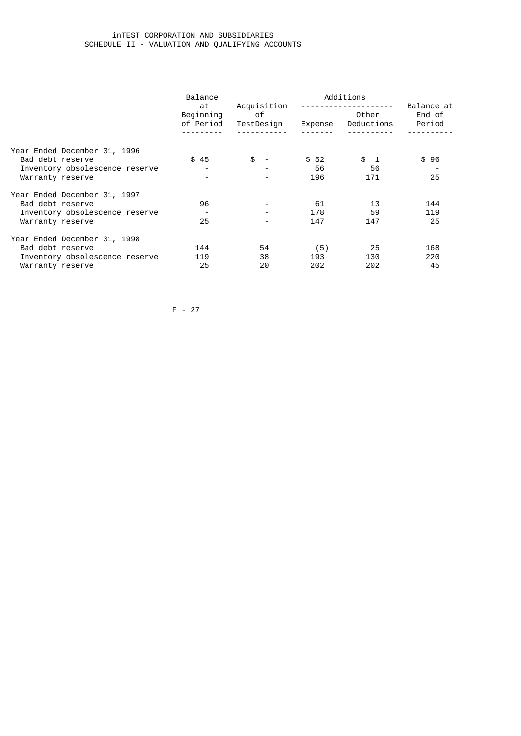# inTEST CORPORATION AND SUBSIDIARIES
## SCHEDULE II - VALUATION AND QUALIFYING ACCOUNTS

| | Balance at Beginning of Period | Acquisition of TestDesign | Additions | | Balance at End of Period |
|---|---|---|---|---|---|
| | | | Expense | Other Deductions | |
| **Year Ended December 31, 1996** | | | | | |
| Bad debt reserve | $ 45 | $ - | $ 52 | $ 1 | $ 96 |
| Inventory obsolescence reserve | - | - | 56 | 56 | - |
| Warranty reserve | - | - | 196 | 171 | 25 |
| **Year Ended December 31, 1997** | | | | | |
| Bad debt reserve | 96 | - | 61 | 13 | 144 |
| Inventory obsolescence reserve | - | - | 178 | 59 | 119 |
| Warranty reserve | 25 | - | 147 | 147 | 25 |
| **Year Ended December 31, 1998** | | | | | |
| Bad debt reserve | 144 | 54 | (5) | 25 | 168 |
| Inventory obsolescence reserve | 119 | 38 | 193 | 130 | 220 |
| Warranty reserve | 25 | 20 | 202 | 202 | 45 |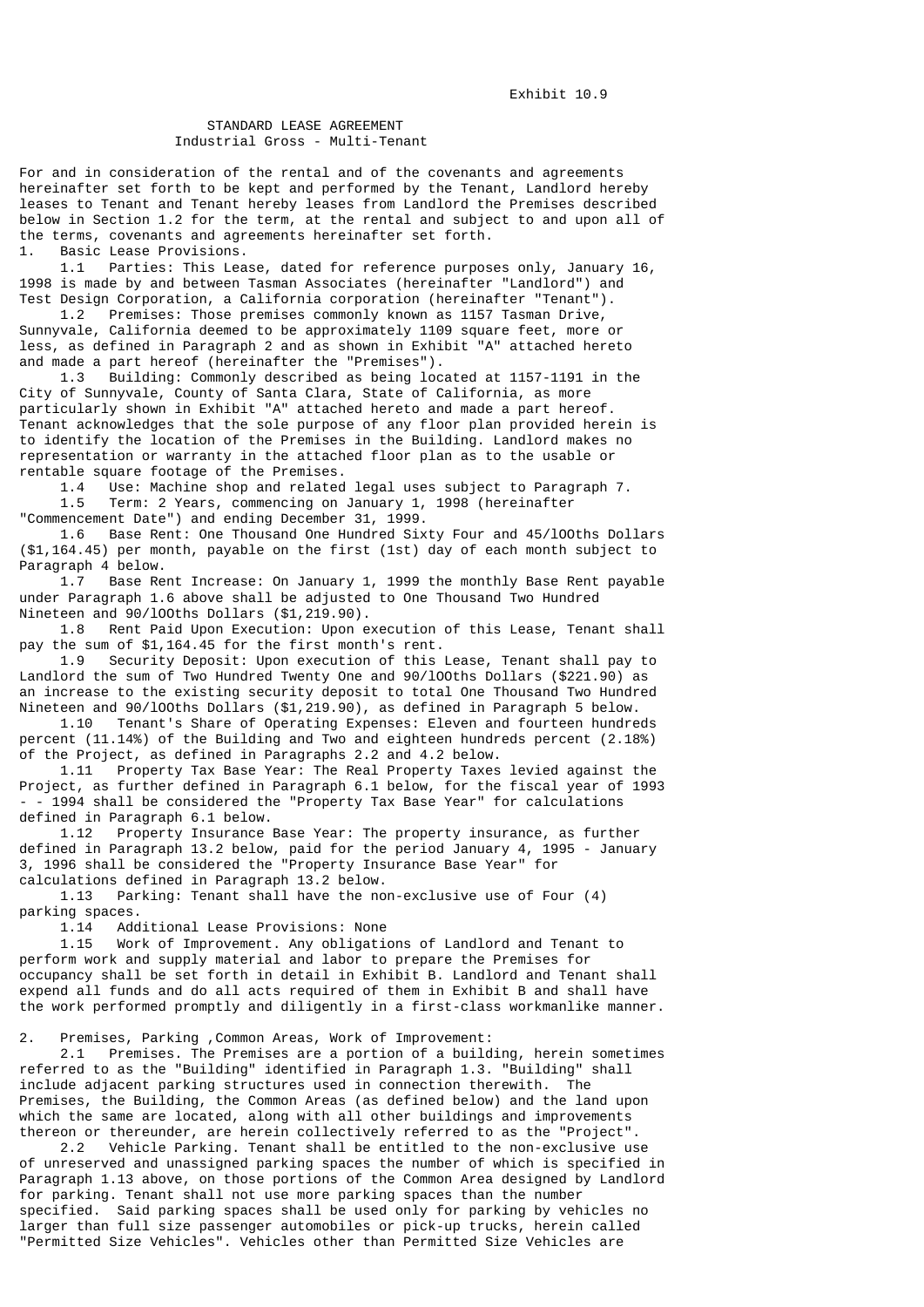Exhibit 10.9

STANDARD LEASE AGREEMENT
Industrial Gross - Multi-Tenant

For and in consideration of the rental and of the covenants and agreements hereinafter set forth to be kept and performed by the Tenant, Landlord hereby leases to Tenant and Tenant hereby leases from Landlord the Premises described below in Section 1.2 for the term, at the rental and subject to and upon all of the terms, covenants and agreements hereinafter set forth.

1. Basic Lease Provisions.

1.1 Parties: This Lease, dated for reference purposes only, January 16, 1998 is made by and between Tasman Associates (hereinafter "Landlord") and Test Design Corporation, a California corporation (hereinafter "Tenant").

1.2 Premises: Those premises commonly known as 1157 Tasman Drive, Sunnyvale, California deemed to be approximately 1109 square feet, more or less, as defined in Paragraph 2 and as shown in Exhibit "A" attached hereto and made a part hereof (hereinafter the "Premises").

1.3 Building: Commonly described as being located at 1157-1191 in the City of Sunnyvale, County of Santa Clara, State of California, as more particularly shown in Exhibit "A" attached hereto and made a part hereof. Tenant acknowledges that the sole purpose of any floor plan provided herein is to identify the location of the Premises in the Building. Landlord makes no representation or warranty in the attached floor plan as to the usable or rentable square footage of the Premises.

1.4 Use: Machine shop and related legal uses subject to Paragraph 7.

1.5 Term: 2 Years, commencing on January 1, 1998 (hereinafter "Commencement Date") and ending December 31, 1999.

1.6 Base Rent: One Thousand One Hundred Sixty Four and 45/lOOths Dollars ($1,164.45) per month, payable on the first (1st) day of each month subject to Paragraph 4 below.

1.7 Base Rent Increase: On January 1, 1999 the monthly Base Rent payable under Paragraph 1.6 above shall be adjusted to One Thousand Two Hundred Nineteen and 90/lOOths Dollars ($1,219.90).

1.8 Rent Paid Upon Execution: Upon execution of this Lease, Tenant shall pay the sum of $1,164.45 for the first month's rent.

1.9 Security Deposit: Upon execution of this Lease, Tenant shall pay to Landlord the sum of Two Hundred Twenty One and 90/lOOths Dollars ($221.90) as an increase to the existing security deposit to total One Thousand Two Hundred Nineteen and 90/lOOths Dollars ($1,219.90), as defined in Paragraph 5 below.

1.10 Tenant's Share of Operating Expenses: Eleven and fourteen hundreds percent (11.14%) of the Building and Two and eighteen hundreds percent (2.18%) of the Project, as defined in Paragraphs 2.2 and 4.2 below.

1.11 Property Tax Base Year: The Real Property Taxes levied against the Project, as further defined in Paragraph 6.1 below, for the fiscal year of 1993 - - 1994 shall be considered the "Property Tax Base Year" for calculations defined in Paragraph 6.1 below.

1.12 Property Insurance Base Year: The property insurance, as further defined in Paragraph 13.2 below, paid for the period January 4, 1995 - January 3, 1996 shall be considered the "Property Insurance Base Year" for calculations defined in Paragraph 13.2 below.

1.13 Parking: Tenant shall have the non-exclusive use of Four (4) parking spaces.

1.14 Additional Lease Provisions: None

1.15 Work of Improvement. Any obligations of Landlord and Tenant to perform work and supply material and labor to prepare the Premises for occupancy shall be set forth in detail in Exhibit B. Landlord and Tenant shall expend all funds and do all acts required of them in Exhibit B and shall have the work performed promptly and diligently in a first-class workmanlike manner.

2. Premises, Parking ,Common Areas, Work of Improvement:

2.1 Premises. The Premises are a portion of a building, herein sometimes referred to as the "Building" identified in Paragraph 1.3. "Building" shall include adjacent parking structures used in connection therewith. The Premises, the Building, the Common Areas (as defined below) and the land upon which the same are located, along with all other buildings and improvements thereon or thereunder, are herein collectively referred to as the "Project".

2.2 Vehicle Parking. Tenant shall be entitled to the non-exclusive use of unreserved and unassigned parking spaces the number of which is specified in Paragraph 1.13 above, on those portions of the Common Area designed by Landlord for parking. Tenant shall not use more parking spaces than the number specified. Said parking spaces shall be used only for parking by vehicles no larger than full size passenger automobiles or pick-up trucks, herein called "Permitted Size Vehicles". Vehicles other than Permitted Size Vehicles are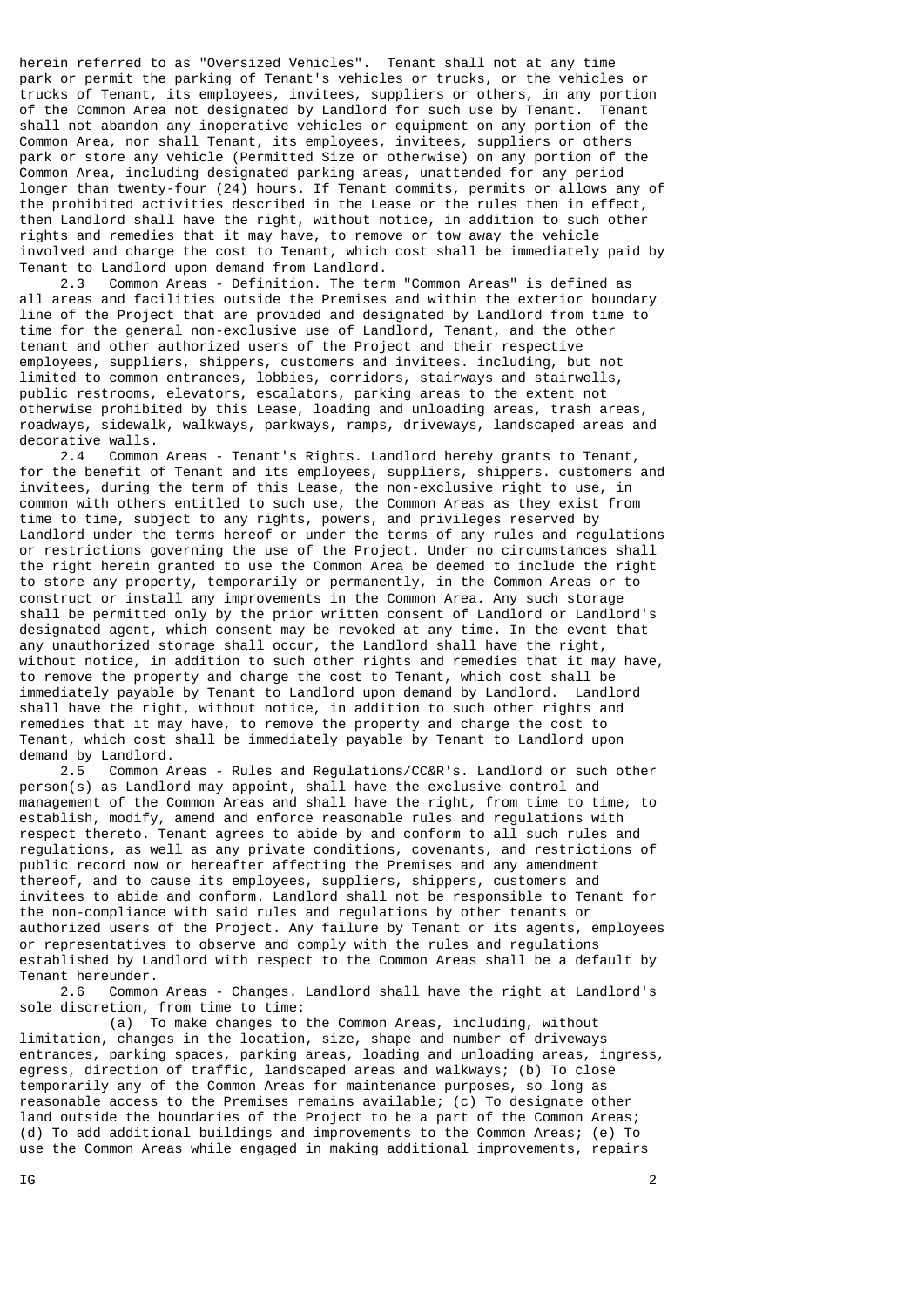herein referred to as "Oversized Vehicles". Tenant shall not at any time park or permit the parking of Tenant's vehicles or trucks, or the vehicles or trucks of Tenant, its employees, invitees, suppliers or others, in any portion of the Common Area not designated by Landlord for such use by Tenant. Tenant shall not abandon any inoperative vehicles or equipment on any portion of the Common Area, nor shall Tenant, its employees, invitees, suppliers or others park or store any vehicle (Permitted Size or otherwise) on any portion of the Common Area, including designated parking areas, unattended for any period longer than twenty-four (24) hours. If Tenant commits, permits or allows any of the prohibited activities described in the Lease or the rules then in effect, then Landlord shall have the right, without notice, in addition to such other rights and remedies that it may have, to remove or tow away the vehicle involved and charge the cost to Tenant, which cost shall be immediately paid by Tenant to Landlord upon demand from Landlord.

2.3 Common Areas - Definition. The term "Common Areas" is defined as all areas and facilities outside the Premises and within the exterior boundary line of the Project that are provided and designated by Landlord from time to time for the general non-exclusive use of Landlord, Tenant, and the other tenant and other authorized users of the Project and their respective employees, suppliers, shippers, customers and invitees. including, but not limited to common entrances, lobbies, corridors, stairways and stairwells, public restrooms, elevators, escalators, parking areas to the extent not otherwise prohibited by this Lease, loading and unloading areas, trash areas, roadways, sidewalk, walkways, parkways, ramps, driveways, landscaped areas and decorative walls.

2.4 Common Areas - Tenant's Rights. Landlord hereby grants to Tenant, for the benefit of Tenant and its employees, suppliers, shippers. customers and invitees, during the term of this Lease, the non-exclusive right to use, in common with others entitled to such use, the Common Areas as they exist from time to time, subject to any rights, powers, and privileges reserved by Landlord under the terms hereof or under the terms of any rules and regulations or restrictions governing the use of the Project. Under no circumstances shall the right herein granted to use the Common Area be deemed to include the right to store any property, temporarily or permanently, in the Common Areas or to construct or install any improvements in the Common Area. Any such storage shall be permitted only by the prior written consent of Landlord or Landlord's designated agent, which consent may be revoked at any time. In the event that any unauthorized storage shall occur, the Landlord shall have the right, without notice, in addition to such other rights and remedies that it may have, to remove the property and charge the cost to Tenant, which cost shall be immediately payable by Tenant to Landlord upon demand by Landlord. Landlord shall have the right, without notice, in addition to such other rights and remedies that it may have, to remove the property and charge the cost to Tenant, which cost shall be immediately payable by Tenant to Landlord upon demand by Landlord.

2.5 Common Areas - Rules and Regulations/CC&R's. Landlord or such other person(s) as Landlord may appoint, shall have the exclusive control and management of the Common Areas and shall have the right, from time to time, to establish, modify, amend and enforce reasonable rules and regulations with respect thereto. Tenant agrees to abide by and conform to all such rules and regulations, as well as any private conditions, covenants, and restrictions of public record now or hereafter affecting the Premises and any amendment thereof, and to cause its employees, suppliers, shippers, customers and invitees to abide and conform. Landlord shall not be responsible to Tenant for the non-compliance with said rules and regulations by other tenants or authorized users of the Project. Any failure by Tenant or its agents, employees or representatives to observe and comply with the rules and regulations established by Landlord with respect to the Common Areas shall be a default by Tenant hereunder.

2.6 Common Areas - Changes. Landlord shall have the right at Landlord's sole discretion, from time to time:

(a) To make changes to the Common Areas, including, without limitation, changes in the location, size, shape and number of driveways entrances, parking spaces, parking areas, loading and unloading areas, ingress, egress, direction of traffic, landscaped areas and walkways; (b) To close temporarily any of the Common Areas for maintenance purposes, so long as reasonable access to the Premises remains available; (c) To designate other land outside the boundaries of the Project to be a part of the Common Areas; (d) To add additional buildings and improvements to the Common Areas; (e) To use the Common Areas while engaged in making additional improvements, repairs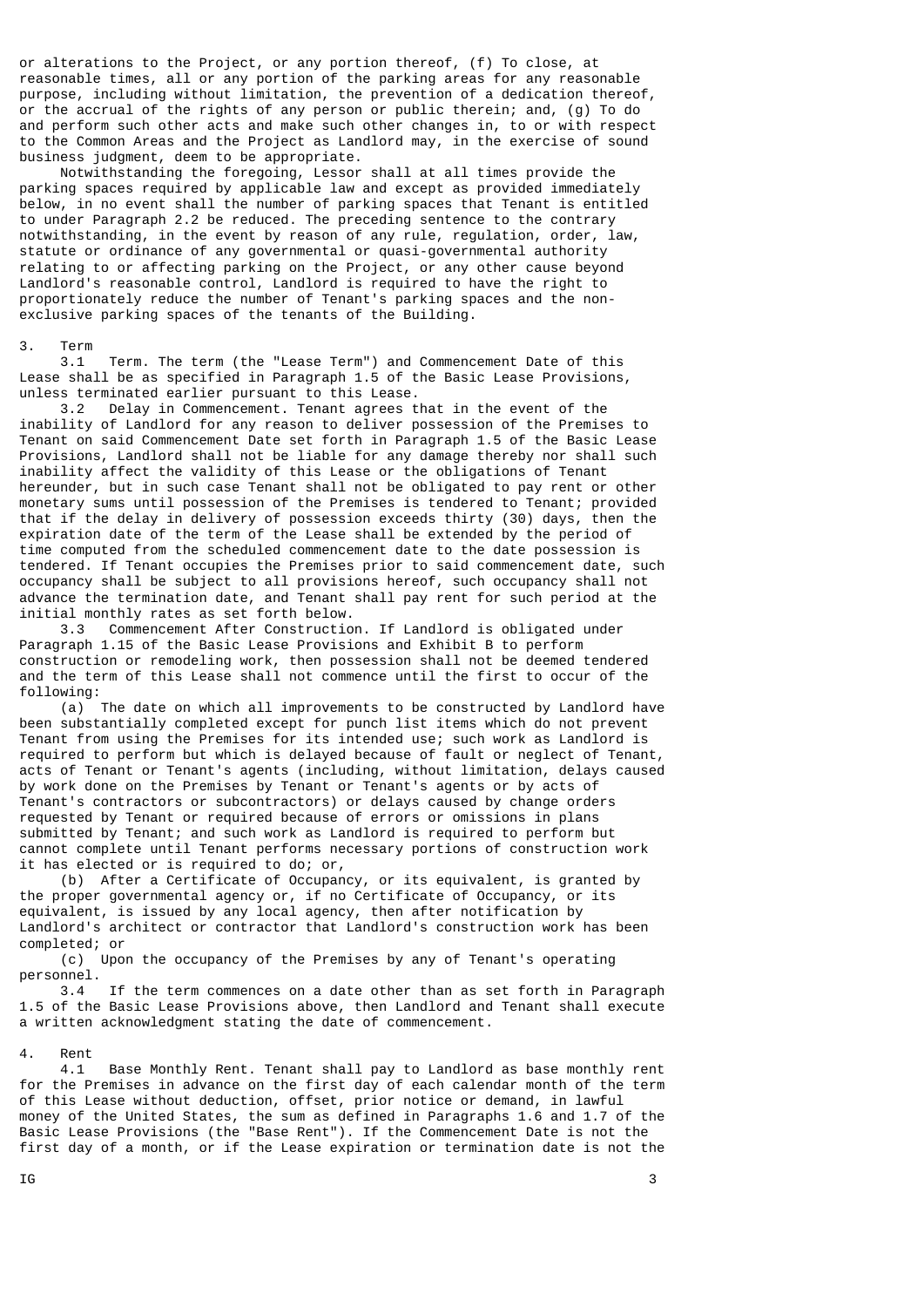or alterations to the Project, or any portion thereof, (f) To close, at reasonable times, all or any portion of the parking areas for any reasonable purpose, including without limitation, the prevention of a dedication thereof, or the accrual of the rights of any person or public therein; and, (g) To do and perform such other acts and make such other changes in, to or with respect to the Common Areas and the Project as Landlord may, in the exercise of sound business judgment, deem to be appropriate.

Notwithstanding the foregoing, Lessor shall at all times provide the parking spaces required by applicable law and except as provided immediately below, in no event shall the number of parking spaces that Tenant is entitled to under Paragraph 2.2 be reduced. The preceding sentence to the contrary notwithstanding, in the event by reason of any rule, regulation, order, law, statute or ordinance of any governmental or quasi-governmental authority relating to or affecting parking on the Project, or any other cause beyond Landlord's reasonable control, Landlord is required to have the right to proportionately reduce the number of Tenant's parking spaces and the non-exclusive parking spaces of the tenants of the Building.

3. Term

3.1 Term. The term (the "Lease Term") and Commencement Date of this Lease shall be as specified in Paragraph 1.5 of the Basic Lease Provisions, unless terminated earlier pursuant to this Lease.

3.2 Delay in Commencement. Tenant agrees that in the event of the inability of Landlord for any reason to deliver possession of the Premises to Tenant on said Commencement Date set forth in Paragraph 1.5 of the Basic Lease Provisions, Landlord shall not be liable for any damage thereby nor shall such inability affect the validity of this Lease or the obligations of Tenant hereunder, but in such case Tenant shall not be obligated to pay rent or other monetary sums until possession of the Premises is tendered to Tenant; provided that if the delay in delivery of possession exceeds thirty (30) days, then the expiration date of the term of the Lease shall be extended by the period of time computed from the scheduled commencement date to the date possession is tendered. If Tenant occupies the Premises prior to said commencement date, such occupancy shall be subject to all provisions hereof, such occupancy shall not advance the termination date, and Tenant shall pay rent for such period at the initial monthly rates as set forth below.

3.3 Commencement After Construction. If Landlord is obligated under Paragraph 1.15 of the Basic Lease Provisions and Exhibit B to perform construction or remodeling work, then possession shall not be deemed tendered and the term of this Lease shall not commence until the first to occur of the following:

(a) The date on which all improvements to be constructed by Landlord have been substantially completed except for punch list items which do not prevent Tenant from using the Premises for its intended use; such work as Landlord is required to perform but which is delayed because of fault or neglect of Tenant, acts of Tenant or Tenant's agents (including, without limitation, delays caused by work done on the Premises by Tenant or Tenant's agents or by acts of Tenant's contractors or subcontractors) or delays caused by change orders requested by Tenant or required because of errors or omissions in plans submitted by Tenant; and such work as Landlord is required to perform but cannot complete until Tenant performs necessary portions of construction work it has elected or is required to do; or,

(b) After a Certificate of Occupancy, or its equivalent, is granted by the proper governmental agency or, if no Certificate of Occupancy, or its equivalent, is issued by any local agency, then after notification by Landlord's architect or contractor that Landlord's construction work has been completed; or

(c) Upon the occupancy of the Premises by any of Tenant's operating personnel.

3.4 If the term commences on a date other than as set forth in Paragraph 1.5 of the Basic Lease Provisions above, then Landlord and Tenant shall execute a written acknowledgment stating the date of commencement.

4. Rent

4.1 Base Monthly Rent. Tenant shall pay to Landlord as base monthly rent for the Premises in advance on the first day of each calendar month of the term of this Lease without deduction, offset, prior notice or demand, in lawful money of the United States, the sum as defined in Paragraphs 1.6 and 1.7 of the Basic Lease Provisions (the "Base Rent"). If the Commencement Date is not the first day of a month, or if the Lease expiration or termination date is not the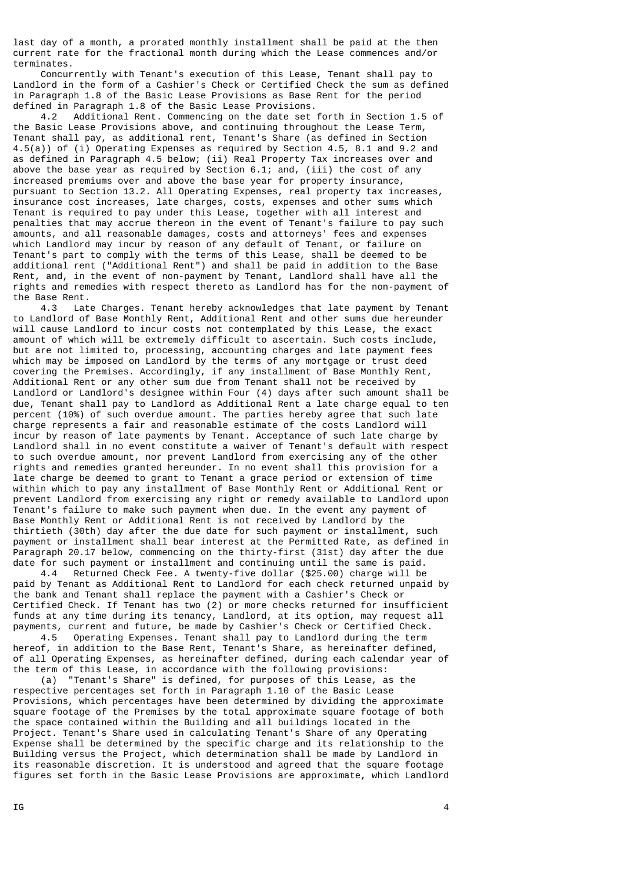last day of a month, a prorated monthly installment shall be paid at the then current rate for the fractional month during which the Lease commences and/or terminates.

Concurrently with Tenant's execution of this Lease, Tenant shall pay to Landlord in the form of a Cashier's Check or Certified Check the sum as defined in Paragraph 1.8 of the Basic Lease Provisions as Base Rent for the period defined in Paragraph 1.8 of the Basic Lease Provisions.

4.2 Additional Rent. Commencing on the date set forth in Section 1.5 of the Basic Lease Provisions above, and continuing throughout the Lease Term, Tenant shall pay, as additional rent, Tenant's Share (as defined in Section 4.5(a)) of (i) Operating Expenses as required by Section 4.5, 8.1 and 9.2 and as defined in Paragraph 4.5 below; (ii) Real Property Tax increases over and above the base year as required by Section 6.1; and, (iii) the cost of any increased premiums over and above the base year for property insurance, pursuant to Section 13.2. All Operating Expenses, real property tax increases, insurance cost increases, late charges, costs, expenses and other sums which Tenant is required to pay under this Lease, together with all interest and penalties that may accrue thereon in the event of Tenant's failure to pay such amounts, and all reasonable damages, costs and attorneys' fees and expenses which Landlord may incur by reason of any default of Tenant, or failure on Tenant's part to comply with the terms of this Lease, shall be deemed to be additional rent ("Additional Rent") and shall be paid in addition to the Base Rent, and, in the event of non-payment by Tenant, Landlord shall have all the rights and remedies with respect thereto as Landlord has for the non-payment of the Base Rent.

4.3 Late Charges. Tenant hereby acknowledges that late payment by Tenant to Landlord of Base Monthly Rent, Additional Rent and other sums due hereunder will cause Landlord to incur costs not contemplated by this Lease, the exact amount of which will be extremely difficult to ascertain. Such costs include, but are not limited to, processing, accounting charges and late payment fees which may be imposed on Landlord by the terms of any mortgage or trust deed covering the Premises. Accordingly, if any installment of Base Monthly Rent, Additional Rent or any other sum due from Tenant shall not be received by Landlord or Landlord's designee within Four (4) days after such amount shall be due, Tenant shall pay to Landlord as Additional Rent a late charge equal to ten percent (10%) of such overdue amount. The parties hereby agree that such late charge represents a fair and reasonable estimate of the costs Landlord will incur by reason of late payments by Tenant. Acceptance of such late charge by Landlord shall in no event constitute a waiver of Tenant's default with respect to such overdue amount, nor prevent Landlord from exercising any of the other rights and remedies granted hereunder. In no event shall this provision for a late charge be deemed to grant to Tenant a grace period or extension of time within which to pay any installment of Base Monthly Rent or Additional Rent or prevent Landlord from exercising any right or remedy available to Landlord upon Tenant's failure to make such payment when due. In the event any payment of Base Monthly Rent or Additional Rent is not received by Landlord by the thirtieth (30th) day after the due date for such payment or installment, such payment or installment shall bear interest at the Permitted Rate, as defined in Paragraph 20.17 below, commencing on the thirty-first (31st) day after the due date for such payment or installment and continuing until the same is paid.

4.4 Returned Check Fee. A twenty-five dollar ($25.00) charge will be paid by Tenant as Additional Rent to Landlord for each check returned unpaid by the bank and Tenant shall replace the payment with a Cashier's Check or Certified Check. If Tenant has two (2) or more checks returned for insufficient funds at any time during its tenancy, Landlord, at its option, may request all payments, current and future, be made by Cashier's Check or Certified Check.

4.5 Operating Expenses. Tenant shall pay to Landlord during the term hereof, in addition to the Base Rent, Tenant's Share, as hereinafter defined, of all Operating Expenses, as hereinafter defined, during each calendar year of the term of this Lease, in accordance with the following provisions:

(a) "Tenant's Share" is defined, for purposes of this Lease, as the respective percentages set forth in Paragraph 1.10 of the Basic Lease Provisions, which percentages have been determined by dividing the approximate square footage of the Premises by the total approximate square footage of both the space contained within the Building and all buildings located in the Project. Tenant's Share used in calculating Tenant's Share of any Operating Expense shall be determined by the specific charge and its relationship to the Building versus the Project, which determination shall be made by Landlord in its reasonable discretion. It is understood and agreed that the square footage figures set forth in the Basic Lease Provisions are approximate, which Landlord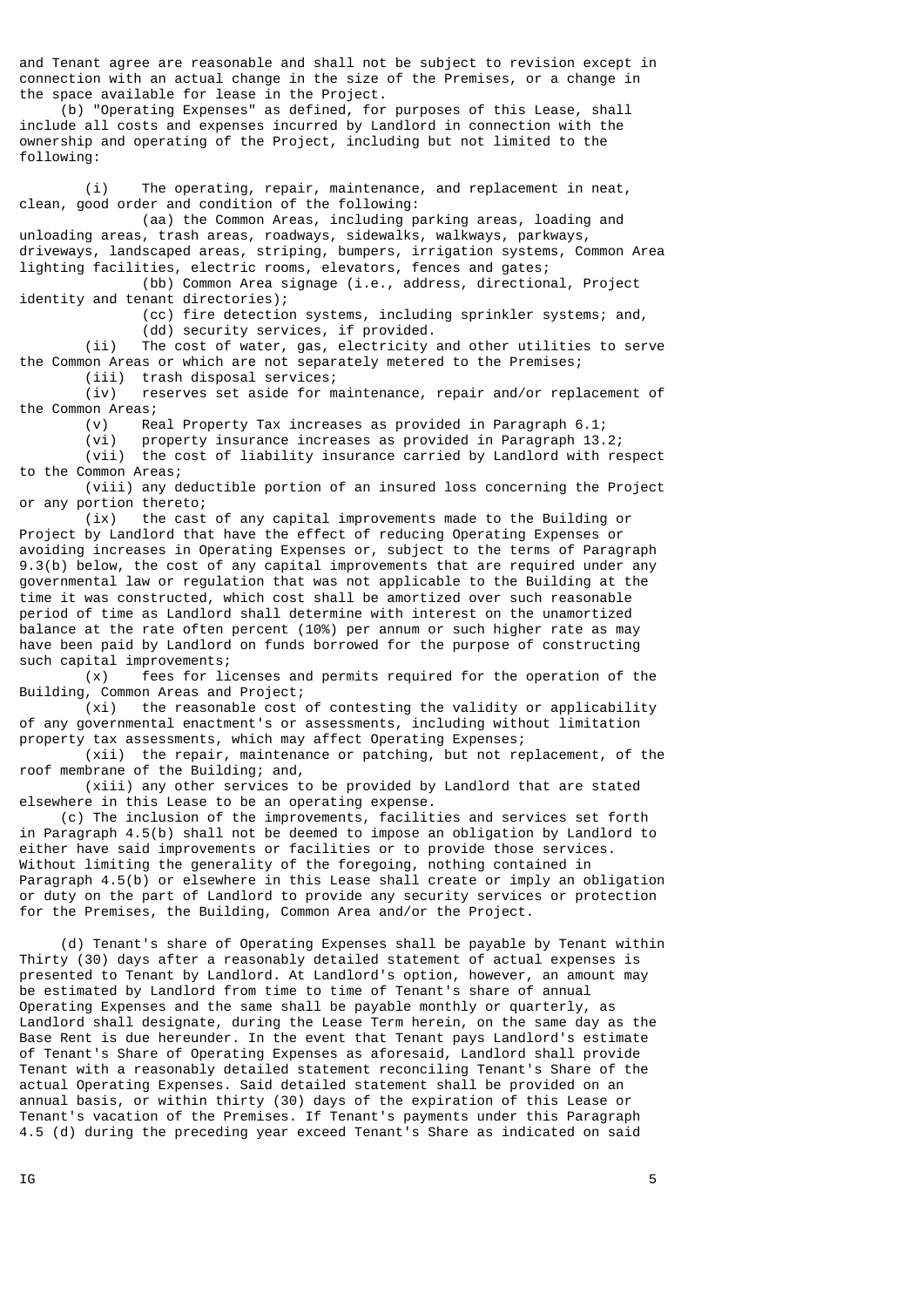and Tenant agree are reasonable and shall not be subject to revision except in connection with an actual change in the size of the Premises, or a change in the space available for lease in the Project.

(b) "Operating Expenses" as defined, for purposes of this Lease, shall include all costs and expenses incurred by Landlord in connection with the ownership and operating of the Project, including but not limited to the following:

(i) The operating, repair, maintenance, and replacement in neat, clean, good order and condition of the following:

(aa) the Common Areas, including parking areas, loading and unloading areas, trash areas, roadways, sidewalks, walkways, parkways, driveways, landscaped areas, striping, bumpers, irrigation systems, Common Area lighting facilities, electric rooms, elevators, fences and gates;

(bb) Common Area signage (i.e., address, directional, Project identity and tenant directories);

(cc) fire detection systems, including sprinkler systems; and,

(dd) security services, if provided.

(ii) The cost of water, gas, electricity and other utilities to serve the Common Areas or which are not separately metered to the Premises;

(iii) trash disposal services;

(iv) reserves set aside for maintenance, repair and/or replacement of the Common Areas;

(v) Real Property Tax increases as provided in Paragraph 6.1;

(vi) property insurance increases as provided in Paragraph 13.2;

(vii) the cost of liability insurance carried by Landlord with respect to the Common Areas;

(viii) any deductible portion of an insured loss concerning the Project or any portion thereto;

(ix) the cast of any capital improvements made to the Building or Project by Landlord that have the effect of reducing Operating Expenses or avoiding increases in Operating Expenses or, subject to the terms of Paragraph 9.3(b) below, the cost of any capital improvements that are required under any governmental law or regulation that was not applicable to the Building at the time it was constructed, which cost shall be amortized over such reasonable period of time as Landlord shall determine with interest on the unamortized balance at the rate often percent (10%) per annum or such higher rate as may have been paid by Landlord on funds borrowed for the purpose of constructing such capital improvements;

(x) fees for licenses and permits required for the operation of the Building, Common Areas and Project;

(xi) the reasonable cost of contesting the validity or applicability of any governmental enactment's or assessments, including without limitation property tax assessments, which may affect Operating Expenses;

(xii) the repair, maintenance or patching, but not replacement, of the roof membrane of the Building; and,

(xiii) any other services to be provided by Landlord that are stated elsewhere in this Lease to be an operating expense.

(c) The inclusion of the improvements, facilities and services set forth in Paragraph 4.5(b) shall not be deemed to impose an obligation by Landlord to either have said improvements or facilities or to provide those services. Without limiting the generality of the foregoing, nothing contained in Paragraph 4.5(b) or elsewhere in this Lease shall create or imply an obligation or duty on the part of Landlord to provide any security services or protection for the Premises, the Building, Common Area and/or the Project.

(d) Tenant's share of Operating Expenses shall be payable by Tenant within Thirty (30) days after a reasonably detailed statement of actual expenses is presented to Tenant by Landlord. At Landlord's option, however, an amount may be estimated by Landlord from time to time of Tenant's share of annual Operating Expenses and the same shall be payable monthly or quarterly, as Landlord shall designate, during the Lease Term herein, on the same day as the Base Rent is due hereunder. In the event that Tenant pays Landlord's estimate of Tenant's Share of Operating Expenses as aforesaid, Landlord shall provide Tenant with a reasonably detailed statement reconciling Tenant's Share of the actual Operating Expenses. Said detailed statement shall be provided on an annual basis, or within thirty (30) days of the expiration of this Lease or Tenant's vacation of the Premises. If Tenant's payments under this Paragraph 4.5 (d) during the preceding year exceed Tenant's Share as indicated on said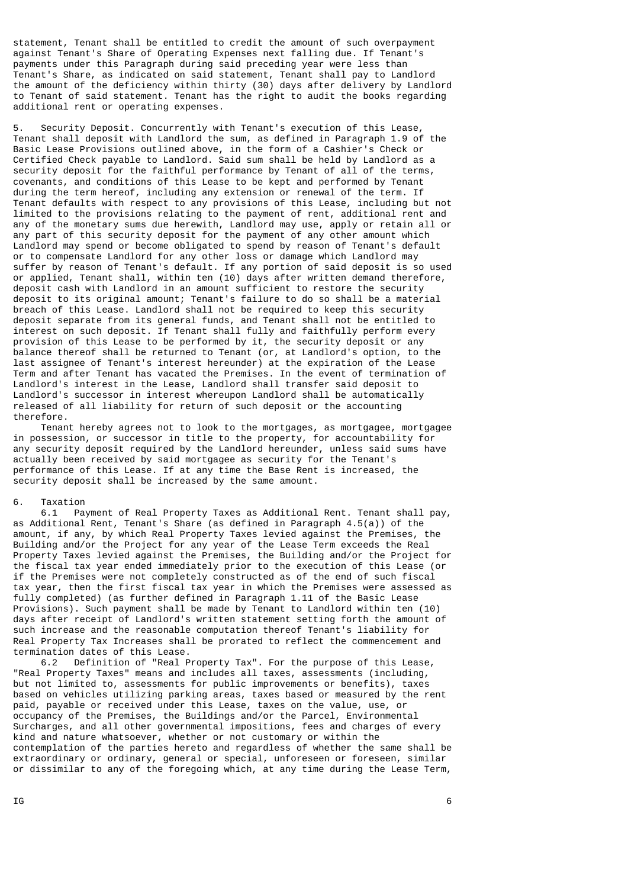statement, Tenant shall be entitled to credit the amount of such overpayment against Tenant's Share of Operating Expenses next falling due. If Tenant's payments under this Paragraph during said preceding year were less than Tenant's Share, as indicated on said statement, Tenant shall pay to Landlord the amount of the deficiency within thirty (30) days after delivery by Landlord to Tenant of said statement. Tenant has the right to audit the books regarding additional rent or operating expenses.

5. Security Deposit. Concurrently with Tenant's execution of this Lease, Tenant shall deposit with Landlord the sum, as defined in Paragraph 1.9 of the Basic Lease Provisions outlined above, in the form of a Cashier's Check or Certified Check payable to Landlord. Said sum shall be held by Landlord as a security deposit for the faithful performance by Tenant of all of the terms, covenants, and conditions of this Lease to be kept and performed by Tenant during the term hereof, including any extension or renewal of the term. If Tenant defaults with respect to any provisions of this Lease, including but not limited to the provisions relating to the payment of rent, additional rent and any of the monetary sums due herewith, Landlord may use, apply or retain all or any part of this security deposit for the payment of any other amount which Landlord may spend or become obligated to spend by reason of Tenant's default or to compensate Landlord for any other loss or damage which Landlord may suffer by reason of Tenant's default. If any portion of said deposit is so used or applied, Tenant shall, within ten (10) days after written demand therefore, deposit cash with Landlord in an amount sufficient to restore the security deposit to its original amount; Tenant's failure to do so shall be a material breach of this Lease. Landlord shall not be required to keep this security deposit separate from its general funds, and Tenant shall not be entitled to interest on such deposit. If Tenant shall fully and faithfully perform every provision of this Lease to be performed by it, the security deposit or any balance thereof shall be returned to Tenant (or, at Landlord's option, to the last assignee of Tenant's interest hereunder) at the expiration of the Lease Term and after Tenant has vacated the Premises. In the event of termination of Landlord's interest in the Lease, Landlord shall transfer said deposit to Landlord's successor in interest whereupon Landlord shall be automatically released of all liability for return of such deposit or the accounting therefore.

Tenant hereby agrees not to look to the mortgages, as mortgagee, mortgagee in possession, or successor in title to the property, for accountability for any security deposit required by the Landlord hereunder, unless said sums have actually been received by said mortgagee as security for the Tenant's performance of this Lease. If at any time the Base Rent is increased, the security deposit shall be increased by the same amount.

6. Taxation

6.1 Payment of Real Property Taxes as Additional Rent. Tenant shall pay, as Additional Rent, Tenant's Share (as defined in Paragraph 4.5(a)) of the amount, if any, by which Real Property Taxes levied against the Premises, the Building and/or the Project for any year of the Lease Term exceeds the Real Property Taxes levied against the Premises, the Building and/or the Project for the fiscal tax year ended immediately prior to the execution of this Lease (or if the Premises were not completely constructed as of the end of such fiscal tax year, then the first fiscal tax year in which the Premises were assessed as fully completed) (as further defined in Paragraph 1.11 of the Basic Lease Provisions). Such payment shall be made by Tenant to Landlord within ten (10) days after receipt of Landlord's written statement setting forth the amount of such increase and the reasonable computation thereof Tenant's liability for Real Property Tax Increases shall be prorated to reflect the commencement and termination dates of this Lease.

6.2 Definition of "Real Property Tax". For the purpose of this Lease, "Real Property Taxes" means and includes all taxes, assessments (including, but not limited to, assessments for public improvements or benefits), taxes based on vehicles utilizing parking areas, taxes based or measured by the rent paid, payable or received under this Lease, taxes on the value, use, or occupancy of the Premises, the Buildings and/or the Parcel, Environmental Surcharges, and all other governmental impositions, fees and charges of every kind and nature whatsoever, whether or not customary or within the contemplation of the parties hereto and regardless of whether the same shall be extraordinary or ordinary, general or special, unforeseen or foreseen, similar or dissimilar to any of the foregoing which, at any time during the Lease Term,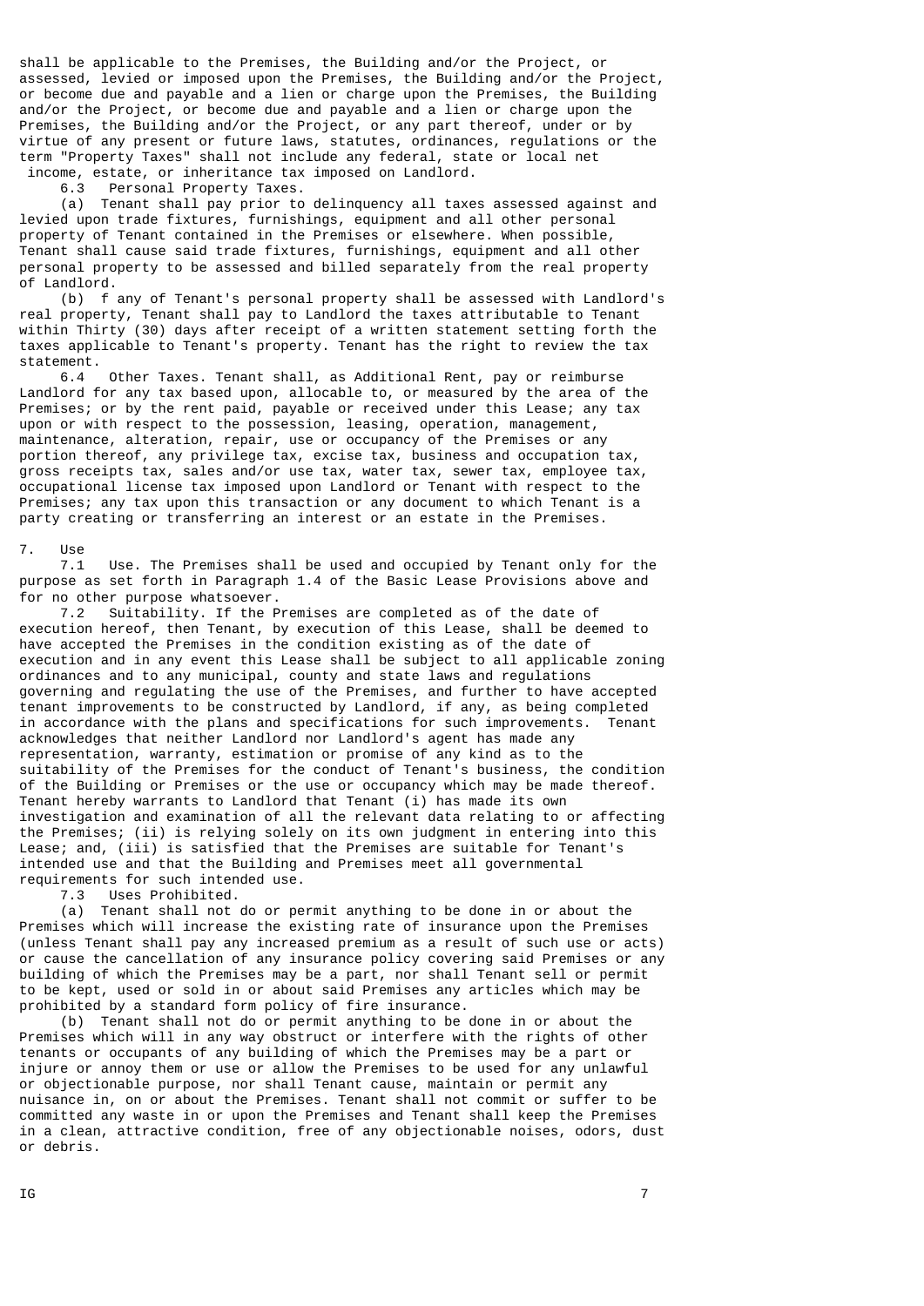shall be applicable to the Premises, the Building and/or the Project, or assessed, levied or imposed upon the Premises, the Building and/or the Project, or become due and payable and a lien or charge upon the Premises, the Building and/or the Project, or become due and payable and a lien or charge upon the Premises, the Building and/or the Project, or any part thereof, under or by virtue of any present or future laws, statutes, ordinances, regulations or the term "Property Taxes" shall not include any federal, state or local net income, estate, or inheritance tax imposed on Landlord.

6.3 Personal Property Taxes.

(a) Tenant shall pay prior to delinquency all taxes assessed against and levied upon trade fixtures, furnishings, equipment and all other personal property of Tenant contained in the Premises or elsewhere. When possible, Tenant shall cause said trade fixtures, furnishings, equipment and all other personal property to be assessed and billed separately from the real property of Landlord.

(b) f any of Tenant's personal property shall be assessed with Landlord's real property, Tenant shall pay to Landlord the taxes attributable to Tenant within Thirty (30) days after receipt of a written statement setting forth the taxes applicable to Tenant's property. Tenant has the right to review the tax statement.

6.4 Other Taxes. Tenant shall, as Additional Rent, pay or reimburse Landlord for any tax based upon, allocable to, or measured by the area of the Premises; or by the rent paid, payable or received under this Lease; any tax upon or with respect to the possession, leasing, operation, management, maintenance, alteration, repair, use or occupancy of the Premises or any portion thereof, any privilege tax, excise tax, business and occupation tax, gross receipts tax, sales and/or use tax, water tax, sewer tax, employee tax, occupational license tax imposed upon Landlord or Tenant with respect to the Premises; any tax upon this transaction or any document to which Tenant is a party creating or transferring an interest or an estate in the Premises.

7. Use

7.1 Use. The Premises shall be used and occupied by Tenant only for the purpose as set forth in Paragraph 1.4 of the Basic Lease Provisions above and for no other purpose whatsoever.

7.2 Suitability. If the Premises are completed as of the date of execution hereof, then Tenant, by execution of this Lease, shall be deemed to have accepted the Premises in the condition existing as of the date of execution and in any event this Lease shall be subject to all applicable zoning ordinances and to any municipal, county and state laws and regulations governing and regulating the use of the Premises, and further to have accepted tenant improvements to be constructed by Landlord, if any, as being completed in accordance with the plans and specifications for such improvements. Tenant acknowledges that neither Landlord nor Landlord's agent has made any representation, warranty, estimation or promise of any kind as to the suitability of the Premises for the conduct of Tenant's business, the condition of the Building or Premises or the use or occupancy which may be made thereof. Tenant hereby warrants to Landlord that Tenant (i) has made its own investigation and examination of all the relevant data relating to or affecting the Premises; (ii) is relying solely on its own judgment in entering into this Lease; and, (iii) is satisfied that the Premises are suitable for Tenant's intended use and that the Building and Premises meet all governmental requirements for such intended use.

7.3 Uses Prohibited.

(a) Tenant shall not do or permit anything to be done in or about the Premises which will increase the existing rate of insurance upon the Premises (unless Tenant shall pay any increased premium as a result of such use or acts) or cause the cancellation of any insurance policy covering said Premises or any building of which the Premises may be a part, nor shall Tenant sell or permit to be kept, used or sold in or about said Premises any articles which may be prohibited by a standard form policy of fire insurance.

(b) Tenant shall not do or permit anything to be done in or about the Premises which will in any way obstruct or interfere with the rights of other tenants or occupants of any building of which the Premises may be a part or injure or annoy them or use or allow the Premises to be used for any unlawful or objectionable purpose, nor shall Tenant cause, maintain or permit any nuisance in, on or about the Premises. Tenant shall not commit or suffer to be committed any waste in or upon the Premises and Tenant shall keep the Premises in a clean, attractive condition, free of any objectionable noises, odors, dust or debris.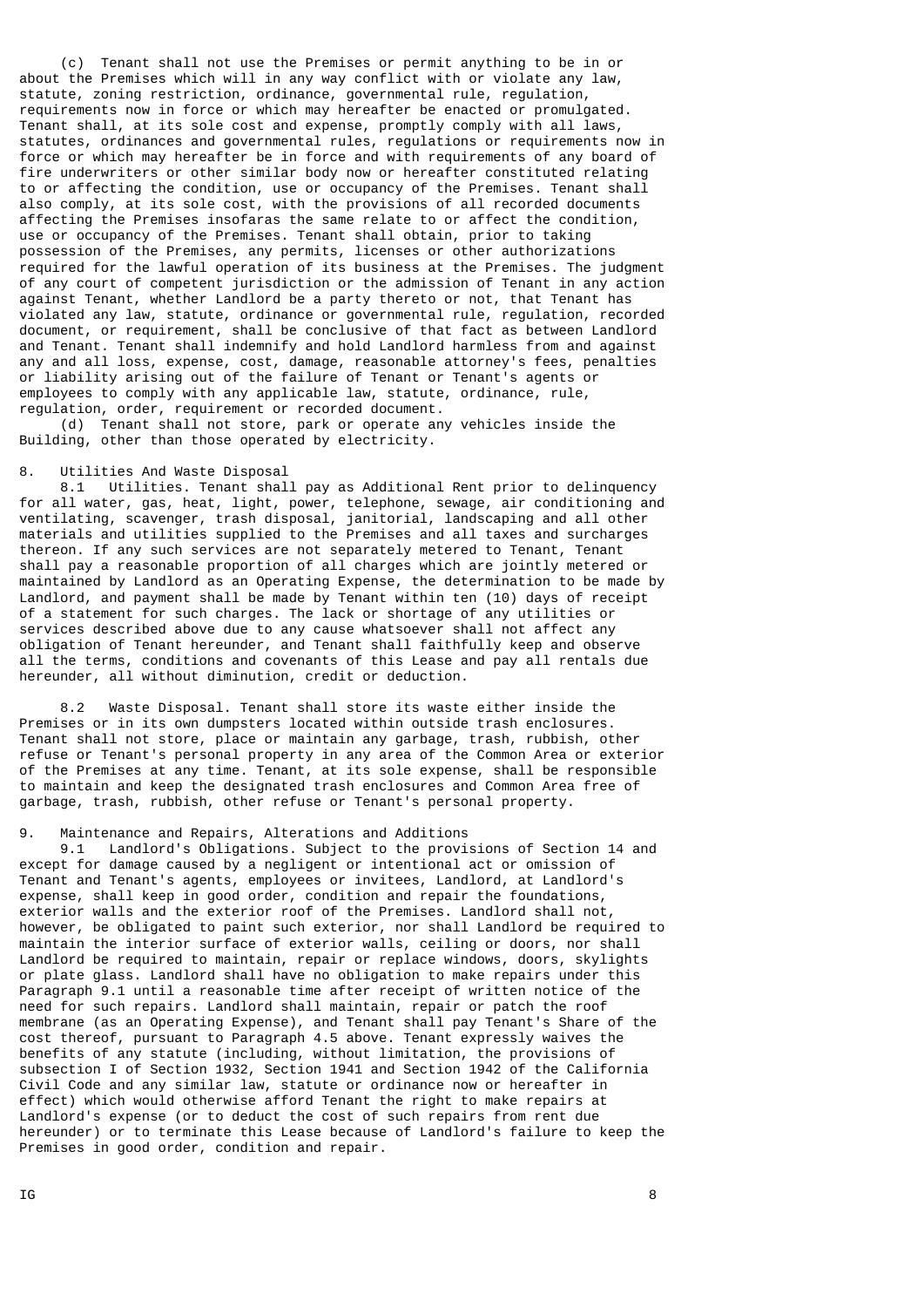(c) Tenant shall not use the Premises or permit anything to be in or about the Premises which will in any way conflict with or violate any law, statute, zoning restriction, ordinance, governmental rule, regulation, requirements now in force or which may hereafter be enacted or promulgated. Tenant shall, at its sole cost and expense, promptly comply with all laws, statutes, ordinances and governmental rules, regulations or requirements now in force or which may hereafter be in force and with requirements of any board of fire underwriters or other similar body now or hereafter constituted relating to or affecting the condition, use or occupancy of the Premises. Tenant shall also comply, at its sole cost, with the provisions of all recorded documents affecting the Premises insofaras the same relate to or affect the condition, use or occupancy of the Premises. Tenant shall obtain, prior to taking possession of the Premises, any permits, licenses or other authorizations required for the lawful operation of its business at the Premises. The judgment of any court of competent jurisdiction or the admission of Tenant in any action against Tenant, whether Landlord be a party thereto or not, that Tenant has violated any law, statute, ordinance or governmental rule, regulation, recorded document, or requirement, shall be conclusive of that fact as between Landlord and Tenant. Tenant shall indemnify and hold Landlord harmless from and against any and all loss, expense, cost, damage, reasonable attorney's fees, penalties or liability arising out of the failure of Tenant or Tenant's agents or employees to comply with any applicable law, statute, ordinance, rule, regulation, order, requirement or recorded document.

(d) Tenant shall not store, park or operate any vehicles inside the Building, other than those operated by electricity.

8. Utilities And Waste Disposal

8.1 Utilities. Tenant shall pay as Additional Rent prior to delinquency for all water, gas, heat, light, power, telephone, sewage, air conditioning and ventilating, scavenger, trash disposal, janitorial, landscaping and all other materials and utilities supplied to the Premises and all taxes and surcharges thereon. If any such services are not separately metered to Tenant, Tenant shall pay a reasonable proportion of all charges which are jointly metered or maintained by Landlord as an Operating Expense, the determination to be made by Landlord, and payment shall be made by Tenant within ten (10) days of receipt of a statement for such charges. The lack or shortage of any utilities or services described above due to any cause whatsoever shall not affect any obligation of Tenant hereunder, and Tenant shall faithfully keep and observe all the terms, conditions and covenants of this Lease and pay all rentals due hereunder, all without diminution, credit or deduction.

8.2 Waste Disposal. Tenant shall store its waste either inside the Premises or in its own dumpsters located within outside trash enclosures. Tenant shall not store, place or maintain any garbage, trash, rubbish, other refuse or Tenant's personal property in any area of the Common Area or exterior of the Premises at any time. Tenant, at its sole expense, shall be responsible to maintain and keep the designated trash enclosures and Common Area free of garbage, trash, rubbish, other refuse or Tenant's personal property.

9. Maintenance and Repairs, Alterations and Additions

9.1 Landlord's Obligations. Subject to the provisions of Section 14 and except for damage caused by a negligent or intentional act or omission of Tenant and Tenant's agents, employees or invitees, Landlord, at Landlord's expense, shall keep in good order, condition and repair the foundations, exterior walls and the exterior roof of the Premises. Landlord shall not, however, be obligated to paint such exterior, nor shall Landlord be required to maintain the interior surface of exterior walls, ceiling or doors, nor shall Landlord be required to maintain, repair or replace windows, doors, skylights or plate glass. Landlord shall have no obligation to make repairs under this Paragraph 9.1 until a reasonable time after receipt of written notice of the need for such repairs. Landlord shall maintain, repair or patch the roof membrane (as an Operating Expense), and Tenant shall pay Tenant's Share of the cost thereof, pursuant to Paragraph 4.5 above. Tenant expressly waives the benefits of any statute (including, without limitation, the provisions of subsection I of Section 1932, Section 1941 and Section 1942 of the California Civil Code and any similar law, statute or ordinance now or hereafter in effect) which would otherwise afford Tenant the right to make repairs at Landlord's expense (or to deduct the cost of such repairs from rent due hereunder) or to terminate this Lease because of Landlord's failure to keep the Premises in good order, condition and repair.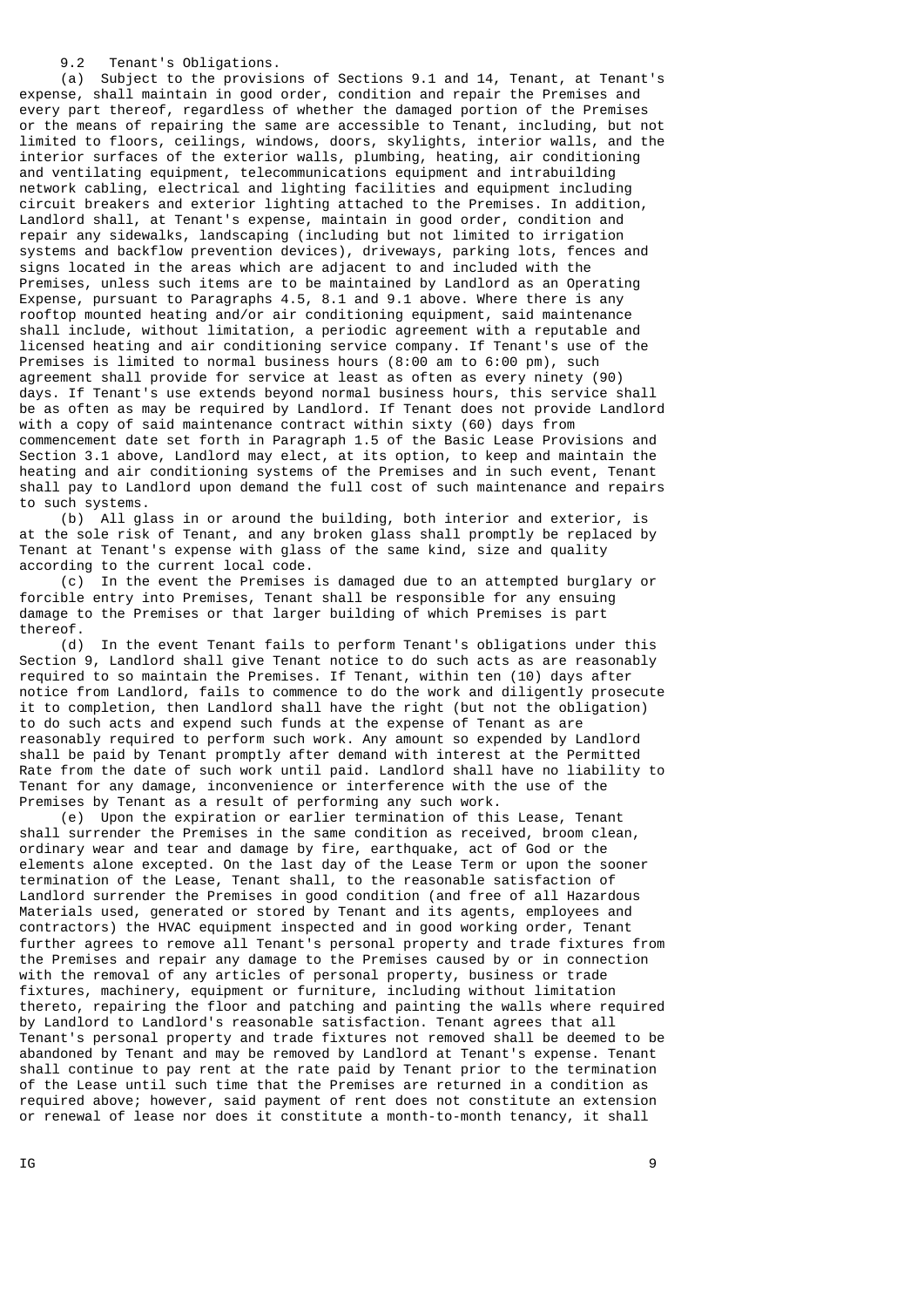9.2 Tenant's Obligations.

(a) Subject to the provisions of Sections 9.1 and 14, Tenant, at Tenant's expense, shall maintain in good order, condition and repair the Premises and every part thereof, regardless of whether the damaged portion of the Premises or the means of repairing the same are accessible to Tenant, including, but not limited to floors, ceilings, windows, doors, skylights, interior walls, and the interior surfaces of the exterior walls, plumbing, heating, air conditioning and ventilating equipment, telecommunications equipment and intrabuilding network cabling, electrical and lighting facilities and equipment including circuit breakers and exterior lighting attached to the Premises. In addition, Landlord shall, at Tenant's expense, maintain in good order, condition and repair any sidewalks, landscaping (including but not limited to irrigation systems and backflow prevention devices), driveways, parking lots, fences and signs located in the areas which are adjacent to and included with the Premises, unless such items are to be maintained by Landlord as an Operating Expense, pursuant to Paragraphs 4.5, 8.1 and 9.1 above. Where there is any rooftop mounted heating and/or air conditioning equipment, said maintenance shall include, without limitation, a periodic agreement with a reputable and licensed heating and air conditioning service company. If Tenant's use of the Premises is limited to normal business hours (8:00 am to 6:00 pm), such agreement shall provide for service at least as often as every ninety (90) days. If Tenant's use extends beyond normal business hours, this service shall be as often as may be required by Landlord. If Tenant does not provide Landlord with a copy of said maintenance contract within sixty (60) days from commencement date set forth in Paragraph 1.5 of the Basic Lease Provisions and Section 3.1 above, Landlord may elect, at its option, to keep and maintain the heating and air conditioning systems of the Premises and in such event, Tenant shall pay to Landlord upon demand the full cost of such maintenance and repairs to such systems.

(b) All glass in or around the building, both interior and exterior, is at the sole risk of Tenant, and any broken glass shall promptly be replaced by Tenant at Tenant's expense with glass of the same kind, size and quality according to the current local code.

(c) In the event the Premises is damaged due to an attempted burglary or forcible entry into Premises, Tenant shall be responsible for any ensuing damage to the Premises or that larger building of which Premises is part thereof.

(d) In the event Tenant fails to perform Tenant's obligations under this Section 9, Landlord shall give Tenant notice to do such acts as are reasonably required to so maintain the Premises. If Tenant, within ten (10) days after notice from Landlord, fails to commence to do the work and diligently prosecute it to completion, then Landlord shall have the right (but not the obligation) to do such acts and expend such funds at the expense of Tenant as are reasonably required to perform such work. Any amount so expended by Landlord shall be paid by Tenant promptly after demand with interest at the Permitted Rate from the date of such work until paid. Landlord shall have no liability to Tenant for any damage, inconvenience or interference with the use of the Premises by Tenant as a result of performing any such work.

(e) Upon the expiration or earlier termination of this Lease, Tenant shall surrender the Premises in the same condition as received, broom clean, ordinary wear and tear and damage by fire, earthquake, act of God or the elements alone excepted. On the last day of the Lease Term or upon the sooner termination of the Lease, Tenant shall, to the reasonable satisfaction of Landlord surrender the Premises in good condition (and free of all Hazardous Materials used, generated or stored by Tenant and its agents, employees and contractors) the HVAC equipment inspected and in good working order, Tenant further agrees to remove all Tenant's personal property and trade fixtures from the Premises and repair any damage to the Premises caused by or in connection with the removal of any articles of personal property, business or trade fixtures, machinery, equipment or furniture, including without limitation thereto, repairing the floor and patching and painting the walls where required by Landlord to Landlord's reasonable satisfaction. Tenant agrees that all Tenant's personal property and trade fixtures not removed shall be deemed to be abandoned by Tenant and may be removed by Landlord at Tenant's expense. Tenant shall continue to pay rent at the rate paid by Tenant prior to the termination of the Lease until such time that the Premises are returned in a condition as required above; however, said payment of rent does not constitute an extension or renewal of lease nor does it constitute a month-to-month tenancy, it shall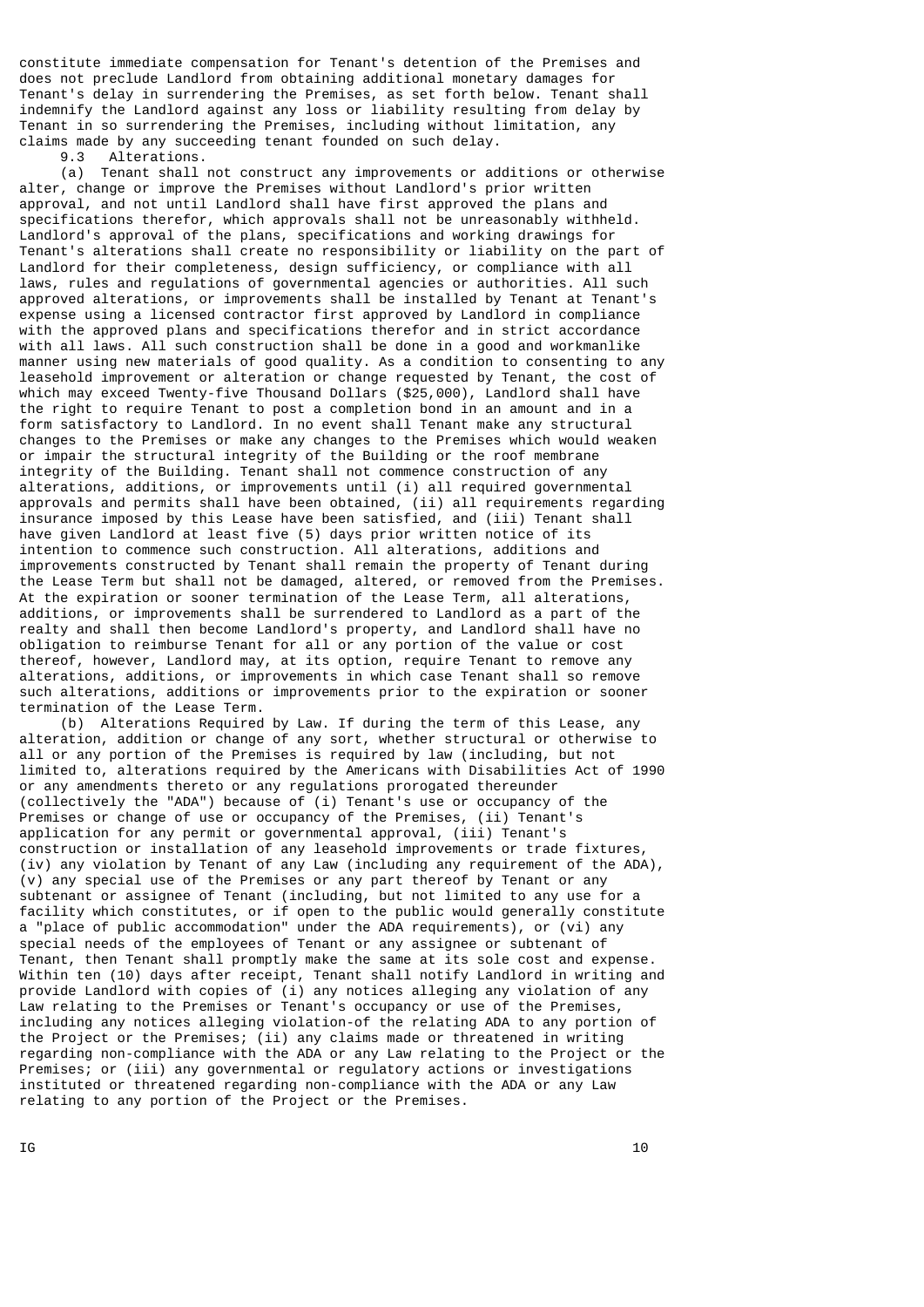constitute immediate compensation for Tenant's detention of the Premises and does not preclude Landlord from obtaining additional monetary damages for Tenant's delay in surrendering the Premises, as set forth below. Tenant shall indemnify the Landlord against any loss or liability resulting from delay by Tenant in so surrendering the Premises, including without limitation, any claims made by any succeeding tenant founded on such delay.

9.3 Alterations.

(a) Tenant shall not construct any improvements or additions or otherwise alter, change or improve the Premises without Landlord's prior written approval, and not until Landlord shall have first approved the plans and specifications therefor, which approvals shall not be unreasonably withheld. Landlord's approval of the plans, specifications and working drawings for Tenant's alterations shall create no responsibility or liability on the part of Landlord for their completeness, design sufficiency, or compliance with all laws, rules and regulations of governmental agencies or authorities. All such approved alterations, or improvements shall be installed by Tenant at Tenant's expense using a licensed contractor first approved by Landlord in compliance with the approved plans and specifications therefor and in strict accordance with all laws. All such construction shall be done in a good and workmanlike manner using new materials of good quality. As a condition to consenting to any leasehold improvement or alteration or change requested by Tenant, the cost of which may exceed Twenty-five Thousand Dollars ($25,000), Landlord shall have the right to require Tenant to post a completion bond in an amount and in a form satisfactory to Landlord. In no event shall Tenant make any structural changes to the Premises or make any changes to the Premises which would weaken or impair the structural integrity of the Building or the roof membrane integrity of the Building. Tenant shall not commence construction of any alterations, additions, or improvements until (i) all required governmental approvals and permits shall have been obtained, (ii) all requirements regarding insurance imposed by this Lease have been satisfied, and (iii) Tenant shall have given Landlord at least five (5) days prior written notice of its intention to commence such construction. All alterations, additions and improvements constructed by Tenant shall remain the property of Tenant during the Lease Term but shall not be damaged, altered, or removed from the Premises. At the expiration or sooner termination of the Lease Term, all alterations, additions, or improvements shall be surrendered to Landlord as a part of the realty and shall then become Landlord's property, and Landlord shall have no obligation to reimburse Tenant for all or any portion of the value or cost thereof, however, Landlord may, at its option, require Tenant to remove any alterations, additions, or improvements in which case Tenant shall so remove such alterations, additions or improvements prior to the expiration or sooner termination of the Lease Term.

(b) Alterations Required by Law. If during the term of this Lease, any alteration, addition or change of any sort, whether structural or otherwise to all or any portion of the Premises is required by law (including, but not limited to, alterations required by the Americans with Disabilities Act of 1990 or any amendments thereto or any regulations prorogated thereunder (collectively the "ADA") because of (i) Tenant's use or occupancy of the Premises or change of use or occupancy of the Premises, (ii) Tenant's application for any permit or governmental approval, (iii) Tenant's construction or installation of any leasehold improvements or trade fixtures, (iv) any violation by Tenant of any Law (including any requirement of the ADA), (v) any special use of the Premises or any part thereof by Tenant or any subtenant or assignee of Tenant (including, but not limited to any use for a facility which constitutes, or if open to the public would generally constitute a "place of public accommodation" under the ADA requirements), or (vi) any special needs of the employees of Tenant or any assignee or subtenant of Tenant, then Tenant shall promptly make the same at its sole cost and expense. Within ten (10) days after receipt, Tenant shall notify Landlord in writing and provide Landlord with copies of (i) any notices alleging any violation of any Law relating to the Premises or Tenant's occupancy or use of the Premises, including any notices alleging violation-of the relating ADA to any portion of the Project or the Premises; (ii) any claims made or threatened in writing regarding non-compliance with the ADA or any Law relating to the Project or the Premises; or (iii) any governmental or regulatory actions or investigations instituted or threatened regarding non-compliance with the ADA or any Law relating to any portion of the Project or the Premises.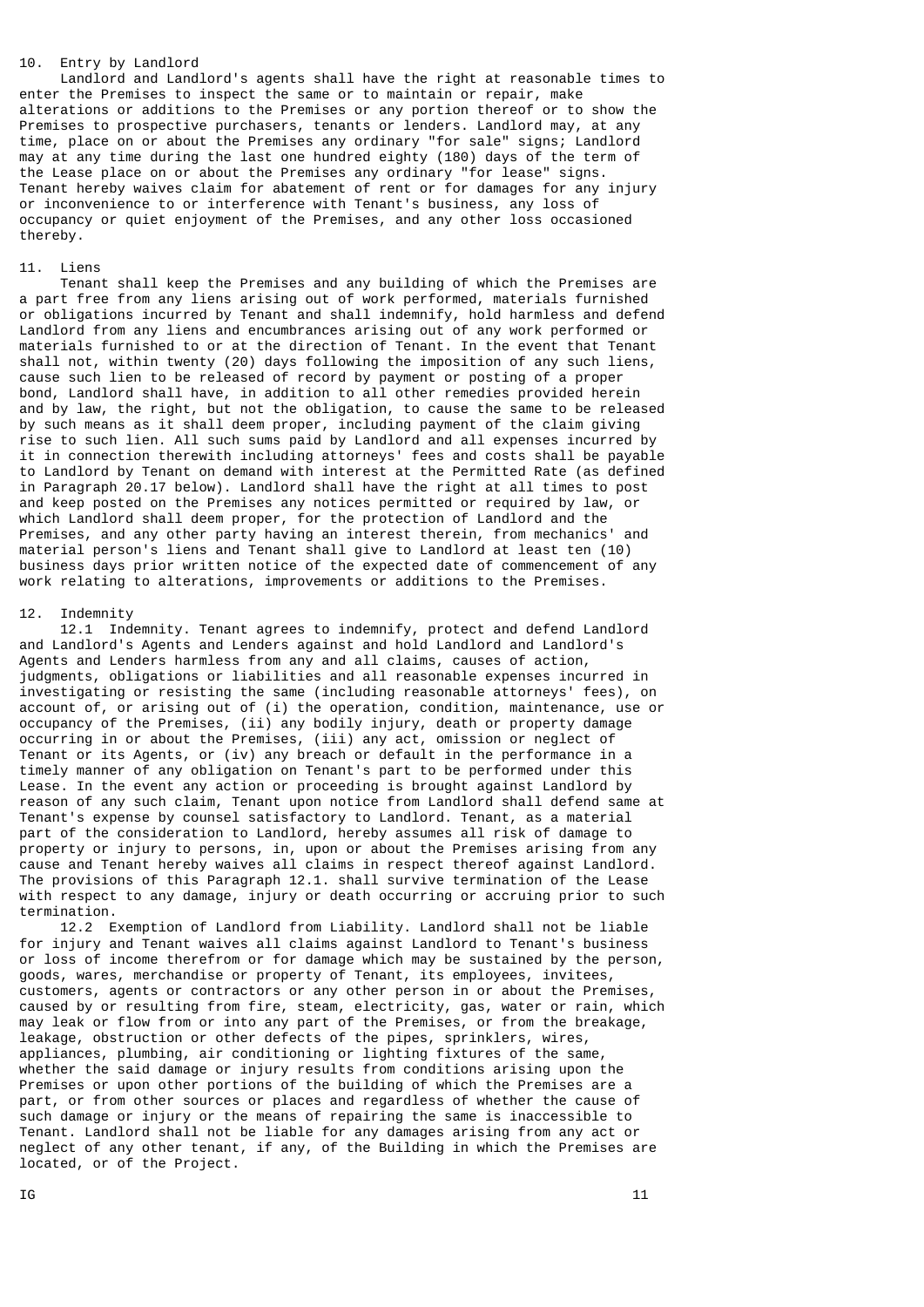## 10. Entry by Landlord

Landlord and Landlord's agents shall have the right at reasonable times to enter the Premises to inspect the same or to maintain or repair, make alterations or additions to the Premises or any portion thereof or to show the Premises to prospective purchasers, tenants or lenders. Landlord may, at any time, place on or about the Premises any ordinary "for sale" signs; Landlord may at any time during the last one hundred eighty (180) days of the term of the Lease place on or about the Premises any ordinary "for lease" signs. Tenant hereby waives claim for abatement of rent or for damages for any injury or inconvenience to or interference with Tenant's business, any loss of occupancy or quiet enjoyment of the Premises, and any other loss occasioned thereby.

## 11. Liens

Tenant shall keep the Premises and any building of which the Premises are a part free from any liens arising out of work performed, materials furnished or obligations incurred by Tenant and shall indemnify, hold harmless and defend Landlord from any liens and encumbrances arising out of any work performed or materials furnished to or at the direction of Tenant. In the event that Tenant shall not, within twenty (20) days following the imposition of any such liens, cause such lien to be released of record by payment or posting of a proper bond, Landlord shall have, in addition to all other remedies provided herein and by law, the right, but not the obligation, to cause the same to be released by such means as it shall deem proper, including payment of the claim giving rise to such lien. All such sums paid by Landlord and all expenses incurred by it in connection therewith including attorneys' fees and costs shall be payable to Landlord by Tenant on demand with interest at the Permitted Rate (as defined in Paragraph 20.17 below). Landlord shall have the right at all times to post and keep posted on the Premises any notices permitted or required by law, or which Landlord shall deem proper, for the protection of Landlord and the Premises, and any other party having an interest therein, from mechanics' and material person's liens and Tenant shall give to Landlord at least ten (10) business days prior written notice of the expected date of commencement of any work relating to alterations, improvements or additions to the Premises.

## 12. Indemnity

12.1 Indemnity. Tenant agrees to indemnify, protect and defend Landlord and Landlord's Agents and Lenders against and hold Landlord and Landlord's Agents and Lenders harmless from any and all claims, causes of action, judgments, obligations or liabilities and all reasonable expenses incurred in investigating or resisting the same (including reasonable attorneys' fees), on account of, or arising out of (i) the operation, condition, maintenance, use or occupancy of the Premises, (ii) any bodily injury, death or property damage occurring in or about the Premises, (iii) any act, omission or neglect of Tenant or its Agents, or (iv) any breach or default in the performance in a timely manner of any obligation on Tenant's part to be performed under this Lease. In the event any action or proceeding is brought against Landlord by reason of any such claim, Tenant upon notice from Landlord shall defend same at Tenant's expense by counsel satisfactory to Landlord. Tenant, as a material part of the consideration to Landlord, hereby assumes all risk of damage to property or injury to persons, in, upon or about the Premises arising from any cause and Tenant hereby waives all claims in respect thereof against Landlord. The provisions of this Paragraph 12.1. shall survive termination of the Lease with respect to any damage, injury or death occurring or accruing prior to such termination.

12.2 Exemption of Landlord from Liability. Landlord shall not be liable for injury and Tenant waives all claims against Landlord to Tenant's business or loss of income therefrom or for damage which may be sustained by the person, goods, wares, merchandise or property of Tenant, its employees, invitees, customers, agents or contractors or any other person in or about the Premises, caused by or resulting from fire, steam, electricity, gas, water or rain, which may leak or flow from or into any part of the Premises, or from the breakage, leakage, obstruction or other defects of the pipes, sprinklers, wires, appliances, plumbing, air conditioning or lighting fixtures of the same, whether the said damage or injury results from conditions arising upon the Premises or upon other portions of the building of which the Premises are a part, or from other sources or places and regardless of whether the cause of such damage or injury or the means of repairing the same is inaccessible to Tenant. Landlord shall not be liable for any damages arising from any act or neglect of any other tenant, if any, of the Building in which the Premises are located, or of the Project.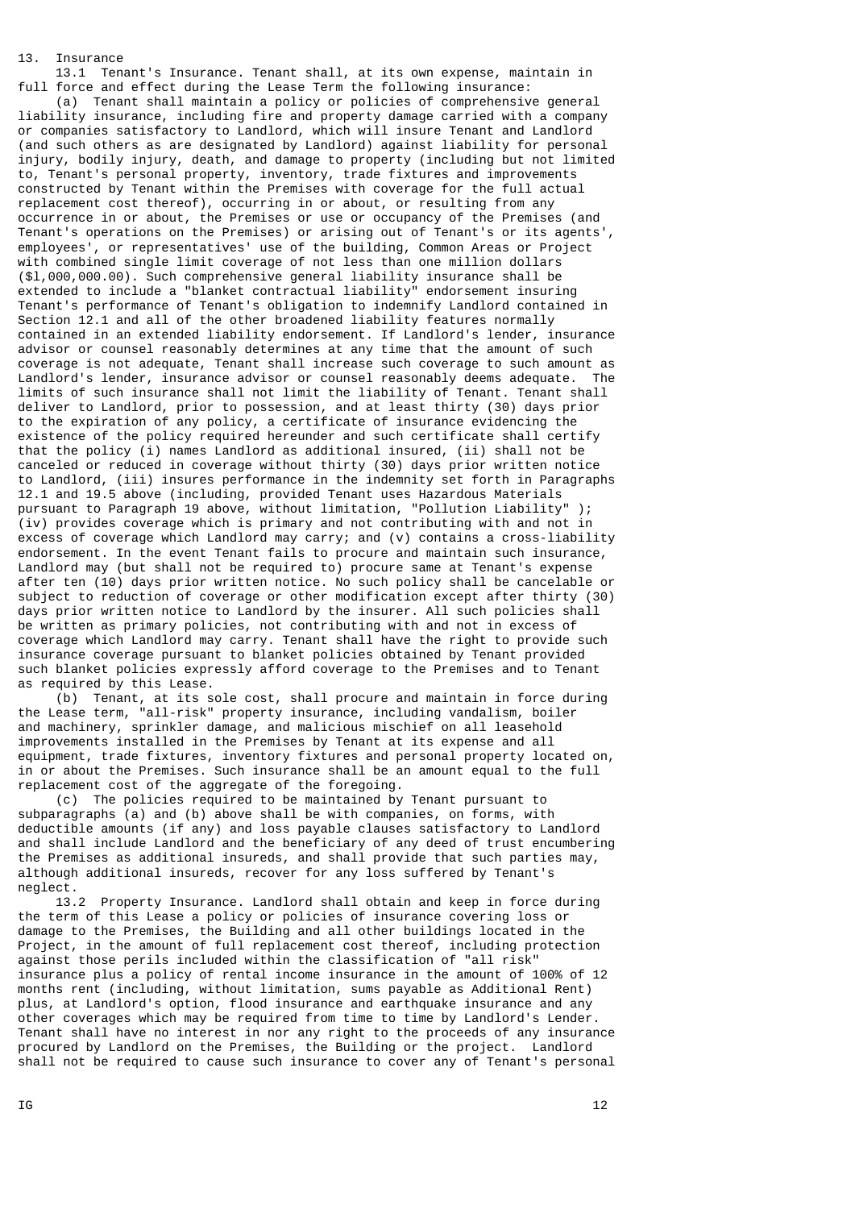## 13. Insurance

13.1 Tenant's Insurance. Tenant shall, at its own expense, maintain in full force and effect during the Lease Term the following insurance:

(a) Tenant shall maintain a policy or policies of comprehensive general liability insurance, including fire and property damage carried with a company or companies satisfactory to Landlord, which will insure Tenant and Landlord (and such others as are designated by Landlord) against liability for personal injury, bodily injury, death, and damage to property (including but not limited to, Tenant's personal property, inventory, trade fixtures and improvements constructed by Tenant within the Premises with coverage for the full actual replacement cost thereof), occurring in or about, or resulting from any occurrence in or about, the Premises or use or occupancy of the Premises (and Tenant's operations on the Premises) or arising out of Tenant's or its agents', employees', or representatives' use of the building, Common Areas or Project with combined single limit coverage of not less than one million dollars ($l,000,000.00). Such comprehensive general liability insurance shall be extended to include a "blanket contractual liability" endorsement insuring Tenant's performance of Tenant's obligation to indemnify Landlord contained in Section 12.1 and all of the other broadened liability features normally contained in an extended liability endorsement. If Landlord's lender, insurance advisor or counsel reasonably determines at any time that the amount of such coverage is not adequate, Tenant shall increase such coverage to such amount as Landlord's lender, insurance advisor or counsel reasonably deems adequate. The limits of such insurance shall not limit the liability of Tenant. Tenant shall deliver to Landlord, prior to possession, and at least thirty (30) days prior to the expiration of any policy, a certificate of insurance evidencing the existence of the policy required hereunder and such certificate shall certify that the policy (i) names Landlord as additional insured, (ii) shall not be canceled or reduced in coverage without thirty (30) days prior written notice to Landlord, (iii) insures performance in the indemnity set forth in Paragraphs 12.1 and 19.5 above (including, provided Tenant uses Hazardous Materials pursuant to Paragraph 19 above, without limitation, "Pollution Liability" ); (iv) provides coverage which is primary and not contributing with and not in excess of coverage which Landlord may carry; and (v) contains a cross-liability endorsement. In the event Tenant fails to procure and maintain such insurance, Landlord may (but shall not be required to) procure same at Tenant's expense after ten (10) days prior written notice. No such policy shall be cancelable or subject to reduction of coverage or other modification except after thirty (30) days prior written notice to Landlord by the insurer. All such policies shall be written as primary policies, not contributing with and not in excess of coverage which Landlord may carry. Tenant shall have the right to provide such insurance coverage pursuant to blanket policies obtained by Tenant provided such blanket policies expressly afford coverage to the Premises and to Tenant as required by this Lease.

(b) Tenant, at its sole cost, shall procure and maintain in force during the Lease term, "all-risk" property insurance, including vandalism, boiler and machinery, sprinkler damage, and malicious mischief on all leasehold improvements installed in the Premises by Tenant at its expense and all equipment, trade fixtures, inventory fixtures and personal property located on, in or about the Premises. Such insurance shall be an amount equal to the full replacement cost of the aggregate of the foregoing.

(c) The policies required to be maintained by Tenant pursuant to subparagraphs (a) and (b) above shall be with companies, on forms, with deductible amounts (if any) and loss payable clauses satisfactory to Landlord and shall include Landlord and the beneficiary of any deed of trust encumbering the Premises as additional insureds, and shall provide that such parties may, although additional insureds, recover for any loss suffered by Tenant's neglect.

13.2 Property Insurance. Landlord shall obtain and keep in force during the term of this Lease a policy or policies of insurance covering loss or damage to the Premises, the Building and all other buildings located in the Project, in the amount of full replacement cost thereof, including protection against those perils included within the classification of "all risk" insurance plus a policy of rental income insurance in the amount of 100% of 12 months rent (including, without limitation, sums payable as Additional Rent) plus, at Landlord's option, flood insurance and earthquake insurance and any other coverages which may be required from time to time by Landlord's Lender. Tenant shall have no interest in nor any right to the proceeds of any insurance procured by Landlord on the Premises, the Building or the project. Landlord shall not be required to cause such insurance to cover any of Tenant's personal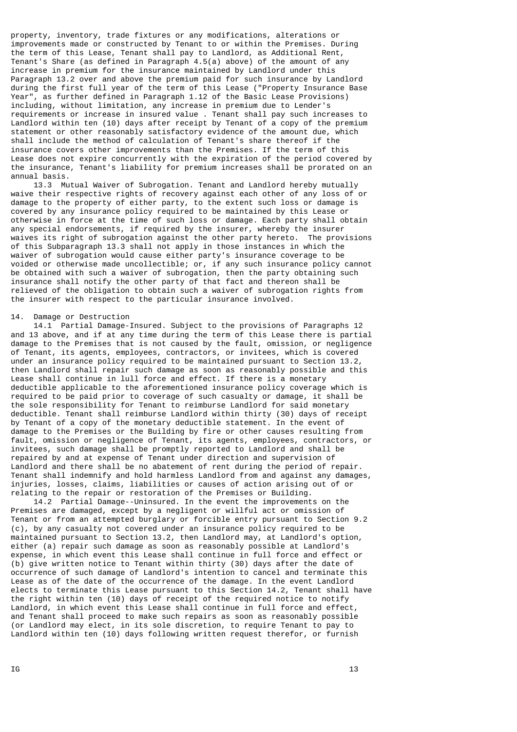property, inventory, trade fixtures or any modifications, alterations or improvements made or constructed by Tenant to or within the Premises. During the term of this Lease, Tenant shall pay to Landlord, as Additional Rent, Tenant's Share (as defined in Paragraph 4.5(a) above) of the amount of any increase in premium for the insurance maintained by Landlord under this Paragraph 13.2 over and above the premium paid for such insurance by Landlord during the first full year of the term of this Lease ("Property Insurance Base Year", as further defined in Paragraph 1.12 of the Basic Lease Provisions) including, without limitation, any increase in premium due to Lender's requirements or increase in insured value . Tenant shall pay such increases to Landlord within ten (10) days after receipt by Tenant of a copy of the premium statement or other reasonably satisfactory evidence of the amount due, which shall include the method of calculation of Tenant's share thereof if the insurance covers other improvements than the Premises. If the term of this Lease does not expire concurrently with the expiration of the period covered by the insurance, Tenant's liability for premium increases shall be prorated on an annual basis.

13.3 Mutual Waiver of Subrogation. Tenant and Landlord hereby mutually waive their respective rights of recovery against each other of any loss of or damage to the property of either party, to the extent such loss or damage is covered by any insurance policy required to be maintained by this Lease or otherwise in force at the time of such loss or damage. Each party shall obtain any special endorsements, if required by the insurer, whereby the insurer waives its right of subrogation against the other party hereto. The provisions of this Subparagraph 13.3 shall not apply in those instances in which the waiver of subrogation would cause either party's insurance coverage to be voided or otherwise made uncollectible; or, if any such insurance policy cannot be obtained with such a waiver of subrogation, then the party obtaining such insurance shall notify the other party of that fact and thereon shall be relieved of the obligation to obtain such a waiver of subrogation rights from the insurer with respect to the particular insurance involved.

14. Damage or Destruction

14.1 Partial Damage-Insured. Subject to the provisions of Paragraphs 12 and 13 above, and if at any time during the term of this Lease there is partial damage to the Premises that is not caused by the fault, omission, or negligence of Tenant, its agents, employees, contractors, or invitees, which is covered under an insurance policy required to be maintained pursuant to Section 13.2, then Landlord shall repair such damage as soon as reasonably possible and this Lease shall continue in lull force and effect. If there is a monetary deductible applicable to the aforementioned insurance policy coverage which is required to be paid prior to coverage of such casualty or damage, it shall be the sole responsibility for Tenant to reimburse Landlord for said monetary deductible. Tenant shall reimburse Landlord within thirty (30) days of receipt by Tenant of a copy of the monetary deductible statement. In the event of damage to the Premises or the Building by fire or other causes resulting from fault, omission or negligence of Tenant, its agents, employees, contractors, or invitees, such damage shall be promptly reported to Landlord and shall be repaired by and at expense of Tenant under direction and supervision of Landlord and there shall be no abatement of rent during the period of repair. Tenant shall indemnify and hold harmless Landlord from and against any damages, injuries, losses, claims, liabilities or causes of action arising out of or relating to the repair or restoration of the Premises or Building.

14.2 Partial Damage--Uninsured. In the event the improvements on the Premises are damaged, except by a negligent or willful act or omission of Tenant or from an attempted burglary or forcible entry pursuant to Section 9.2 (c), by any casualty not covered under an insurance policy required to be maintained pursuant to Section 13.2, then Landlord may, at Landlord's option, either (a) repair such damage as soon as reasonably possible at Landlord's expense, in which event this Lease shall continue in full force and effect or (b) give written notice to Tenant within thirty (30) days after the date of occurrence of such damage of Landlord's intention to cancel and terminate this Lease as of the date of the occurrence of the damage. In the event Landlord elects to terminate this Lease pursuant to this Section 14.2, Tenant shall have the right within ten (10) days of receipt of the required notice to notify Landlord, in which event this Lease shall continue in full force and effect, and Tenant shall proceed to make such repairs as soon as reasonably possible (or Landlord may elect, in its sole discretion, to require Tenant to pay to Landlord within ten (10) days following written request therefor, or furnish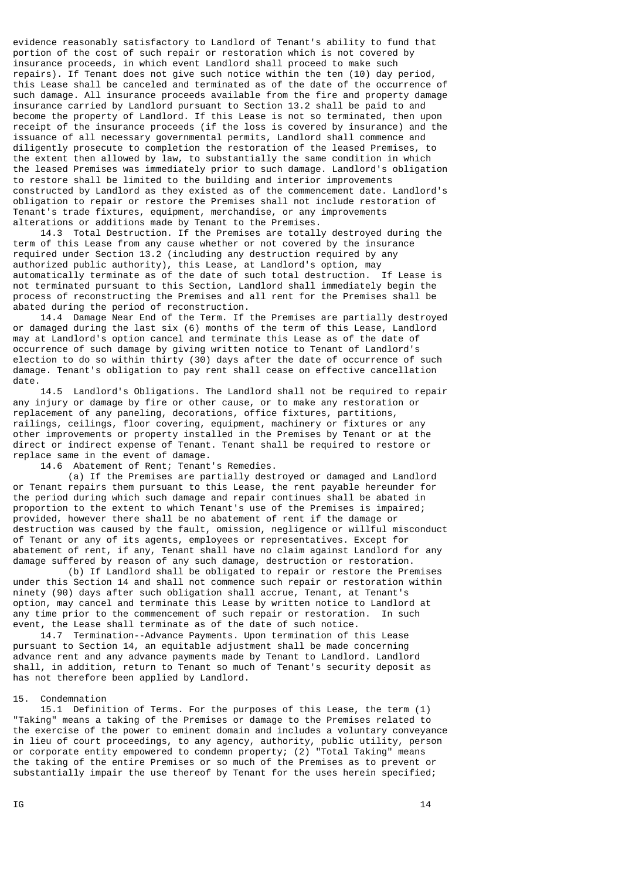evidence reasonably satisfactory to Landlord of Tenant's ability to fund that portion of the cost of such repair or restoration which is not covered by insurance proceeds, in which event Landlord shall proceed to make such repairs). If Tenant does not give such notice within the ten (10) day period, this Lease shall be canceled and terminated as of the date of the occurrence of such damage. All insurance proceeds available from the fire and property damage insurance carried by Landlord pursuant to Section 13.2 shall be paid to and become the property of Landlord. If this Lease is not so terminated, then upon receipt of the insurance proceeds (if the loss is covered by insurance) and the issuance of all necessary governmental permits, Landlord shall commence and diligently prosecute to completion the restoration of the leased Premises, to the extent then allowed by law, to substantially the same condition in which the leased Premises was immediately prior to such damage. Landlord's obligation to restore shall be limited to the building and interior improvements constructed by Landlord as they existed as of the commencement date. Landlord's obligation to repair or restore the Premises shall not include restoration of Tenant's trade fixtures, equipment, merchandise, or any improvements alterations or additions made by Tenant to the Premises.

14.3 Total Destruction. If the Premises are totally destroyed during the term of this Lease from any cause whether or not covered by the insurance required under Section 13.2 (including any destruction required by any authorized public authority), this Lease, at Landlord's option, may automatically terminate as of the date of such total destruction. If Lease is not terminated pursuant to this Section, Landlord shall immediately begin the process of reconstructing the Premises and all rent for the Premises shall be abated during the period of reconstruction.

14.4 Damage Near End of the Term. If the Premises are partially destroyed or damaged during the last six (6) months of the term of this Lease, Landlord may at Landlord's option cancel and terminate this Lease as of the date of occurrence of such damage by giving written notice to Tenant of Landlord's election to do so within thirty (30) days after the date of occurrence of such damage. Tenant's obligation to pay rent shall cease on effective cancellation date.

14.5 Landlord's Obligations. The Landlord shall not be required to repair any injury or damage by fire or other cause, or to make any restoration or replacement of any paneling, decorations, office fixtures, partitions, railings, ceilings, floor covering, equipment, machinery or fixtures or any other improvements or property installed in the Premises by Tenant or at the direct or indirect expense of Tenant. Tenant shall be required to restore or replace same in the event of damage.

14.6 Abatement of Rent; Tenant's Remedies.

(a) If the Premises are partially destroyed or damaged and Landlord or Tenant repairs them pursuant to this Lease, the rent payable hereunder for the period during which such damage and repair continues shall be abated in proportion to the extent to which Tenant's use of the Premises is impaired; provided, however there shall be no abatement of rent if the damage or destruction was caused by the fault, omission, negligence or willful misconduct of Tenant or any of its agents, employees or representatives. Except for abatement of rent, if any, Tenant shall have no claim against Landlord for any damage suffered by reason of any such damage, destruction or restoration.

(b) If Landlord shall be obligated to repair or restore the Premises under this Section 14 and shall not commence such repair or restoration within ninety (90) days after such obligation shall accrue, Tenant, at Tenant's option, may cancel and terminate this Lease by written notice to Landlord at any time prior to the commencement of such repair or restoration. In such event, the Lease shall terminate as of the date of such notice.

14.7 Termination--Advance Payments. Upon termination of this Lease pursuant to Section 14, an equitable adjustment shall be made concerning advance rent and any advance payments made by Tenant to Landlord. Landlord shall, in addition, return to Tenant so much of Tenant's security deposit as has not therefore been applied by Landlord.

15. Condemnation

15.1 Definition of Terms. For the purposes of this Lease, the term (1) "Taking" means a taking of the Premises or damage to the Premises related to the exercise of the power to eminent domain and includes a voluntary conveyance in lieu of court proceedings, to any agency, authority, public utility, person or corporate entity empowered to condemn property; (2) "Total Taking" means the taking of the entire Premises or so much of the Premises as to prevent or substantially impair the use thereof by Tenant for the uses herein specified;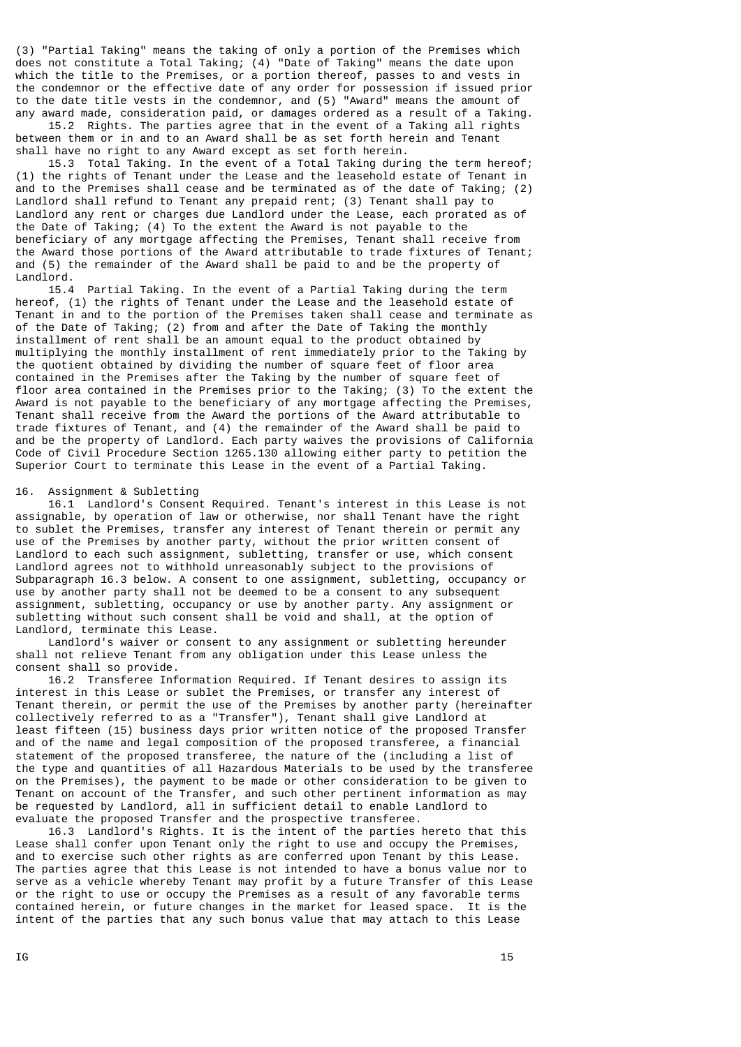(3) "Partial Taking" means the taking of only a portion of the Premises which does not constitute a Total Taking; (4) "Date of Taking" means the date upon which the title to the Premises, or a portion thereof, passes to and vests in the condemnor or the effective date of any order for possession if issued prior to the date title vests in the condemnor, and (5) "Award" means the amount of any award made, consideration paid, or damages ordered as a result of a Taking.

15.2 Rights. The parties agree that in the event of a Taking all rights between them or in and to an Award shall be as set forth herein and Tenant shall have no right to any Award except as set forth herein.

15.3 Total Taking. In the event of a Total Taking during the term hereof; (1) the rights of Tenant under the Lease and the leasehold estate of Tenant in and to the Premises shall cease and be terminated as of the date of Taking; (2) Landlord shall refund to Tenant any prepaid rent; (3) Tenant shall pay to Landlord any rent or charges due Landlord under the Lease, each prorated as of the Date of Taking; (4) To the extent the Award is not payable to the beneficiary of any mortgage affecting the Premises, Tenant shall receive from the Award those portions of the Award attributable to trade fixtures of Tenant; and (5) the remainder of the Award shall be paid to and be the property of Landlord.

15.4 Partial Taking. In the event of a Partial Taking during the term hereof, (1) the rights of Tenant under the Lease and the leasehold estate of Tenant in and to the portion of the Premises taken shall cease and terminate as of the Date of Taking; (2) from and after the Date of Taking the monthly installment of rent shall be an amount equal to the product obtained by multiplying the monthly installment of rent immediately prior to the Taking by the quotient obtained by dividing the number of square feet of floor area contained in the Premises after the Taking by the number of square feet of floor area contained in the Premises prior to the Taking; (3) To the extent the Award is not payable to the beneficiary of any mortgage affecting the Premises, Tenant shall receive from the Award the portions of the Award attributable to trade fixtures of Tenant, and (4) the remainder of the Award shall be paid to and be the property of Landlord. Each party waives the provisions of California Code of Civil Procedure Section 1265.130 allowing either party to petition the Superior Court to terminate this Lease in the event of a Partial Taking.

16. Assignment & Subletting

16.1 Landlord's Consent Required. Tenant's interest in this Lease is not assignable, by operation of law or otherwise, nor shall Tenant have the right to sublet the Premises, transfer any interest of Tenant therein or permit any use of the Premises by another party, without the prior written consent of Landlord to each such assignment, subletting, transfer or use, which consent Landlord agrees not to withhold unreasonably subject to the provisions of Subparagraph 16.3 below. A consent to one assignment, subletting, occupancy or use by another party shall not be deemed to be a consent to any subsequent assignment, subletting, occupancy or use by another party. Any assignment or subletting without such consent shall be void and shall, at the option of Landlord, terminate this Lease.

Landlord's waiver or consent to any assignment or subletting hereunder shall not relieve Tenant from any obligation under this Lease unless the consent shall so provide.

16.2 Transferee Information Required. If Tenant desires to assign its interest in this Lease or sublet the Premises, or transfer any interest of Tenant therein, or permit the use of the Premises by another party (hereinafter collectively referred to as a "Transfer"), Tenant shall give Landlord at least fifteen (15) business days prior written notice of the proposed Transfer and of the name and legal composition of the proposed transferee, a financial statement of the proposed transferee, the nature of the (including a list of the type and quantities of all Hazardous Materials to be used by the transferee on the Premises), the payment to be made or other consideration to be given to Tenant on account of the Transfer, and such other pertinent information as may be requested by Landlord, all in sufficient detail to enable Landlord to evaluate the proposed Transfer and the prospective transferee.

16.3 Landlord's Rights. It is the intent of the parties hereto that this Lease shall confer upon Tenant only the right to use and occupy the Premises, and to exercise such other rights as are conferred upon Tenant by this Lease. The parties agree that this Lease is not intended to have a bonus value nor to serve as a vehicle whereby Tenant may profit by a future Transfer of this Lease or the right to use or occupy the Premises as a result of any favorable terms contained herein, or future changes in the market for leased space. It is the intent of the parties that any such bonus value that may attach to this Lease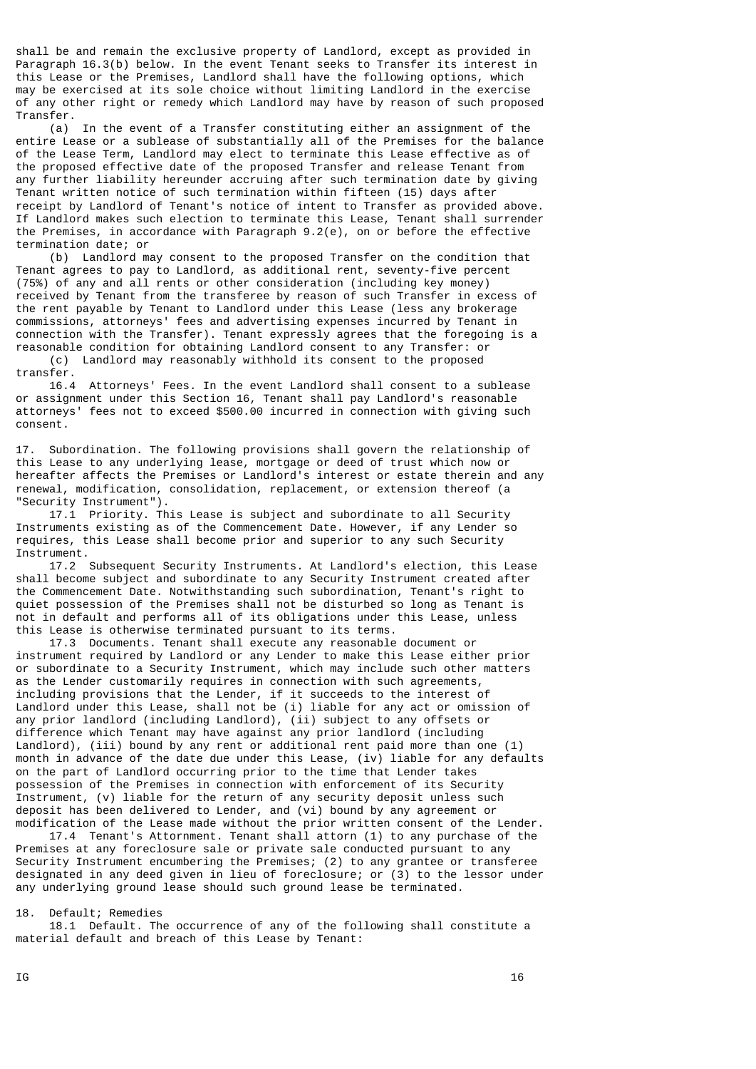shall be and remain the exclusive property of Landlord, except as provided in Paragraph 16.3(b) below. In the event Tenant seeks to Transfer its interest in this Lease or the Premises, Landlord shall have the following options, which may be exercised at its sole choice without limiting Landlord in the exercise of any other right or remedy which Landlord may have by reason of such proposed Transfer.

(a) In the event of a Transfer constituting either an assignment of the entire Lease or a sublease of substantially all of the Premises for the balance of the Lease Term, Landlord may elect to terminate this Lease effective as of the proposed effective date of the proposed Transfer and release Tenant from any further liability hereunder accruing after such termination date by giving Tenant written notice of such termination within fifteen (15) days after receipt by Landlord of Tenant's notice of intent to Transfer as provided above. If Landlord makes such election to terminate this Lease, Tenant shall surrender the Premises, in accordance with Paragraph 9.2(e), on or before the effective termination date; or

(b) Landlord may consent to the proposed Transfer on the condition that Tenant agrees to pay to Landlord, as additional rent, seventy-five percent (75%) of any and all rents or other consideration (including key money) received by Tenant from the transferee by reason of such Transfer in excess of the rent payable by Tenant to Landlord under this Lease (less any brokerage commissions, attorneys' fees and advertising expenses incurred by Tenant in connection with the Transfer). Tenant expressly agrees that the foregoing is a reasonable condition for obtaining Landlord consent to any Transfer: or

(c) Landlord may reasonably withhold its consent to the proposed transfer.

16.4 Attorneys' Fees. In the event Landlord shall consent to a sublease or assignment under this Section 16, Tenant shall pay Landlord's reasonable attorneys' fees not to exceed $500.00 incurred in connection with giving such consent.

17. Subordination. The following provisions shall govern the relationship of this Lease to any underlying lease, mortgage or deed of trust which now or hereafter affects the Premises or Landlord's interest or estate therein and any renewal, modification, consolidation, replacement, or extension thereof (a "Security Instrument").

17.1 Priority. This Lease is subject and subordinate to all Security Instruments existing as of the Commencement Date. However, if any Lender so requires, this Lease shall become prior and superior to any such Security Instrument.

17.2 Subsequent Security Instruments. At Landlord's election, this Lease shall become subject and subordinate to any Security Instrument created after the Commencement Date. Notwithstanding such subordination, Tenant's right to quiet possession of the Premises shall not be disturbed so long as Tenant is not in default and performs all of its obligations under this Lease, unless this Lease is otherwise terminated pursuant to its terms.

17.3 Documents. Tenant shall execute any reasonable document or instrument required by Landlord or any Lender to make this Lease either prior or subordinate to a Security Instrument, which may include such other matters as the Lender customarily requires in connection with such agreements, including provisions that the Lender, if it succeeds to the interest of Landlord under this Lease, shall not be (i) liable for any act or omission of any prior landlord (including Landlord), (ii) subject to any offsets or difference which Tenant may have against any prior landlord (including Landlord), (iii) bound by any rent or additional rent paid more than one (1) month in advance of the date due under this Lease, (iv) liable for any defaults on the part of Landlord occurring prior to the time that Lender takes possession of the Premises in connection with enforcement of its Security Instrument, (v) liable for the return of any security deposit unless such deposit has been delivered to Lender, and (vi) bound by any agreement or modification of the Lease made without the prior written consent of the Lender.

17.4 Tenant's Attornment. Tenant shall attorn (1) to any purchase of the Premises at any foreclosure sale or private sale conducted pursuant to any Security Instrument encumbering the Premises; (2) to any grantee or transferee designated in any deed given in lieu of foreclosure; or (3) to the lessor under any underlying ground lease should such ground lease be terminated.

18. Default; Remedies

18.1 Default. The occurrence of any of the following shall constitute a material default and breach of this Lease by Tenant: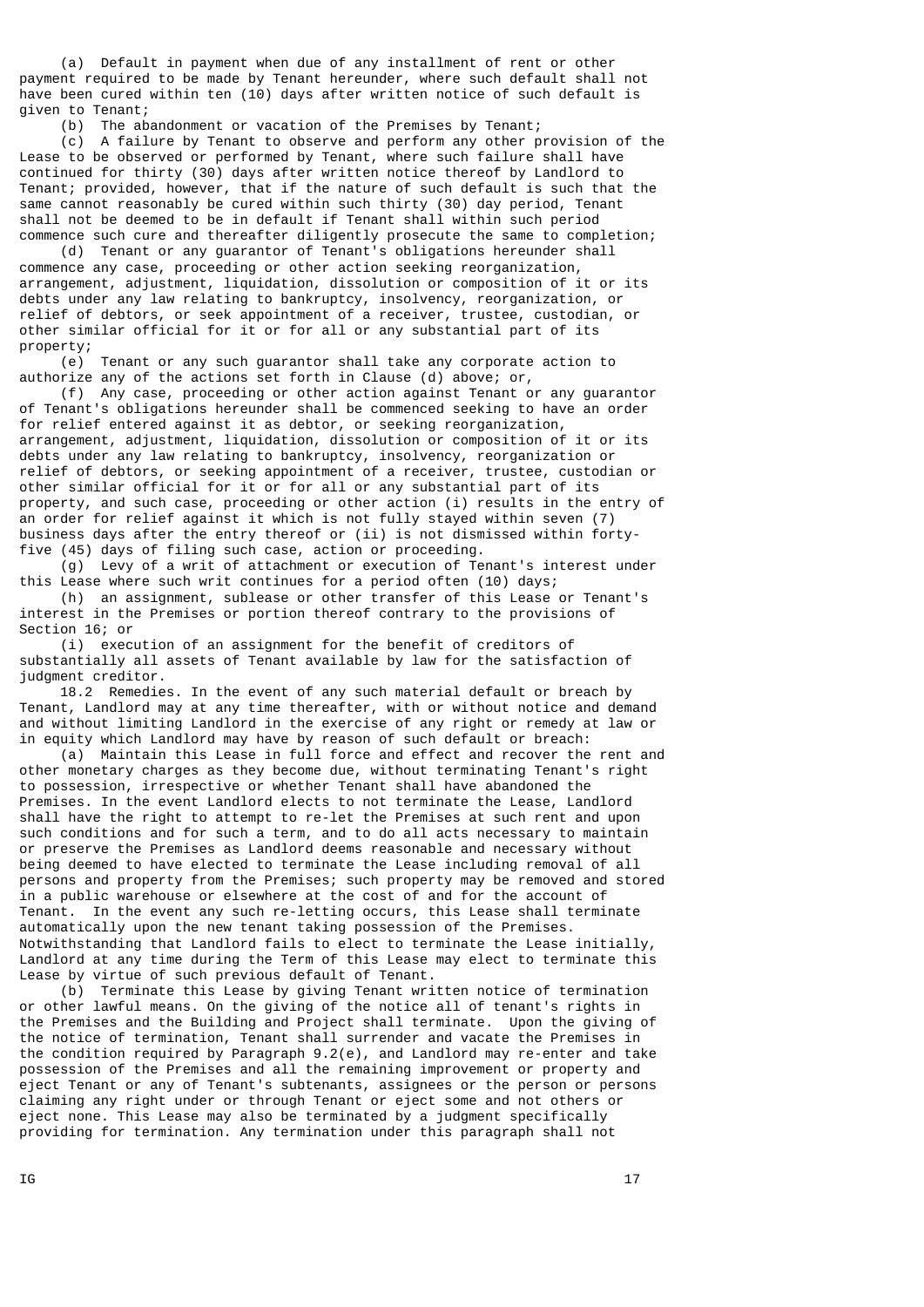(a) Default in payment when due of any installment of rent or other payment required to be made by Tenant hereunder, where such default shall not have been cured within ten (10) days after written notice of such default is given to Tenant;

(b) The abandonment or vacation of the Premises by Tenant;

(c) A failure by Tenant to observe and perform any other provision of the Lease to be observed or performed by Tenant, where such failure shall have continued for thirty (30) days after written notice thereof by Landlord to Tenant; provided, however, that if the nature of such default is such that the same cannot reasonably be cured within such thirty (30) day period, Tenant shall not be deemed to be in default if Tenant shall within such period commence such cure and thereafter diligently prosecute the same to completion;

(d) Tenant or any guarantor of Tenant's obligations hereunder shall commence any case, proceeding or other action seeking reorganization, arrangement, adjustment, liquidation, dissolution or composition of it or its debts under any law relating to bankruptcy, insolvency, reorganization, or relief of debtors, or seek appointment of a receiver, trustee, custodian, or other similar official for it or for all or any substantial part of its property;

(e) Tenant or any such guarantor shall take any corporate action to authorize any of the actions set forth in Clause (d) above; or,

(f) Any case, proceeding or other action against Tenant or any guarantor of Tenant's obligations hereunder shall be commenced seeking to have an order for relief entered against it as debtor, or seeking reorganization, arrangement, adjustment, liquidation, dissolution or composition of it or its debts under any law relating to bankruptcy, insolvency, reorganization or relief of debtors, or seeking appointment of a receiver, trustee, custodian or other similar official for it or for all or any substantial part of its property, and such case, proceeding or other action (i) results in the entry of an order for relief against it which is not fully stayed within seven (7) business days after the entry thereof or (ii) is not dismissed within forty-five (45) days of filing such case, action or proceeding.

(g) Levy of a writ of attachment or execution of Tenant's interest under this Lease where such writ continues for a period often (10) days;

(h) an assignment, sublease or other transfer of this Lease or Tenant's interest in the Premises or portion thereof contrary to the provisions of Section 16; or

(i) execution of an assignment for the benefit of creditors of substantially all assets of Tenant available by law for the satisfaction of judgment creditor.

18.2 Remedies. In the event of any such material default or breach by Tenant, Landlord may at any time thereafter, with or without notice and demand and without limiting Landlord in the exercise of any right or remedy at law or in equity which Landlord may have by reason of such default or breach:

(a) Maintain this Lease in full force and effect and recover the rent and other monetary charges as they become due, without terminating Tenant's right to possession, irrespective or whether Tenant shall have abandoned the Premises. In the event Landlord elects to not terminate the Lease, Landlord shall have the right to attempt to re-let the Premises at such rent and upon such conditions and for such a term, and to do all acts necessary to maintain or preserve the Premises as Landlord deems reasonable and necessary without being deemed to have elected to terminate the Lease including removal of all persons and property from the Premises; such property may be removed and stored in a public warehouse or elsewhere at the cost of and for the account of Tenant. In the event any such re-letting occurs, this Lease shall terminate automatically upon the new tenant taking possession of the Premises. Notwithstanding that Landlord fails to elect to terminate the Lease initially, Landlord at any time during the Term of this Lease may elect to terminate this Lease by virtue of such previous default of Tenant.

(b) Terminate this Lease by giving Tenant written notice of termination or other lawful means. On the giving of the notice all of tenant's rights in the Premises and the Building and Project shall terminate. Upon the giving of the notice of termination, Tenant shall surrender and vacate the Premises in the condition required by Paragraph 9.2(e), and Landlord may re-enter and take possession of the Premises and all the remaining improvement or property and eject Tenant or any of Tenant's subtenants, assignees or the person or persons claiming any right under or through Tenant or eject some and not others or eject none. This Lease may also be terminated by a judgment specifically providing for termination. Any termination under this paragraph shall not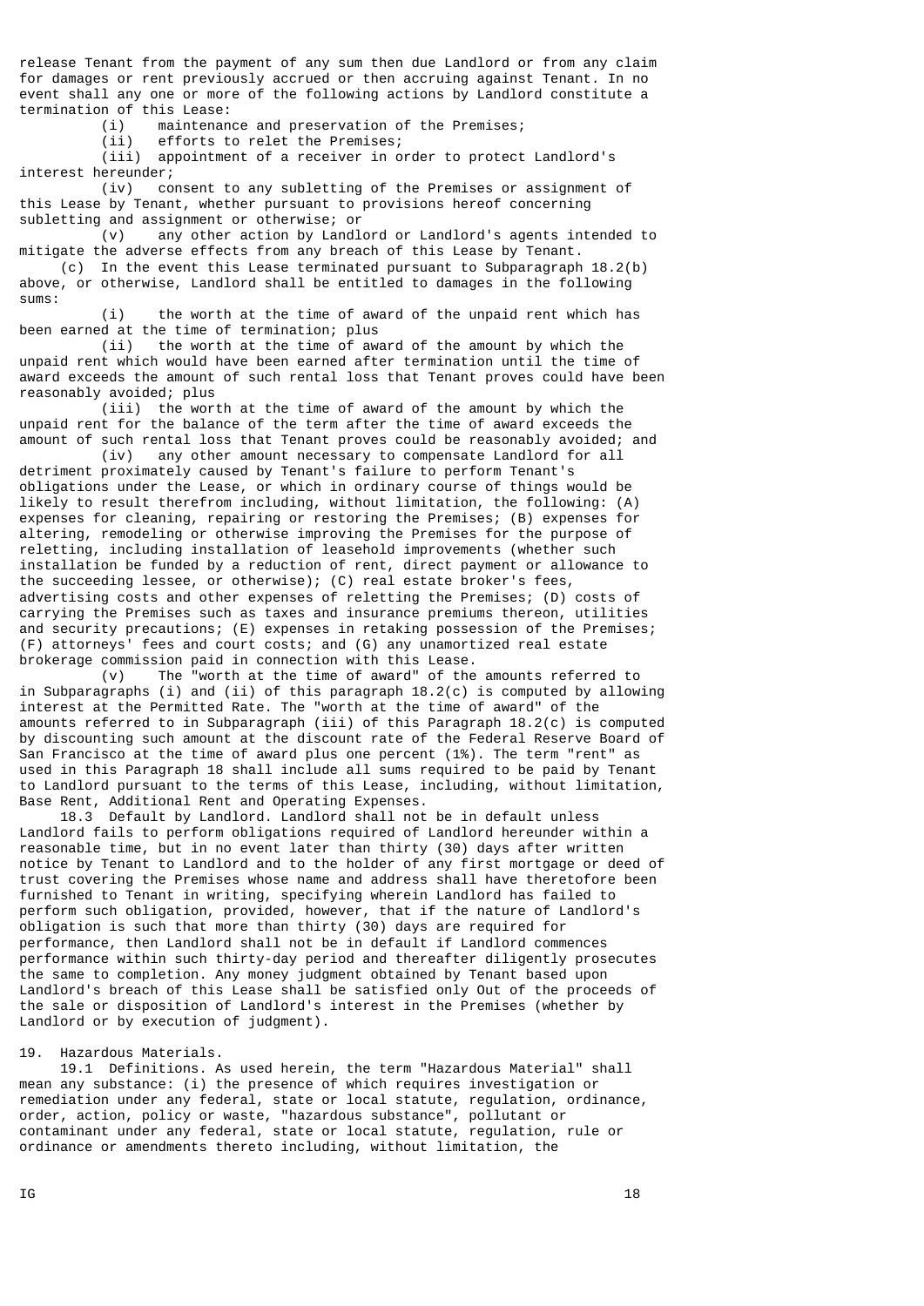release Tenant from the payment of any sum then due Landlord or from any claim for damages or rent previously accrued or then accruing against Tenant. In no event shall any one or more of the following actions by Landlord constitute a termination of this Lease:

(i) maintenance and preservation of the Premises;

(ii) efforts to relet the Premises;

(iii) appointment of a receiver in order to protect Landlord's interest hereunder;

(iv) consent to any subletting of the Premises or assignment of this Lease by Tenant, whether pursuant to provisions hereof concerning subletting and assignment or otherwise; or

(v) any other action by Landlord or Landlord's agents intended to mitigate the adverse effects from any breach of this Lease by Tenant.

(c) In the event this Lease terminated pursuant to Subparagraph 18.2(b) above, or otherwise, Landlord shall be entitled to damages in the following sums:

(i) the worth at the time of award of the unpaid rent which has been earned at the time of termination; plus

(ii) the worth at the time of award of the amount by which the unpaid rent which would have been earned after termination until the time of award exceeds the amount of such rental loss that Tenant proves could have been reasonably avoided; plus

(iii) the worth at the time of award of the amount by which the unpaid rent for the balance of the term after the time of award exceeds the amount of such rental loss that Tenant proves could be reasonably avoided; and

(iv) any other amount necessary to compensate Landlord for all detriment proximately caused by Tenant's failure to perform Tenant's obligations under the Lease, or which in ordinary course of things would be likely to result therefrom including, without limitation, the following: (A) expenses for cleaning, repairing or restoring the Premises; (B) expenses for altering, remodeling or otherwise improving the Premises for the purpose of reletting, including installation of leasehold improvements (whether such installation be funded by a reduction of rent, direct payment or allowance to the succeeding lessee, or otherwise); (C) real estate broker's fees, advertising costs and other expenses of reletting the Premises; (D) costs of carrying the Premises such as taxes and insurance premiums thereon, utilities and security precautions; (E) expenses in retaking possession of the Premises; (F) attorneys' fees and court costs; and (G) any unamortized real estate brokerage commission paid in connection with this Lease.

(v) The "worth at the time of award" of the amounts referred to in Subparagraphs (i) and (ii) of this paragraph 18.2(c) is computed by allowing interest at the Permitted Rate. The "worth at the time of award" of the amounts referred to in Subparagraph (iii) of this Paragraph 18.2(c) is computed by discounting such amount at the discount rate of the Federal Reserve Board of San Francisco at the time of award plus one percent (1%). The term "rent" as used in this Paragraph 18 shall include all sums required to be paid by Tenant to Landlord pursuant to the terms of this Lease, including, without limitation, Base Rent, Additional Rent and Operating Expenses.

18.3 Default by Landlord. Landlord shall not be in default unless Landlord fails to perform obligations required of Landlord hereunder within a reasonable time, but in no event later than thirty (30) days after written notice by Tenant to Landlord and to the holder of any first mortgage or deed of trust covering the Premises whose name and address shall have theretofore been furnished to Tenant in writing, specifying wherein Landlord has failed to perform such obligation, provided, however, that if the nature of Landlord's obligation is such that more than thirty (30) days are required for performance, then Landlord shall not be in default if Landlord commences performance within such thirty-day period and thereafter diligently prosecutes the same to completion. Any money judgment obtained by Tenant based upon Landlord's breach of this Lease shall be satisfied only Out of the proceeds of the sale or disposition of Landlord's interest in the Premises (whether by Landlord or by execution of judgment).

19. Hazardous Materials.

19.1 Definitions. As used herein, the term "Hazardous Material" shall mean any substance: (i) the presence of which requires investigation or remediation under any federal, state or local statute, regulation, ordinance, order, action, policy or waste, "hazardous substance", pollutant or contaminant under any federal, state or local statute, regulation, rule or ordinance or amendments thereto including, without limitation, the

IG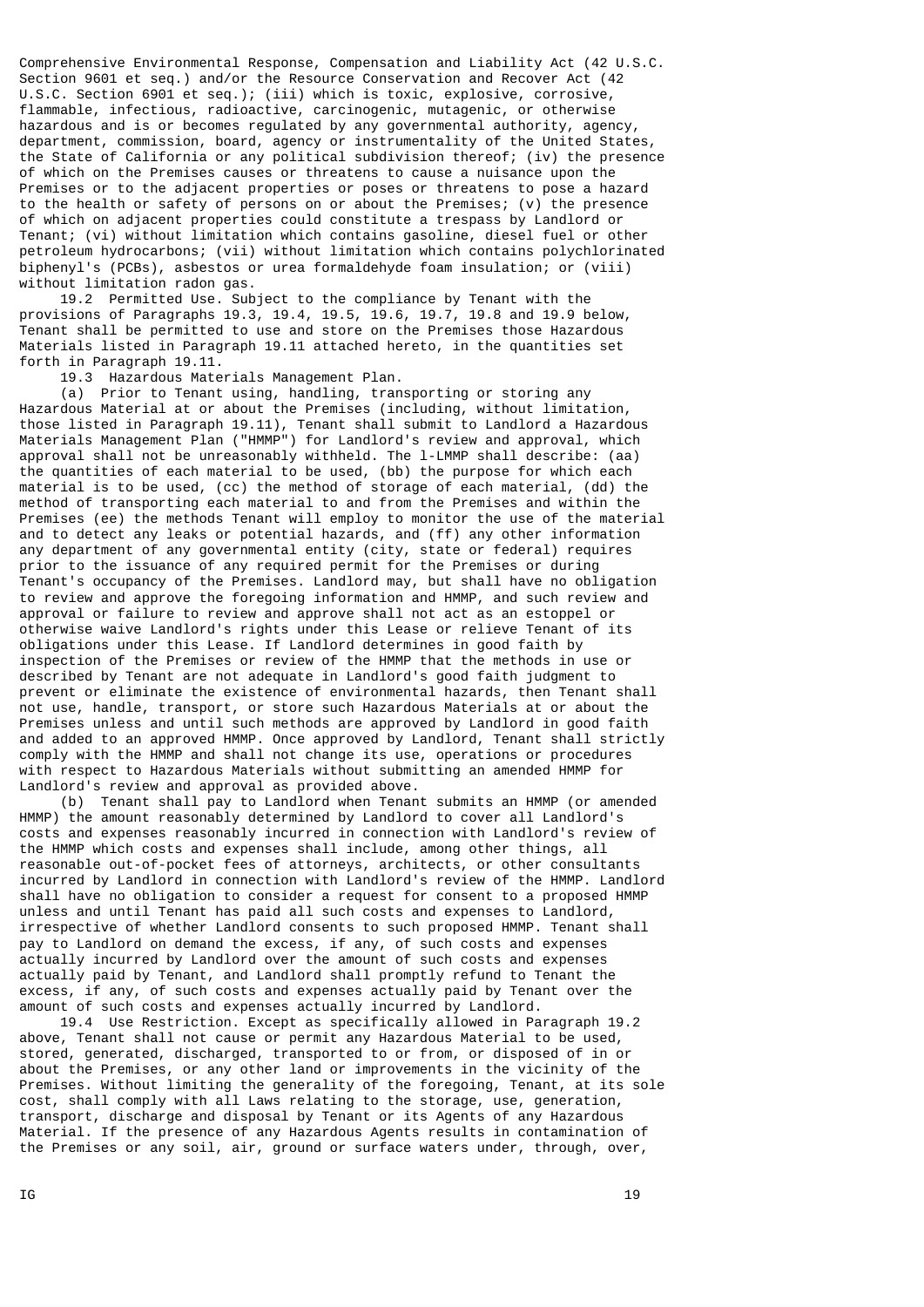Comprehensive Environmental Response, Compensation and Liability Act (42 U.S.C. Section 9601 et seq.) and/or the Resource Conservation and Recover Act (42 U.S.C. Section 6901 et seq.); (iii) which is toxic, explosive, corrosive, flammable, infectious, radioactive, carcinogenic, mutagenic, or otherwise hazardous and is or becomes regulated by any governmental authority, agency, department, commission, board, agency or instrumentality of the United States, the State of California or any political subdivision thereof; (iv) the presence of which on the Premises causes or threatens to cause a nuisance upon the Premises or to the adjacent properties or poses or threatens to pose a hazard to the health or safety of persons on or about the Premises; (v) the presence of which on adjacent properties could constitute a trespass by Landlord or Tenant; (vi) without limitation which contains gasoline, diesel fuel or other petroleum hydrocarbons; (vii) without limitation which contains polychlorinated biphenyl's (PCBs), asbestos or urea formaldehyde foam insulation; or (viii) without limitation radon gas.

19.2 Permitted Use. Subject to the compliance by Tenant with the provisions of Paragraphs 19.3, 19.4, 19.5, 19.6, 19.7, 19.8 and 19.9 below, Tenant shall be permitted to use and store on the Premises those Hazardous Materials listed in Paragraph 19.11 attached hereto, in the quantities set forth in Paragraph 19.11.

19.3 Hazardous Materials Management Plan.

(a) Prior to Tenant using, handling, transporting or storing any Hazardous Material at or about the Premises (including, without limitation, those listed in Paragraph 19.11), Tenant shall submit to Landlord a Hazardous Materials Management Plan ("HMMP") for Landlord's review and approval, which approval shall not be unreasonably withheld. The l-LMMP shall describe: (aa) the quantities of each material to be used, (bb) the purpose for which each material is to be used, (cc) the method of storage of each material, (dd) the method of transporting each material to and from the Premises and within the Premises (ee) the methods Tenant will employ to monitor the use of the material and to detect any leaks or potential hazards, and (ff) any other information any department of any governmental entity (city, state or federal) requires prior to the issuance of any required permit for the Premises or during Tenant's occupancy of the Premises. Landlord may, but shall have no obligation to review and approve the foregoing information and HMMP, and such review and approval or failure to review and approve shall not act as an estoppel or otherwise waive Landlord's rights under this Lease or relieve Tenant of its obligations under this Lease. If Landlord determines in good faith by inspection of the Premises or review of the HMMP that the methods in use or described by Tenant are not adequate in Landlord's good faith judgment to prevent or eliminate the existence of environmental hazards, then Tenant shall not use, handle, transport, or store such Hazardous Materials at or about the Premises unless and until such methods are approved by Landlord in good faith and added to an approved HMMP. Once approved by Landlord, Tenant shall strictly comply with the HMMP and shall not change its use, operations or procedures with respect to Hazardous Materials without submitting an amended HMMP for Landlord's review and approval as provided above.

(b) Tenant shall pay to Landlord when Tenant submits an HMMP (or amended HMMP) the amount reasonably determined by Landlord to cover all Landlord's costs and expenses reasonably incurred in connection with Landlord's review of the HMMP which costs and expenses shall include, among other things, all reasonable out-of-pocket fees of attorneys, architects, or other consultants incurred by Landlord in connection with Landlord's review of the HMMP. Landlord shall have no obligation to consider a request for consent to a proposed HMMP unless and until Tenant has paid all such costs and expenses to Landlord, irrespective of whether Landlord consents to such proposed HMMP. Tenant shall pay to Landlord on demand the excess, if any, of such costs and expenses actually incurred by Landlord over the amount of such costs and expenses actually paid by Tenant, and Landlord shall promptly refund to Tenant the excess, if any, of such costs and expenses actually paid by Tenant over the amount of such costs and expenses actually incurred by Landlord.

19.4 Use Restriction. Except as specifically allowed in Paragraph 19.2 above, Tenant shall not cause or permit any Hazardous Material to be used, stored, generated, discharged, transported to or from, or disposed of in or about the Premises, or any other land or improvements in the vicinity of the Premises. Without limiting the generality of the foregoing, Tenant, at its sole cost, shall comply with all Laws relating to the storage, use, generation, transport, discharge and disposal by Tenant or its Agents of any Hazardous Material. If the presence of any Hazardous Agents results in contamination of the Premises or any soil, air, ground or surface waters under, through, over,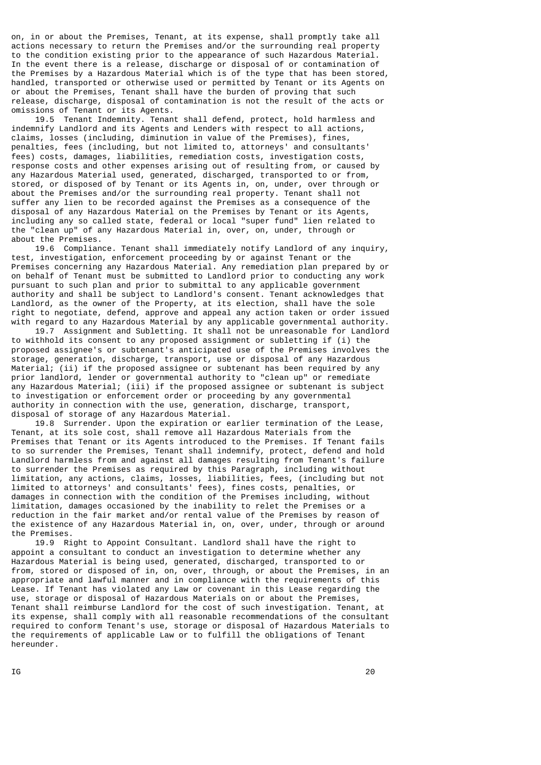on, in or about the Premises, Tenant, at its expense, shall promptly take all actions necessary to return the Premises and/or the surrounding real property to the condition existing prior to the appearance of such Hazardous Material. In the event there is a release, discharge or disposal of or contamination of the Premises by a Hazardous Material which is of the type that has been stored, handled, transported or otherwise used or permitted by Tenant or its Agents on or about the Premises, Tenant shall have the burden of proving that such release, discharge, disposal of contamination is not the result of the acts or omissions of Tenant or its Agents.

19.5 Tenant Indemnity. Tenant shall defend, protect, hold harmless and indemnify Landlord and its Agents and Lenders with respect to all actions, claims, losses (including, diminution in value of the Premises), fines, penalties, fees (including, but not limited to, attorneys' and consultants' fees) costs, damages, liabilities, remediation costs, investigation costs, response costs and other expenses arising out of resulting from, or caused by any Hazardous Material used, generated, discharged, transported to or from, stored, or disposed of by Tenant or its Agents in, on, under, over through or about the Premises and/or the surrounding real property. Tenant shall not suffer any lien to be recorded against the Premises as a consequence of the disposal of any Hazardous Material on the Premises by Tenant or its Agents, including any so called state, federal or local "super fund" lien related to the "clean up" of any Hazardous Material in, over, on, under, through or about the Premises.

19.6 Compliance. Tenant shall immediately notify Landlord of any inquiry, test, investigation, enforcement proceeding by or against Tenant or the Premises concerning any Hazardous Material. Any remediation plan prepared by or on behalf of Tenant must be submitted to Landlord prior to conducting any work pursuant to such plan and prior to submittal to any applicable government authority and shall be subject to Landlord's consent. Tenant acknowledges that Landlord, as the owner of the Property, at its election, shall have the sole right to negotiate, defend, approve and appeal any action taken or order issued with regard to any Hazardous Material by any applicable governmental authority.

19.7 Assignment and Subletting. It shall not be unreasonable for Landlord to withhold its consent to any proposed assignment or subletting if (i) the proposed assignee's or subtenant's anticipated use of the Premises involves the storage, generation, discharge, transport, use or disposal of any Hazardous Material; (ii) if the proposed assignee or subtenant has been required by any prior landlord, lender or governmental authority to "clean up" or remediate any Hazardous Material; (iii) if the proposed assignee or subtenant is subject to investigation or enforcement order or proceeding by any governmental authority in connection with the use, generation, discharge, transport, disposal of storage of any Hazardous Material.

19.8 Surrender. Upon the expiration or earlier termination of the Lease, Tenant, at its sole cost, shall remove all Hazardous Materials from the Premises that Tenant or its Agents introduced to the Premises. If Tenant fails to so surrender the Premises, Tenant shall indemnify, protect, defend and hold Landlord harmless from and against all damages resulting from Tenant's failure to surrender the Premises as required by this Paragraph, including without limitation, any actions, claims, losses, liabilities, fees, (including but not limited to attorneys' and consultants' fees), fines costs, penalties, or damages in connection with the condition of the Premises including, without limitation, damages occasioned by the inability to relet the Premises or a reduction in the fair market and/or rental value of the Premises by reason of the existence of any Hazardous Material in, on, over, under, through or around the Premises.

19.9 Right to Appoint Consultant. Landlord shall have the right to appoint a consultant to conduct an investigation to determine whether any Hazardous Material is being used, generated, discharged, transported to or from, stored or disposed of in, on, over, through, or about the Premises, in an appropriate and lawful manner and in compliance with the requirements of this Lease. If Tenant has violated any Law or covenant in this Lease regarding the use, storage or disposal of Hazardous Materials on or about the Premises, Tenant shall reimburse Landlord for the cost of such investigation. Tenant, at its expense, shall comply with all reasonable recommendations of the consultant required to conform Tenant's use, storage or disposal of Hazardous Materials to the requirements of applicable Law or to fulfill the obligations of Tenant hereunder.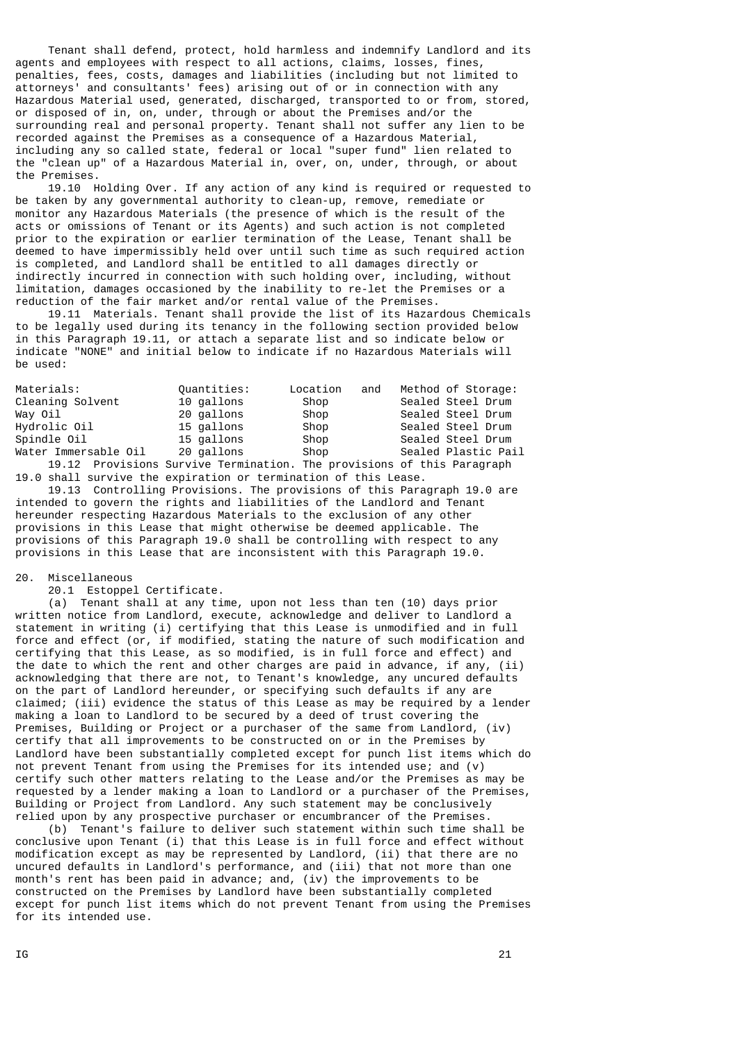Tenant shall defend, protect, hold harmless and indemnify Landlord and its agents and employees with respect to all actions, claims, losses, fines, penalties, fees, costs, damages and liabilities (including but not limited to attorneys' and consultants' fees) arising out of or in connection with any Hazardous Material used, generated, discharged, transported to or from, stored, or disposed of in, on, under, through or about the Premises and/or the surrounding real and personal property. Tenant shall not suffer any lien to be recorded against the Premises as a consequence of a Hazardous Material, including any so called state, federal or local "super fund" lien related to the "clean up" of a Hazardous Material in, over, on, under, through, or about the Premises.

19.10 Holding Over. If any action of any kind is required or requested to be taken by any governmental authority to clean-up, remove, remediate or monitor any Hazardous Materials (the presence of which is the result of the acts or omissions of Tenant or its Agents) and such action is not completed prior to the expiration or earlier termination of the Lease, Tenant shall be deemed to have impermissibly held over until such time as such required action is completed, and Landlord shall be entitled to all damages directly or indirectly incurred in connection with such holding over, including, without limitation, damages occasioned by the inability to re-let the Premises or a reduction of the fair market and/or rental value of the Premises.

19.11 Materials. Tenant shall provide the list of its Hazardous Chemicals to be legally used during its tenancy in the following section provided below in this Paragraph 19.11, or attach a separate list and so indicate below or indicate "NONE" and initial below to indicate if no Hazardous Materials will be used:

| Materials: | Quantities: | Location and | Method of Storage: |
|---|---|---|---|
| Cleaning Solvent | 10 gallons | Shop | Sealed Steel Drum |
| Way Oil | 20 gallons | Shop | Sealed Steel Drum |
| Hydrolic Oil | 15 gallons | Shop | Sealed Steel Drum |
| Spindle Oil | 15 gallons | Shop | Sealed Steel Drum |
| Water Immersable Oil | 20 gallons | Shop | Sealed Plastic Pail |

19.12 Provisions Survive Termination. The provisions of this Paragraph 19.0 shall survive the expiration or termination of this Lease.

19.13 Controlling Provisions. The provisions of this Paragraph 19.0 are intended to govern the rights and liabilities of the Landlord and Tenant hereunder respecting Hazardous Materials to the exclusion of any other provisions in this Lease that might otherwise be deemed applicable. The provisions of this Paragraph 19.0 shall be controlling with respect to any provisions in this Lease that are inconsistent with this Paragraph 19.0.

20. Miscellaneous

20.1 Estoppel Certificate.

(a) Tenant shall at any time, upon not less than ten (10) days prior written notice from Landlord, execute, acknowledge and deliver to Landlord a statement in writing (i) certifying that this Lease is unmodified and in full force and effect (or, if modified, stating the nature of such modification and certifying that this Lease, as so modified, is in full force and effect) and the date to which the rent and other charges are paid in advance, if any, (ii) acknowledging that there are not, to Tenant's knowledge, any uncured defaults on the part of Landlord hereunder, or specifying such defaults if any are claimed; (iii) evidence the status of this Lease as may be required by a lender making a loan to Landlord to be secured by a deed of trust covering the Premises, Building or Project or a purchaser of the same from Landlord, (iv) certify that all improvements to be constructed on or in the Premises by Landlord have been substantially completed except for punch list items which do not prevent Tenant from using the Premises for its intended use; and (v) certify such other matters relating to the Lease and/or the Premises as may be requested by a lender making a loan to Landlord or a purchaser of the Premises, Building or Project from Landlord. Any such statement may be conclusively relied upon by any prospective purchaser or encumbrancer of the Premises.

(b) Tenant's failure to deliver such statement within such time shall be conclusive upon Tenant (i) that this Lease is in full force and effect without modification except as may be represented by Landlord, (ii) that there are no uncured defaults in Landlord's performance, and (iii) that not more than one month's rent has been paid in advance; and, (iv) the improvements to be constructed on the Premises by Landlord have been substantially completed except for punch list items which do not prevent Tenant from using the Premises for its intended use.

IG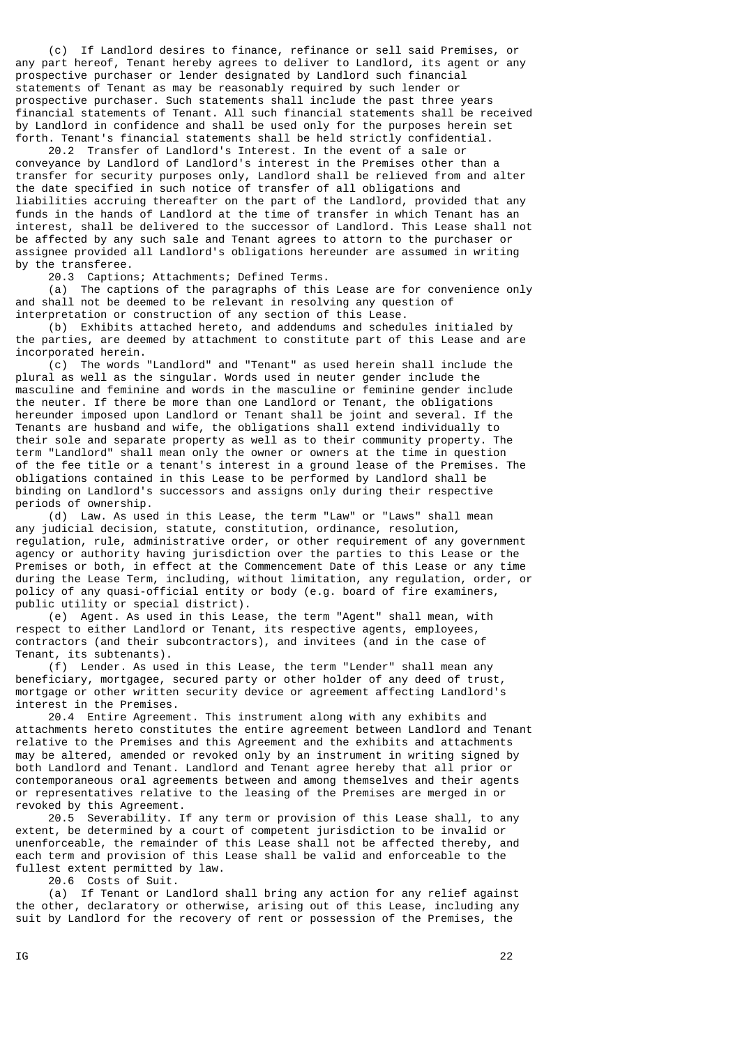(c) If Landlord desires to finance, refinance or sell said Premises, or any part hereof, Tenant hereby agrees to deliver to Landlord, its agent or any prospective purchaser or lender designated by Landlord such financial statements of Tenant as may be reasonably required by such lender or prospective purchaser. Such statements shall include the past three years financial statements of Tenant. All such financial statements shall be received by Landlord in confidence and shall be used only for the purposes herein set forth. Tenant's financial statements shall be held strictly confidential.

20.2 Transfer of Landlord's Interest. In the event of a sale or conveyance by Landlord of Landlord's interest in the Premises other than a transfer for security purposes only, Landlord shall be relieved from and alter the date specified in such notice of transfer of all obligations and liabilities accruing thereafter on the part of the Landlord, provided that any funds in the hands of Landlord at the time of transfer in which Tenant has an interest, shall be delivered to the successor of Landlord. This Lease shall not be affected by any such sale and Tenant agrees to attorn to the purchaser or assignee provided all Landlord's obligations hereunder are assumed in writing by the transferee.

20.3 Captions; Attachments; Defined Terms.

(a) The captions of the paragraphs of this Lease are for convenience only and shall not be deemed to be relevant in resolving any question of interpretation or construction of any section of this Lease.

(b) Exhibits attached hereto, and addendums and schedules initialed by the parties, are deemed by attachment to constitute part of this Lease and are incorporated herein.

(c) The words "Landlord" and "Tenant" as used herein shall include the plural as well as the singular. Words used in neuter gender include the masculine and feminine and words in the masculine or feminine gender include the neuter. If there be more than one Landlord or Tenant, the obligations hereunder imposed upon Landlord or Tenant shall be joint and several. If the Tenants are husband and wife, the obligations shall extend individually to their sole and separate property as well as to their community property. The term "Landlord" shall mean only the owner or owners at the time in question of the fee title or a tenant's interest in a ground lease of the Premises. The obligations contained in this Lease to be performed by Landlord shall be binding on Landlord's successors and assigns only during their respective periods of ownership.

(d) Law. As used in this Lease, the term "Law" or "Laws" shall mean any judicial decision, statute, constitution, ordinance, resolution, regulation, rule, administrative order, or other requirement of any government agency or authority having jurisdiction over the parties to this Lease or the Premises or both, in effect at the Commencement Date of this Lease or any time during the Lease Term, including, without limitation, any regulation, order, or policy of any quasi-official entity or body (e.g. board of fire examiners, public utility or special district).

(e) Agent. As used in this Lease, the term "Agent" shall mean, with respect to either Landlord or Tenant, its respective agents, employees, contractors (and their subcontractors), and invitees (and in the case of Tenant, its subtenants).

(f) Lender. As used in this Lease, the term "Lender" shall mean any beneficiary, mortgagee, secured party or other holder of any deed of trust, mortgage or other written security device or agreement affecting Landlord's interest in the Premises.

20.4 Entire Agreement. This instrument along with any exhibits and attachments hereto constitutes the entire agreement between Landlord and Tenant relative to the Premises and this Agreement and the exhibits and attachments may be altered, amended or revoked only by an instrument in writing signed by both Landlord and Tenant. Landlord and Tenant agree hereby that all prior or contemporaneous oral agreements between and among themselves and their agents or representatives relative to the leasing of the Premises are merged in or revoked by this Agreement.

20.5 Severability. If any term or provision of this Lease shall, to any extent, be determined by a court of competent jurisdiction to be invalid or unenforceable, the remainder of this Lease shall not be affected thereby, and each term and provision of this Lease shall be valid and enforceable to the fullest extent permitted by law.

20.6 Costs of Suit.

(a) If Tenant or Landlord shall bring any action for any relief against the other, declaratory or otherwise, arising out of this Lease, including any suit by Landlord for the recovery of rent or possession of the Premises, the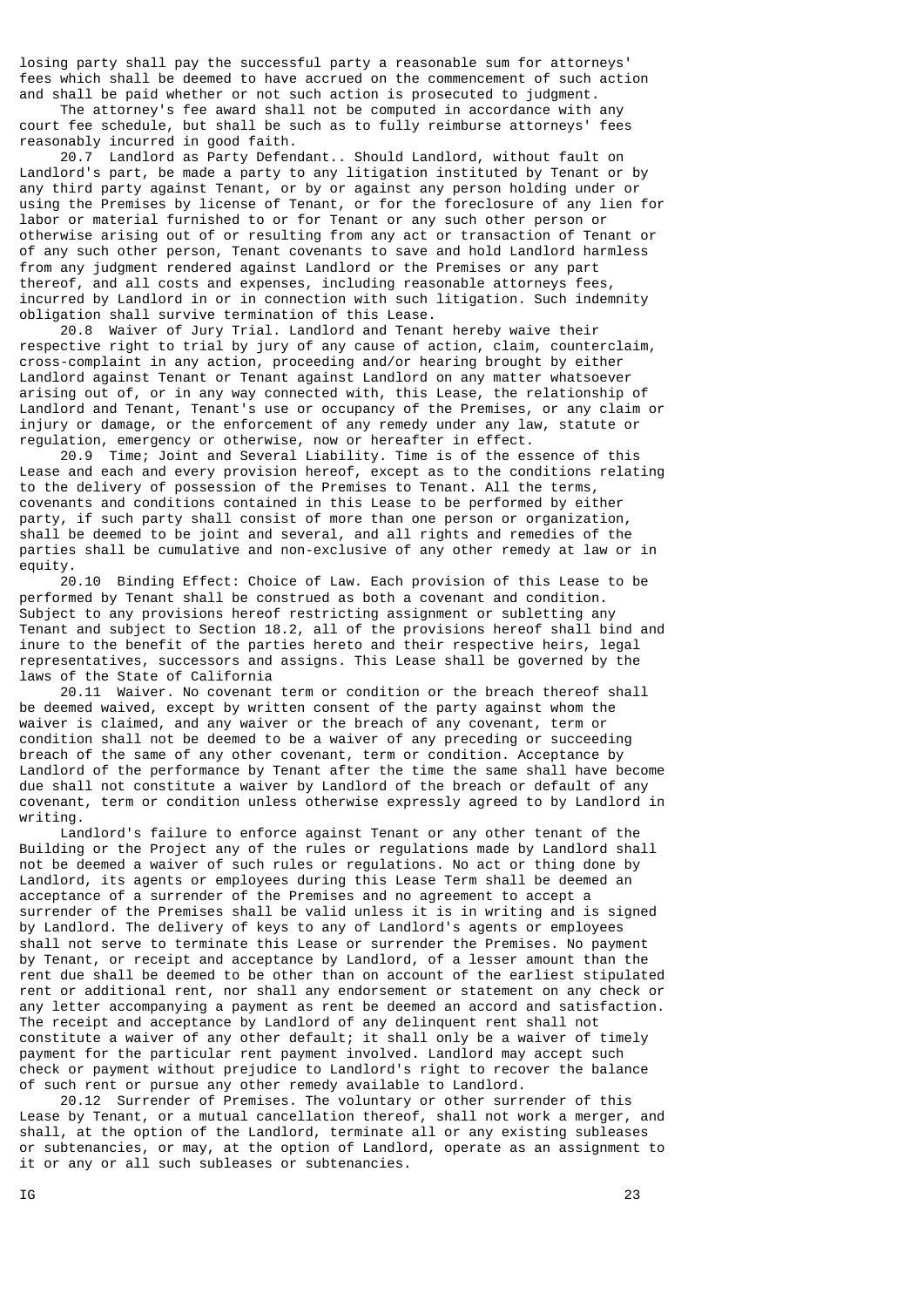losing party shall pay the successful party a reasonable sum for attorneys' fees which shall be deemed to have accrued on the commencement of such action and shall be paid whether or not such action is prosecuted to judgment.

The attorney's fee award shall not be computed in accordance with any court fee schedule, but shall be such as to fully reimburse attorneys' fees reasonably incurred in good faith.

20.7 Landlord as Party Defendant.. Should Landlord, without fault on Landlord's part, be made a party to any litigation instituted by Tenant or by any third party against Tenant, or by or against any person holding under or using the Premises by license of Tenant, or for the foreclosure of any lien for labor or material furnished to or for Tenant or any such other person or otherwise arising out of or resulting from any act or transaction of Tenant or of any such other person, Tenant covenants to save and hold Landlord harmless from any judgment rendered against Landlord or the Premises or any part thereof, and all costs and expenses, including reasonable attorneys fees, incurred by Landlord in or in connection with such litigation. Such indemnity obligation shall survive termination of this Lease.

20.8 Waiver of Jury Trial. Landlord and Tenant hereby waive their respective right to trial by jury of any cause of action, claim, counterclaim, cross-complaint in any action, proceeding and/or hearing brought by either Landlord against Tenant or Tenant against Landlord on any matter whatsoever arising out of, or in any way connected with, this Lease, the relationship of Landlord and Tenant, Tenant's use or occupancy of the Premises, or any claim or injury or damage, or the enforcement of any remedy under any law, statute or regulation, emergency or otherwise, now or hereafter in effect.

20.9 Time; Joint and Several Liability. Time is of the essence of this Lease and each and every provision hereof, except as to the conditions relating to the delivery of possession of the Premises to Tenant. All the terms, covenants and conditions contained in this Lease to be performed by either party, if such party shall consist of more than one person or organization, shall be deemed to be joint and several, and all rights and remedies of the parties shall be cumulative and non-exclusive of any other remedy at law or in equity.

20.10 Binding Effect: Choice of Law. Each provision of this Lease to be performed by Tenant shall be construed as both a covenant and condition. Subject to any provisions hereof restricting assignment or subletting any Tenant and subject to Section 18.2, all of the provisions hereof shall bind and inure to the benefit of the parties hereto and their respective heirs, legal representatives, successors and assigns. This Lease shall be governed by the laws of the State of California

20.11 Waiver. No covenant term or condition or the breach thereof shall be deemed waived, except by written consent of the party against whom the waiver is claimed, and any waiver or the breach of any covenant, term or condition shall not be deemed to be a waiver of any preceding or succeeding breach of the same of any other covenant, term or condition. Acceptance by Landlord of the performance by Tenant after the time the same shall have become due shall not constitute a waiver by Landlord of the breach or default of any covenant, term or condition unless otherwise expressly agreed to by Landlord in writing.

Landlord's failure to enforce against Tenant or any other tenant of the Building or the Project any of the rules or regulations made by Landlord shall not be deemed a waiver of such rules or regulations. No act or thing done by Landlord, its agents or employees during this Lease Term shall be deemed an acceptance of a surrender of the Premises and no agreement to accept a surrender of the Premises shall be valid unless it is in writing and is signed by Landlord. The delivery of keys to any of Landlord's agents or employees shall not serve to terminate this Lease or surrender the Premises. No payment by Tenant, or receipt and acceptance by Landlord, of a lesser amount than the rent due shall be deemed to be other than on account of the earliest stipulated rent or additional rent, nor shall any endorsement or statement on any check or any letter accompanying a payment as rent be deemed an accord and satisfaction. The receipt and acceptance by Landlord of any delinquent rent shall not constitute a waiver of any other default; it shall only be a waiver of timely payment for the particular rent payment involved. Landlord may accept such check or payment without prejudice to Landlord's right to recover the balance of such rent or pursue any other remedy available to Landlord.

20.12 Surrender of Premises. The voluntary or other surrender of this Lease by Tenant, or a mutual cancellation thereof, shall not work a merger, and shall, at the option of the Landlord, terminate all or any existing subleases or subtenancies, or may, at the option of Landlord, operate as an assignment to it or any or all such subleases or subtenancies.

IG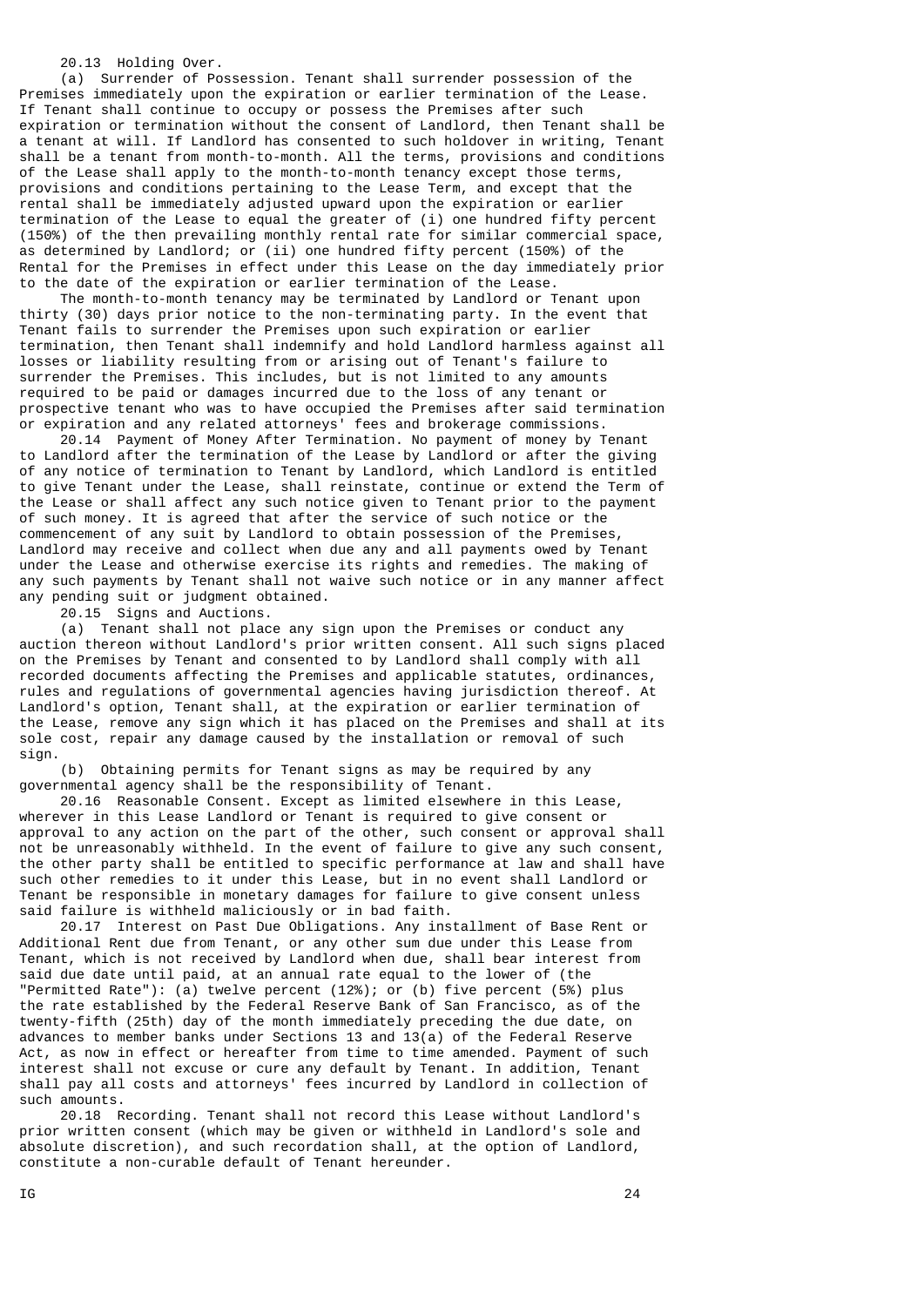20.13 Holding Over.

(a) Surrender of Possession. Tenant shall surrender possession of the Premises immediately upon the expiration or earlier termination of the Lease. If Tenant shall continue to occupy or possess the Premises after such expiration or termination without the consent of Landlord, then Tenant shall be a tenant at will. If Landlord has consented to such holdover in writing, Tenant shall be a tenant from month-to-month. All the terms, provisions and conditions of the Lease shall apply to the month-to-month tenancy except those terms, provisions and conditions pertaining to the Lease Term, and except that the rental shall be immediately adjusted upward upon the expiration or earlier termination of the Lease to equal the greater of (i) one hundred fifty percent (150%) of the then prevailing monthly rental rate for similar commercial space, as determined by Landlord; or (ii) one hundred fifty percent (150%) of the Rental for the Premises in effect under this Lease on the day immediately prior to the date of the expiration or earlier termination of the Lease.

The month-to-month tenancy may be terminated by Landlord or Tenant upon thirty (30) days prior notice to the non-terminating party. In the event that Tenant fails to surrender the Premises upon such expiration or earlier termination, then Tenant shall indemnify and hold Landlord harmless against all losses or liability resulting from or arising out of Tenant's failure to surrender the Premises. This includes, but is not limited to any amounts required to be paid or damages incurred due to the loss of any tenant or prospective tenant who was to have occupied the Premises after said termination or expiration and any related attorneys' fees and brokerage commissions.

20.14 Payment of Money After Termination. No payment of money by Tenant to Landlord after the termination of the Lease by Landlord or after the giving of any notice of termination to Tenant by Landlord, which Landlord is entitled to give Tenant under the Lease, shall reinstate, continue or extend the Term of the Lease or shall affect any such notice given to Tenant prior to the payment of such money. It is agreed that after the service of such notice or the commencement of any suit by Landlord to obtain possession of the Premises, Landlord may receive and collect when due any and all payments owed by Tenant under the Lease and otherwise exercise its rights and remedies. The making of any such payments by Tenant shall not waive such notice or in any manner affect any pending suit or judgment obtained.

20.15 Signs and Auctions.

(a) Tenant shall not place any sign upon the Premises or conduct any auction thereon without Landlord's prior written consent. All such signs placed on the Premises by Tenant and consented to by Landlord shall comply with all recorded documents affecting the Premises and applicable statutes, ordinances, rules and regulations of governmental agencies having jurisdiction thereof. At Landlord's option, Tenant shall, at the expiration or earlier termination of the Lease, remove any sign which it has placed on the Premises and shall at its sole cost, repair any damage caused by the installation or removal of such sign.

(b) Obtaining permits for Tenant signs as may be required by any governmental agency shall be the responsibility of Tenant.

20.16 Reasonable Consent. Except as limited elsewhere in this Lease, wherever in this Lease Landlord or Tenant is required to give consent or approval to any action on the part of the other, such consent or approval shall not be unreasonably withheld. In the event of failure to give any such consent, the other party shall be entitled to specific performance at law and shall have such other remedies to it under this Lease, but in no event shall Landlord or Tenant be responsible in monetary damages for failure to give consent unless said failure is withheld maliciously or in bad faith.

20.17 Interest on Past Due Obligations. Any installment of Base Rent or Additional Rent due from Tenant, or any other sum due under this Lease from Tenant, which is not received by Landlord when due, shall bear interest from said due date until paid, at an annual rate equal to the lower of (the "Permitted Rate"): (a) twelve percent (12%); or (b) five percent (5%) plus the rate established by the Federal Reserve Bank of San Francisco, as of the twenty-fifth (25th) day of the month immediately preceding the due date, on advances to member banks under Sections 13 and 13(a) of the Federal Reserve Act, as now in effect or hereafter from time to time amended. Payment of such interest shall not excuse or cure any default by Tenant. In addition, Tenant shall pay all costs and attorneys' fees incurred by Landlord in collection of such amounts.

20.18 Recording. Tenant shall not record this Lease without Landlord's prior written consent (which may be given or withheld in Landlord's sole and absolute discretion), and such recordation shall, at the option of Landlord, constitute a non-curable default of Tenant hereunder.

IG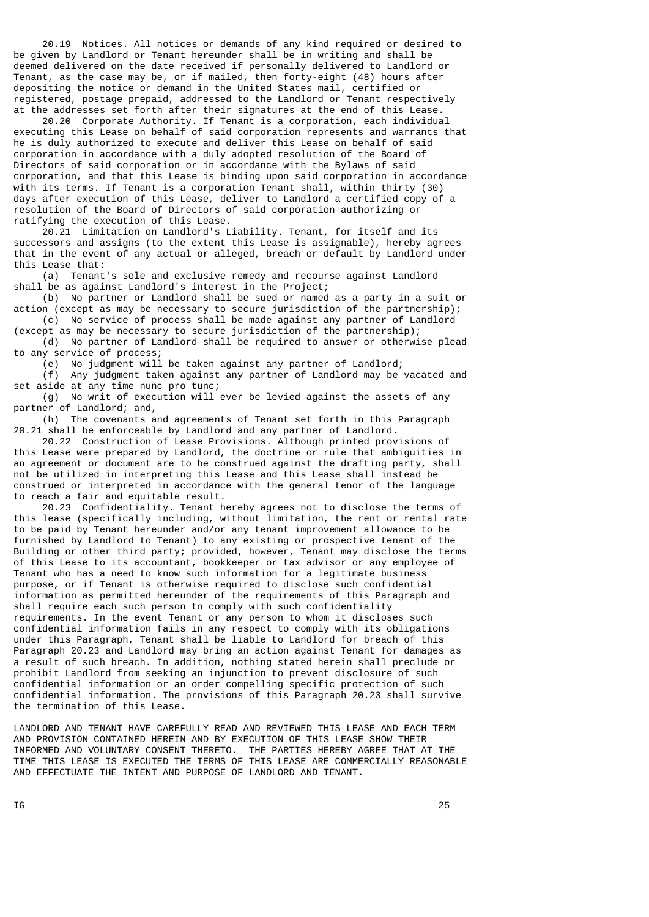20.19 Notices. All notices or demands of any kind required or desired to be given by Landlord or Tenant hereunder shall be in writing and shall be deemed delivered on the date received if personally delivered to Landlord or Tenant, as the case may be, or if mailed, then forty-eight (48) hours after depositing the notice or demand in the United States mail, certified or registered, postage prepaid, addressed to the Landlord or Tenant respectively at the addresses set forth after their signatures at the end of this Lease.

20.20 Corporate Authority. If Tenant is a corporation, each individual executing this Lease on behalf of said corporation represents and warrants that he is duly authorized to execute and deliver this Lease on behalf of said corporation in accordance with a duly adopted resolution of the Board of Directors of said corporation or in accordance with the Bylaws of said corporation, and that this Lease is binding upon said corporation in accordance with its terms. If Tenant is a corporation Tenant shall, within thirty (30) days after execution of this Lease, deliver to Landlord a certified copy of a resolution of the Board of Directors of said corporation authorizing or ratifying the execution of this Lease.

20.21 Limitation on Landlord's Liability. Tenant, for itself and its successors and assigns (to the extent this Lease is assignable), hereby agrees that in the event of any actual or alleged, breach or default by Landlord under this Lease that:

(a) Tenant's sole and exclusive remedy and recourse against Landlord shall be as against Landlord's interest in the Project;

(b) No partner or Landlord shall be sued or named as a party in a suit or action (except as may be necessary to secure jurisdiction of the partnership);

(c) No service of process shall be made against any partner of Landlord (except as may be necessary to secure jurisdiction of the partnership);

(d) No partner of Landlord shall be required to answer or otherwise plead to any service of process;

(e) No judgment will be taken against any partner of Landlord;

(f) Any judgment taken against any partner of Landlord may be vacated and set aside at any time nunc pro tunc;

(g) No writ of execution will ever be levied against the assets of any partner of Landlord; and,

(h) The covenants and agreements of Tenant set forth in this Paragraph 20.21 shall be enforceable by Landlord and any partner of Landlord.

20.22 Construction of Lease Provisions. Although printed provisions of this Lease were prepared by Landlord, the doctrine or rule that ambiguities in an agreement or document are to be construed against the drafting party, shall not be utilized in interpreting this Lease and this Lease shall instead be construed or interpreted in accordance with the general tenor of the language to reach a fair and equitable result.

20.23 Confidentiality. Tenant hereby agrees not to disclose the terms of this lease (specifically including, without limitation, the rent or rental rate to be paid by Tenant hereunder and/or any tenant improvement allowance to be furnished by Landlord to Tenant) to any existing or prospective tenant of the Building or other third party; provided, however, Tenant may disclose the terms of this Lease to its accountant, bookkeeper or tax advisor or any employee of Tenant who has a need to know such information for a legitimate business purpose, or if Tenant is otherwise required to disclose such confidential information as permitted hereunder of the requirements of this Paragraph and shall require each such person to comply with such confidentiality requirements. In the event Tenant or any person to whom it discloses such confidential information fails in any respect to comply with its obligations under this Paragraph, Tenant shall be liable to Landlord for breach of this Paragraph 20.23 and Landlord may bring an action against Tenant for damages as a result of such breach. In addition, nothing stated herein shall preclude or prohibit Landlord from seeking an injunction to prevent disclosure of such confidential information or an order compelling specific protection of such confidential information. The provisions of this Paragraph 20.23 shall survive the termination of this Lease.

LANDLORD AND TENANT HAVE CAREFULLY READ AND REVIEWED THIS LEASE AND EACH TERM AND PROVISION CONTAINED HEREIN AND BY EXECUTION OF THIS LEASE SHOW THEIR INFORMED AND VOLUNTARY CONSENT THERETO. THE PARTIES HEREBY AGREE THAT AT THE TIME THIS LEASE IS EXECUTED THE TERMS OF THIS LEASE ARE COMMERCIALLY REASONABLE AND EFFECTUATE THE INTENT AND PURPOSE OF LANDLORD AND TENANT.

IG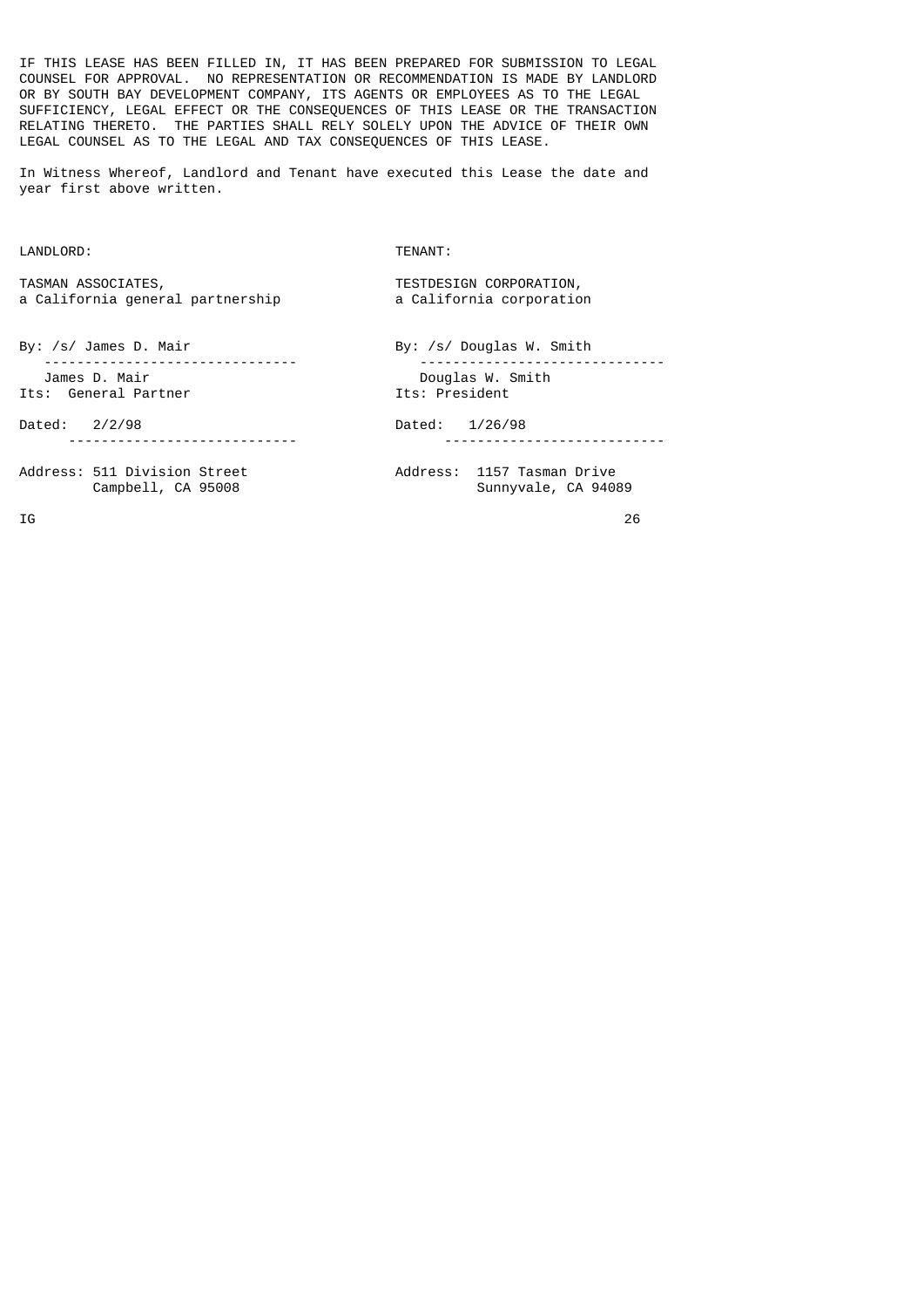IF THIS LEASE HAS BEEN FILLED IN, IT HAS BEEN PREPARED FOR SUBMISSION TO LEGAL COUNSEL FOR APPROVAL. NO REPRESENTATION OR RECOMMENDATION IS MADE BY LANDLORD OR BY SOUTH BAY DEVELOPMENT COMPANY, ITS AGENTS OR EMPLOYEES AS TO THE LEGAL SUFFICIENCY, LEGAL EFFECT OR THE CONSEQUENCES OF THIS LEASE OR THE TRANSACTION RELATING THERETO. THE PARTIES SHALL RELY SOLELY UPON THE ADVICE OF THEIR OWN LEGAL COUNSEL AS TO THE LEGAL AND TAX CONSEQUENCES OF THIS LEASE.

In Witness Whereof, Landlord and Tenant have executed this Lease the date and year first above written.

| LANDLORD: | TENANT: |
|---|---|
| TASMAN ASSOCIATES, a California general partnership | TESTDESIGN CORPORATION, a California corporation |
| By: /s/ James D. Mair | By: /s/ Douglas W. Smith |
| James D. Mair | Douglas W. Smith |
| Its: General Partner | Its: President |
| Dated: 2/2/98 | Dated: 1/26/98 |
| Address: 511 Division Street, Campbell, CA 95008 | Address: 1157 Tasman Drive, Sunnyvale, CA 94089 |

IG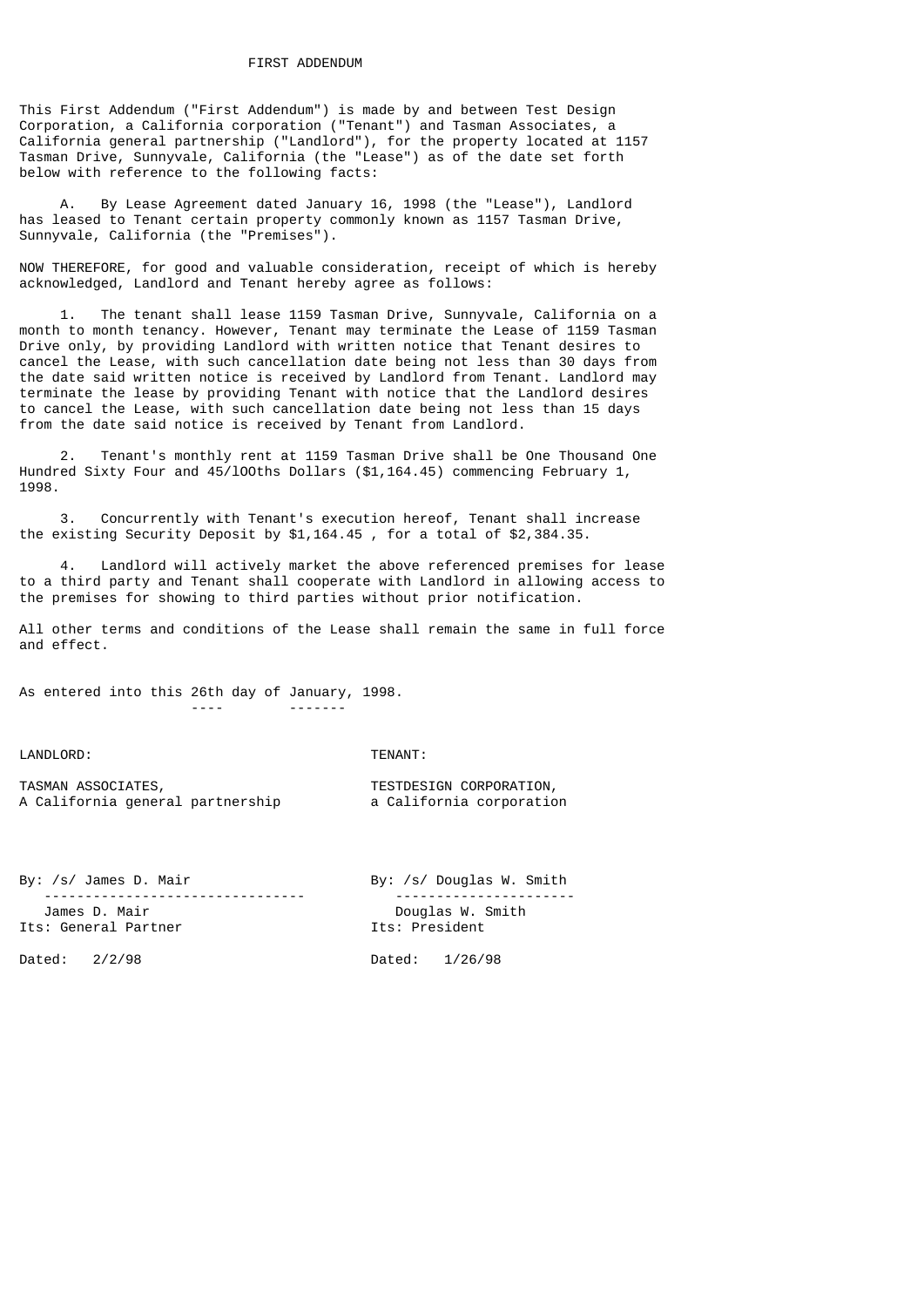# FIRST ADDENDUM

This First Addendum ("First Addendum") is made by and between Test Design Corporation, a California corporation ("Tenant") and Tasman Associates, a California general partnership ("Landlord"), for the property located at 1157 Tasman Drive, Sunnyvale, California (the "Lease") as of the date set forth below with reference to the following facts:

A. By Lease Agreement dated January 16, 1998 (the "Lease"), Landlord has leased to Tenant certain property commonly known as 1157 Tasman Drive, Sunnyvale, California (the "Premises").

NOW THEREFORE, for good and valuable consideration, receipt of which is hereby acknowledged, Landlord and Tenant hereby agree as follows:

1. The tenant shall lease 1159 Tasman Drive, Sunnyvale, California on a month to month tenancy. However, Tenant may terminate the Lease of 1159 Tasman Drive only, by providing Landlord with written notice that Tenant desires to cancel the Lease, with such cancellation date being not less than 30 days from the date said written notice is received by Landlord from Tenant. Landlord may terminate the lease by providing Tenant with notice that the Landlord desires to cancel the Lease, with such cancellation date being not less than 15 days from the date said notice is received by Tenant from Landlord.

2. Tenant's monthly rent at 1159 Tasman Drive shall be One Thousand One Hundred Sixty Four and 45/lOOths Dollars ($1,164.45) commencing February 1, 1998.

3. Concurrently with Tenant's execution hereof, Tenant shall increase the existing Security Deposit by $1,164.45 , for a total of $2,384.35.

4. Landlord will actively market the above referenced premises for lease to a third party and Tenant shall cooperate with Landlord in allowing access to the premises for showing to third parties without prior notification.

All other terms and conditions of the Lease shall remain the same in full force and effect.

As entered into this 26th day of January, 1998.

LANDLORD:

TASMAN ASSOCIATES,
A California general partnership

By: /s/ James D. Mair
James D. Mair
Its: General Partner

Dated: 2/2/98

TENANT:

TESTDESIGN CORPORATION,
a California corporation

By: /s/ Douglas W. Smith
Douglas W. Smith
Its: President

Dated: 1/26/98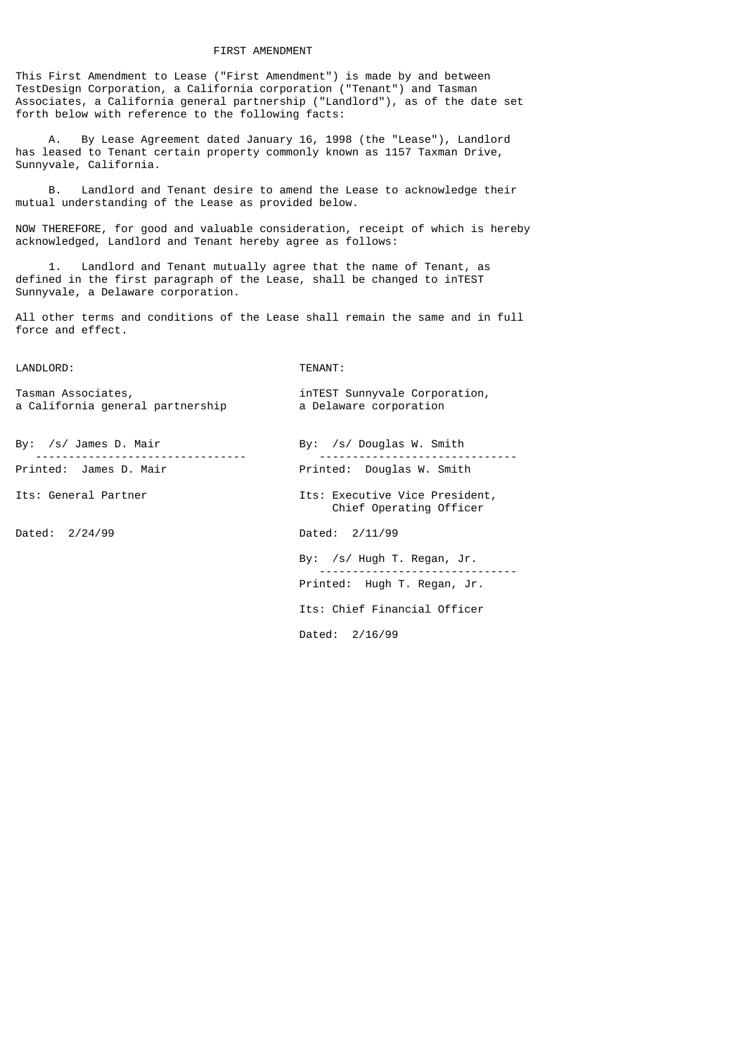# FIRST AMENDMENT

This First Amendment to Lease ("First Amendment") is made by and between TestDesign Corporation, a California corporation ("Tenant") and Tasman Associates, a California general partnership ("Landlord"), as of the date set forth below with reference to the following facts:

A. By Lease Agreement dated January 16, 1998 (the "Lease"), Landlord has leased to Tenant certain property commonly known as 1157 Taxman Drive, Sunnyvale, California.

B. Landlord and Tenant desire to amend the Lease to acknowledge their mutual understanding of the Lease as provided below.

NOW THEREFORE, for good and valuable consideration, receipt of which is hereby acknowledged, Landlord and Tenant hereby agree as follows:

1. Landlord and Tenant mutually agree that the name of Tenant, as defined in the first paragraph of the Lease, shall be changed to inTEST Sunnyvale, a Delaware corporation.

All other terms and conditions of the Lease shall remain the same and in full force and effect.

| LANDLORD: | TENANT: |
|---|---|
| Tasman Associates, a California general partnership | inTEST Sunnyvale Corporation, a Delaware corporation |
| By: /s/ James D. Mair | By: /s/ Douglas W. Smith |
| Printed: James D. Mair | Printed: Douglas W. Smith |
| Its: General Partner | Its: Executive Vice President, Chief Operating Officer |
| Dated: 2/24/99 | Dated: 2/11/99 |
| | By: /s/ Hugh T. Regan, Jr. |
| | Printed: Hugh T. Regan, Jr. |
| | Its: Chief Financial Officer |
| | Dated: 2/16/99 |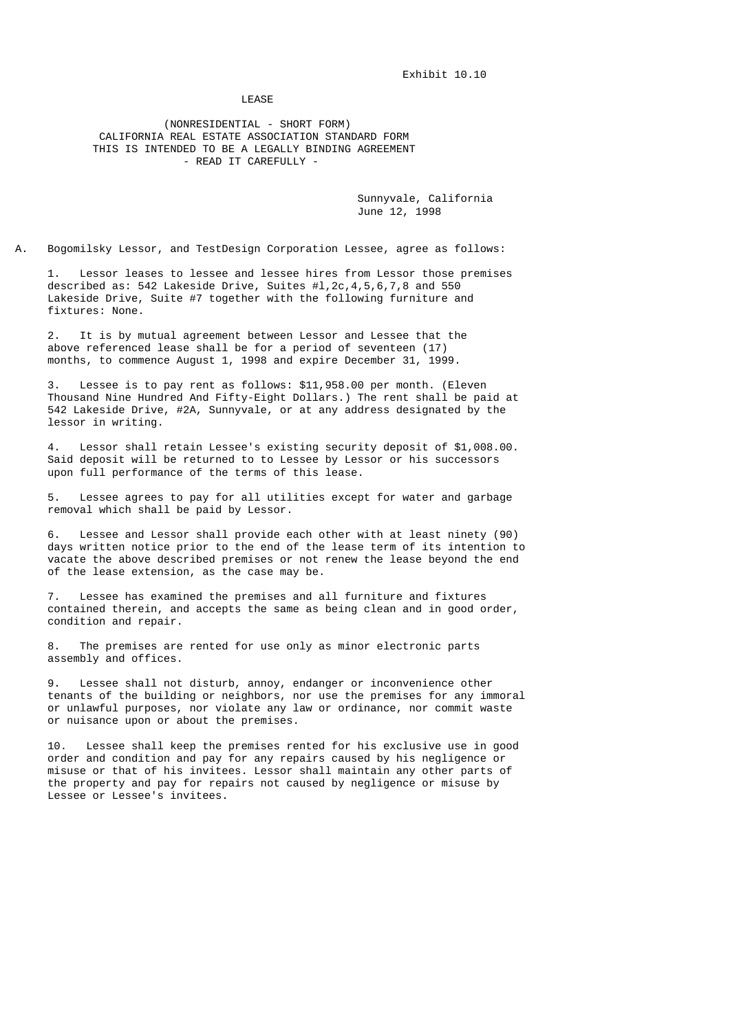Exhibit 10.10

# LEASE

(NONRESIDENTIAL - SHORT FORM)
CALIFORNIA REAL ESTATE ASSOCIATION STANDARD FORM
THIS IS INTENDED TO BE A LEGALLY BINDING AGREEMENT
- READ IT CAREFULLY -

Sunnyvale, California
June 12, 1998

A. Bogomilsky Lessor, and TestDesign Corporation Lessee, agree as follows:

1. Lessor leases to lessee and lessee hires from Lessor those premises described as: 542 Lakeside Drive, Suites #l,2c,4,5,6,7,8 and 550 Lakeside Drive, Suite #7 together with the following furniture and fixtures: None.

2. It is by mutual agreement between Lessor and Lessee that the above referenced lease shall be for a period of seventeen (17) months, to commence August 1, 1998 and expire December 31, 1999.

3. Lessee is to pay rent as follows: $11,958.00 per month. (Eleven Thousand Nine Hundred And Fifty-Eight Dollars.) The rent shall be paid at 542 Lakeside Drive, #2A, Sunnyvale, or at any address designated by the lessor in writing.

4. Lessor shall retain Lessee's existing security deposit of $1,008.00. Said deposit will be returned to to Lessee by Lessor or his successors upon full performance of the terms of this lease.

5. Lessee agrees to pay for all utilities except for water and garbage removal which shall be paid by Lessor.

6. Lessee and Lessor shall provide each other with at least ninety (90) days written notice prior to the end of the lease term of its intention to vacate the above described premises or not renew the lease beyond the end of the lease extension, as the case may be.

7. Lessee has examined the premises and all furniture and fixtures contained therein, and accepts the same as being clean and in good order, condition and repair.

8. The premises are rented for use only as minor electronic parts assembly and offices.

9. Lessee shall not disturb, annoy, endanger or inconvenience other tenants of the building or neighbors, nor use the premises for any immoral or unlawful purposes, nor violate any law or ordinance, nor commit waste or nuisance upon or about the premises.

10. Lessee shall keep the premises rented for his exclusive use in good order and condition and pay for any repairs caused by his negligence or misuse or that of his invitees. Lessor shall maintain any other parts of the property and pay for repairs not caused by negligence or misuse by Lessee or Lessee's invitees.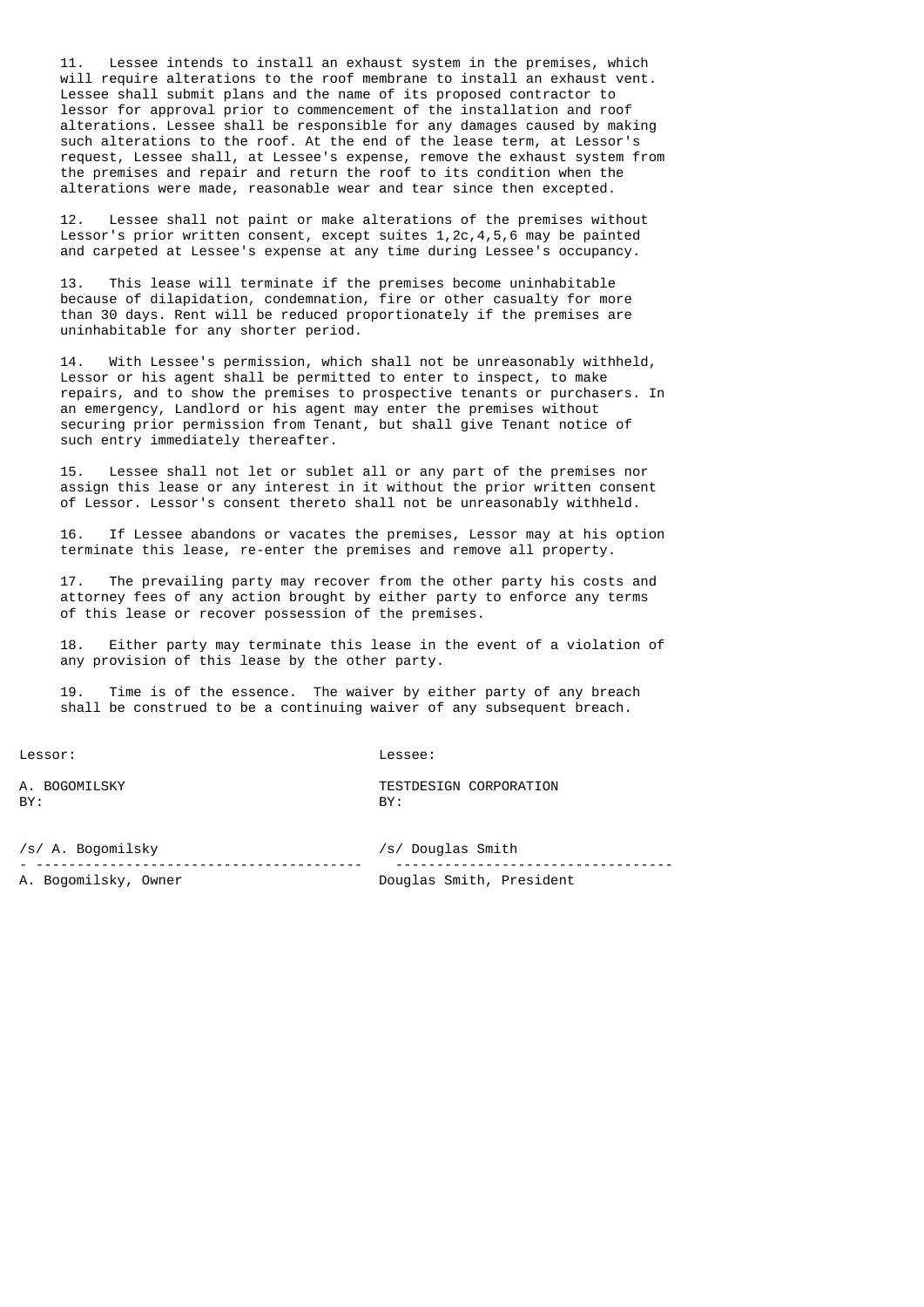11. Lessee intends to install an exhaust system in the premises, which will require alterations to the roof membrane to install an exhaust vent. Lessee shall submit plans and the name of its proposed contractor to lessor for approval prior to commencement of the installation and roof alterations. Lessee shall be responsible for any damages caused by making such alterations to the roof. At the end of the lease term, at Lessor's request, Lessee shall, at Lessee's expense, remove the exhaust system from the premises and repair and return the roof to its condition when the alterations were made, reasonable wear and tear since then excepted.

12. Lessee shall not paint or make alterations of the premises without Lessor's prior written consent, except suites 1,2c,4,5,6 may be painted and carpeted at Lessee's expense at any time during Lessee's occupancy.

13. This lease will terminate if the premises become uninhabitable because of dilapidation, condemnation, fire or other casualty for more than 30 days. Rent will be reduced proportionately if the premises are uninhabitable for any shorter period.

14. With Lessee's permission, which shall not be unreasonably withheld, Lessor or his agent shall be permitted to enter to inspect, to make repairs, and to show the premises to prospective tenants or purchasers. In an emergency, Landlord or his agent may enter the premises without securing prior permission from Tenant, but shall give Tenant notice of such entry immediately thereafter.

15. Lessee shall not let or sublet all or any part of the premises nor assign this lease or any interest in it without the prior written consent of Lessor. Lessor's consent thereto shall not be unreasonably withheld.

16. If Lessee abandons or vacates the premises, Lessor may at his option terminate this lease, re-enter the premises and remove all property.

17. The prevailing party may recover from the other party his costs and attorney fees of any action brought by either party to enforce any terms of this lease or recover possession of the premises.

18. Either party may terminate this lease in the event of a violation of any provision of this lease by the other party.

19. Time is of the essence. The waiver by either party of any breach shall be construed to be a continuing waiver of any subsequent breach.

| Lessor: | Lessee: |
|---|---|
| A. BOGOMILSKY | TESTDESIGN CORPORATION |
| BY: | BY: |
| /s/ A. Bogomilsky | /s/ Douglas Smith |
| A. Bogomilsky, Owner | Douglas Smith, President |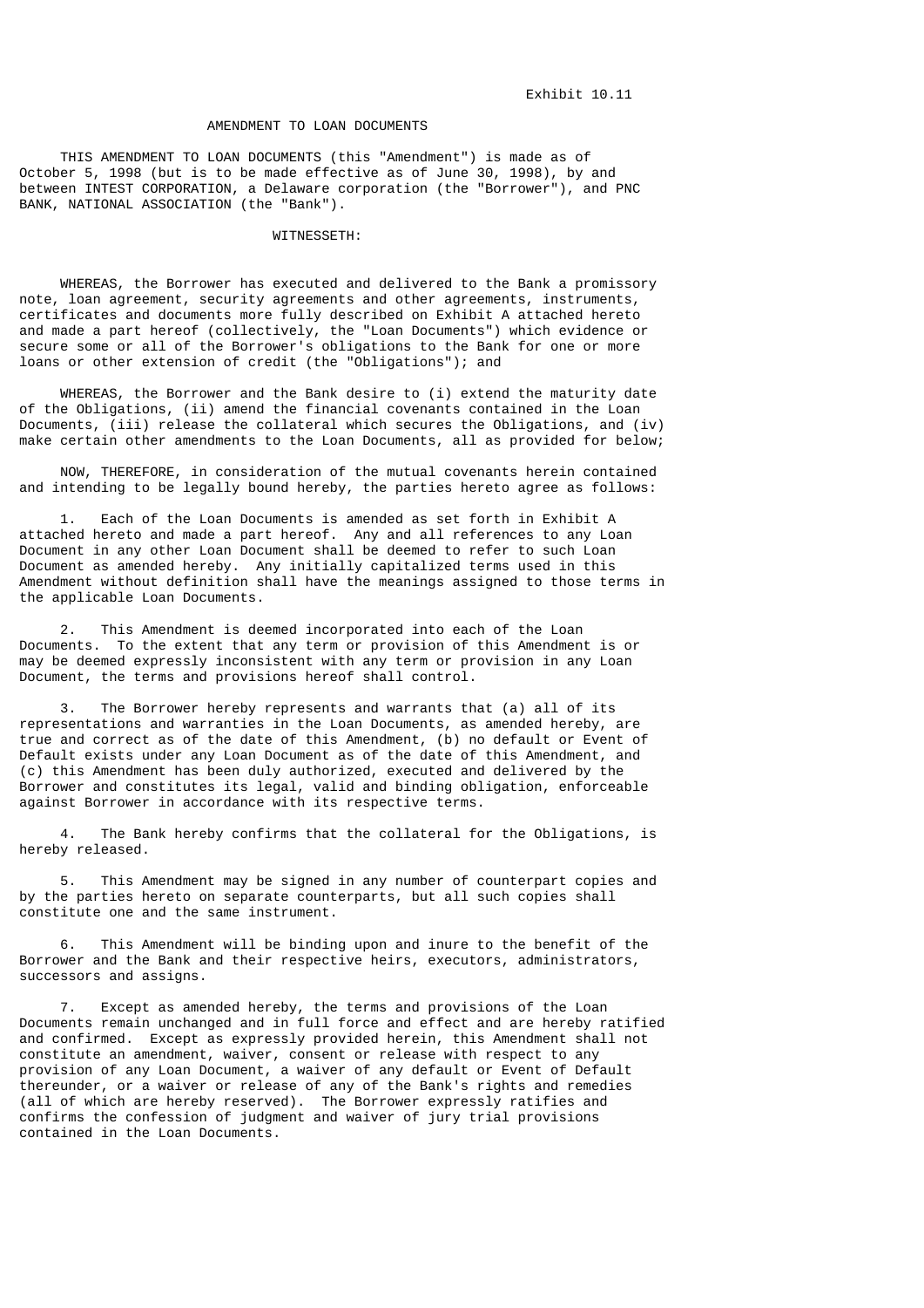Exhibit 10.11

# AMENDMENT TO LOAN DOCUMENTS

THIS AMENDMENT TO LOAN DOCUMENTS (this "Amendment") is made as of October 5, 1998 (but is to be made effective as of June 30, 1998), by and between INTEST CORPORATION, a Delaware corporation (the "Borrower"), and PNC BANK, NATIONAL ASSOCIATION (the "Bank").

WITNESSETH:

WHEREAS, the Borrower has executed and delivered to the Bank a promissory note, loan agreement, security agreements and other agreements, instruments, certificates and documents more fully described on Exhibit A attached hereto and made a part hereof (collectively, the "Loan Documents") which evidence or secure some or all of the Borrower's obligations to the Bank for one or more loans or other extension of credit (the "Obligations"); and

WHEREAS, the Borrower and the Bank desire to (i) extend the maturity date of the Obligations, (ii) amend the financial covenants contained in the Loan Documents, (iii) release the collateral which secures the Obligations, and (iv) make certain other amendments to the Loan Documents, all as provided for below;

NOW, THEREFORE, in consideration of the mutual covenants herein contained and intending to be legally bound hereby, the parties hereto agree as follows:

1. Each of the Loan Documents is amended as set forth in Exhibit A attached hereto and made a part hereof. Any and all references to any Loan Document in any other Loan Document shall be deemed to refer to such Loan Document as amended hereby. Any initially capitalized terms used in this Amendment without definition shall have the meanings assigned to those terms in the applicable Loan Documents.

2. This Amendment is deemed incorporated into each of the Loan Documents. To the extent that any term or provision of this Amendment is or may be deemed expressly inconsistent with any term or provision in any Loan Document, the terms and provisions hereof shall control.

3. The Borrower hereby represents and warrants that (a) all of its representations and warranties in the Loan Documents, as amended hereby, are true and correct as of the date of this Amendment, (b) no default or Event of Default exists under any Loan Document as of the date of this Amendment, and (c) this Amendment has been duly authorized, executed and delivered by the Borrower and constitutes its legal, valid and binding obligation, enforceable against Borrower in accordance with its respective terms.

4. The Bank hereby confirms that the collateral for the Obligations, is hereby released.

5. This Amendment may be signed in any number of counterpart copies and by the parties hereto on separate counterparts, but all such copies shall constitute one and the same instrument.

6. This Amendment will be binding upon and inure to the benefit of the Borrower and the Bank and their respective heirs, executors, administrators, successors and assigns.

7. Except as amended hereby, the terms and provisions of the Loan Documents remain unchanged and in full force and effect and are hereby ratified and confirmed. Except as expressly provided herein, this Amendment shall not constitute an amendment, waiver, consent or release with respect to any provision of any Loan Document, a waiver of any default or Event of Default thereunder, or a waiver or release of any of the Bank's rights and remedies (all of which are hereby reserved). The Borrower expressly ratifies and confirms the confession of judgment and waiver of jury trial provisions contained in the Loan Documents.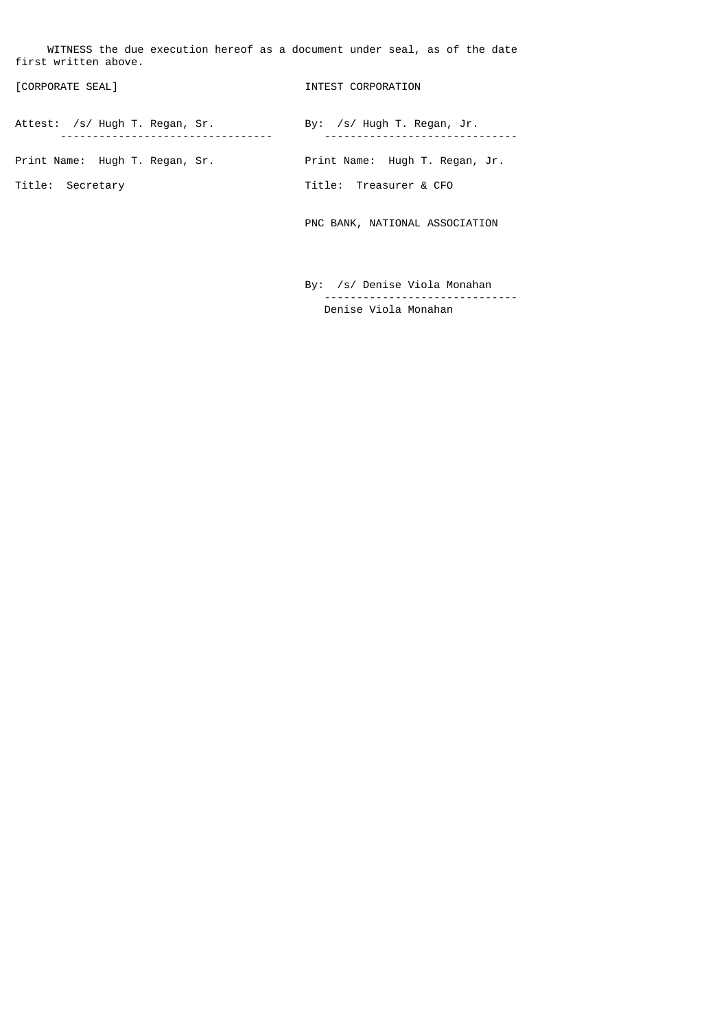WITNESS the due execution hereof as a document under seal, as of the date first written above.

| | |
|---|---|
| [CORPORATE SEAL] | INTEST CORPORATION |
| Attest: /s/ Hugh T. Regan, Sr. | By: /s/ Hugh T. Regan, Jr. |
| Print Name: Hugh T. Regan, Sr. | Print Name: Hugh T. Regan, Jr. |
| Title: Secretary | Title: Treasurer & CFO |

PNC BANK, NATIONAL ASSOCIATION

By: /s/ Denise Viola Monahan

Denise Viola Monahan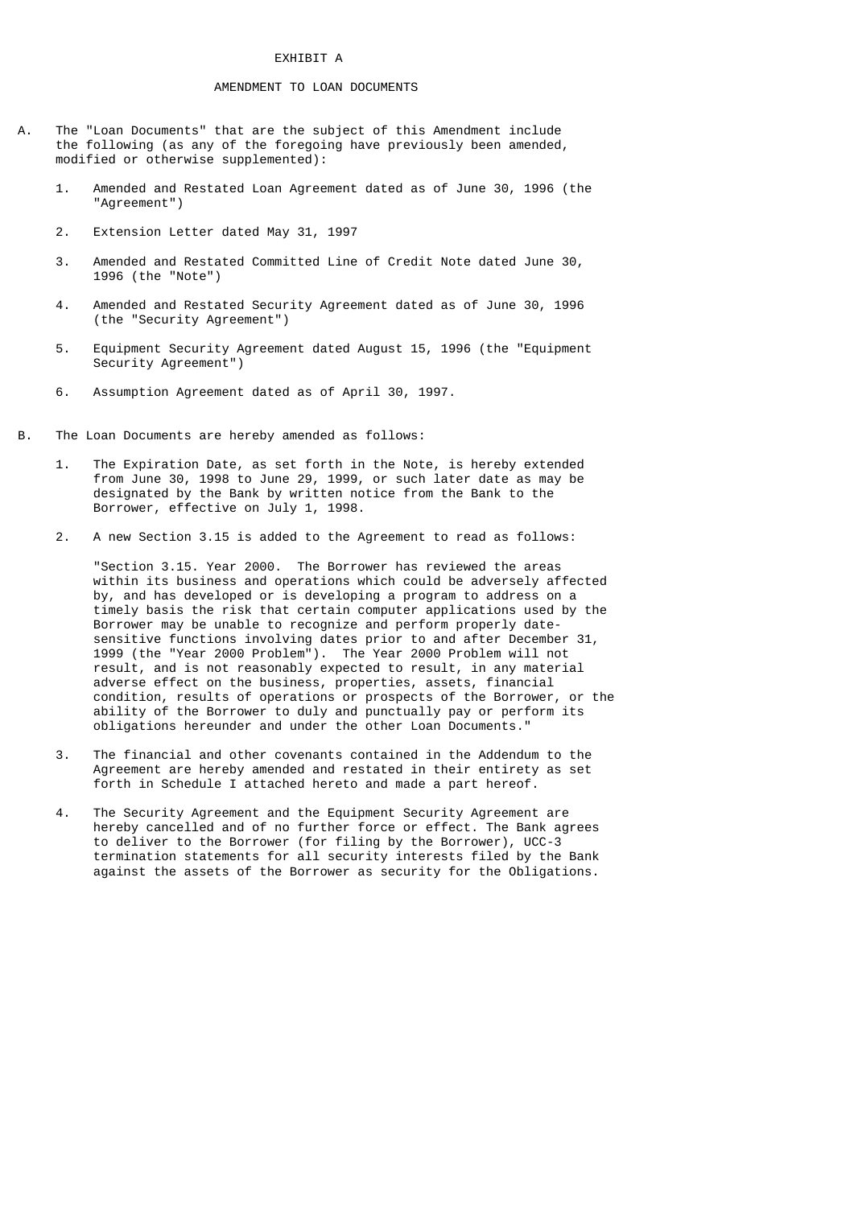# EXHIBIT A

## AMENDMENT TO LOAN DOCUMENTS

A. The "Loan Documents" that are the subject of this Amendment include the following (as any of the foregoing have previously been amended, modified or otherwise supplemented):

   1. Amended and Restated Loan Agreement dated as of June 30, 1996 (the "Agreement")

   2. Extension Letter dated May 31, 1997

   3. Amended and Restated Committed Line of Credit Note dated June 30, 1996 (the "Note")

   4. Amended and Restated Security Agreement dated as of June 30, 1996 (the "Security Agreement")

   5. Equipment Security Agreement dated August 15, 1996 (the "Equipment Security Agreement")

   6. Assumption Agreement dated as of April 30, 1997.

B. The Loan Documents are hereby amended as follows:

   1. The Expiration Date, as set forth in the Note, is hereby extended from June 30, 1998 to June 29, 1999, or such later date as may be designated by the Bank by written notice from the Bank to the Borrower, effective on July 1, 1998.

   2. A new Section 3.15 is added to the Agreement to read as follows:

      "Section 3.15. Year 2000. The Borrower has reviewed the areas within its business and operations which could be adversely affected by, and has developed or is developing a program to address on a timely basis the risk that certain computer applications used by the Borrower may be unable to recognize and perform properly date-sensitive functions involving dates prior to and after December 31, 1999 (the "Year 2000 Problem"). The Year 2000 Problem will not result, and is not reasonably expected to result, in any material adverse effect on the business, properties, assets, financial condition, results of operations or prospects of the Borrower, or the ability of the Borrower to duly and punctually pay or perform its obligations hereunder and under the other Loan Documents."

   3. The financial and other covenants contained in the Addendum to the Agreement are hereby amended and restated in their entirety as set forth in Schedule I attached hereto and made a part hereof.

   4. The Security Agreement and the Equipment Security Agreement are hereby cancelled and of no further force or effect. The Bank agrees to deliver to the Borrower (for filing by the Borrower), UCC-3 termination statements for all security interests filed by the Bank against the assets of the Borrower as security for the Obligations.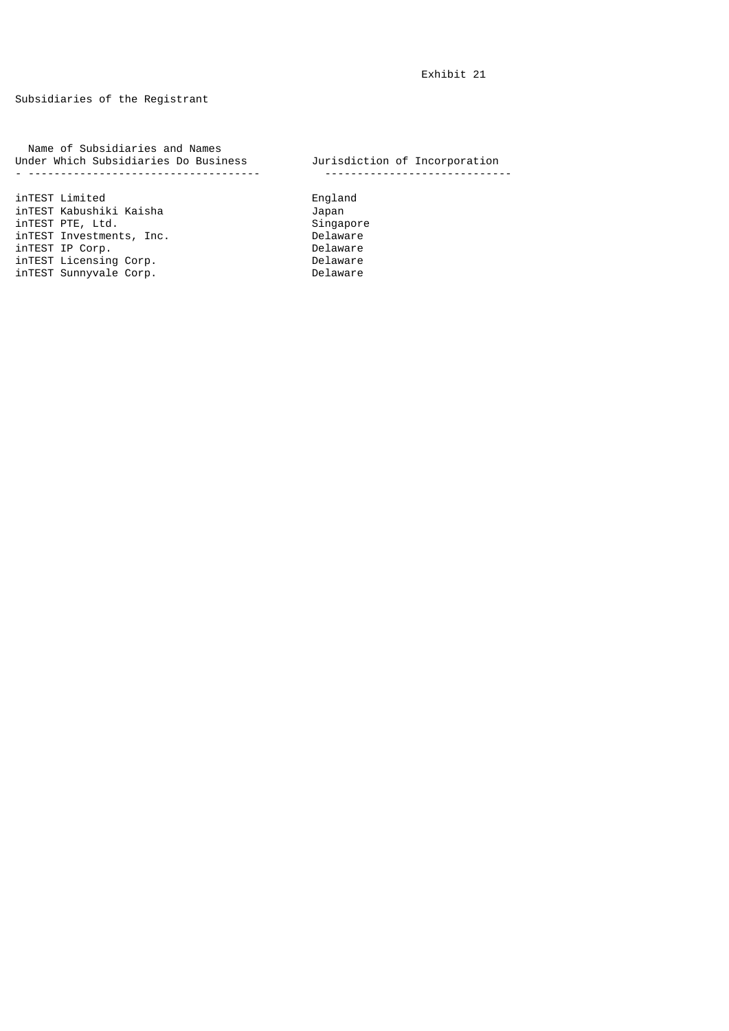Exhibit 21

Subsidiaries of the Registrant

| Name of Subsidiaries and Names Under Which Subsidiaries Do Business | Jurisdiction of Incorporation |
| --- | --- |
| inTEST Limited | England |
| inTEST Kabushiki Kaisha | Japan |
| inTEST PTE, Ltd. | Singapore |
| inTEST Investments, Inc. | Delaware |
| inTEST IP Corp. | Delaware |
| inTEST Licensing Corp. | Delaware |
| inTEST Sunnyvale Corp. | Delaware |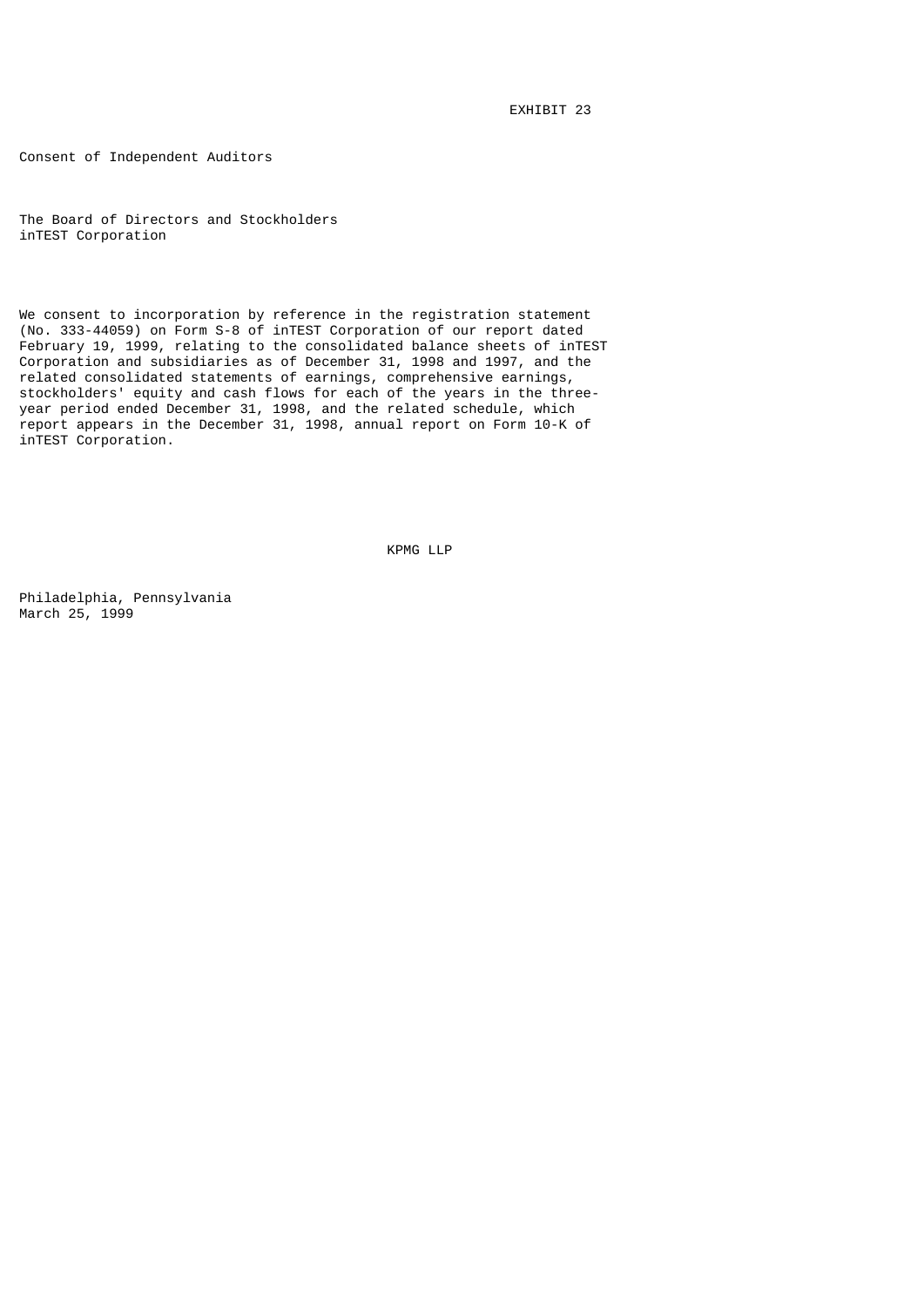EXHIBIT 23

Consent of Independent Auditors

The Board of Directors and Stockholders
inTEST Corporation

We consent to incorporation by reference in the registration statement (No. 333-44059) on Form S-8 of inTEST Corporation of our report dated February 19, 1999, relating to the consolidated balance sheets of inTEST Corporation and subsidiaries as of December 31, 1998 and 1997, and the related consolidated statements of earnings, comprehensive earnings, stockholders' equity and cash flows for each of the years in the three-year period ended December 31, 1998, and the related schedule, which report appears in the December 31, 1998, annual report on Form 10-K of inTEST Corporation.

KPMG LLP

Philadelphia, Pennsylvania
March 25, 1999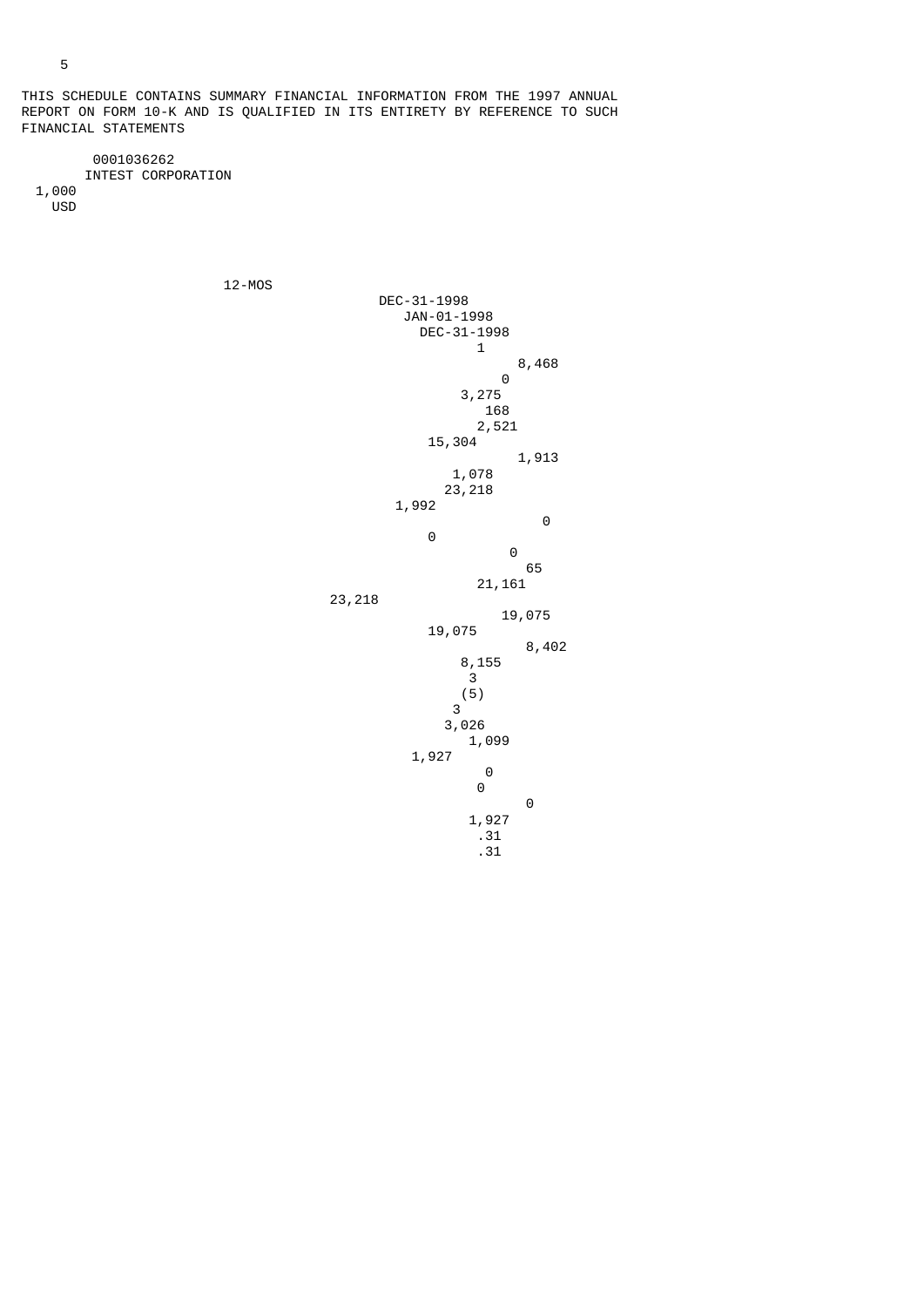THIS SCHEDULE CONTAINS SUMMARY FINANCIAL INFORMATION FROM THE 1997 ANNUAL REPORT ON FORM 10-K AND IS QUALIFIED IN ITS ENTIRETY BY REFERENCE TO SUCH FINANCIAL STATEMENTS

0001036262
INTEST CORPORATION
1,000
USD

12-MOS
DEC-31-1998
JAN-01-1998
DEC-31-1998
1
8,468
0
3,275
168
2,521
15,304
1,913
1,078
23,218
1,992
0
0
0
65
21,161
23,218
19,075
19,075
8,402
8,155
3
(5)
3
3,026
1,099
1,927
0
0
0
1,927
.31
.31